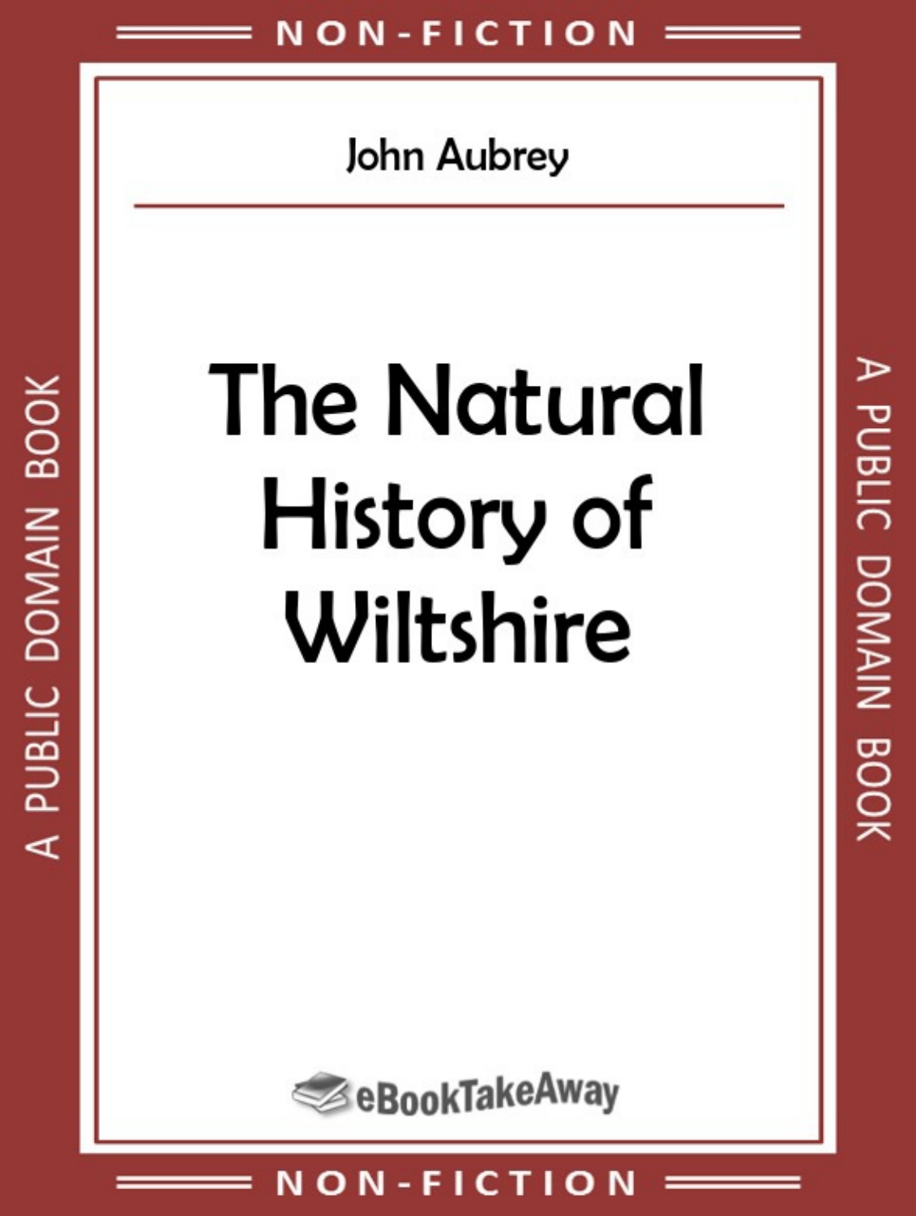NON-FICTION

John Aubrey

# The Natural History of Wiltshire

A PUBLIC DOMAIN BOOK

eBookTakeAway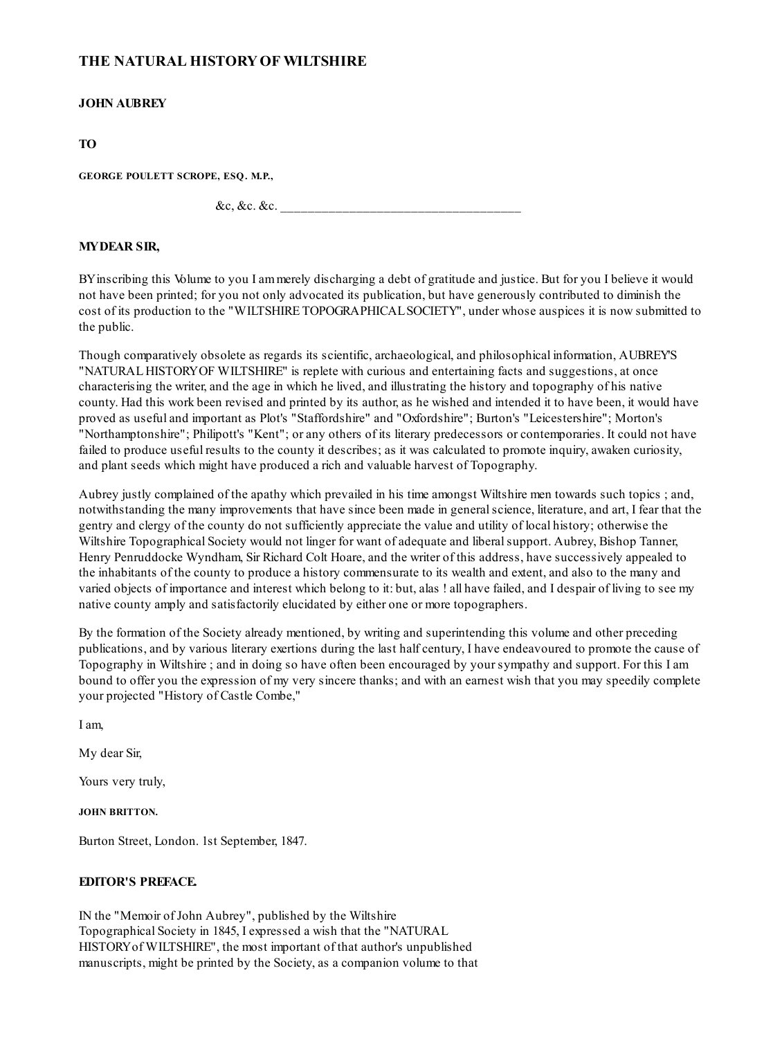# THE NATURAL HISTORY OF WILTSHIRE

**JOHN AUBREY**

**TO**

**GEORGE POULETT SCROPE, ESQ. M.P.,**

&c, &c. &c. ____________________________________

**MY DEAR SIR,**

BY inscribing this Volume to you I am merely discharging a debt of gratitude and justice. But for you I believe it would not have been printed; for you not only advocated its publication, but have generously contributed to diminish the cost of its production to the "WILTSHIRE TOPOGRAPHICAL SOCIETY", under whose auspices it is now submitted to the public.

Though comparatively obsolete as regards its scientific, archaeological, and philosophical information, AUBREY'S "NATURAL HISTORY OF WILTSHIRE" is replete with curious and entertaining facts and suggestions, at once characterising the writer, and the age in which he lived, and illustrating the history and topography of his native county. Had this work been revised and printed by its author, as he wished and intended it to have been, it would have proved as useful and important as Plot's "Staffordshire" and "Oxfordshire"; Burton's "Leicestershire"; Morton's "Northamptonshire"; Philipott's "Kent"; or any others of its literary predecessors or contemporaries. It could not have failed to produce useful results to the county it describes; as it was calculated to promote inquiry, awaken curiosity, and plant seeds which might have produced a rich and valuable harvest of Topography.

Aubrey justly complained of the apathy which prevailed in his time amongst Wiltshire men towards such topics ; and, notwithstanding the many improvements that have since been made in general science, literature, and art, I fear that the gentry and clergy of the county do not sufficiently appreciate the value and utility of local history; otherwise the Wiltshire Topographical Society would not linger for want of adequate and liberal support. Aubrey, Bishop Tanner, Henry Penruddocke Wyndham, Sir Richard Colt Hoare, and the writer of this address, have successively appealed to the inhabitants of the county to produce a history commensurate to its wealth and extent, and also to the many and varied objects of importance and interest which belong to it: but, alas ! all have failed, and I despair of living to see my native county amply and satisfactorily elucidated by either one or more topographers.

By the formation of the Society already mentioned, by writing and superintending this volume and other preceding publications, and by various literary exertions during the last half century, I have endeavoured to promote the cause of Topography in Wiltshire ; and in doing so have often been encouraged by your sympathy and support. For this I am bound to offer you the expression of my very sincere thanks; and with an earnest wish that you may speedily complete your projected "History of Castle Combe,"

I am,

My dear Sir,

Yours very truly,

**JOHN BRITTON.**

Burton Street, London. 1st September, 1847.

**EDITOR'S PREFACE.**

IN the "Memoir of John Aubrey", published by the Wiltshire Topographical Society in 1845, I expressed a wish that the "NATURAL HISTORY of WILTSHIRE", the most important of that author's unpublished manuscripts, might be printed by the Society, as a companion volume to that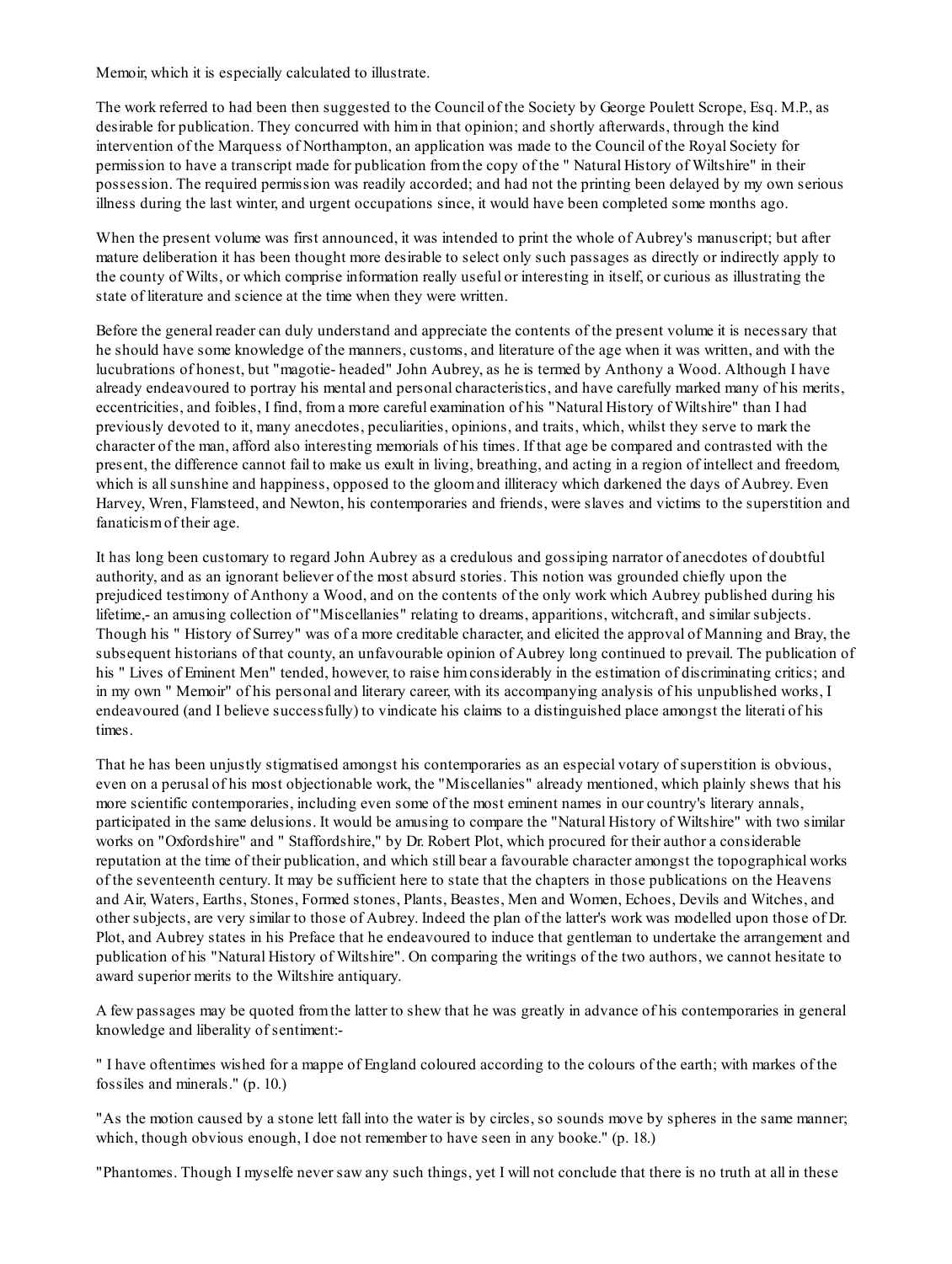Memoir, which it is especially calculated to illustrate.

The work referred to had been then suggested to the Council of the Society by George Poulett Scrope, Esq. M.P., as desirable for publication. They concurred with him in that opinion; and shortly afterwards, through the kind intervention of the Marquess of Northampton, an application was made to the Council of the Royal Society for permission to have a transcript made for publication from the copy of the " Natural History of Wiltshire" in their possession. The required permission was readily accorded; and had not the printing been delayed by my own serious illness during the last winter, and urgent occupations since, it would have been completed some months ago.

When the present volume was first announced, it was intended to print the whole of Aubrey's manuscript; but after mature deliberation it has been thought more desirable to select only such passages as directly or indirectly apply to the county of Wilts, or which comprise information really useful or interesting in itself, or curious as illustrating the state of literature and science at the time when they were written.

Before the general reader can duly understand and appreciate the contents of the present volume it is necessary that he should have some knowledge of the manners, customs, and literature of the age when it was written, and with the lucubrations of honest, but "magotie- headed" John Aubrey, as he is termed by Anthony a Wood. Although I have already endeavoured to portray his mental and personal characteristics, and have carefully marked many of his merits, eccentricities, and foibles, I find, from a more careful examination of his "Natural History of Wiltshire" than I had previously devoted to it, many anecdotes, peculiarities, opinions, and traits, which, whilst they serve to mark the character of the man, afford also interesting memorials of his times. If that age be compared and contrasted with the present, the difference cannot fail to make us exult in living, breathing, and acting in a region of intellect and freedom, which is all sunshine and happiness, opposed to the gloom and illiteracy which darkened the days of Aubrey. Even Harvey, Wren, Flamsteed, and Newton, his contemporaries and friends, were slaves and victims to the superstition and fanaticism of their age.

It has long been customary to regard John Aubrey as a credulous and gossiping narrator of anecdotes of doubtful authority, and as an ignorant believer of the most absurd stories. This notion was grounded chiefly upon the prejudiced testimony of Anthony a Wood, and on the contents of the only work which Aubrey published during his lifetime,- an amusing collection of "Miscellanies" relating to dreams, apparitions, witchcraft, and similar subjects. Though his " History of Surrey" was of a more creditable character, and elicited the approval of Manning and Bray, the subsequent historians of that county, an unfavourable opinion of Aubrey long continued to prevail. The publication of his " Lives of Eminent Men" tended, however, to raise him considerably in the estimation of discriminating critics; and in my own " Memoir" of his personal and literary career, with its accompanying analysis of his unpublished works, I endeavoured (and I believe successfully) to vindicate his claims to a distinguished place amongst the literati of his times.

That he has been unjustly stigmatised amongst his contemporaries as an especial votary of superstition is obvious, even on a perusal of his most objectionable work, the "Miscellanies" already mentioned, which plainly shews that his more scientific contemporaries, including even some of the most eminent names in our country's literary annals, participated in the same delusions. It would be amusing to compare the "Natural History of Wiltshire" with two similar works on "Oxfordshire" and " Staffordshire," by Dr. Robert Plot, which procured for their author a considerable reputation at the time of their publication, and which still bear a favourable character amongst the topographical works of the seventeenth century. It may be sufficient here to state that the chapters in those publications on the Heavens and Air, Waters, Earths, Stones, Formed stones, Plants, Beastes, Men and Women, Echoes, Devils and Witches, and other subjects, are very similar to those of Aubrey. Indeed the plan of the latter's work was modelled upon those of Dr. Plot, and Aubrey states in his Preface that he endeavoured to induce that gentleman to undertake the arrangement and publication of his "Natural History of Wiltshire". On comparing the writings of the two authors, we cannot hesitate to award superior merits to the Wiltshire antiquary.

A few passages may be quoted from the latter to shew that he was greatly in advance of his contemporaries in general knowledge and liberality of sentiment:-

" I have oftentimes wished for a mappe of England coloured according to the colours of the earth; with markes of the fossiles and minerals." (p. 10.)

"As the motion caused by a stone lett fall into the water is by circles, so sounds move by spheres in the same manner; which, though obvious enough, I doe not remember to have seen in any booke." (p. 18.)

"Phantomes. Though I myselfe never saw any such things, yet I will not conclude that there is no truth at all in these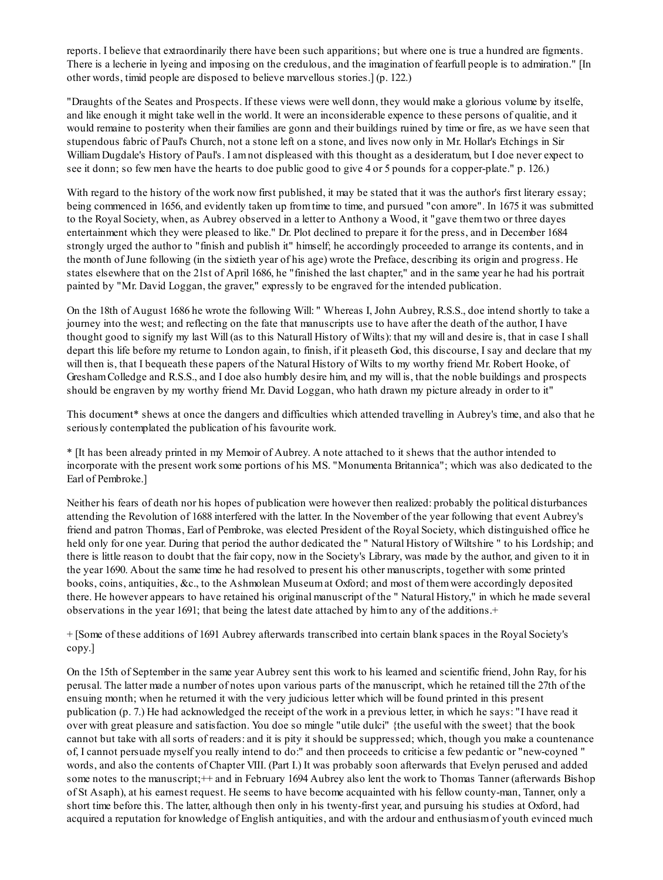reports. I believe that extraordinarily there have been such apparitions; but where one is true a hundred are figments. There is a lecherie in lyeing and imposing on the credulous, and the imagination of fearfull people is to admiration." [In other words, timid people are disposed to believe marvellous stories.] (p. 122.)

"Draughts of the Seates and Prospects. If these views were well donn, they would make a glorious volume by itselfe, and like enough it might take well in the world. It were an inconsiderable expence to these persons of qualitie, and it would remaine to posterity when their families are gonn and their buildings ruined by time or fire, as we have seen that stupendous fabric of Paul's Church, not a stone left on a stone, and lives now only in Mr. Hollar's Etchings in Sir William Dugdale's History of Paul's. I am not displeased with this thought as a desideratum, but I doe never expect to see it donn; so few men have the hearts to doe public good to give 4 or 5 pounds for a copper-plate." p. 126.)

With regard to the history of the work now first published, it may be stated that it was the author's first literary essay; being commenced in 1656, and evidently taken up from time to time, and pursued "con amore". In 1675 it was submitted to the Royal Society, when, as Aubrey observed in a letter to Anthony a Wood, it "gave them two or three dayes entertainment which they were pleased to like." Dr. Plot declined to prepare it for the press, and in December 1684 strongly urged the author to "finish and publish it" himself; he accordingly proceeded to arrange its contents, and in the month of June following (in the sixtieth year of his age) wrote the Preface, describing its origin and progress. He states elsewhere that on the 21st of April 1686, he "finished the last chapter," and in the same year he had his portrait painted by "Mr. David Loggan, the graver," expressly to be engraved for the intended publication.

On the 18th of August 1686 he wrote the following Will: " Whereas I, John Aubrey, R.S.S., doe intend shortly to take a journey into the west; and reflecting on the fate that manuscripts use to have after the death of the author, I have thought good to signify my last Will (as to this Naturall History of Wilts): that my will and desire is, that in case I shall depart this life before my returne to London again, to finish, if it pleaseth God, this discourse, I say and declare that my will then is, that I bequeath these papers of the Natural History of Wilts to my worthy friend Mr. Robert Hooke, of Gresham Colledge and R.S.S., and I doe also humbly desire him, and my will is, that the noble buildings and prospects should be engraven by my worthy friend Mr. David Loggan, who hath drawn my picture already in order to it"

This document* shews at once the dangers and difficulties which attended travelling in Aubrey's time, and also that he seriously contemplated the publication of his favourite work.

* [It has been already printed in my Memoir of Aubrey. A note attached to it shews that the author intended to incorporate with the present work some portions of his MS. "Monumenta Britannica"; which was also dedicated to the Earl of Pembroke.]

Neither his fears of death nor his hopes of publication were however then realized: probably the political disturbances attending the Revolution of 1688 interfered with the latter. In the November of the year following that event Aubrey's friend and patron Thomas, Earl of Pembroke, was elected President of the Royal Society, which distinguished office he held only for one year. During that period the author dedicated the " Natural History of Wiltshire " to his Lordship; and there is little reason to doubt that the fair copy, now in the Society's Library, was made by the author, and given to it in the year 1690. About the same time he had resolved to present his other manuscripts, together with some printed books, coins, antiquities, &c., to the Ashmolean Museum at Oxford; and most of them were accordingly deposited there. He however appears to have retained his original manuscript of the " Natural History," in which he made several observations in the year 1691; that being the latest date attached by him to any of the additions.+

+ [Some of these additions of 1691 Aubrey afterwards transcribed into certain blank spaces in the Royal Society's copy.]

On the 15th of September in the same year Aubrey sent this work to his learned and scientific friend, John Ray, for his perusal. The latter made a number of notes upon various parts of the manuscript, which he retained till the 27th of the ensuing month; when he returned it with the very judicious letter which will be found printed in this present publication (p. 7.) He had acknowledged the receipt of the work in a previous letter, in which he says: "I have read it over with great pleasure and satisfaction. You doe so mingle "utile dulci" {the useful with the sweet} that the book cannot but take with all sorts of readers: and it is pity it should be suppressed; which, though you make a countenance of, I cannot persuade myself you really intend to do:" and then proceeds to criticise a few pedantic or "new-coyned " words, and also the contents of Chapter VIII. (Part I.) It was probably soon afterwards that Evelyn perused and added some notes to the manuscript;++ and in February 1694 Aubrey also lent the work to Thomas Tanner (afterwards Bishop of St Asaph), at his earnest request. He seems to have become acquainted with his fellow county-man, Tanner, only a short time before this. The latter, although then only in his twenty-first year, and pursuing his studies at Oxford, had acquired a reputation for knowledge of English antiquities, and with the ardour and enthusiasm of youth evinced much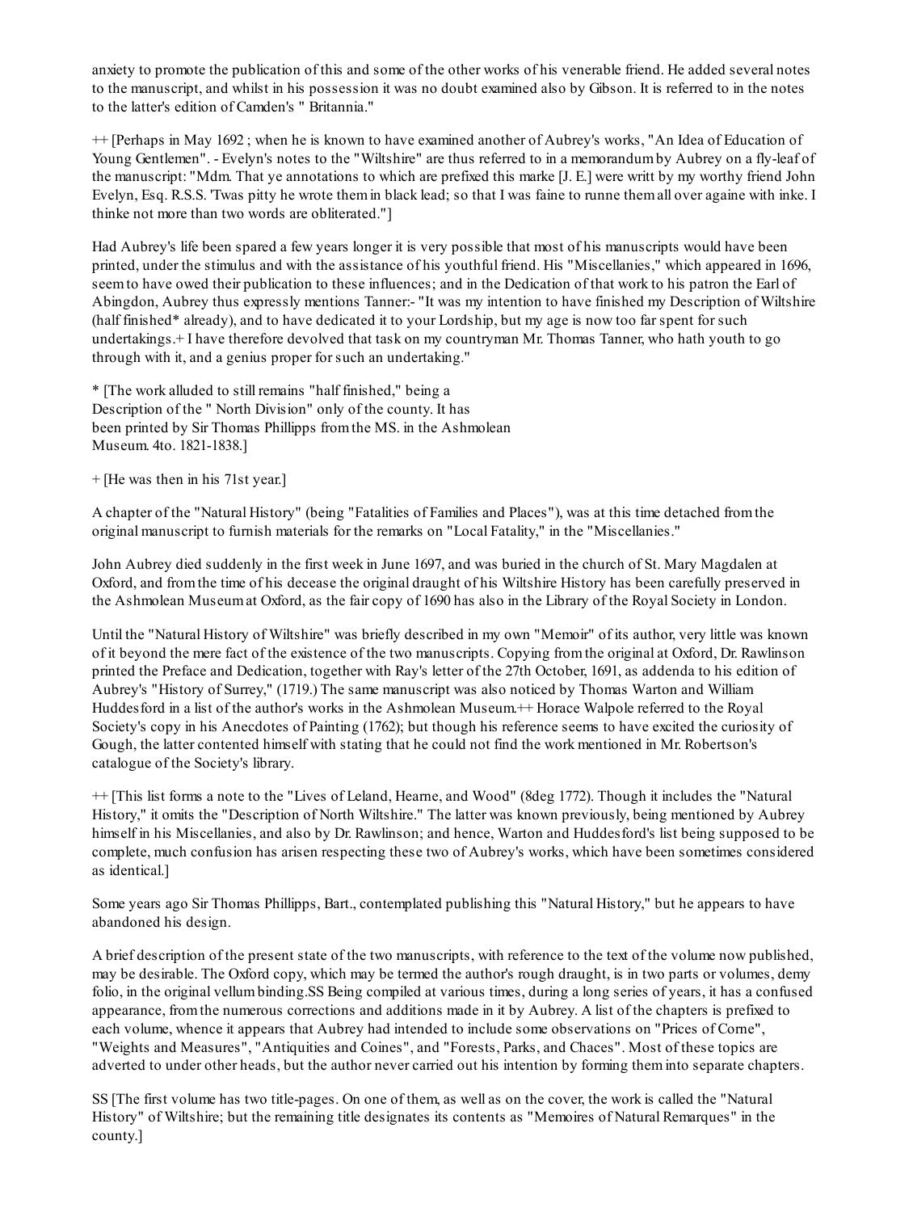anxiety to promote the publication of this and some of the other works of his venerable friend. He added several notes to the manuscript, and whilst in his possession it was no doubt examined also by Gibson. It is referred to in the notes to the latter's edition of Camden's " Britannia."

++ [Perhaps in May 1692 ; when he is known to have examined another of Aubrey's works, "An Idea of Education of Young Gentlemen". - Evelyn's notes to the "Wiltshire" are thus referred to in a memorandum by Aubrey on a fly-leaf of the manuscript: "Mdm. That ye annotations to which are prefixed this marke [J. E.] were writt by my worthy friend John Evelyn, Esq. R.S.S. 'Twas pitty he wrote them in black lead; so that I was faine to runne them all over againe with inke. I thinke not more than two words are obliterated."]

Had Aubrey's life been spared a few years longer it is very possible that most of his manuscripts would have been printed, under the stimulus and with the assistance of his youthful friend. His "Miscellanies," which appeared in 1696, seem to have owed their publication to these influences; and in the Dedication of that work to his patron the Earl of Abingdon, Aubrey thus expressly mentions Tanner:- "It was my intention to have finished my Description of Wiltshire (half finished* already), and to have dedicated it to your Lordship, but my age is now too far spent for such undertakings.+ I have therefore devolved that task on my countryman Mr. Thomas Tanner, who hath youth to go through with it, and a genius proper for such an undertaking."

* [The work alluded to still remains "half finished," being a Description of the " North Division" only of the county. It has been printed by Sir Thomas Phillipps from the MS. in the Ashmolean Museum. 4to. 1821-1838.]

+ [He was then in his 71st year.]

A chapter of the "Natural History" (being "Fatalities of Families and Places"), was at this time detached from the original manuscript to furnish materials for the remarks on "Local Fatality," in the "Miscellanies."

John Aubrey died suddenly in the first week in June 1697, and was buried in the church of St. Mary Magdalen at Oxford, and from the time of his decease the original draught of his Wiltshire History has been carefully preserved in the Ashmolean Museum at Oxford, as the fair copy of 1690 has also in the Library of the Royal Society in London.

Until the "Natural History of Wiltshire" was briefly described in my own "Memoir" of its author, very little was known of it beyond the mere fact of the existence of the two manuscripts. Copying from the original at Oxford, Dr. Rawlinson printed the Preface and Dedication, together with Ray's letter of the 27th October, 1691, as addenda to his edition of Aubrey's "History of Surrey," (1719.) The same manuscript was also noticed by Thomas Warton and William Huddesford in a list of the author's works in the Ashmolean Museum.++ Horace Walpole referred to the Royal Society's copy in his Anecdotes of Painting (1762); but though his reference seems to have excited the curiosity of Gough, the latter contented himself with stating that he could not find the work mentioned in Mr. Robertson's catalogue of the Society's library.

++ [This list forms a note to the "Lives of Leland, Hearne, and Wood" (8deg 1772). Though it includes the "Natural History," it omits the "Description of North Wiltshire." The latter was known previously, being mentioned by Aubrey himself in his Miscellanies, and also by Dr. Rawlinson; and hence, Warton and Huddesford's list being supposed to be complete, much confusion has arisen respecting these two of Aubrey's works, which have been sometimes considered as identical.]

Some years ago Sir Thomas Phillipps, Bart., contemplated publishing this "Natural History," but he appears to have abandoned his design.

A brief description of the present state of the two manuscripts, with reference to the text of the volume now published, may be desirable. The Oxford copy, which may be termed the author's rough draught, is in two parts or volumes, demy folio, in the original vellum binding.SS Being compiled at various times, during a long series of years, it has a confused appearance, from the numerous corrections and additions made in it by Aubrey. A list of the chapters is prefixed to each volume, whence it appears that Aubrey had intended to include some observations on "Prices of Corne", "Weights and Measures", "Antiquities and Coines", and "Forests, Parks, and Chaces". Most of these topics are adverted to under other heads, but the author never carried out his intention by forming them into separate chapters.

SS [The first volume has two title-pages. On one of them, as well as on the cover, the work is called the "Natural History" of Wiltshire; but the remaining title designates its contents as "Memoires of Natural Remarques" in the county.]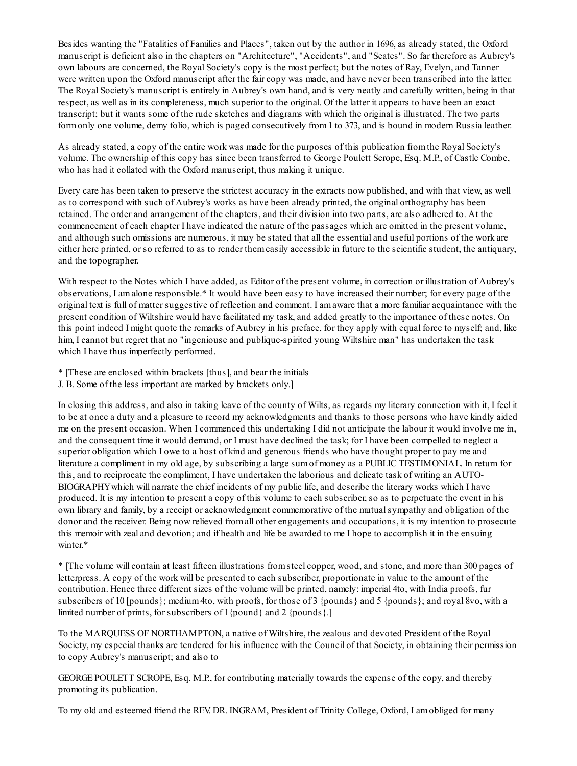Besides wanting the "Fatalities of Families and Places", taken out by the author in 1696, as already stated, the Oxford manuscript is deficient also in the chapters on "Architecture", "Accidents", and "Seates". So far therefore as Aubrey's own labours are concerned, the Royal Society's copy is the most perfect; but the notes of Ray, Evelyn, and Tanner were written upon the Oxford manuscript after the fair copy was made, and have never been transcribed into the latter. The Royal Society's manuscript is entirely in Aubrey's own hand, and is very neatly and carefully written, being in that respect, as well as in its completeness, much superior to the original. Of the latter it appears to have been an exact transcript; but it wants some of the rude sketches and diagrams with which the original is illustrated. The two parts form only one volume, demy folio, which is paged consecutively from 1 to 373, and is bound in modern Russia leather.

As already stated, a copy of the entire work was made for the purposes of this publication from the Royal Society's volume. The ownership of this copy has since been transferred to George Poulett Scrope, Esq. M.P., of Castle Combe, who has had it collated with the Oxford manuscript, thus making it unique.

Every care has been taken to preserve the strictest accuracy in the extracts now published, and with that view, as well as to correspond with such of Aubrey's works as have been already printed, the original orthography has been retained. The order and arrangement of the chapters, and their division into two parts, are also adhered to. At the commencement of each chapter I have indicated the nature of the passages which are omitted in the present volume, and although such omissions are numerous, it may be stated that all the essential and useful portions of the work are either here printed, or so referred to as to render them easily accessible in future to the scientific student, the antiquary, and the topographer.

With respect to the Notes which I have added, as Editor of the present volume, in correction or illustration of Aubrey's observations, I am alone responsible.* It would have been easy to have increased their number; for every page of the original text is full of matter suggestive of reflection and comment. I am aware that a more familiar acquaintance with the present condition of Wiltshire would have facilitated my task, and added greatly to the importance of these notes. On this point indeed I might quote the remarks of Aubrey in his preface, for they apply with equal force to myself; and, like him, I cannot but regret that no "ingeniouse and publique-spirited young Wiltshire man" has undertaken the task which I have thus imperfectly performed.

* [These are enclosed within brackets [thus], and bear the initials J. B. Some of the less important are marked by brackets only.]

In closing this address, and also in taking leave of the county of Wilts, as regards my literary connection with it, I feel it to be at once a duty and a pleasure to record my acknowledgments and thanks to those persons who have kindly aided me on the present occasion. When I commenced this undertaking I did not anticipate the labour it would involve me in, and the consequent time it would demand, or I must have declined the task; for I have been compelled to neglect a superior obligation which I owe to a host of kind and generous friends who have thought proper to pay me and literature a compliment in my old age, by subscribing a large sum of money as a PUBLIC TESTIMONIAL. In return for this, and to reciprocate the compliment, I have undertaken the laborious and delicate task of writing an AUTO-BIOGRAPHY which will narrate the chief incidents of my public life, and describe the literary works which I have produced. It is my intention to present a copy of this volume to each subscriber, so as to perpetuate the event in his own library and family, by a receipt or acknowledgment commemorative of the mutual sympathy and obligation of the donor and the receiver. Being now relieved from all other engagements and occupations, it is my intention to prosecute this memoir with zeal and devotion; and if health and life be awarded to me I hope to accomplish it in the ensuing winter.*

* [The volume will contain at least fifteen illustrations from steel copper, wood, and stone, and more than 300 pages of letterpress. A copy of the work will be presented to each subscriber, proportionate in value to the amount of the contribution. Hence three different sizes of the volume will be printed, namely: imperial 4to, with India proofs, fur subscribers of 10 [pounds]; medium 4to, with proofs, for those of 3 {pounds} and 5 {pounds}; and royal 8vo, with a limited number of prints, for subscribers of 1{pound} and 2 {pounds}.]

To the MARQUESS OF NORTHAMPTON, a native of Wiltshire, the zealous and devoted President of the Royal Society, my especial thanks are tendered for his influence with the Council of that Society, in obtaining their permission to copy Aubrey's manuscript; and also to

GEORGE POULETT SCROPE, Esq. M.P., for contributing materially towards the expense of the copy, and thereby promoting its publication.

To my old and esteemed friend the REV. DR. INGRAM, President of Trinity College, Oxford, I am obliged for many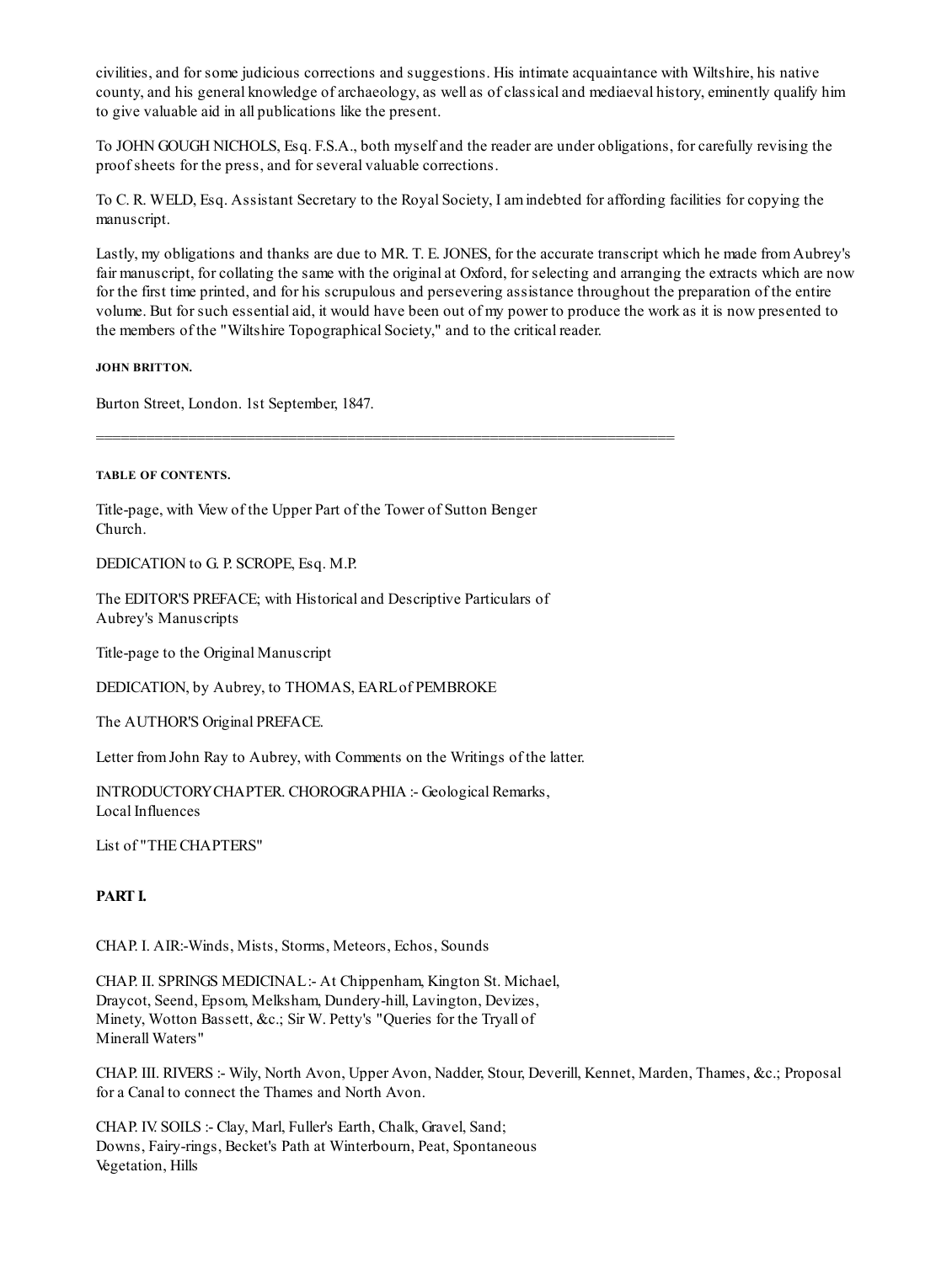civilities, and for some judicious corrections and suggestions. His intimate acquaintance with Wiltshire, his native county, and his general knowledge of archaeology, as well as of classical and mediaeval history, eminently qualify him to give valuable aid in all publications like the present.

To JOHN GOUGH NICHOLS, Esq. F.S.A., both myself and the reader are under obligations, for carefully revising the proof sheets for the press, and for several valuable corrections.

To C. R. WELD, Esq. Assistant Secretary to the Royal Society, I am indebted for affording facilities for copying the manuscript.

Lastly, my obligations and thanks are due to MR. T. E. JONES, for the accurate transcript which he made from Aubrey's fair manuscript, for collating the same with the original at Oxford, for selecting and arranging the extracts which are now for the first time printed, and for his scrupulous and persevering assistance throughout the preparation of the entire volume. But for such essential aid, it would have been out of my power to produce the work as it is now presented to the members of the "Wiltshire Topographical Society," and to the critical reader.

**JOHN BRITTON.**

Burton Street, London. 1st September, 1847.

---

**TABLE OF CONTENTS.**

Title-page, with View of the Upper Part of the Tower of Sutton Benger Church.

DEDICATION to G. P. SCROPE, Esq. M.P.

The EDITOR'S PREFACE; with Historical and Descriptive Particulars of Aubrey's Manuscripts

Title-page to the Original Manuscript

DEDICATION, by Aubrey, to THOMAS, EARL of PEMBROKE

The AUTHOR'S Original PREFACE.

Letter from John Ray to Aubrey, with Comments on the Writings of the latter.

INTRODUCTORY CHAPTER. CHOROGRAPHIA :- Geological Remarks, Local Influences

List of "THE CHAPTERS"

**PART I.**

CHAP. I. AIR:-Winds, Mists, Storms, Meteors, Echos, Sounds

CHAP. II. SPRINGS MEDICINAL:- At Chippenham, Kington St. Michael, Draycot, Seend, Epsom, Melksham, Dundery-hill, Lavington, Devizes, Minety, Wotton Bassett, &c.; Sir W. Petty's "Queries for the Tryall of Minerall Waters"

CHAP. III. RIVERS :- Wily, North Avon, Upper Avon, Nadder, Stour, Deverill, Kennet, Marden, Thames, &c.; Proposal for a Canal to connect the Thames and North Avon.

CHAP. IV. SOILS :- Clay, Marl, Fuller's Earth, Chalk, Gravel, Sand; Downs, Fairy-rings, Becket's Path at Winterbourn, Peat, Spontaneous Vegetation, Hills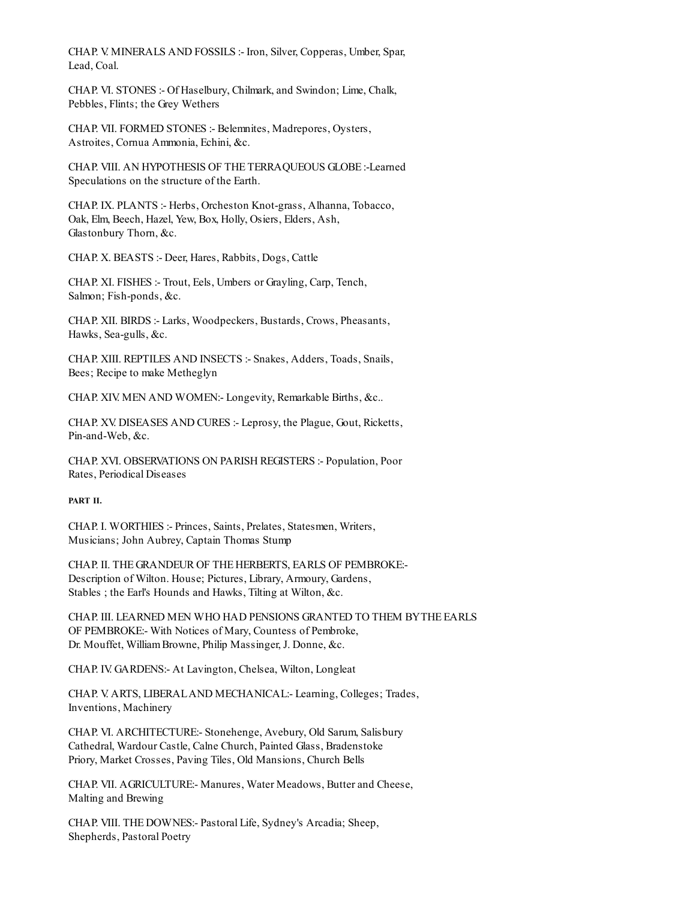CHAP. V. MINERALS AND FOSSILS :- Iron, Silver, Copperas, Umber, Spar, Lead, Coal.

CHAP. VI. STONES :- Of Haselbury, Chilmark, and Swindon; Lime, Chalk, Pebbles, Flints; the Grey Wethers

CHAP. VII. FORMED STONES :- Belemnites, Madrepores, Oysters, Astroites, Cornua Ammonia, Echini, &c.

CHAP. VIII. AN HYPOTHESIS OF THE TERRAQUEOUS GLOBE :-Learned Speculations on the structure of the Earth.

CHAP. IX. PLANTS :- Herbs, Orcheston Knot-grass, Alhanna, Tobacco, Oak, Elm, Beech, Hazel, Yew, Box, Holly, Osiers, Elders, Ash, Glastonbury Thorn, &c.

CHAP. X. BEASTS :- Deer, Hares, Rabbits, Dogs, Cattle

CHAP. XI. FISHES :- Trout, Eels, Umbers or Grayling, Carp, Tench, Salmon; Fish-ponds, &c.

CHAP. XII. BIRDS :- Larks, Woodpeckers, Bustards, Crows, Pheasants, Hawks, Sea-gulls, &c.

CHAP. XIII. REPTILES AND INSECTS :- Snakes, Adders, Toads, Snails, Bees; Recipe to make Metheglyn

CHAP. XIV. MEN AND WOMEN:- Longevity, Remarkable Births, &c..

CHAP. XV. DISEASES AND CURES :- Leprosy, the Plague, Gout, Ricketts, Pin-and-Web, &c.

CHAP. XVI. OBSERVATIONS ON PARISH REGISTERS :- Population, Poor Rates, Periodical Diseases

**PART II.**

CHAP. I. WORTHIES :- Princes, Saints, Prelates, Statesmen, Writers, Musicians; John Aubrey, Captain Thomas Stump

CHAP. II. THE GRANDEUR OF THE HERBERTS, EARLS OF PEMBROKE:- Description of Wilton. House; Pictures, Library, Armoury, Gardens, Stables ; the Earl's Hounds and Hawks, Tilting at Wilton, &c.

CHAP. III. LEARNED MEN WHO HAD PENSIONS GRANTED TO THEM BY THE EARLS OF PEMBROKE:- With Notices of Mary, Countess of Pembroke, Dr. Mouffet, William Browne, Philip Massinger, J. Donne, &c.

CHAP. IV. GARDENS:- At Lavington, Chelsea, Wilton, Longleat

CHAP. V. ARTS, LIBERAL AND MECHANICAL:- Learning, Colleges; Trades, Inventions, Machinery

CHAP. VI. ARCHITECTURE:- Stonehenge, Avebury, Old Sarum, Salisbury Cathedral, Wardour Castle, Calne Church, Painted Glass, Bradenstoke Priory, Market Crosses, Paving Tiles, Old Mansions, Church Bells

CHAP. VII. AGRICULTURE:- Manures, Water Meadows, Butter and Cheese, Malting and Brewing

CHAP. VIII. THE DOWNES:- Pastoral Life, Sydney's Arcadia; Sheep, Shepherds, Pastoral Poetry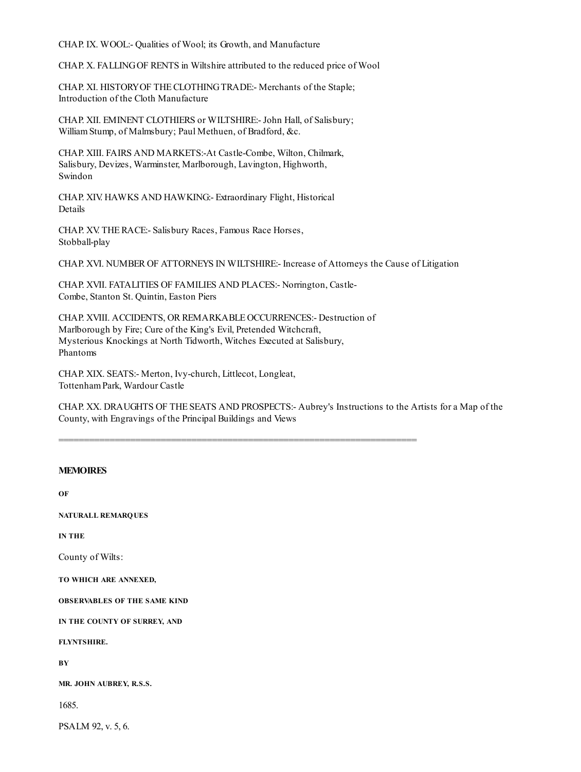CHAP. IX. WOOL:- Qualities of Wool; its Growth, and Manufacture

CHAP. X. FALLING OF RENTS in Wiltshire attributed to the reduced price of Wool

CHAP. XI. HISTORY OF THE CLOTHING TRADE:- Merchants of the Staple; Introduction of the Cloth Manufacture

CHAP. XII. EMINENT CLOTHIERS or WILTSHIRE:- John Hall, of Salisbury; William Stump, of Malmsbury; Paul Methuen, of Bradford, &c.

CHAP. XIII. FAIRS AND MARKETS:-At Castle-Combe, Wilton, Chilmark, Salisbury, Devizes, Warminster, Marlborough, Lavington, Highworth, Swindon

CHAP. XIV. HAWKS AND HAWKING:- Extraordinary Flight, Historical Details

CHAP. XV. THE RACE:- Salisbury Races, Famous Race Horses, Stobball-play

CHAP. XVI. NUMBER OF ATTORNEYS IN WILTSHIRE:- Increase of Attorneys the Cause of Litigation

CHAP. XVII. FATALITIES OF FAMILIES AND PLACES:- Norrington, Castle-Combe, Stanton St. Quintin, Easton Piers

CHAP. XVIII. ACCIDENTS, OR REMARKABLE OCCURRENCES:- Destruction of Marlborough by Fire; Cure of the King's Evil, Pretended Witchcraft, Mysterious Knockings at North Tidworth, Witches Executed at Salisbury, Phantoms

CHAP. XIX. SEATS:- Merton, Ivy-church, Littlecot, Longleat, Tottenham Park, Wardour Castle

CHAP. XX. DRAUGHTS OF THE SEATS AND PROSPECTS:- Aubrey's Instructions to the Artists for a Map of the County, with Engravings of the Principal Buildings and Views

---

**MEMOIRES**

**OF**

**NATURALL REMARQUES**

**IN THE**

County of Wilts:

**TO WHICH ARE ANNEXED,**

**OBSERVABLES OF THE SAME KIND**

**IN THE COUNTY OF SURREY, AND**

**FLYNTSHIRE.**

**BY**

**MR. JOHN AUBREY, R.S.S.**

1685.

PSALM 92, v. 5, 6.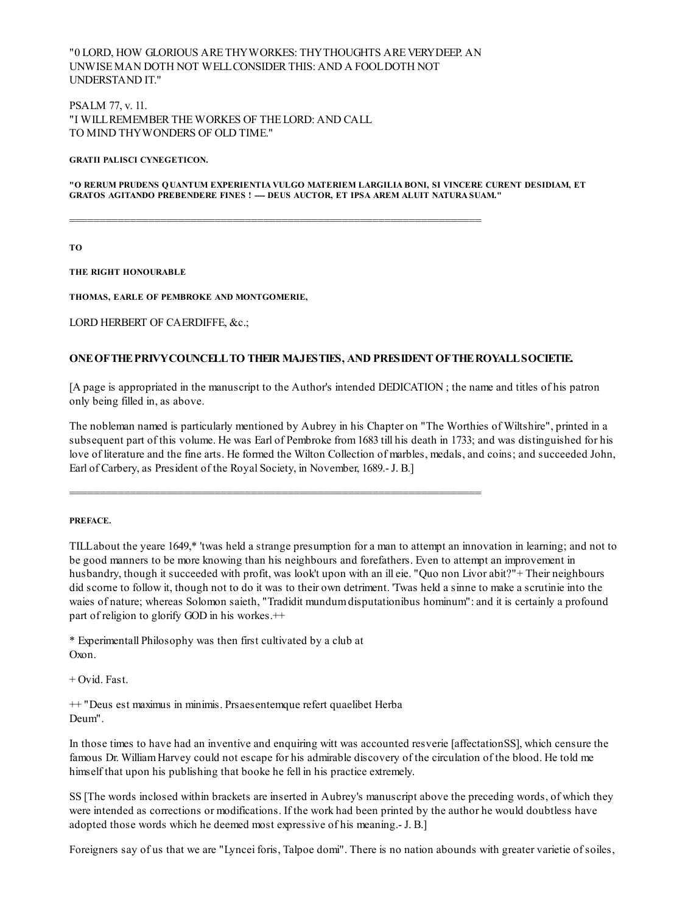"0 LORD, HOW GLORIOUS ARE THY WORKES: THY THOUGHTS ARE VERY DEEP. AN UNWISE MAN DOTH NOT WELL CONSIDER THIS: AND A FOOL DOTH NOT UNDERSTAND IT."

PSALM 77, v. 11.
"I WILL REMEMBER THE WORKES OF THE LORD: AND CALL TO MIND THY WONDERS OF OLD TIME."

**GRATII PALISCI CYNEGETICON.**

**"O RERUM PRUDENS QUANTUM EXPERIENTIA VULGO MATERIEM LARGILIA BONI, SI VINCERE CURENT DESIDIAM, ET GRATOS AGITANDO PREBENDERE FINES ! --- DEUS AUCTOR, ET IPSA AREM ALUIT NATURA SUAM."**

---

**TO**

**THE RIGHT HONOURABLE**

**THOMAS, EARLE OF PEMBROKE AND MONTGOMERIE,**

LORD HERBERT OF CAERDIFFE, &c.;

**ONE OF THE PRIVY COUNCELL TO THEIR MAJESTIES, AND PRESIDENT OF THE ROYALL SOCIETIE.**

[A page is appropriated in the manuscript to the Author's intended DEDICATION ; the name and titles of his patron only being filled in, as above.

The nobleman named is particularly mentioned by Aubrey in his Chapter on "The Worthies of Wiltshire", printed in a subsequent part of this volume. He was Earl of Pembroke from 1683 till his death in 1733; and was distinguished for his love of literature and the fine arts. He formed the Wilton Collection of marbles, medals, and coins; and succeeded John, Earl of Carbery, as President of the Royal Society, in November, 1689.- J. B.]

---

**PREFACE.**

TILL about the yeare 1649,* 'twas held a strange presumption for a man to attempt an innovation in learning; and not to be good manners to be more knowing than his neighbours and forefathers. Even to attempt an improvement in husbandry, though it succeeded with profit, was look't upon with an ill eie. "Quo non Livor abit?"+ Their neighbours did scorne to follow it, though not to do it was to their own detriment. 'Twas held a sinne to make a scrutinie into the waies of nature; whereas Solomon saieth, "Tradidit mundum disputationibus hominum": and it is certainly a profound part of religion to glorify GOD in his workes.++

* Experimentall Philosophy was then first cultivated by a club at Oxon.

+ Ovid. Fast.

++ "Deus est maximus in minimis. Prsaesentemque refert quaelibet Herba Deum".

In those times to have had an inventive and enquiring witt was accounted resverie [affectationSS], which censure the famous Dr. William Harvey could not escape for his admirable discovery of the circulation of the blood. He told me himself that upon his publishing that booke he fell in his practice extremely.

SS [The words inclosed within brackets are inserted in Aubrey's manuscript above the preceding words, of which they were intended as corrections or modifications. If the work had been printed by the author he would doubtless have adopted those words which he deemed most expressive of his meaning.- J. B.]

Foreigners say of us that we are "Lyncei foris, Talpoe domi". There is no nation abounds with greater varietie of soiles,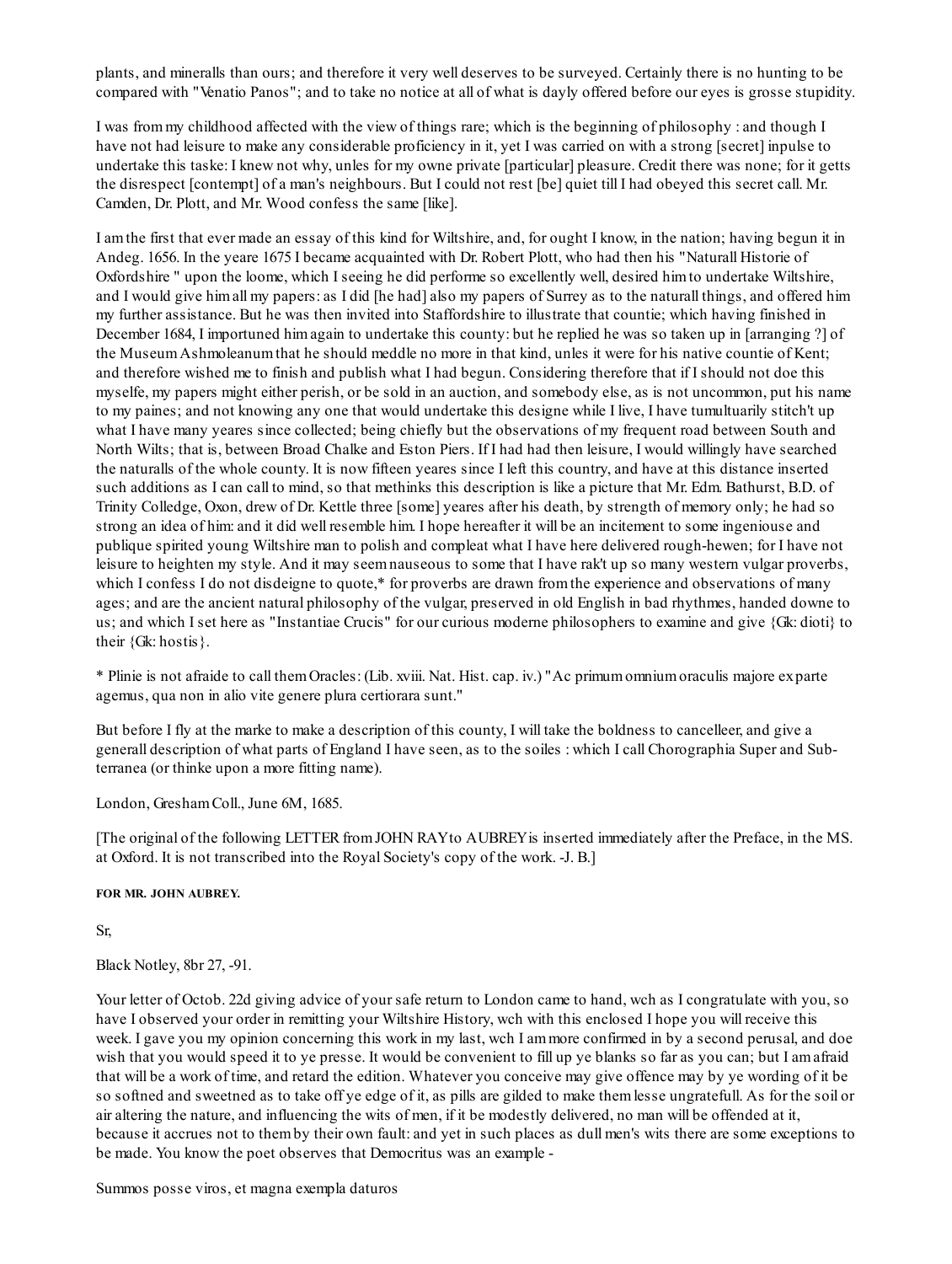plants, and mineralls than ours; and therefore it very well deserves to be surveyed. Certainly there is no hunting to be compared with "Venatio Panos"; and to take no notice at all of what is dayly offered before our eyes is grosse stupidity.

I was from my childhood affected with the view of things rare; which is the beginning of philosophy : and though I have not had leisure to make any considerable proficiency in it, yet I was carried on with a strong [secret] inpulse to undertake this taske: I knew not why, unles for my owne private [particular] pleasure. Credit there was none; for it getts the disrespect [contempt] of a man's neighbours. But I could not rest [be] quiet till I had obeyed this secret call. Mr. Camden, Dr. Plott, and Mr. Wood confess the same [like].

I am the first that ever made an essay of this kind for Wiltshire, and, for ought I know, in the nation; having begun it in Andeg. 1656. In the yeare 1675 I became acquainted with Dr. Robert Plott, who had then his "Naturall Historie of Oxfordshire " upon the loome, which I seeing he did performe so excellently well, desired him to undertake Wiltshire, and I would give him all my papers: as I did [he had] also my papers of Surrey as to the naturall things, and offered him my further assistance. But he was then invited into Staffordshire to illustrate that countie; which having finished in December 1684, I importuned him again to undertake this county: but he replied he was so taken up in [arranging ?] of the Museum Ashmoleanum that he should meddle no more in that kind, unles it were for his native countie of Kent; and therefore wished me to finish and publish what I had begun. Considering therefore that if I should not doe this myselfe, my papers might either perish, or be sold in an auction, and somebody else, as is not uncommon, put his name to my paines; and not knowing any one that would undertake this designe while I live, I have tumultuarily stitch't up what I have many yeares since collected; being chiefly but the observations of my frequent road between South and North Wilts; that is, between Broad Chalke and Eston Piers. If I had had then leisure, I would willingly have searched the naturalls of the whole county. It is now fifteen yeares since I left this country, and have at this distance inserted such additions as I can call to mind, so that methinks this description is like a picture that Mr. Edm. Bathurst, B.D. of Trinity Colledge, Oxon, drew of Dr. Kettle three [some] yeares after his death, by strength of memory only; he had so strong an idea of him: and it did well resemble him. I hope hereafter it will be an incitement to some ingeniouse and publique spirited young Wiltshire man to polish and compleat what I have here delivered rough-hewen; for I have not leisure to heighten my style. And it may seem nauseous to some that I have rak't up so many western vulgar proverbs, which I confess I do not disdeigne to quote,* for proverbs are drawn from the experience and observations of many ages; and are the ancient natural philosophy of the vulgar, preserved in old English in bad rhythmes, handed downe to us; and which I set here as "Instantiae Crucis" for our curious moderne philosophers to examine and give {Gk: dioti} to their {Gk: hostis}.

* Plinie is not afraide to call them Oracles: (Lib. xviii. Nat. Hist. cap. iv.) "Ac primum omnium oraculis majore ex parte agemus, qua non in alio vite genere plura certiorara sunt."

But before I fly at the marke to make a description of this county, I will take the boldness to cancelleer, and give a generall description of what parts of England I have seen, as to the soiles : which I call Chorographia Super and Sub-terranea (or thinke upon a more fitting name).

London, Gresham Coll., June 6M, 1685.

[The original of the following LETTER from JOHN RAY to AUBREY is inserted immediately after the Preface, in the MS. at Oxford. It is not transcribed into the Royal Society's copy of the work. -J. B.]

**FOR MR. JOHN AUBREY.**

Sr,

Black Notley, 8br 27, -91.

Your letter of Octob. 22d giving advice of your safe return to London came to hand, wch as I congratulate with you, so have I observed your order in remitting your Wiltshire History, wch with this enclosed I hope you will receive this week. I gave you my opinion concerning this work in my last, wch I am more confirmed in by a second perusal, and doe wish that you would speed it to ye presse. It would be convenient to fill up ye blanks so far as you can; but I am afraid that will be a work of time, and retard the edition. Whatever you conceive may give offence may by ye wording of it be so softned and sweetned as to take off ye edge of it, as pills are gilded to make them lesse ungratefull. As for the soil or air altering the nature, and influencing the wits of men, if it be modestly delivered, no man will be offended at it, because it accrues not to them by their own fault: and yet in such places as dull men's wits there are some exceptions to be made. You know the poet observes that Democritus was an example -

Summos posse viros, et magna exempla daturos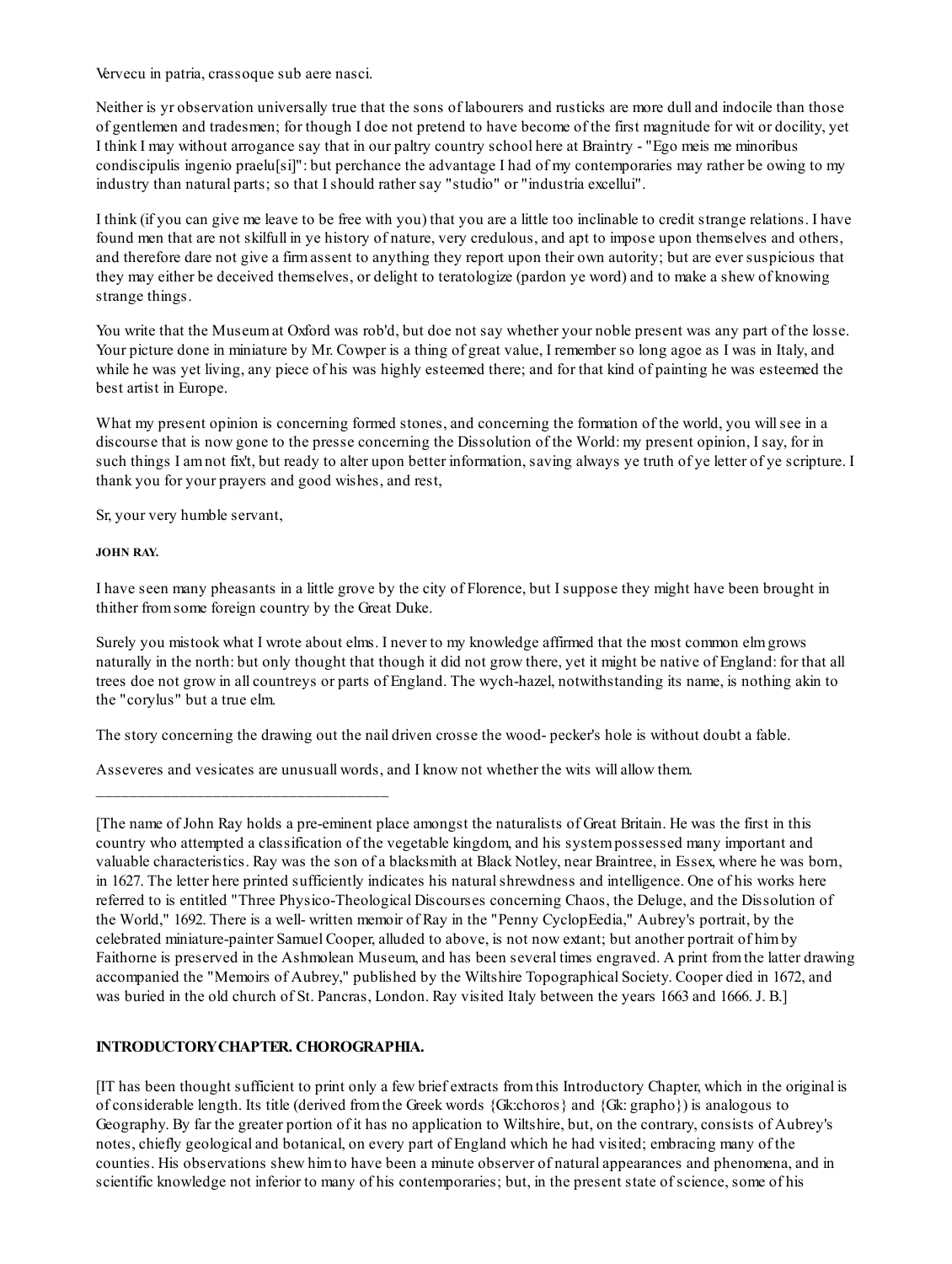Vervecu in patria, crassoque sub aere nasci.

Neither is yr observation universally true that the sons of labourers and rusticks are more dull and indocile than those of gentlemen and tradesmen; for though I doe not pretend to have become of the first magnitude for wit or docility, yet I think I may without arrogance say that in our paltry country school here at Braintry - "Ego meis me minoribus condiscipulis ingenio praelu[si]": but perchance the advantage I had of my contemporaries may rather be owing to my industry than natural parts; so that I should rather say "studio" or "industria excellui".

I think (if you can give me leave to be free with you) that you are a little too inclinable to credit strange relations. I have found men that are not skilfull in ye history of nature, very credulous, and apt to impose upon themselves and others, and therefore dare not give a firm assent to anything they report upon their own autority; but are ever suspicious that they may either be deceived themselves, or delight to teratologize (pardon ye word) and to make a shew of knowing strange things.

You write that the Museum at Oxford was rob'd, but doe not say whether your noble present was any part of the losse. Your picture done in miniature by Mr. Cowper is a thing of great value, I remember so long agoe as I was in Italy, and while he was yet living, any piece of his was highly esteemed there; and for that kind of painting he was esteemed the best artist in Europe.

What my present opinion is concerning formed stones, and concerning the formation of the world, you will see in a discourse that is now gone to the presse concerning the Dissolution of the World: my present opinion, I say, for in such things I am not fix't, but ready to alter upon better information, saving always ye truth of ye letter of ye scripture. I thank you for your prayers and good wishes, and rest,

Sr, your very humble servant,

**JOHN RAY.**

I have seen many pheasants in a little grove by the city of Florence, but I suppose they might have been brought in thither from some foreign country by the Great Duke.

Surely you mistook what I wrote about elms. I never to my knowledge affirmed that the most common elm grows naturally in the north: but only thought that though it did not grow there, yet it might be native of England: for that all trees doe not grow in all countreys or parts of England. The wych-hazel, notwithstanding its name, is nothing akin to the "corylus" but a true elm.

The story concerning the drawing out the nail driven crosse the wood- pecker's hole is without doubt a fable.

Asseveres and vesicates are unusuall words, and I know not whether the wits will allow them.

---

[The name of John Ray holds a pre-eminent place amongst the naturalists of Great Britain. He was the first in this country who attempted a classification of the vegetable kingdom, and his system possessed many important and valuable characteristics. Ray was the son of a blacksmith at Black Notley, near Braintree, in Essex, where he was born, in 1627. The letter here printed sufficiently indicates his natural shrewdness and intelligence. One of his works here referred to is entitled "Three Physico-Theological Discourses concerning Chaos, the Deluge, and the Dissolution of the World," 1692. There is a well- written memoir of Ray in the "Penny CyclopEedia," Aubrey's portrait, by the celebrated miniature-painter Samuel Cooper, alluded to above, is not now extant; but another portrait of him by Faithorne is preserved in the Ashmolean Museum, and has been several times engraved. A print from the latter drawing accompanied the "Memoirs of Aubrey," published by the Wiltshire Topographical Society. Cooper died in 1672, and was buried in the old church of St. Pancras, London. Ray visited Italy between the years 1663 and 1666. J. B.]

## INTRODUCTORY CHAPTER. CHOROGRAPHIA.

[IT has been thought sufficient to print only a few brief extracts from this Introductory Chapter, which in the original is of considerable length. Its title (derived from the Greek words {Gk:choros} and {Gk: grapho}) is analogous to Geography. By far the greater portion of it has no application to Wiltshire, but, on the contrary, consists of Aubrey's notes, chiefly geological and botanical, on every part of England which he had visited; embracing many of the counties. His observations shew him to have been a minute observer of natural appearances and phenomena, and in scientific knowledge not inferior to many of his contemporaries; but, in the present state of science, some of his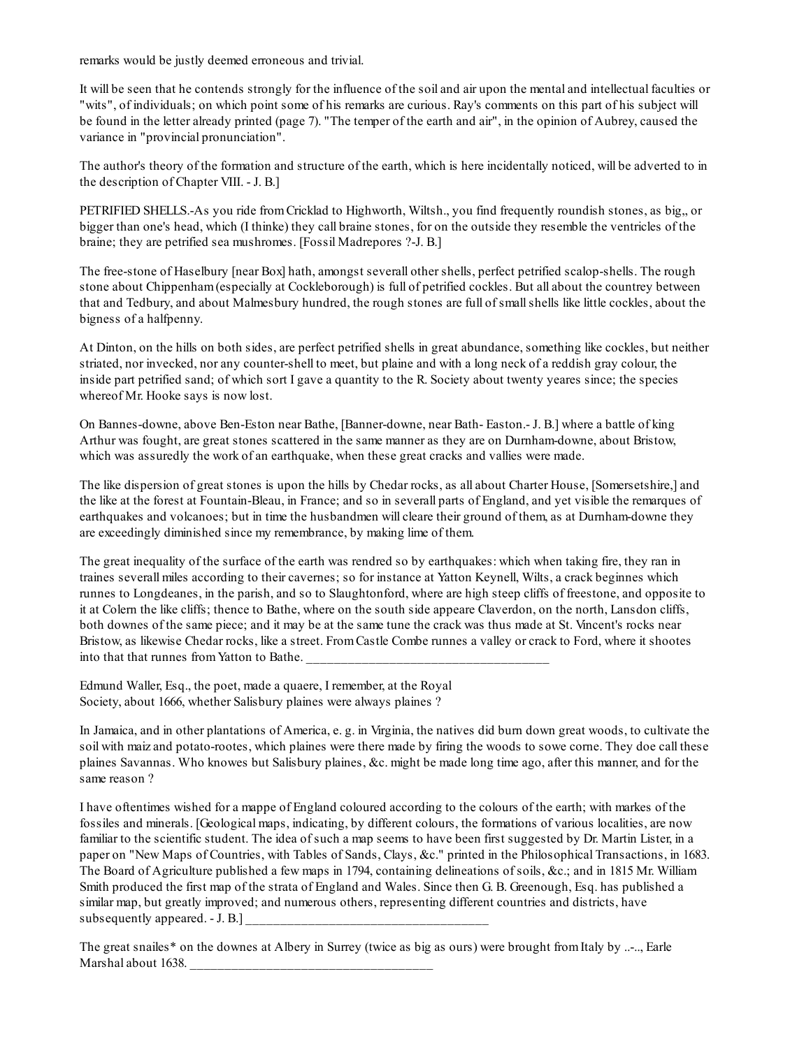remarks would be justly deemed erroneous and trivial.

It will be seen that he contends strongly for the influence of the soil and air upon the mental and intellectual faculties or "wits", of individuals; on which point some of his remarks are curious. Ray's comments on this part of his subject will be found in the letter already printed (page 7). "The temper of the earth and air", in the opinion of Aubrey, caused the variance in "provincial pronunciation".

The author's theory of the formation and structure of the earth, which is here incidentally noticed, will be adverted to in the description of Chapter VIII. - J. B.]

PETRIFIED SHELLS.-As you ride from Cricklad to Highworth, Wiltsh., you find frequently roundish stones, as big,, or bigger than one's head, which (I thinke) they call braine stones, for on the outside they resemble the ventricles of the braine; they are petrified sea mushromes. [Fossil Madrepores ?-J. B.]

The free-stone of Haselbury [near Box] hath, amongst severall other shells, perfect petrified scalop-shells. The rough stone about Chippenham (especially at Cockleborough) is full of petrified cockles. But all about the countrey between that and Tedbury, and about Malmesbury hundred, the rough stones are full of small shells like little cockles, about the bigness of a halfpenny.

At Dinton, on the hills on both sides, are perfect petrified shells in great abundance, something like cockles, but neither striated, nor invecked, nor any counter-shell to meet, but plaine and with a long neck of a reddish gray colour, the inside part petrified sand; of which sort I gave a quantity to the R. Society about twenty yeares since; the species whereof Mr. Hooke says is now lost.

On Bannes-downe, above Ben-Eston near Bathe, [Banner-downe, near Bath- Easton.- J. B.] where a battle of king Arthur was fought, are great stones scattered in the same manner as they are on Durnham-downe, about Bristow, which was assuredly the work of an earthquake, when these great cracks and vallies were made.

The like dispersion of great stones is upon the hills by Chedar rocks, as all about Charter House, [Somersetshire,] and the like at the forest at Fountain-Bleau, in France; and so in severall parts of England, and yet visible the remarques of earthquakes and volcanoes; but in time the husbandmen will cleare their ground of them, as at Durnham-downe they are exceedingly diminished since my remembrance, by making lime of them.

The great inequality of the surface of the earth was rendred so by earthquakes: which when taking fire, they ran in traines severall miles according to their cavernes; so for instance at Yatton Keynell, Wilts, a crack beginnes which runnes to Longdeanes, in the parish, and so to Slaughtonford, where are high steep cliffs of freestone, and opposite to it at Colern the like cliffs; thence to Bathe, where on the south side appeare Claverdon, on the north, Lansdon cliffs, both downes of the same piece; and it may be at the same tune the crack was thus made at St. Vincent's rocks near Bristow, as likewise Chedar rocks, like a street. From Castle Combe runnes a valley or crack to Ford, where it shootes into that that runnes from Yatton to Bathe. ____________________________________

Edmund Waller, Esq., the poet, made a quaere, I remember, at the Royal Society, about 1666, whether Salisbury plaines were always plaines ?

In Jamaica, and in other plantations of America, e. g. in Virginia, the natives did burn down great woods, to cultivate the soil with maiz and potato-rootes, which plaines were there made by firing the woods to sowe corne. They doe call these plaines Savannas. Who knowes but Salisbury plaines, &c. might be made long time ago, after this manner, and for the same reason ?

I have oftentimes wished for a mappe of England coloured according to the colours of the earth; with markes of the fossiles and minerals. [Geological maps, indicating, by different colours, the formations of various localities, are now familiar to the scientific student. The idea of such a map seems to have been first suggested by Dr. Martin Lister, in a paper on "New Maps of Countries, with Tables of Sands, Clays, &c." printed in the Philosophical Transactions, in 1683. The Board of Agriculture published a few maps in 1794, containing delineations of soils, &c.; and in 1815 Mr. William Smith produced the first map of the strata of England and Wales. Since then G. B. Greenough, Esq. has published a similar map, but greatly improved; and numerous others, representing different countries and districts, have subsequently appeared. - J. B.] ____________________________________

The great snailes* on the downes at Albery in Surrey (twice as big as ours) were brought from Italy by ..-.., Earle Marshal about 1638. ____________________________________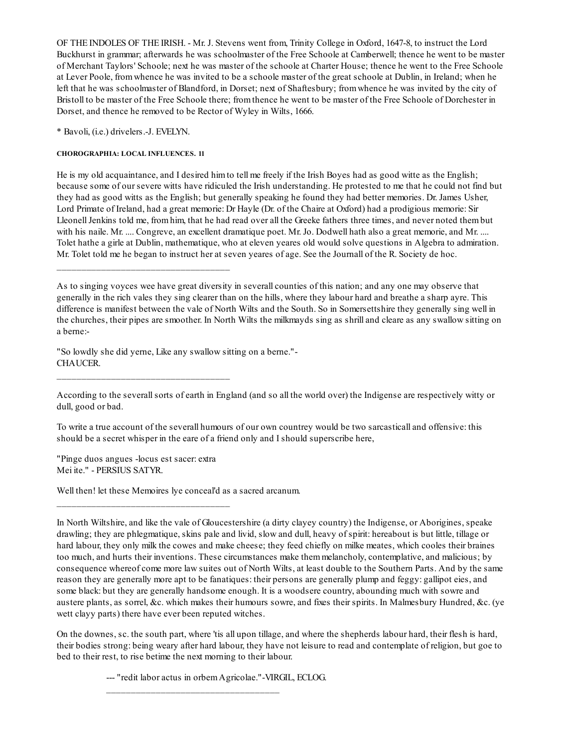OF THE INDOLES OF THE IRISH. - Mr. J. Stevens went from, Trinity College in Oxford, 1647-8, to instruct the Lord Buckhurst in grammar; afterwards he was schoolmaster of the Free Schoole at Camberwell; thence he went to be master of Merchant Taylors' Schoole; next he was master of the schoole at Charter House; thence he went to the Free Schoole at Lever Poole, from whence he was invited to be a schoole master of the great schoole at Dublin, in Ireland; when he left that he was schoolmaster of Blandford, in Dorset; next of Shaftesbury; from whence he was invited by the city of Bristoll to be master of the Free Schoole there; from thence he went to be master of the Free Schoole of Dorchester in Dorset, and thence he removed to be Rector of Wyley in Wilts, 1666.

* Bavoli, (i.e.) drivelers.-J. EVELYN.

#### CHOROGRAPHIA: LOCAL INFLUENCES. 11

He is my old acquaintance, and I desired him to tell me freely if the Irish Boyes had as good witte as the English; because some of our severe witts have ridiculed the Irish understanding. He protested to me that he could not find but they had as good witts as the English; but generally speaking he found they had better memories. Dr. James Usher, Lord Primate of Ireland, had a great memorie: Dr Hayle (Dr. of the Chaire at Oxford) had a prodigious memorie: Sir Lleonell Jenkins told me, from him, that he had read over all the Greeke fathers three times, and never noted them but with his naile. Mr. .... Congreve, an excellent dramatique poet. Mr. Jo. Dodwell hath also a great memorie, and Mr. .... Tolet hathe a girle at Dublin, mathematique, who at eleven yeares old would solve questions in Algebra to admiration. Mr. Tolet told me he began to instruct her at seven yeares of age. See the Journall of the R. Society de hoc.

---

As to singing voyces wee have great diversity in severall counties of this nation; and any one may observe that generally in the rich vales they sing clearer than on the hills, where they labour hard and breathe a sharp ayre. This difference is manifest between the vale of North Wilts and the South. So in Somersettshire they generally sing well in the churches, their pipes are smoother. In North Wilts the milkmayds sing as shrill and cleare as any swallow sitting on a berne:-

"So lowdly she did yerne, Like any swallow sitting on a berne."-
CHAUCER.

---

According to the severall sorts of earth in England (and so all the world over) the Indigense are respectively witty or dull, good or bad.

To write a true account of the severall humours of our own countrey would be two sarcasticall and offensive: this should be a secret whisper in the eare of a friend only and I should superscribe here,

"Pinge duos angues -locus est sacer: extra
Mei ite." - PERSIUS SATYR.

Well then! let these Memoires lye conceal'd as a sacred arcanum.

---

In North Wiltshire, and like the vale of Gloucestershire (a dirty clayey country) the Indigense, or Aborigines, speake drawling; they are phlegmatique, skins pale and livid, slow and dull, heavy of spirit: hereabout is but little, tillage or hard labour, they only milk the cowes and make cheese; they feed chiefly on milke meates, which cooles their braines too much, and hurts their inventions. These circumstances make them melancholy, contemplative, and malicious; by consequence whereof come more law suites out of North Wilts, at least double to the Southern Parts. And by the same reason they are generally more apt to be fanatiques: their persons are generally plump and feggy: gallipot eies, and some black: but they are generally handsome enough. It is a woodsere country, abounding much with sowre and austere plants, as sorrel, &c. which makes their humours sowre, and fixes their spirits. In Malmesbury Hundred, &c. (ye wett clayy parts) there have ever been reputed witches.

On the downes, sc. the south part, where 'tis all upon tillage, and where the shepherds labour hard, their flesh is hard, their bodies strong: being weary after hard labour, they have not leisure to read and contemplate of religion, but goe to bed to their rest, to rise betime the next morning to their labour.

--- "redit labor actus in orbem Agricolae."-VIRGIL, ECLOG.

---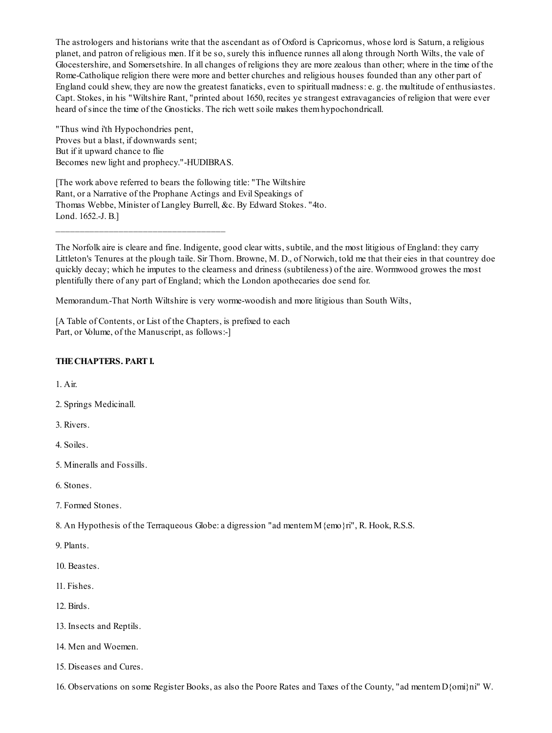The astrologers and historians write that the ascendant as of Oxford is Capricornus, whose lord is Saturn, a religious planet, and patron of religious men. If it be so, surely this influence runnes all along through North Wilts, the vale of Glocestershire, and Somersetshire. In all changes of religions they are more zealous than other; where in the time of the Rome-Catholique religion there were more and better churches and religious houses founded than any other part of England could shew, they are now the greatest fanaticks, even to spirituall madness: e. g. the multitude of enthusiastes. Capt. Stokes, in his "Wiltshire Rant, "printed about 1650, recites ye strangest extravagancies of religion that were ever heard of since the time of the Gnosticks. The rich wett soile makes them hypochondricall.

"Thus wind i'th Hypochondries pent,
Proves but a blast, if downwards sent;
But if it upward chance to flie
Becomes new light and prophecy."-HUDIBRAS.

[The work above referred to bears the following title: "The Wiltshire
Rant, or a Narrative of the Prophane Actings and Evil Speakings of
Thomas Webbe, Minister of Langley Burrell, &c. By Edward Stokes. "4to.
Lond. 1652.-J. B.]

---

The Norfolk aire is cleare and fine. Indigente, good clear witts, subtile, and the most litigious of England: they carry Littleton's Tenures at the plough taile. Sir Thom. Browne, M. D., of Norwich, told me that their eies in that countrey doe quickly decay; which he imputes to the clearness and driness (subtileness) of the aire. Wormwood growes the most plentifully there of any part of England; which the London apothecaries doe send for.

Memorandum.-That North Wiltshire is very worme-woodish and more litigious than South Wilts,

[A Table of Contents, or List of the Chapters, is prefixed to each
Part, or Volume, of the Manuscript, as follows:-]

**THE CHAPTERS. PART I.**

1. Air.

2. Springs Medicinall.

3. Rivers.

4. Soiles.

5. Mineralls and Fossills.

6. Stones.

7. Formed Stones.

8. An Hypothesis of the Terraqueous Globe: a digression "ad mentem M{emo}ri", R. Hook, R.S.S.

9. Plants.

10. Beastes.

11. Fishes.

12. Birds.

13. Insects and Reptils.

14. Men and Woemen.

15. Diseases and Cures.

16. Observations on some Register Books, as also the Poore Rates and Taxes of the County, "ad mentem D{omi}ni" W.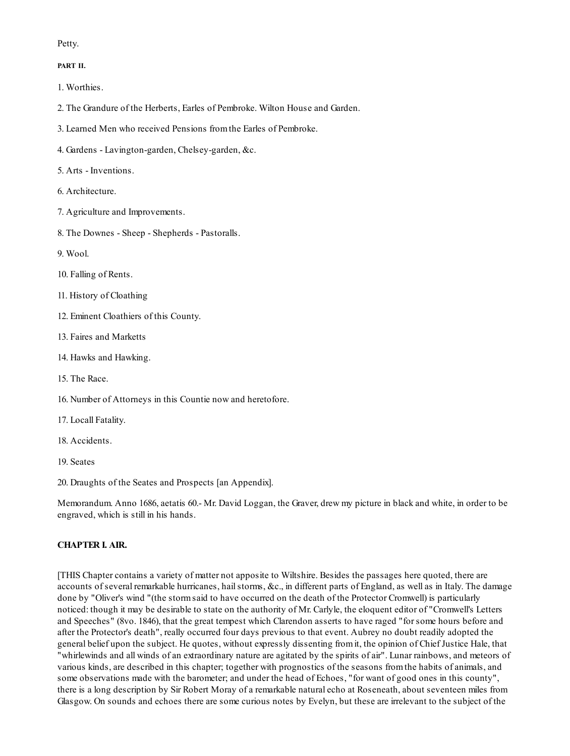Petty.

**PART II.**

1. Worthies.

2. The Grandure of the Herberts, Earles of Pembroke. Wilton House and Garden.

3. Learned Men who received Pensions from the Earles of Pembroke.

4. Gardens - Lavington-garden, Chelsey-garden, &c.

5. Arts - Inventions.

6. Architecture.

7. Agriculture and Improvements.

8. The Downes - Sheep - Shepherds - Pastoralls.

9. Wool.

10. Falling of Rents.

11. History of Cloathing

12. Eminent Cloathiers of this County.

13. Faires and Marketts

14. Hawks and Hawking.

15. The Race.

16. Number of Attorneys in this Countie now and heretofore.

17. Locall Fatality.

18. Accidents.

19. Seates

20. Draughts of the Seates and Prospects [an Appendix].

Memorandum. Anno 1686, aetatis 60.- Mr. David Loggan, the Graver, drew my picture in black and white, in order to be engraved, which is still in his hands.

### CHAPTER I. AIR.

[THIS Chapter contains a variety of matter not apposite to Wiltshire. Besides the passages here quoted, there are accounts of several remarkable hurricanes, hail storms, &c., in different parts of England, as well as in Italy. The damage done by "Oliver's wind "(the storm said to have occurred on the death of the Protector Cromwell) is particularly noticed: though it may be desirable to state on the authority of Mr. Carlyle, the eloquent editor of "Cromwell's Letters and Speeches" (8vo. 1846), that the great tempest which Clarendon asserts to have raged "for some hours before and after the Protector's death", really occurred four days previous to that event. Aubrey no doubt readily adopted the general belief upon the subject. He quotes, without expressly dissenting from it, the opinion of Chief Justice Hale, that "whirlewinds and all winds of an extraordinary nature are agitated by the spirits of air". Lunar rainbows, and meteors of various kinds, are described in this chapter; together with prognostics of the seasons from the habits of animals, and some observations made with the barometer; and under the head of Echoes, "for want of good ones in this county", there is a long description by Sir Robert Moray of a remarkable natural echo at Roseneath, about seventeen miles from Glasgow. On sounds and echoes there are some curious notes by Evelyn, but these are irrelevant to the subject of the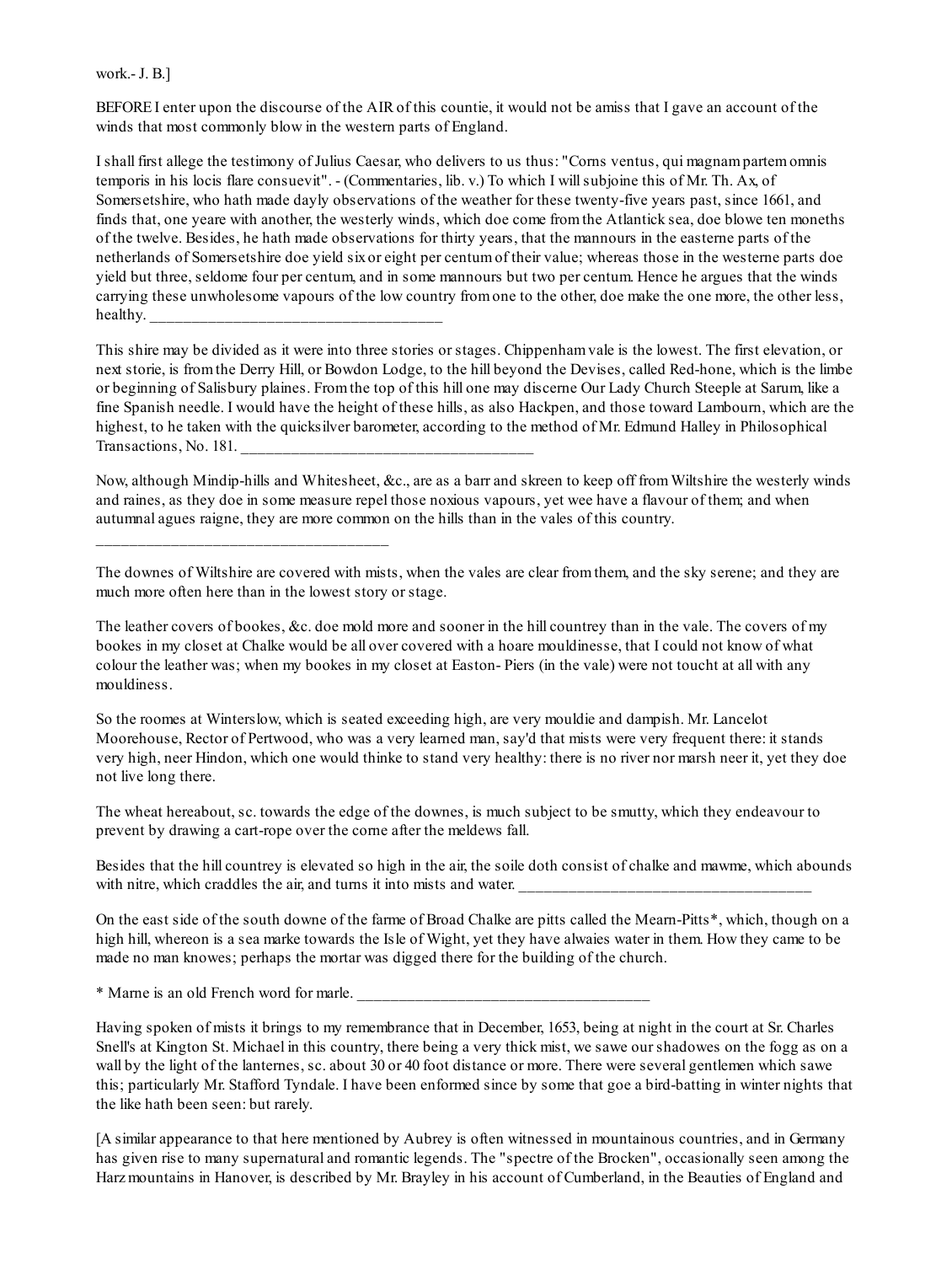work.- J. B.]

BEFORE I enter upon the discourse of the AIR of this countie, it would not be amiss that I gave an account of the winds that most commonly blow in the western parts of England.

I shall first allege the testimony of Julius Caesar, who delivers to us thus: "Corns ventus, qui magnam partem omnis temporis in his locis flare consuevit". - (Commentaries, lib. v.) To which I will subjoine this of Mr. Th. Ax, of Somersetshire, who hath made dayly observations of the weather for these twenty-five years past, since 1661, and finds that, one yeare with another, the westerly winds, which doe come from the Atlantick sea, doe blowe ten moneths of the twelve. Besides, he hath made observations for thirty years, that the mannours in the easterne parts of the netherlands of Somersetshire doe yield six or eight per centum of their value; whereas those in the westerne parts doe yield but three, seldome four per centum, and in some mannours but two per centum. Hence he argues that the winds carrying these unwholesome vapours of the low country from one to the other, doe make the one more, the other less, healthy. ____________________________________

This shire may be divided as it were into three stories or stages. Chippenham vale is the lowest. The first elevation, or next storie, is from the Derry Hill, or Bowdon Lodge, to the hill beyond the Devises, called Red-hone, which is the limbe or beginning of Salisbury plaines. From the top of this hill one may discerne Our Lady Church Steeple at Sarum, like a fine Spanish needle. I would have the height of these hills, as also Hackpen, and those toward Lambourn, which are the highest, to he taken with the quicksilver barometer, according to the method of Mr. Edmund Halley in Philosophical Transactions, No. 181. ____________________________________

Now, although Mindip-hills and Whitesheet, &c., are as a barr and skreen to keep off from Wiltshire the westerly winds and raines, as they doe in some measure repel those noxious vapours, yet wee have a flavour of them; and when autumnal agues raigne, they are more common on the hills than in the vales of this country.

____________________________________

The downes of Wiltshire are covered with mists, when the vales are clear from them, and the sky serene; and they are much more often here than in the lowest story or stage.

The leather covers of bookes, &c. doe mold more and sooner in the hill countrey than in the vale. The covers of my bookes in my closet at Chalke would be all over covered with a hoare mouldinesse, that I could not know of what colour the leather was; when my bookes in my closet at Easton- Piers (in the vale) were not toucht at all with any mouldiness.

So the roomes at Winterslow, which is seated exceeding high, are very mouldie and dampish. Mr. Lancelot Moorehouse, Rector of Pertwood, who was a very learned man, say'd that mists were very frequent there: it stands very high, neer Hindon, which one would thinke to stand very healthy: there is no river nor marsh neer it, yet they doe not live long there.

The wheat hereabout, sc. towards the edge of the downes, is much subject to be smutty, which they endeavour to prevent by drawing a cart-rope over the corne after the meldews fall.

Besides that the hill countrey is elevated so high in the air, the soile doth consist of chalke and mawme, which abounds with nitre, which craddles the air, and turns it into mists and water. ____________________________________

On the east side of the south downe of the farme of Broad Chalke are pitts called the Mearn-Pitts*, which, though on a high hill, whereon is a sea marke towards the Isle of Wight, yet they have alwaies water in them. How they came to be made no man knowes; perhaps the mortar was digged there for the building of the church.

* Marne is an old French word for marle. ____________________________________

Having spoken of mists it brings to my remembrance that in December, 1653, being at night in the court at Sr. Charles Snell's at Kington St. Michael in this country, there being a very thick mist, we sawe our shadowes on the fogg as on a wall by the light of the lanternes, sc. about 30 or 40 foot distance or more. There were several gentlemen which sawe this; particularly Mr. Stafford Tyndale. I have been enformed since by some that goe a bird-batting in winter nights that the like hath been seen: but rarely.

[A similar appearance to that here mentioned by Aubrey is often witnessed in mountainous countries, and in Germany has given rise to many supernatural and romantic legends. The "spectre of the Brocken", occasionally seen among the Harz mountains in Hanover, is described by Mr. Brayley in his account of Cumberland, in the Beauties of England and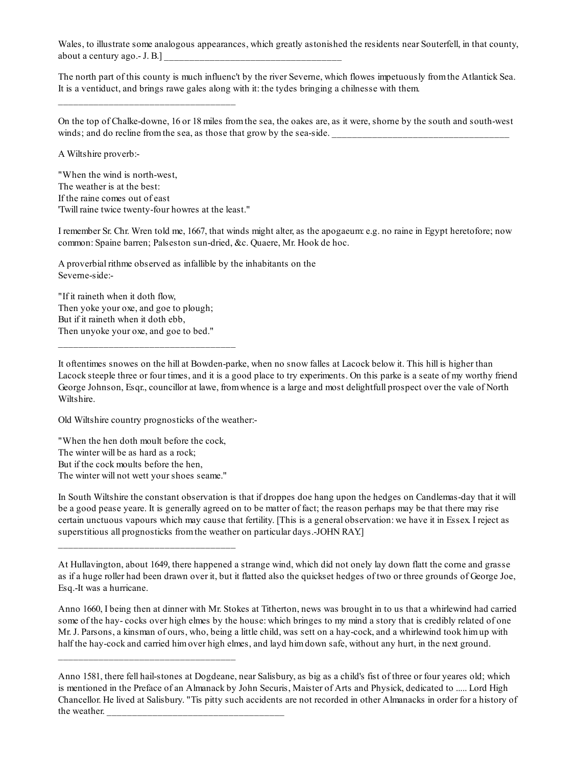Wales, to illustrate some analogous appearances, which greatly astonished the residents near Souterfell, in that county, about a century ago.- J. B.] ______________________________________

The north part of this county is much influenc't by the river Severne, which flowes impetuously from the Atlantick Sea. It is a ventiduct, and brings rawe gales along with it: the tydes bringing a chilnesse with them.

______________________________________

On the top of Chalke-downe, 16 or 18 miles from the sea, the oakes are, as it were, shorne by the south and south-west winds; and do recline from the sea, as those that grow by the sea-side. ______________________________________

A Wiltshire proverb:-

"When the wind is north-west,
The weather is at the best:
If the raine comes out of east
'Twill raine twice twenty-four howres at the least."

I remember Sr. Chr. Wren told me, 1667, that winds might alter, as the apogaeum: e.g. no raine in Egypt heretofore; now common: Spaine barren; Palseston sun-dried, &c. Quaere, Mr. Hook de hoc.

A proverbial rithme observed as infallible by the inhabitants on the Severne-side:-

"If it raineth when it doth flow,
Then yoke your oxe, and goe to plough;
But if it raineth when it doth ebb,
Then unyoke your oxe, and goe to bed."

______________________________________

It oftentimes snowes on the hill at Bowden-parke, when no snow falles at Lacock below it. This hill is higher than Lacock steeple three or four times, and it is a good place to try experiments. On this parke is a seate of my worthy friend George Johnson, Esqr., councillor at lawe, from whence is a large and most delightfull prospect over the vale of North Wiltshire.

Old Wiltshire country prognosticks of the weather:-

"When the hen doth moult before the cock,
The winter will be as hard as a rock;
But if the cock moults before the hen,
The winter will not wett your shoes seame."

In South Wiltshire the constant observation is that if droppes doe hang upon the hedges on Candlemas-day that it will be a good pease yeare. It is generally agreed on to be matter of fact; the reason perhaps may be that there may rise certain unctuous vapours which may cause that fertility. [This is a general observation: we have it in Essex. I reject as superstitious all prognosticks from the weather on particular days.-JOHN RAY.]

______________________________________

At Hullavington, about 1649, there happened a strange wind, which did not onely lay down flatt the corne and grasse as if a huge roller had been drawn over it, but it flatted also the quickset hedges of two or three grounds of George Joe, Esq.-It was a hurricane.

Anno 1660, I being then at dinner with Mr. Stokes at Titherton, news was brought in to us that a whirlewind had carried some of the hay- cocks over high elmes by the house: which bringes to my mind a story that is credibly related of one Mr. J. Parsons, a kinsman of ours, who, being a little child, was sett on a hay-cock, and a whirlewind took him up with half the hay-cock and carried him over high elmes, and layd him down safe, without any hurt, in the next ground.

______________________________________

Anno 1581, there fell hail-stones at Dogdeane, near Salisbury, as big as a child's fist of three or four yeares old; which is mentioned in the Preface of an Almanack by John Securis, Maister of Arts and Physick, dedicated to ..... Lord High Chancellor. He lived at Salisbury. "Tis pitty such accidents are not recorded in other Almanacks in order for a history of the weather. ______________________________________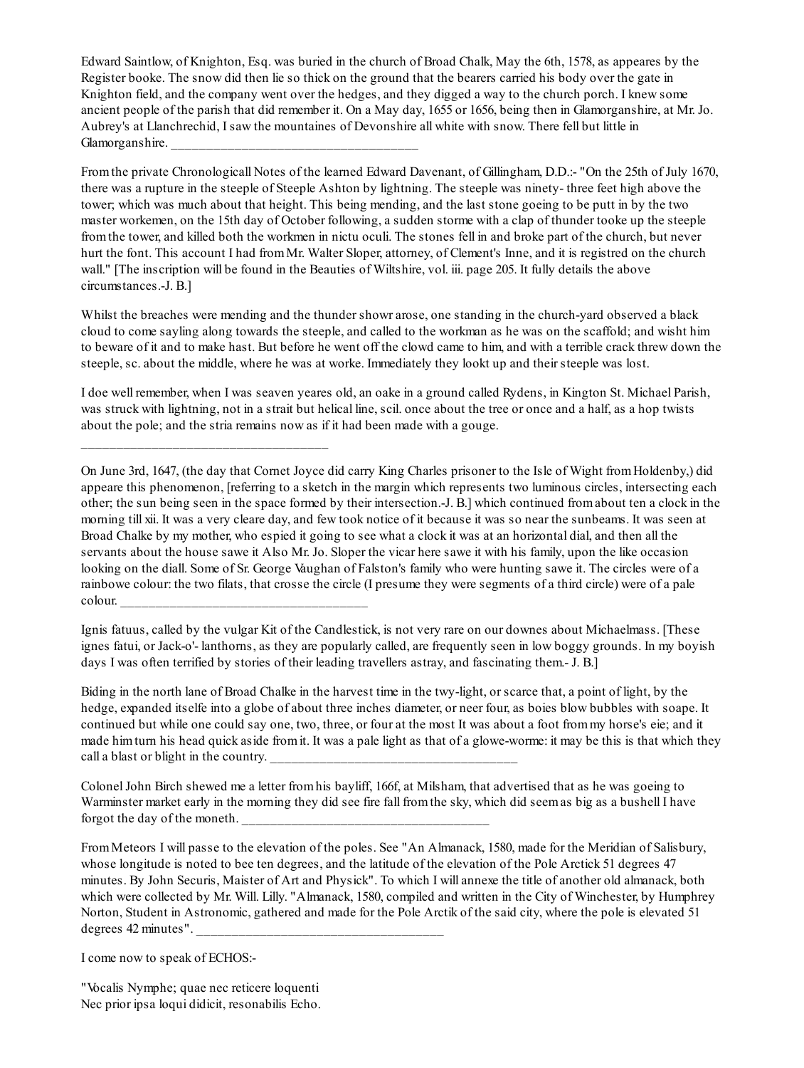Edward Saintlow, of Knighton, Esq. was buried in the church of Broad Chalk, May the 6th, 1578, as appeares by the Register booke. The snow did then lie so thick on the ground that the bearers carried his body over the gate in Knighton field, and the company went over the hedges, and they digged a way to the church porch. I knew some ancient people of the parish that did remember it. On a May day, 1655 or 1656, being then in Glamorganshire, at Mr. Jo. Aubrey's at Llanchrechid, I saw the mountaines of Devonshire all white with snow. There fell but little in Glamorganshire. ______________________________________

From the private Chronologicall Notes of the learned Edward Davenant, of Gillingham, D.D.:- "On the 25th of July 1670, there was a rupture in the steeple of Steeple Ashton by lightning. The steeple was ninety- three feet high above the tower; which was much about that height. This being mending, and the last stone goeing to be putt in by the two master workemen, on the 15th day of October following, a sudden storme with a clap of thunder tooke up the steeple from the tower, and killed both the workmen in nictu oculi. The stones fell in and broke part of the church, but never hurt the font. This account I had from Mr. Walter Sloper, attorney, of Clement's Inne, and it is registred on the church wall." [The inscription will be found in the Beauties of Wiltshire, vol. iii. page 205. It fully details the above circumstances.-J. B.]

Whilst the breaches were mending and the thunder showr arose, one standing in the church-yard observed a black cloud to come sayling along towards the steeple, and called to the workman as he was on the scaffold; and wisht him to beware of it and to make hast. But before he went off the clowd came to him, and with a terrible crack threw down the steeple, sc. about the middle, where he was at worke. Immediately they lookt up and their steeple was lost.

I doe well remember, when I was seaven yeares old, an oake in a ground called Rydens, in Kington St. Michael Parish, was struck with lightning, not in a strait but helical line, scil. once about the tree or once and a half, as a hop twists about the pole; and the stria remains now as if it had been made with a gouge.

______________________________________

On June 3rd, 1647, (the day that Cornet Joyce did carry King Charles prisoner to the Isle of Wight from Holdenby,) did appeare this phenomenon, [referring to a sketch in the margin which represents two luminous circles, intersecting each other; the sun being seen in the space formed by their intersection.-J. B.] which continued from about ten a clock in the morning till xii. It was a very cleare day, and few took notice of it because it was so near the sunbeams. It was seen at Broad Chalke by my mother, who espied it going to see what a clock it was at an horizontal dial, and then all the servants about the house sawe it Also Mr. Jo. Sloper the vicar here sawe it with his family, upon the like occasion looking on the diall. Some of Sr. George Vaughan of Falston's family who were hunting sawe it. The circles were of a rainbowe colour: the two filats, that crosse the circle (I presume they were segments of a third circle) were of a pale colour. ______________________________________

Ignis fatuus, called by the vulgar Kit of the Candlestick, is not very rare on our downes about Michaelmass. [These ignes fatui, or Jack-o'- lanthorns, as they are popularly called, are frequently seen in low boggy grounds. In my boyish days I was often terrified by stories of their leading travellers astray, and fascinating them.- J. B.]

Biding in the north lane of Broad Chalke in the harvest time in the twy-light, or scarce that, a point of light, by the hedge, expanded itselfe into a globe of about three inches diameter, or neer four, as boies blow bubbles with soape. It continued but while one could say one, two, three, or four at the most It was about a foot from my horse's eie; and it made him turn his head quick aside from it. It was a pale light as that of a glowe-worme: it may be this is that which they call a blast or blight in the country. ______________________________________

Colonel John Birch shewed me a letter from his bayliff, 166f, at Milsham, that advertised that as he was goeing to Warminster market early in the morning they did see fire fall from the sky, which did seem as big as a bushell I have forgot the day of the moneth. ______________________________________

From Meteors I will passe to the elevation of the poles. See "An Almanack, 1580, made for the Meridian of Salisbury, whose longitude is noted to bee ten degrees, and the latitude of the elevation of the Pole Arctick 51 degrees 47 minutes. By John Securis, Maister of Art and Physick". To which I will annexe the title of another old almanack, both which were collected by Mr. Will. Lilly. "Almanack, 1580, compiled and written in the City of Winchester, by Humphrey Norton, Student in Astronomic, gathered and made for the Pole Arctik of the said city, where the pole is elevated 51 degrees 42 minutes". ______________________________________

I come now to speak of ECHOS:-

"Vocalis Nymphe; quae nec reticere loquenti
Nec prior ipsa loqui didicit, resonabilis Echo.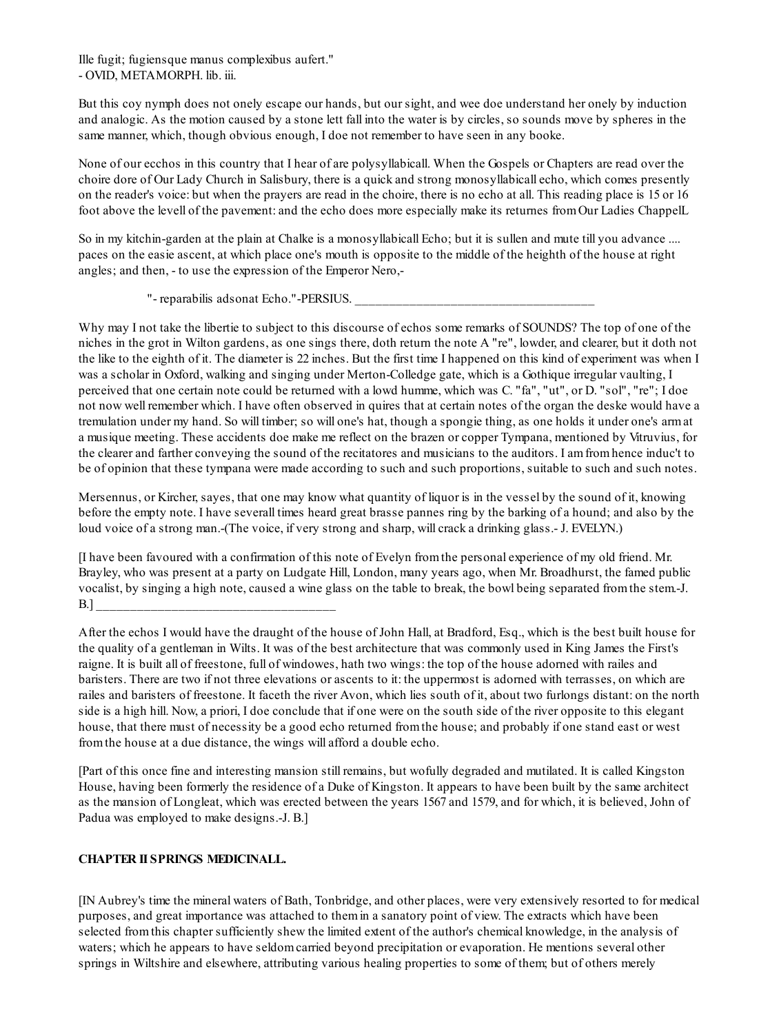Ille fugit; fugiensque manus complexibus aufert."
- OVID, METAMORPH. lib. iii.

But this coy nymph does not onely escape our hands, but our sight, and wee doe understand her onely by induction and analogic. As the motion caused by a stone lett fall into the water is by circles, so sounds move by spheres in the same manner, which, though obvious enough, I doe not remember to have seen in any booke.

None of our ecchos in this country that I hear of are polysyllabicall. When the Gospels or Chapters are read over the choire dore of Our Lady Church in Salisbury, there is a quick and strong monosyllabicall echo, which comes presently on the reader's voice: but when the prayers are read in the choire, there is no echo at all. This reading place is 15 or 16 foot above the levell of the pavement: and the echo does more especially make its returnes from Our Ladies ChappelL

So in my kitchin-garden at the plain at Chalke is a monosyllabicall Echo; but it is sullen and mute till you advance .... paces on the easie ascent, at which place one's mouth is opposite to the middle of the heighth of the house at right angles; and then, - to use the expression of the Emperor Nero,-

"- reparabilis adsonat Echo."-PERSIUS. ____________________________________

Why may I not take the libertie to subject to this discourse of echos some remarks of SOUNDS? The top of one of the niches in the grot in Wilton gardens, as one sings there, doth return the note A "re", lowder, and clearer, but it doth not the like to the eighth of it. The diameter is 22 inches. But the first time I happened on this kind of experiment was when I was a scholar in Oxford, walking and singing under Merton-Colledge gate, which is a Gothique irregular vaulting, I perceived that one certain note could be returned with a lowd humme, which was C. "fa", "ut", or D. "sol", "re"; I doe not now well remember which. I have often observed in quires that at certain notes of the organ the deske would have a tremulation under my hand. So will timber; so will one's hat, though a spongie thing, as one holds it under one's arm at a musique meeting. These accidents doe make me reflect on the brazen or copper Tympana, mentioned by Vitruvius, for the clearer and farther conveying the sound of the recitatores and musicians to the auditors. I am from hence induc't to be of opinion that these tympana were made according to such and such proportions, suitable to such and such notes.

Mersennus, or Kircher, sayes, that one may know what quantity of liquor is in the vessel by the sound of it, knowing before the empty note. I have severall times heard great brasse pannes ring by the barking of a hound; and also by the loud voice of a strong man.-(The voice, if very strong and sharp, will crack a drinking glass.- J. EVELYN.)

[I have been favoured with a confirmation of this note of Evelyn from the personal experience of my old friend. Mr. Brayley, who was present at a party on Ludgate Hill, London, many years ago, when Mr. Broadhurst, the famed public vocalist, by singing a high note, caused a wine glass on the table to break, the bowl being separated from the stem.-J. B.] ____________________________________

After the echos I would have the draught of the house of John Hall, at Bradford, Esq., which is the best built house for the quality of a gentleman in Wilts. It was of the best architecture that was commonly used in King James the First's raigne. It is built all of freestone, full of windowes, hath two wings: the top of the house adorned with railes and baristers. There are two if not three elevations or ascents to it: the uppermost is adorned with terrasses, on which are railes and baristers of freestone. It faceth the river Avon, which lies south of it, about two furlongs distant: on the north side is a high hill. Now, a priori, I doe conclude that if one were on the south side of the river opposite to this elegant house, that there must of necessity be a good echo returned from the house; and probably if one stand east or west from the house at a due distance, the wings will afford a double echo.

[Part of this once fine and interesting mansion still remains, but wofully degraded and mutilated. It is called Kingston House, having been formerly the residence of a Duke of Kingston. It appears to have been built by the same architect as the mansion of Longleat, which was erected between the years 1567 and 1579, and for which, it is believed, John of Padua was employed to make designs.-J. B.]

## CHAPTER II SPRINGS MEDICINALL.

[IN Aubrey's time the mineral waters of Bath, Tonbridge, and other places, were very extensively resorted to for medical purposes, and great importance was attached to them in a sanatory point of view. The extracts which have been selected from this chapter sufficiently shew the limited extent of the author's chemical knowledge, in the analysis of waters; which he appears to have seldom carried beyond precipitation or evaporation. He mentions several other springs in Wiltshire and elsewhere, attributing various healing properties to some of them; but of others merely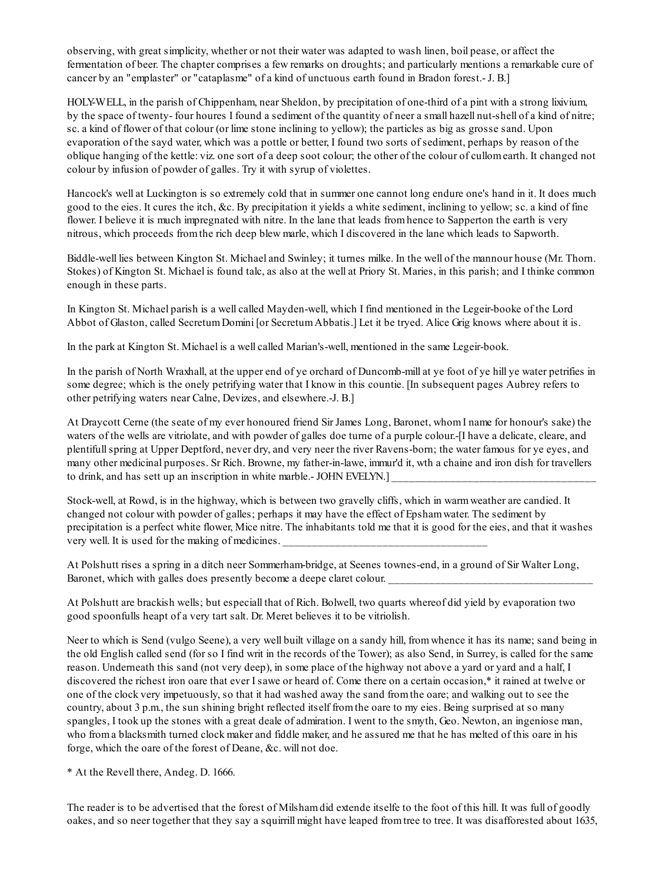observing, with great simplicity, whether or not their water was adapted to wash linen, boil pease, or affect the fermentation of beer. The chapter comprises a few remarks on droughts; and particularly mentions a remarkable cure of cancer by an "emplaster" or "cataplasme" of a kind of unctuous earth found in Bradon forest.- J. B.]

HOLY-WELL, in the parish of Chippenham, near Sheldon, by precipitation of one-third of a pint with a strong lixivium, by the space of twenty- four houres I found a sediment of the quantity of neer a small hazell nut-shell of a kind of nitre; sc. a kind of flower of that colour (or lime stone inclining to yellow); the particles as big as grosse sand. Upon evaporation of the sayd water, which was a pottle or better, I found two sorts of sediment, perhaps by reason of the oblique hanging of the kettle: viz. one sort of a deep soot colour; the other of the colour of cullom earth. It changed not colour by infusion of powder of galles. Try it with syrup of violettes.

Hancock's well at Luckington is so extremely cold that in summer one cannot long endure one's hand in it. It does much good to the eies. It cures the itch, &c. By precipitation it yields a white sediment, inclining to yellow; sc. a kind of fine flower. I believe it is much impregnated with nitre. In the lane that leads from hence to Sapperton the earth is very nitrous, which proceeds from the rich deep blew marle, which I discovered in the lane which leads to Sapworth.

Biddle-well lies between Kington St. Michael and Swinley; it turnes milke. In the well of the mannour house (Mr. Thorn. Stokes) of Kington St. Michael is found talc, as also at the well at Priory St. Maries, in this parish; and I thinke common enough in these parts.

In Kington St. Michael parish is a well called Mayden-well, which I find mentioned in the Legeir-booke of the Lord Abbot of Glaston, called Secretum Domini [or Secretum Abbatis.] Let it be tryed. Alice Grig knows where about it is.

In the park at Kington St. Michael is a well called Marian's-well, mentioned in the same Legeir-book.

In the parish of North Wraxhall, at the upper end of ye orchard of Duncomb-mill at ye foot of ye hill ye water petrifies in some degree; which is the onely petrifying water that I know in this countie. [In subsequent pages Aubrey refers to other petrifying waters near Calne, Devizes, and elsewhere.-J. B.]

At Draycott Cerne (the seate of my ever honoured friend Sir James Long, Baronet, whom I name for honour's sake) the waters of the wells are vitriolate, and with powder of galles doe turne of a purple colour.-[I have a delicate, cleare, and plentifull spring at Upper Deptford, never dry, and very neer the river Ravens-born; the water famous for ye eyes, and many other medicinal purposes. Sr Rich. Browne, my father-in-lawe, immur'd it, wth a chaine and iron dish for travellers to drink, and has sett up an inscription in white marble.- JOHN EVELYN.] ____________________________________

Stock-well, at Rowd, is in the highway, which is between two gravelly cliffs, which in warm weather are candied. It changed not colour with powder of galles; perhaps it may have the effect of Epsham water. The sediment by precipitation is a perfect white flower, Mice nitre. The inhabitants told me that it is good for the eies, and that it washes very well. It is used for the making of medicines. ____________________________________

At Polshutt rises a spring in a ditch neer Sommerham-bridge, at Seenes townes-end, in a ground of Sir Walter Long, Baronet, which with galles does presently become a deepe claret colour. ____________________________________

At Polshutt are brackish wells; but especiall that of Rich. Bolwell, two quarts whereof did yield by evaporation two good spoonfulls heapt of a very tart salt. Dr. Meret believes it to be vitriolish.

Neer to which is Send (vulgo Seene), a very well built village on a sandy hill, from whence it has its name; sand being in the old English called send (for so I find writ in the records of the Tower); as also Send, in Surrey, is called for the same reason. Underneath this sand (not very deep), in some place of the highway not above a yard or yard and a half, I discovered the richest iron oare that ever I sawe or heard of. Come there on a certain occasion,* it rained at twelve or one of the clock very impetuously, so that it had washed away the sand from the oare; and walking out to see the country, about 3 p.m., the sun shining bright reflected itself from the oare to my eies. Being surprised at so many spangles, I took up the stones with a great deale of admiration. I went to the smyth, Geo. Newton, an ingeniose man, who from a blacksmith turned clock maker and fiddle maker, and he assured me that he has melted of this oare in his forge, which the oare of the forest of Deane, &c. will not doe.

* At the Revell there, Andeg. D. 1666.

The reader is to be advertised that the forest of Milsham did extende itselfe to the foot of this hill. It was full of goodly oakes, and so neer together that they say a squirrill might have leaped from tree to tree. It was disafforested about 1635,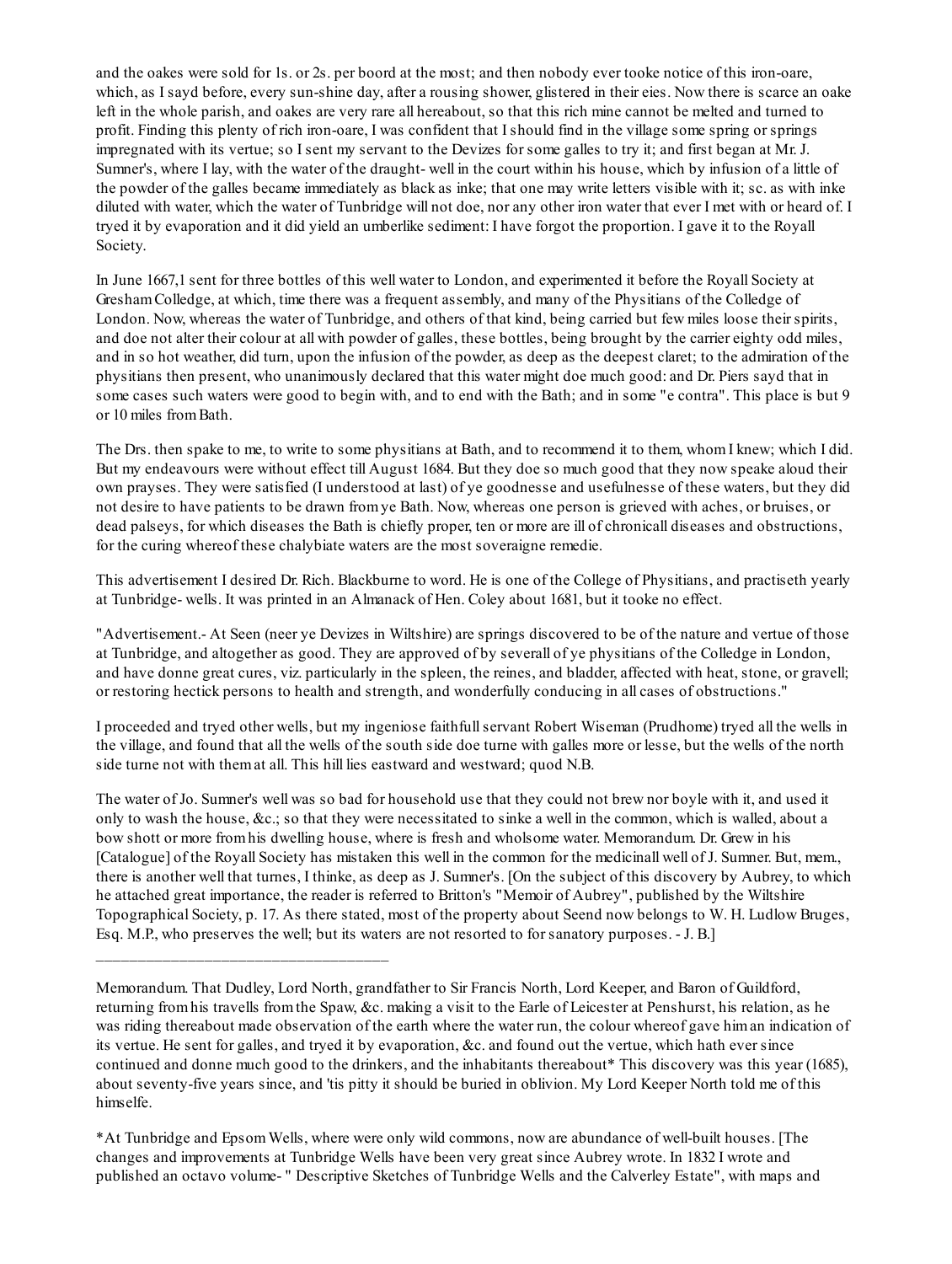and the oakes were sold for 1s. or 2s. per boord at the most; and then nobody ever tooke notice of this iron-oare, which, as I sayd before, every sun-shine day, after a rousing shower, glistered in their eies. Now there is scarce an oake left in the whole parish, and oakes are very rare all hereabout, so that this rich mine cannot be melted and turned to profit. Finding this plenty of rich iron-oare, I was confident that I should find in the village some spring or springs impregnated with its vertue; so I sent my servant to the Devizes for some galles to try it; and first began at Mr. J. Sumner's, where I lay, with the water of the draught- well in the court within his house, which by infusion of a little of the powder of the galles became immediately as black as inke; that one may write letters visible with it; sc. as with inke diluted with water, which the water of Tunbridge will not doe, nor any other iron water that ever I met with or heard of. I tryed it by evaporation and it did yield an umberlike sediment: I have forgot the proportion. I gave it to the Royall Society.

In June 1667,1 sent for three bottles of this well water to London, and experimented it before the Royall Society at Gresham Colledge, at which, time there was a frequent assembly, and many of the Physitians of the Colledge of London. Now, whereas the water of Tunbridge, and others of that kind, being carried but few miles loose their spirits, and doe not alter their colour at all with powder of galles, these bottles, being brought by the carrier eighty odd miles, and in so hot weather, did turn, upon the infusion of the powder, as deep as the deepest claret; to the admiration of the physitians then present, who unanimously declared that this water might doe much good: and Dr. Piers sayd that in some cases such waters were good to begin with, and to end with the Bath; and in some "e contra". This place is but 9 or 10 miles from Bath.

The Drs. then spake to me, to write to some physitians at Bath, and to recommend it to them, whom I knew; which I did. But my endeavours were without effect till August 1684. But they doe so much good that they now speake aloud their own prayses. They were satisfied (I understood at last) of ye goodnesse and usefulnesse of these waters, but they did not desire to have patients to be drawn from ye Bath. Now, whereas one person is grieved with aches, or bruises, or dead palseys, for which diseases the Bath is chiefly proper, ten or more are ill of chronicall diseases and obstructions, for the curing whereof these chalybiate waters are the most soveraigne remedie.

This advertisement I desired Dr. Rich. Blackburne to word. He is one of the College of Physitians, and practiseth yearly at Tunbridge- wells. It was printed in an Almanack of Hen. Coley about 1681, but it tooke no effect.

"Advertisement.- At Seen (neer ye Devizes in Wiltshire) are springs discovered to be of the nature and vertue of those at Tunbridge, and altogether as good. They are approved of by severall of ye physitians of the Colledge in London, and have donne great cures, viz. particularly in the spleen, the reines, and bladder, affected with heat, stone, or gravell; or restoring hectick persons to health and strength, and wonderfully conducing in all cases of obstructions."

I proceeded and tryed other wells, but my ingeniose faithfull servant Robert Wiseman (Prudhome) tryed all the wells in the village, and found that all the wells of the south side doe turne with galles more or lesse, but the wells of the north side turne not with them at all. This hill lies eastward and westward; quod N.B.

The water of Jo. Sumner's well was so bad for household use that they could not brew nor boyle with it, and used it only to wash the house, &c.; so that they were necessitated to sinke a well in the common, which is walled, about a bow shott or more from his dwelling house, where is fresh and wholsome water. Memorandum. Dr. Grew in his [Catalogue] of the Royall Society has mistaken this well in the common for the medicinall well of J. Sumner. But, mem., there is another well that turnes, I thinke, as deep as J. Sumner's. [On the subject of this discovery by Aubrey, to which he attached great importance, the reader is referred to Britton's "Memoir of Aubrey", published by the Wiltshire Topographical Society, p. 17. As there stated, most of the property about Seend now belongs to W. H. Ludlow Bruges, Esq. M.P., who preserves the well; but its waters are not resorted to for sanatory purposes. - J. B.]

---

Memorandum. That Dudley, Lord North, grandfather to Sir Francis North, Lord Keeper, and Baron of Guildford, returning from his travells from the Spaw, &c. making a visit to the Earle of Leicester at Penshurst, his relation, as he was riding thereabout made observation of the earth where the water run, the colour whereof gave him an indication of its vertue. He sent for galles, and tryed it by evaporation, &c. and found out the vertue, which hath ever since continued and donne much good to the drinkers, and the inhabitants thereabout* This discovery was this year (1685), about seventy-five years since, and 'tis pitty it should be buried in oblivion. My Lord Keeper North told me of this himselfe.

*At Tunbridge and Epsom Wells, where were only wild commons, now are abundance of well-built houses. [The changes and improvements at Tunbridge Wells have been very great since Aubrey wrote. In 1832 I wrote and published an octavo volume- " Descriptive Sketches of Tunbridge Wells and the Calverley Estate", with maps and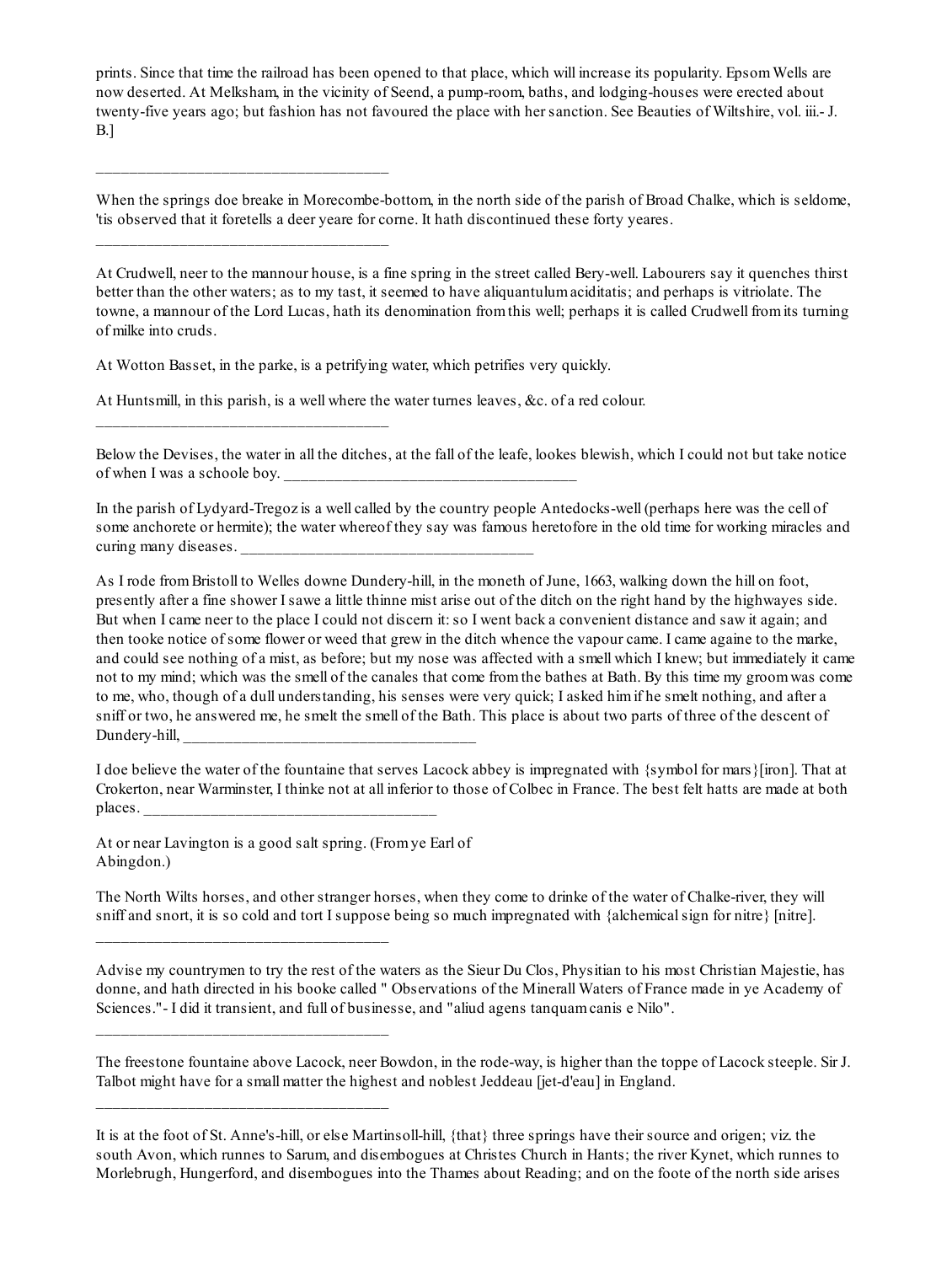prints. Since that time the railroad has been opened to that place, which will increase its popularity. Epsom Wells are now deserted. At Melksham, in the vicinity of Seend, a pump-room, baths, and lodging-houses were erected about twenty-five years ago; but fashion has not favoured the place with her sanction. See Beauties of Wiltshire, vol. iii.- J. B.]

___________________________________

When the springs doe breake in Morecombe-bottom, in the north side of the parish of Broad Chalke, which is seldome, 'tis observed that it foretells a deer yeare for corne. It hath discontinued these forty yeares.

___________________________________

At Crudwell, neer to the mannour house, is a fine spring in the street called Bery-well. Labourers say it quenches thirst better than the other waters; as to my tast, it seemed to have aliquantulum aciditatis; and perhaps is vitriolate. The towne, a mannour of the Lord Lucas, hath its denomination from this well; perhaps it is called Crudwell from its turning of milke into cruds.

At Wotton Basset, in the parke, is a petrifying water, which petrifies very quickly.

At Huntsmill, in this parish, is a well where the water turnes leaves, &c. of a red colour.

___________________________________

Below the Devises, the water in all the ditches, at the fall of the leafe, lookes blewish, which I could not but take notice of when I was a schoole boy. ___________________________________

In the parish of Lydyard-Tregoz is a well called by the country people Antedocks-well (perhaps here was the cell of some anchorete or hermite); the water whereof they say was famous heretofore in the old time for working miracles and curing many diseases. ___________________________________

As I rode from Bristoll to Welles downe Dundery-hill, in the moneth of June, 1663, walking down the hill on foot, presently after a fine shower I sawe a little thinne mist arise out of the ditch on the right hand by the highwayes side. But when I came neer to the place I could not discern it: so I went back a convenient distance and saw it again; and then tooke notice of some flower or weed that grew in the ditch whence the vapour came. I came againe to the marke, and could see nothing of a mist, as before; but my nose was affected with a smell which I knew; but immediately it came not to my mind; which was the smell of the canales that come from the bathes at Bath. By this time my groom was come to me, who, though of a dull understanding, his senses were very quick; I asked him if he smelt nothing, and after a sniff or two, he answered me, he smelt the smell of the Bath. This place is about two parts of three of the descent of Dundery-hill, ___________________________________

I doe believe the water of the fountaine that serves Lacock abbey is impregnated with {symbol for mars}[iron]. That at Crokerton, near Warminster, I thinke not at all inferior to those of Colbec in France. The best felt hatts are made at both places. ___________________________________

At or near Lavington is a good salt spring. (From ye Earl of Abingdon.)

The North Wilts horses, and other stranger horses, when they come to drinke of the water of Chalke-river, they will sniff and snort, it is so cold and tort I suppose being so much impregnated with {alchemical sign for nitre} [nitre].

___________________________________

Advise my countrymen to try the rest of the waters as the Sieur Du Clos, Physitian to his most Christian Majestie, has donne, and hath directed in his booke called " Observations of the Minerall Waters of France made in ye Academy of Sciences."- I did it transient, and full of businesse, and "aliud agens tanquam canis e Nilo".

___________________________________

The freestone fountaine above Lacock, neer Bowdon, in the rode-way, is higher than the toppe of Lacock steeple. Sir J. Talbot might have for a small matter the highest and noblest Jeddeau [jet-d'eau] in England.

___________________________________

It is at the foot of St. Anne's-hill, or else Martinsoll-hill, {that} three springs have their source and origen; viz. the south Avon, which runnes to Sarum, and disembogues at Christes Church in Hants; the river Kynet, which runnes to Morlebrugh, Hungerford, and disembogues into the Thames about Reading; and on the foote of the north side arises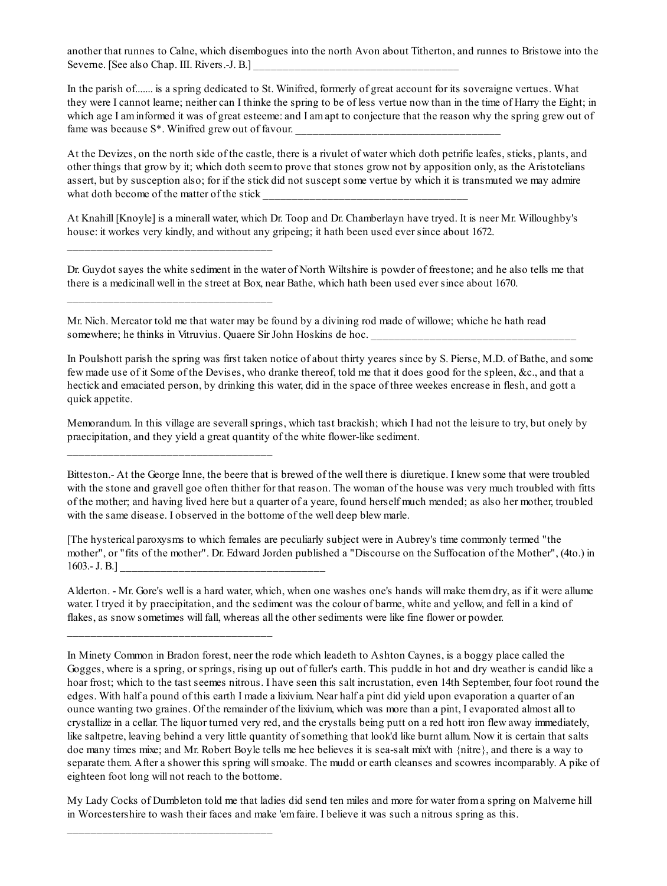another that runnes to Calne, which disembogues into the north Avon about Titherton, and runnes to Bristowe into the Severne. [See also Chap. III. Rivers.-J. B.] _____________________________________

In the parish of....... is a spring dedicated to St. Winifred, formerly of great account for its soveraigne vertues. What they were I cannot learne; neither can I thinke the spring to be of less vertue now than in the time of Harry the Eight; in which age I am informed it was of great esteeme: and I am apt to conjecture that the reason why the spring grew out of fame was because S*. Winifred grew out of favour. _____________________________________

At the Devizes, on the north side of the castle, there is a rivulet of water which doth petrifie leafes, sticks, plants, and other things that grow by it; which doth seem to prove that stones grow not by apposition only, as the Aristotelians assert, but by susception also; for if the stick did not suscept some vertue by which it is transmuted we may admire what doth become of the matter of the stick _____________________________________

At Knahill [Knoyle] is a minerall water, which Dr. Toop and Dr. Chamberlayn have tryed. It is neer Mr. Willoughby's house: it workes very kindly, and without any gripeing; it hath been used ever since about 1672.

_____________________________________

Dr. Guydot sayes the white sediment in the water of North Wiltshire is powder of freestone; and he also tells me that there is a medicinall well in the street at Box, near Bathe, which hath been used ever since about 1670.

_____________________________________

Mr. Nich. Mercator told me that water may be found by a divining rod made of willowe; whiche he hath read somewhere; he thinks in Vitruvius. Quaere Sir John Hoskins de hoc. _____________________________________

In Poulshott parish the spring was first taken notice of about thirty yeares since by S. Pierse, M.D. of Bathe, and some few made use of it Some of the Devises, who dranke thereof, told me that it does good for the spleen, &c., and that a hectick and emaciated person, by drinking this water, did in the space of three weekes encrease in flesh, and gott a quick appetite.

Memorandum. In this village are severall springs, which tast brackish; which I had not the leisure to try, but onely by praecipitation, and they yield a great quantity of the white flower-like sediment.

_____________________________________

Bitteston.- At the George Inne, the beere that is brewed of the well there is diuretique. I knew some that were troubled with the stone and gravell goe often thither for that reason. The woman of the house was very much troubled with fitts of the mother; and having lived here but a quarter of a yeare, found herself much mended; as also her mother, troubled with the same disease. I observed in the bottome of the well deep blew marle.

[The hysterical paroxysms to which females are peculiarly subject were in Aubrey's time commonly termed "the mother", or "fits of the mother". Dr. Edward Jorden published a "Discourse on the Suffocation of the Mother", (4to.) in 1603.- J. B.] _____________________________________

Alderton. - Mr. Gore's well is a hard water, which, when one washes one's hands will make them dry, as if it were allume water. I tryed it by praecipitation, and the sediment was the colour of barme, white and yellow, and fell in a kind of flakes, as snow sometimes will fall, whereas all the other sediments were like fine flower or powder.

_____________________________________

In Minety Common in Bradon forest, neer the rode which leadeth to Ashton Caynes, is a boggy place called the Gogges, where is a spring, or springs, rising up out of fuller's earth. This puddle in hot and dry weather is candid like a hoar frost; which to the tast seemes nitrous. I have seen this salt incrustation, even 14th September, four foot round the edges. With half a pound of this earth I made a lixivium. Near half a pint did yield upon evaporation a quarter of an ounce wanting two graines. Of the remainder of the lixivium, which was more than a pint, I evaporated almost all to crystallize in a cellar. The liquor turned very red, and the crystalls being putt on a red hott iron flew away immediately, like saltpetre, leaving behind a very little quantity of something that look'd like burnt allum. Now it is certain that salts doe many times mixe; and Mr. Robert Boyle tells me hee believes it is sea-salt mix't with {nitre}, and there is a way to separate them. After a shower this spring will smoake. The mudd or earth cleanses and scowres incomparably. A pike of eighteen foot long will not reach to the bottome.

My Lady Cocks of Dumbleton told me that ladies did send ten miles and more for water from a spring on Malverne hill in Worcestershire to wash their faces and make 'em faire. I believe it was such a nitrous spring as this.

_____________________________________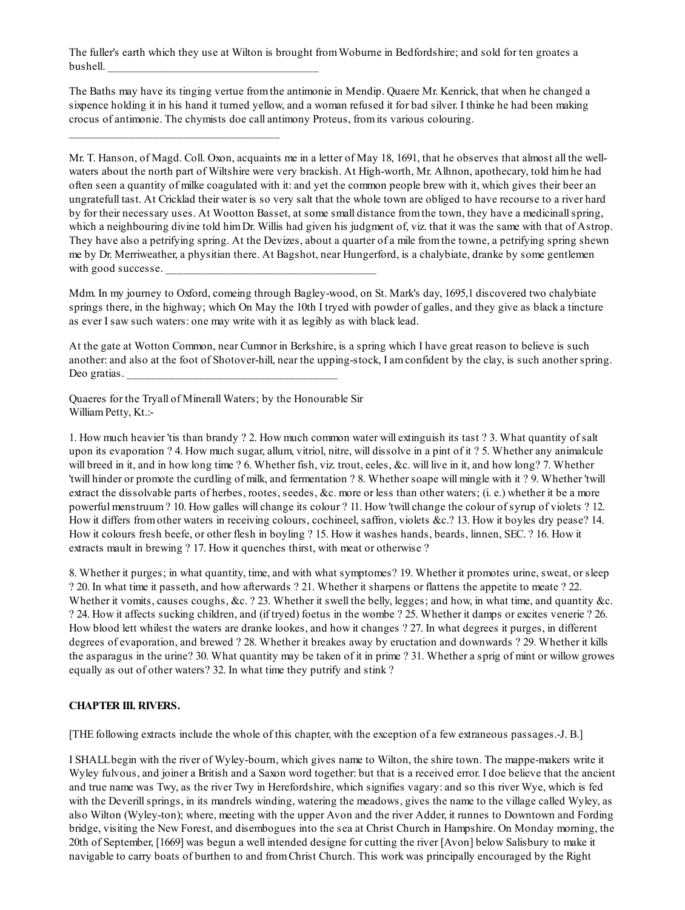The fuller's earth which they use at Wilton is brought from Woburne in Bedfordshire; and sold for ten groates a bushell. ______________________________________

The Baths may have its tinging vertue from the antimonie in Mendip. Quaere Mr. Kenrick, that when he changed a sixpence holding it in his hand it turned yellow, and a woman refused it for bad silver. I thinke he had been making crocus of antimonie. The chymists doe call antimony Proteus, from its various colouring.

______________________________________

Mr. T. Hanson, of Magd. Coll. Oxon, acquaints me in a letter of May 18, 1691, that he observes that almost all the well-waters about the north part of Wiltshire were very brackish. At High-worth, Mr. Alhnon, apothecary, told him he had often seen a quantity of milke coagulated with it: and yet the common people brew with it, which gives their beer an ungratefull tast. At Cricklad their water is so very salt that the whole town are obliged to have recourse to a river hard by for their necessary uses. At Wootton Basset, at some small distance from the town, they have a medicinall spring, which a neighbouring divine told him Dr. Willis had given his judgment of, viz. that it was the same with that of Astrop. They have also a petrifying spring. At the Devizes, about a quarter of a mile from the towne, a petrifying spring shewn me by Dr. Merriweather, a physitian there. At Bagshot, near Hungerford, is a chalybiate, dranke by some gentlemen with good successe. ______________________________________

Mdm. In my journey to Oxford, comeing through Bagley-wood, on St. Mark's day, 1695,1 discovered two chalybiate springs there, in the highway; which On May the 10th I tryed with powder of galles, and they give as black a tincture as ever I saw such waters: one may write with it as legibly as with black lead.

At the gate at Wotton Common, near Cumnor in Berkshire, is a spring which I have great reason to believe is such another: and also at the foot of Shotover-hill, near the upping-stock, I am confident by the clay, is such another spring. Deo gratias. ______________________________________

Quaeres for the Tryall of Minerall Waters; by the Honourable Sir William Petty, Kt.:-

1. How much heavier 'tis than brandy ? 2. How much common water will extinguish its tast ? 3. What quantity of salt upon its evaporation ? 4. How much sugar, allum, vitriol, nitre, will dissolve in a pint of it ? 5. Whether any animalcule will breed in it, and in how long time ? 6. Whether fish, viz. trout, eeles, &c. will live in it, and how long? 7. Whether 'twill hinder or promote the curdling of milk, and fermentation ? 8. Whether soape will mingle with it ? 9. Whether 'twill extract the dissolvable parts of herbes, rootes, seedes, &c. more or less than other waters; (i. e.) whether it be a more powerful menstruum ? 10. How galles will change its colour ? 11. How 'twill change the colour of syrup of violets ? 12. How it differs from other waters in receiving colours, cochineel, saffron, violets &c.? 13. How it boyles dry pease? 14. How it colours fresh beefe, or other flesh in boyling ? 15. How it washes hands, beards, linnen, SEC. ? 16. How it extracts mault in brewing ? 17. How it quenches thirst, with meat or otherwise ?

8. Whether it purges; in what quantity, time, and with what symptomes? 19. Whether it promotes urine, sweat, or sleep ? 20. In what time it passeth, and how afterwards ? 21. Whether it sharpens or flattens the appetite to meate ? 22. Whether it vomits, causes coughs, &c. ? 23. Whether it swell the belly, legges; and how, in what time, and quantity &c. ? 24. How it affects sucking children, and (if tryed) foetus in the wombe ? 25. Whether it damps or excites venerie ? 26. How blood lett whilest the waters are dranke lookes, and how it changes ? 27. In what degrees it purges, in different degrees of evaporation, and brewed ? 28. Whether it breakes away by eructation and downwards ? 29. Whether it kills the asparagus in the urine? 30. What quantity may be taken of it in prime ? 31. Whether a sprig of mint or willow growes equally as out of other waters? 32. In what time they putrify and stink ?

## CHAPTER III. RIVERS.

[THE following extracts include the whole of this chapter, with the exception of a few extraneous passages.-J. B.]

I SHALL begin with the river of Wyley-bourn, which gives name to Wilton, the shire town. The mappe-makers write it Wyley fulvous, and joiner a British and a Saxon word together: but that is a received error. I doe believe that the ancient and true name was Twy, as the river Twy in Herefordshire, which signifies vagary: and so this river Wye, which is fed with the Deverill springs, in its mandrels winding, watering the meadows, gives the name to the village called Wyley, as also Wilton (Wyley-ton); where, meeting with the upper Avon and the river Adder, it runnes to Downtown and Fording bridge, visiting the New Forest, and disembogues into the sea at Christ Church in Hampshire. On Monday morning, the 20th of September, [1669] was begun a well intended designe for cutting the river [Avon] below Salisbury to make it navigable to carry boats of burthen to and from Christ Church. This work was principally encouraged by the Right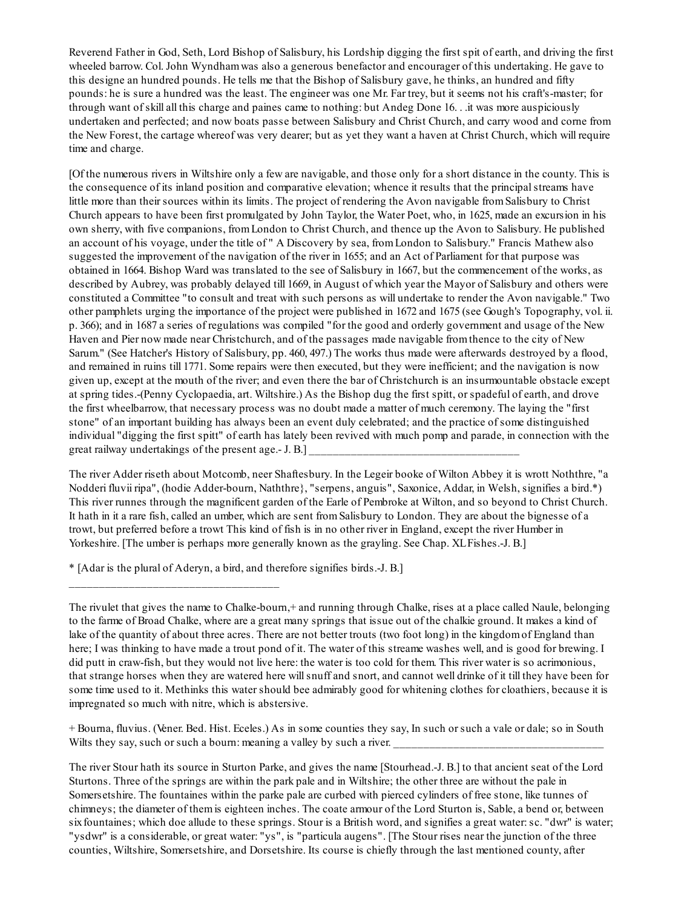Reverend Father in God, Seth, Lord Bishop of Salisbury, his Lordship digging the first spit of earth, and driving the first wheeled barrow. Col. John Wyndham was also a generous benefactor and encourager of this undertaking. He gave to this designe an hundred pounds. He tells me that the Bishop of Salisbury gave, he thinks, an hundred and fifty pounds: he is sure a hundred was the least. The engineer was one Mr. Far trey, but it seems not his craft's-master; for through want of skill all this charge and paines came to nothing: but Andeg Done 16. . .it was more auspiciously undertaken and perfected; and now boats passe between Salisbury and Christ Church, and carry wood and corne from the New Forest, the cartage whereof was very dearer; but as yet they want a haven at Christ Church, which will require time and charge.

[Of the numerous rivers in Wiltshire only a few are navigable, and those only for a short distance in the county. This is the consequence of its inland position and comparative elevation; whence it results that the principal streams have little more than their sources within its limits. The project of rendering the Avon navigable from Salisbury to Christ Church appears to have been first promulgated by John Taylor, the Water Poet, who, in 1625, made an excursion in his own sherry, with five companions, from London to Christ Church, and thence up the Avon to Salisbury. He published an account of his voyage, under the title of " A Discovery by sea, from London to Salisbury." Francis Mathew also suggested the improvement of the navigation of the river in 1655; and an Act of Parliament for that purpose was obtained in 1664. Bishop Ward was translated to the see of Salisbury in 1667, but the commencement of the works, as described by Aubrey, was probably delayed till 1669, in August of which year the Mayor of Salisbury and others were constituted a Committee "to consult and treat with such persons as will undertake to render the Avon navigable." Two other pamphlets urging the importance of the project were published in 1672 and 1675 (see Gough's Topography, vol. ii. p. 366); and in 1687 a series of regulations was compiled "for the good and orderly government and usage of the New Haven and Pier now made near Christchurch, and of the passages made navigable from thence to the city of New Sarum." (See Hatcher's History of Salisbury, pp. 460, 497.) The works thus made were afterwards destroyed by a flood, and remained in ruins till 1771. Some repairs were then executed, but they were inefficient; and the navigation is now given up, except at the mouth of the river; and even there the bar of Christchurch is an insurmountable obstacle except at spring tides.-(Penny Cyclopaedia, art. Wiltshire.) As the Bishop dug the first spitt, or spadeful of earth, and drove the first wheelbarrow, that necessary process was no doubt made a matter of much ceremony. The laying the "first stone" of an important building has always been an event duly celebrated; and the practice of some distinguished individual "digging the first spitt" of earth has lately been revived with much pomp and parade, in connection with the great railway undertakings of the present age.- J. B.] ____________________________________

The river Adder riseth about Motcomb, neer Shaftesbury. In the Legeir booke of Wilton Abbey it is wrott Noththre, "a Nodderi fluvii ripa", (hodie Adder-bourn, Naththre}, "serpens, anguis", Saxonice, Addar, in Welsh, signifies a bird.*) This river runnes through the magnificent garden of the Earle of Pembroke at Wilton, and so beyond to Christ Church. It hath in it a rare fish, called an umber, which are sent from Salisbury to London. They are about the bignesse of a trowt, but preferred before a trowt This kind of fish is in no other river in England, except the river Humber in Yorkeshire. [The umber is perhaps more generally known as the grayling. See Chap. XL Fishes.-J. B.]

* [Adar is the plural of Aderyn, a bird, and therefore signifies birds.-J. B.]

____________________________________

The rivulet that gives the name to Chalke-bourn,+ and running through Chalke, rises at a place called Naule, belonging to the farme of Broad Chalke, where are a great many springs that issue out of the chalkie ground. It makes a kind of lake of the quantity of about three acres. There are not better trouts (two foot long) in the kingdom of England than here; I was thinking to have made a trout pond of it. The water of this streame washes well, and is good for brewing. I did putt in craw-fish, but they would not live here: the water is too cold for them. This river water is so acrimonious, that strange horses when they are watered here will snuff and snort, and cannot well drinke of it till they have been for some time used to it. Methinks this water should bee admirably good for whitening clothes for cloathiers, because it is impregnated so much with nitre, which is abstersive.

+ Bourna, fluvius. (Vener. Bed. Hist. Eceles.) As in some counties they say, In such or such a vale or dale; so in South Wilts they say, such or such a bourn: meaning a valley by such a river. ____________________________________

The river Stour hath its source in Sturton Parke, and gives the name [Stourhead.-J. B.] to that ancient seat of the Lord Sturtons. Three of the springs are within the park pale and in Wiltshire; the other three are without the pale in Somersetshire. The fountaines within the parke pale are curbed with pierced cylinders of free stone, like tunnes of chimneys; the diameter of them is eighteen inches. The coate armour of the Lord Sturton is, Sable, a bend or, between six fountaines; which doe allude to these springs. Stour is a British word, and signifies a great water: sc. "dwr" is water; "ysdwr" is a considerable, or great water: "ys", is "particula augens". [The Stour rises near the junction of the three counties, Wiltshire, Somersetshire, and Dorsetshire. Its course is chiefly through the last mentioned county, after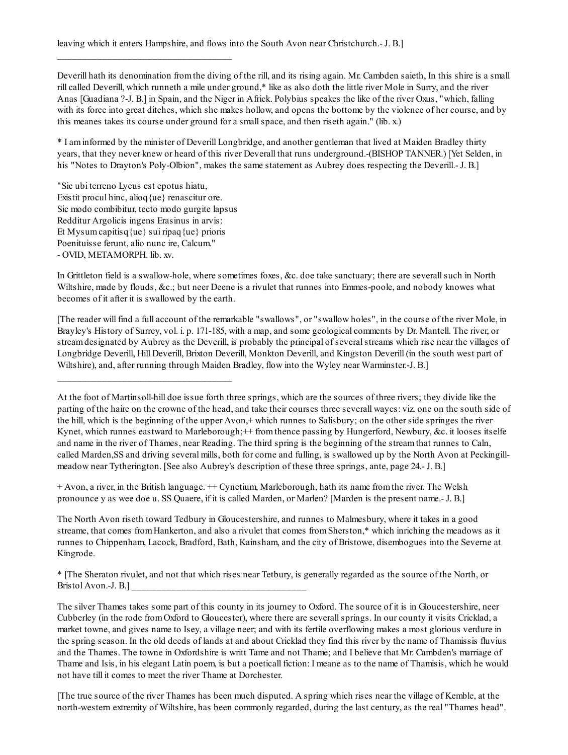leaving which it enters Hampshire, and flows into the South Avon near Christchurch.- J. B.]

---

Deverill hath its denomination from the diving of the rill, and its rising again. Mr. Cambden saieth, In this shire is a small rill called Deverill, which runneth a mile under ground,* like as also doth the little river Mole in Surry, and the river Anas [Guadiana ?-J. B.] in Spain, and the Niger in Africk. Polybius speakes the like of the river Oxus, "which, falling with its force into great ditches, which she makes hollow, and opens the bottome by the violence of her course, and by this meanes takes its course under ground for a small space, and then riseth again." (lib. x.)

* I am informed by the minister of Deverill Longbridge, and another gentleman that lived at Maiden Bradley thirty years, that they never knew or heard of this river Deverall that runs underground.-(BISHOP TANNER.) [Yet Selden, in his "Notes to Drayton's Poly-Olbion", makes the same statement as Aubrey does respecting the Deverill.- J. B.]

"Sic ubi terreno Lycus est epotus hiatu,
Existit procul hinc, alioq{ue} renascitur ore.
Sic modo combibitur, tecto modo gurgite lapsus
Redditur Argolicis ingens Erasinus in arvis:
Et Mysum capitisq{ue} sui ripaq{ue} prioris
Poenituisse ferunt, alio nunc ire, Calcum."
- OVID, METAMORPH. lib. xv.

In Grittleton field is a swallow-hole, where sometimes foxes, &c. doe take sanctuary; there are severall such in North Wiltshire, made by flouds, &c.; but neer Deene is a rivulet that runnes into Emmes-poole, and nobody knowes what becomes of it after it is swallowed by the earth.

[The reader will find a full account of the remarkable "swallows", or "swallow holes", in the course of the river Mole, in Brayley's History of Surrey, vol. i. p. 171-185, with a map, and some geological comments by Dr. Mantell. The river, or stream designated by Aubrey as the Deverill, is probably the principal of several streams which rise near the villages of Longbridge Deverill, Hill Deverill, Brixton Deverill, Monkton Deverill, and Kingston Deverill (in the south west part of Wiltshire), and, after running through Maiden Bradley, flow into the Wyley near Warminster.-J. B.]

---

At the foot of Martinsoll-hill doe issue forth three springs, which are the sources of three rivers; they divide like the parting of the haire on the crowne of the head, and take their courses three severall wayes: viz. one on the south side of the hill, which is the beginning of the upper Avon,+ which runnes to Salisbury; on the other side springes the river Kynet, which runnes eastward to Marleborough;++ from thence passing by Hungerford, Newbury, &c. it looses itselfe and name in the river of Thames, near Reading. The third spring is the beginning of the stream that runnes to Caln, called Marden,SS and driving several mills, both for corne and fulling, is swallowed up by the North Avon at Peckingill-meadow near Tytherington. [See also Aubrey's description of these three springs, ante, page 24.- J. B.]

+ Avon, a river, in the British language. ++ Cynetium, Marleborough, hath its name from the river. The Welsh pronounce y as wee doe u. SS Quaere, if it is called Marden, or Marlen? [Marden is the present name.- J. B.]

The North Avon riseth toward Tedbury in Gloucestershire, and runnes to Malmesbury, where it takes in a good streame, that comes from Hankerton, and also a rivulet that comes from Sherston,* which inriching the meadows as it runnes to Chippenham, Lacock, Bradford, Bath, Kainsham, and the city of Bristowe, disembogues into the Severne at Kingrode.

* [The Sheraton rivulet, and not that which rises near Tetbury, is generally regarded as the source of the North, or Bristol Avon.-J. B.]

---

The silver Thames takes some part of this county in its journey to Oxford. The source of it is in Gloucestershire, neer Cubberley (in the rode from Oxford to Gloucester), where there are severall springs. In our county it visits Cricklad, a market towne, and gives name to Isey, a village neer; and with its fertile overflowing makes a most glorious verdure in the spring season. In the old deeds of lands at and about Cricklad they find this river by the name of Thamissis fluvius and the Thames. The towne in Oxfordshire is writt Tame and not Thame; and I believe that Mr. Cambden's marriage of Thame and Isis, in his elegant Latin poem, is but a poeticall fiction: I meane as to the name of Thamisis, which he would not have till it comes to meet the river Thame at Dorchester.

[The true source of the river Thames has been much disputed. A spring which rises near the village of Kemble, at the north-western extremity of Wiltshire, has been commonly regarded, during the last century, as the real "Thames head".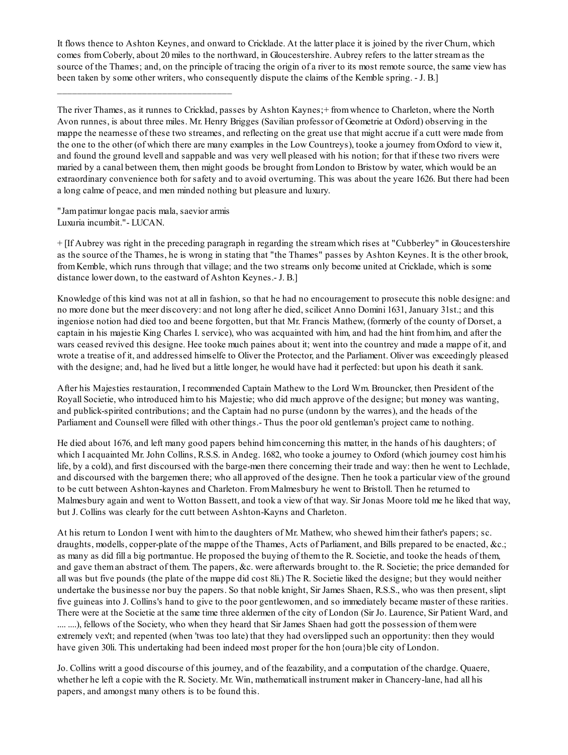It flows thence to Ashton Keynes, and onward to Cricklade. At the latter place it is joined by the river Churn, which comes from Coberly, about 20 miles to the northward, in Gloucestershire. Aubrey refers to the latter stream as the source of the Thames; and, on the principle of tracing the origin of a river to its most remote source, the same view has been taken by some other writers, who consequently dispute the claims of the Kemble spring. - J. B.]

---

The river Thames, as it runnes to Cricklad, passes by Ashton Kaynes;+ from whence to Charleton, where the North Avon runnes, is about three miles. Mr. Henry Brigges (Savilian professor of Geometrie at Oxford) observing in the mappe the nearnesse of these two streames, and reflecting on the great use that might accrue if a cutt were made from the one to the other (of which there are many examples in the Low Countreys), tooke a journey from Oxford to view it, and found the ground levell and sappable and was very well pleased with his notion; for that if these two rivers were maried by a canal between them, then might goods be brought from London to Bristow by water, which would be an extraordinary convenience both for safety and to avoid overturning. This was about the yeare 1626. But there had been a long calme of peace, and men minded nothing but pleasure and luxury.

"Jam patimur longae pacis mala, saevior armis
Luxuria incumbit." - LUCAN.

+ [If Aubrey was right in the preceding paragraph in regarding the stream which rises at "Cubberley" in Gloucestershire as the source of the Thames, he is wrong in stating that "the Thames" passes by Ashton Keynes. It is the other brook, from Kemble, which runs through that village; and the two streams only become united at Cricklade, which is some distance lower down, to the eastward of Ashton Keynes.- J. B.]

Knowledge of this kind was not at all in fashion, so that he had no encouragement to prosecute this noble designe: and no more done but the meer discovery: and not long after he died, scilicet Anno Domini 1631, January 31st.; and this ingeniose notion had died too and beene forgotten, but that Mr. Francis Mathew, (formerly of the county of Dorset, a captain in his majestie King Charles I. service), who was acquainted with him, and had the hint from him, and after the wars ceased revived this designe. Hee tooke much paines about it; went into the countrey and made a mappe of it, and wrote a treatise of it, and addressed himselfe to Oliver the Protector, and the Parliament. Oliver was exceedingly pleased with the designe; and, had he lived but a little longer, he would have had it perfected: but upon his death it sank.

After his Majesties restauration, I recommended Captain Mathew to the Lord Wm. Brouncker, then President of the Royall Societie, who introduced him to his Majestie; who did much approve of the designe; but money was wanting, and publick-spirited contributions; and the Captain had no purse (undonn by the warres), and the heads of the Parliament and Counsell were filled with other things.- Thus the poor old gentleman's project came to nothing.

He died about 1676, and left many good papers behind him concerning this matter, in the hands of his daughters; of which I acquainted Mr. John Collins, R.S.S. in Andeg. 1682, who tooke a journey to Oxford (which journey cost him his life, by a cold), and first discoursed with the barge-men there concerning their trade and way: then he went to Lechlade, and discoursed with the bargemen there; who all approved of the designe. Then he took a particular view of the ground to be cutt between Ashton-kaynes and Charleton. From Malmesbury he went to Bristoll. Then he returned to Malmesbury again and went to Wotton Bassett, and took a view of that way. Sir Jonas Moore told me he liked that way, but J. Collins was clearly for the cutt between Ashton-Kayns and Charleton.

At his return to London I went with him to the daughters of Mr. Mathew, who shewed him their father's papers; sc. draughts, modells, copper-plate of the mappe of the Thames, Acts of Parliament, and Bills prepared to be enacted, &c.; as many as did fill a big portmantue. He proposed the buying of them to the R. Societie, and tooke the heads of them, and gave them an abstract of them. The papers, &c. were afterwards brought to. the R. Societie; the price demanded for all was but five pounds (the plate of the mappe did cost 8li.) The R. Societie liked the designe; but they would neither undertake the businesse nor buy the papers. So that noble knight, Sir James Shaen, R.S.S., who was then present, slipt five guineas into J. Collins's hand to give to the poor gentlewomen, and so immediately became master of these rarities. There were at the Societie at the same time three aldermen of the city of London (Sir Jo. Laurence, Sir Patient Ward, and .... ....), fellows of the Society, who when they heard that Sir James Shaen had gott the possession of them were extremely vex't; and repented (when 'twas too late) that they had overslipped such an opportunity: then they would have given 30li. This undertaking had been indeed most proper for the hon{oura}ble city of London.

Jo. Collins writt a good discourse of this journey, and of the feazability, and a computation of the chardge. Quaere, whether he left a copie with the R. Society. Mr. Win, mathematicall instrument maker in Chancery-lane, had all his papers, and amongst many others is to be found this.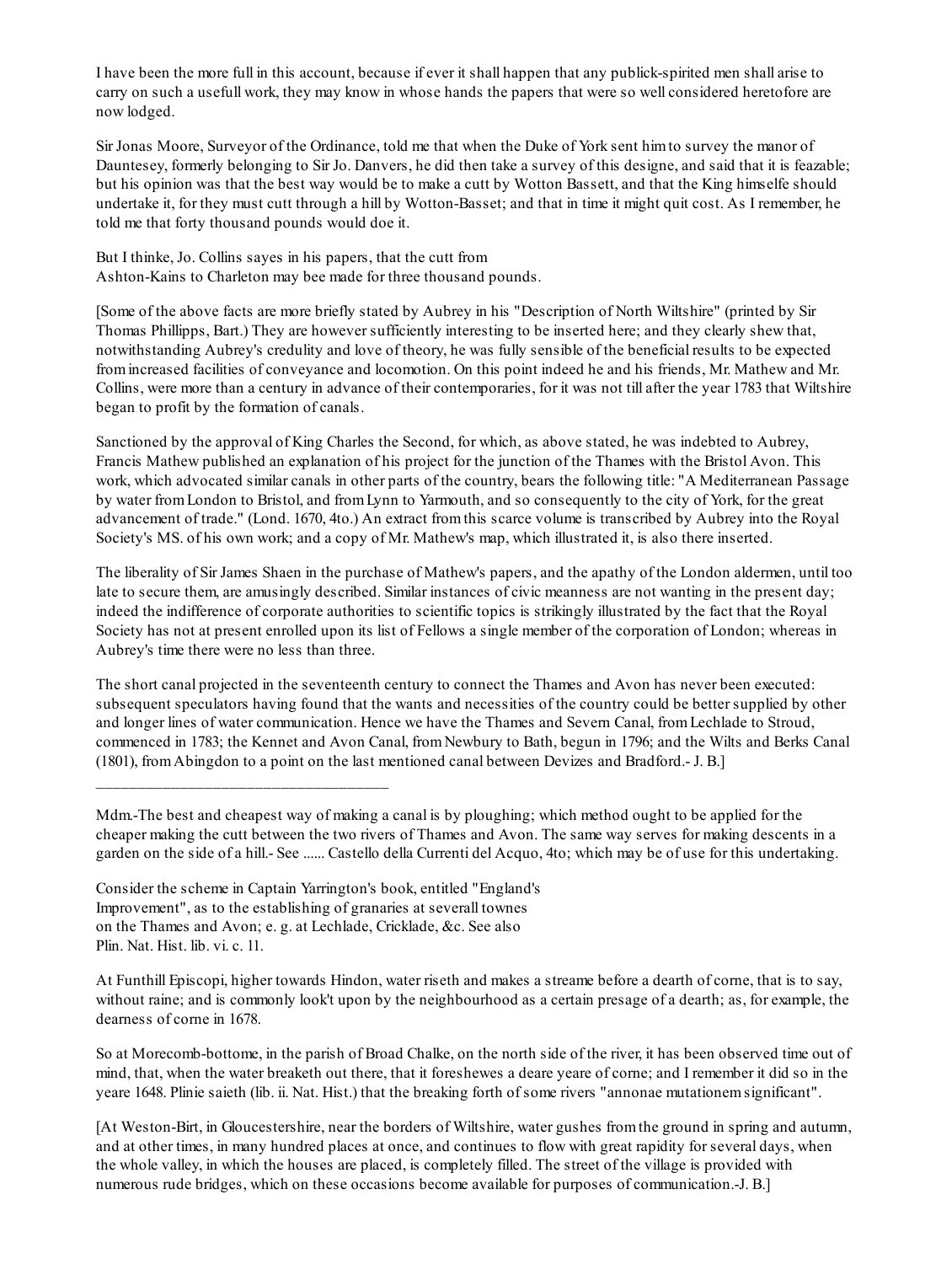I have been the more full in this account, because if ever it shall happen that any publick-spirited men shall arise to carry on such a usefull work, they may know in whose hands the papers that were so well considered heretofore are now lodged.

Sir Jonas Moore, Surveyor of the Ordinance, told me that when the Duke of York sent him to survey the manor of Dauntesey, formerly belonging to Sir Jo. Danvers, he did then take a survey of this designe, and said that it is feazable; but his opinion was that the best way would be to make a cutt by Wotton Bassett, and that the King himselfe should undertake it, for they must cutt through a hill by Wotton-Basset; and that in time it might quit cost. As I remember, he told me that forty thousand pounds would doe it.

But I thinke, Jo. Collins sayes in his papers, that the cutt from Ashton-Kains to Charleton may bee made for three thousand pounds.

[Some of the above facts are more briefly stated by Aubrey in his "Description of North Wiltshire" (printed by Sir Thomas Phillipps, Bart.) They are however sufficiently interesting to be inserted here; and they clearly shew that, notwithstanding Aubrey's credulity and love of theory, he was fully sensible of the beneficial results to be expected from increased facilities of conveyance and locomotion. On this point indeed he and his friends, Mr. Mathew and Mr. Collins, were more than a century in advance of their contemporaries, for it was not till after the year 1783 that Wiltshire began to profit by the formation of canals.

Sanctioned by the approval of King Charles the Second, for which, as above stated, he was indebted to Aubrey, Francis Mathew published an explanation of his project for the junction of the Thames with the Bristol Avon. This work, which advocated similar canals in other parts of the country, bears the following title: "A Mediterranean Passage by water from London to Bristol, and from Lynn to Yarmouth, and so consequently to the city of York, for the great advancement of trade." (Lond. 1670, 4to.) An extract from this scarce volume is transcribed by Aubrey into the Royal Society's MS. of his own work; and a copy of Mr. Mathew's map, which illustrated it, is also there inserted.

The liberality of Sir James Shaen in the purchase of Mathew's papers, and the apathy of the London aldermen, until too late to secure them, are amusingly described. Similar instances of civic meanness are not wanting in the present day; indeed the indifference of corporate authorities to scientific topics is strikingly illustrated by the fact that the Royal Society has not at present enrolled upon its list of Fellows a single member of the corporation of London; whereas in Aubrey's time there were no less than three.

The short canal projected in the seventeenth century to connect the Thames and Avon has never been executed: subsequent speculators having found that the wants and necessities of the country could be better supplied by other and longer lines of water communication. Hence we have the Thames and Severn Canal, from Lechlade to Stroud, commenced in 1783; the Kennet and Avon Canal, from Newbury to Bath, begun in 1796; and the Wilts and Berks Canal (1801), from Abingdon to a point on the last mentioned canal between Devizes and Bradford.- J. B.]

---

Mdm.-The best and cheapest way of making a canal is by ploughing; which method ought to be applied for the cheaper making the cutt between the two rivers of Thames and Avon. The same way serves for making descents in a garden on the side of a hill.- See ...... Castello della Currenti del Acquo, 4to; which may be of use for this undertaking.

Consider the scheme in Captain Yarrington's book, entitled "England's Improvement", as to the establishing of granaries at severall townes on the Thames and Avon; e. g. at Lechlade, Cricklade, &c. See also Plin. Nat. Hist. lib. vi. c. 11.

At Funthill Episcopi, higher towards Hindon, water riseth and makes a streame before a dearth of corne, that is to say, without raine; and is commonly look't upon by the neighbourhood as a certain presage of a dearth; as, for example, the dearness of corne in 1678.

So at Morecomb-bottome, in the parish of Broad Chalke, on the north side of the river, it has been observed time out of mind, that, when the water breaketh out there, that it foreshewes a deare yeare of corne; and I remember it did so in the yeare 1648. Plinie saieth (lib. ii. Nat. Hist.) that the breaking forth of some rivers "annonae mutationem significant".

[At Weston-Birt, in Gloucestershire, near the borders of Wiltshire, water gushes from the ground in spring and autumn, and at other times, in many hundred places at once, and continues to flow with great rapidity for several days, when the whole valley, in which the houses are placed, is completely filled. The street of the village is provided with numerous rude bridges, which on these occasions become available for purposes of communication.-J. B.]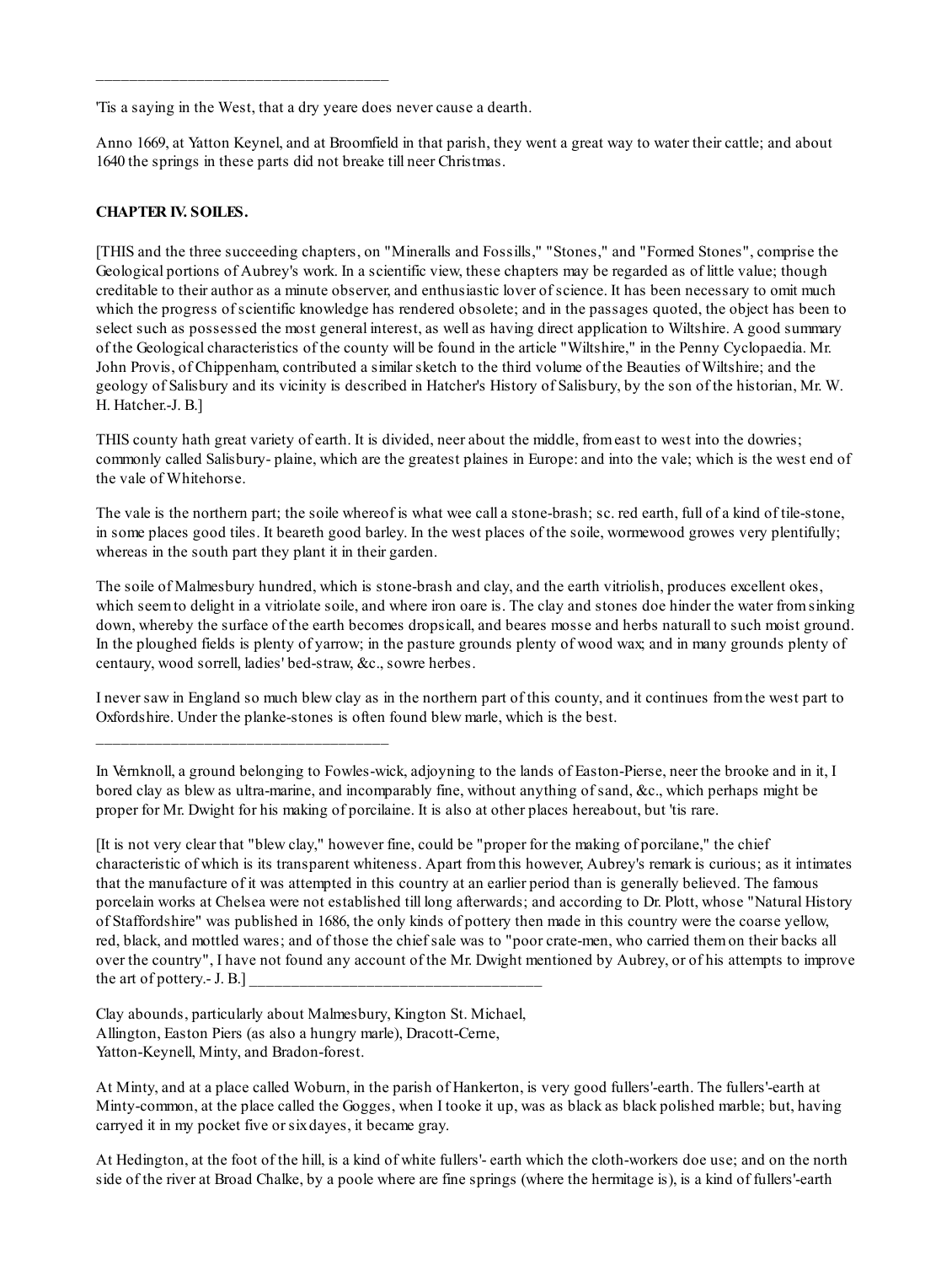---

'Tis a saying in the West, that a dry yeare does never cause a dearth.

Anno 1669, at Yatton Keynel, and at Broomfield in that parish, they went a great way to water their cattle; and about 1640 the springs in these parts did not breake till neer Christmas.

**CHAPTER IV. SOILES.**

[THIS and the three succeeding chapters, on "Mineralls and Fossills," "Stones," and "Formed Stones", comprise the Geological portions of Aubrey's work. In a scientific view, these chapters may be regarded as of little value; though creditable to their author as a minute observer, and enthusiastic lover of science. It has been necessary to omit much which the progress of scientific knowledge has rendered obsolete; and in the passages quoted, the object has been to select such as possessed the most general interest, as well as having direct application to Wiltshire. A good summary of the Geological characteristics of the county will be found in the article "Wiltshire," in the Penny Cyclopaedia. Mr. John Provis, of Chippenham, contributed a similar sketch to the third volume of the Beauties of Wiltshire; and the geology of Salisbury and its vicinity is described in Hatcher's History of Salisbury, by the son of the historian, Mr. W. H. Hatcher.-J. B.]

THIS county hath great variety of earth. It is divided, neer about the middle, from east to west into the dowries; commonly called Salisbury- plaine, which are the greatest plaines in Europe: and into the vale; which is the west end of the vale of Whitehorse.

The vale is the northern part; the soile whereof is what wee call a stone-brash; sc. red earth, full of a kind of tile-stone, in some places good tiles. It beareth good barley. In the west places of the soile, wormewood growes very plentifully; whereas in the south part they plant it in their garden.

The soile of Malmesbury hundred, which is stone-brash and clay, and the earth vitriolish, produces excellent okes, which seem to delight in a vitriolate soile, and where iron oare is. The clay and stones doe hinder the water from sinking down, whereby the surface of the earth becomes dropsicall, and beares mosse and herbs naturall to such moist ground. In the ploughed fields is plenty of yarrow; in the pasture grounds plenty of wood wax; and in many grounds plenty of centaury, wood sorrell, ladies' bed-straw, &c., sowre herbes.

I never saw in England so much blew clay as in the northern part of this county, and it continues from the west part to Oxfordshire. Under the planke-stones is often found blew marle, which is the best.

---

In Vernknoll, a ground belonging to Fowles-wick, adjoyning to the lands of Easton-Pierse, neer the brooke and in it, I bored clay as blew as ultra-marine, and incomparably fine, without anything of sand, &c., which perhaps might be proper for Mr. Dwight for his making of porcilaine. It is also at other places hereabout, but 'tis rare.

[It is not very clear that "blew clay," however fine, could be "proper for the making of porcilane," the chief characteristic of which is its transparent whiteness. Apart from this however, Aubrey's remark is curious; as it intimates that the manufacture of it was attempted in this country at an earlier period than is generally believed. The famous porcelain works at Chelsea were not established till long afterwards; and according to Dr. Plott, whose "Natural History of Staffordshire" was published in 1686, the only kinds of pottery then made in this country were the coarse yellow, red, black, and mottled wares; and of those the chief sale was to "poor crate-men, who carried them on their backs all over the country", I have not found any account of the Mr. Dwight mentioned by Aubrey, or of his attempts to improve the art of pottery.- J. B.]

---

Clay abounds, particularly about Malmesbury, Kington St. Michael,
Allington, Easton Piers (as also a hungry marle), Dracott-Cerne,
Yatton-Keynell, Minty, and Bradon-forest.

At Minty, and at a place called Woburn, in the parish of Hankerton, is very good fullers'-earth. The fullers'-earth at Minty-common, at the place called the Gogges, when I tooke it up, was as black as black polished marble; but, having carryed it in my pocket five or six dayes, it became gray.

At Hedington, at the foot of the hill, is a kind of white fullers'- earth which the cloth-workers doe use; and on the north side of the river at Broad Chalke, by a poole where are fine springs (where the hermitage is), is a kind of fullers'-earth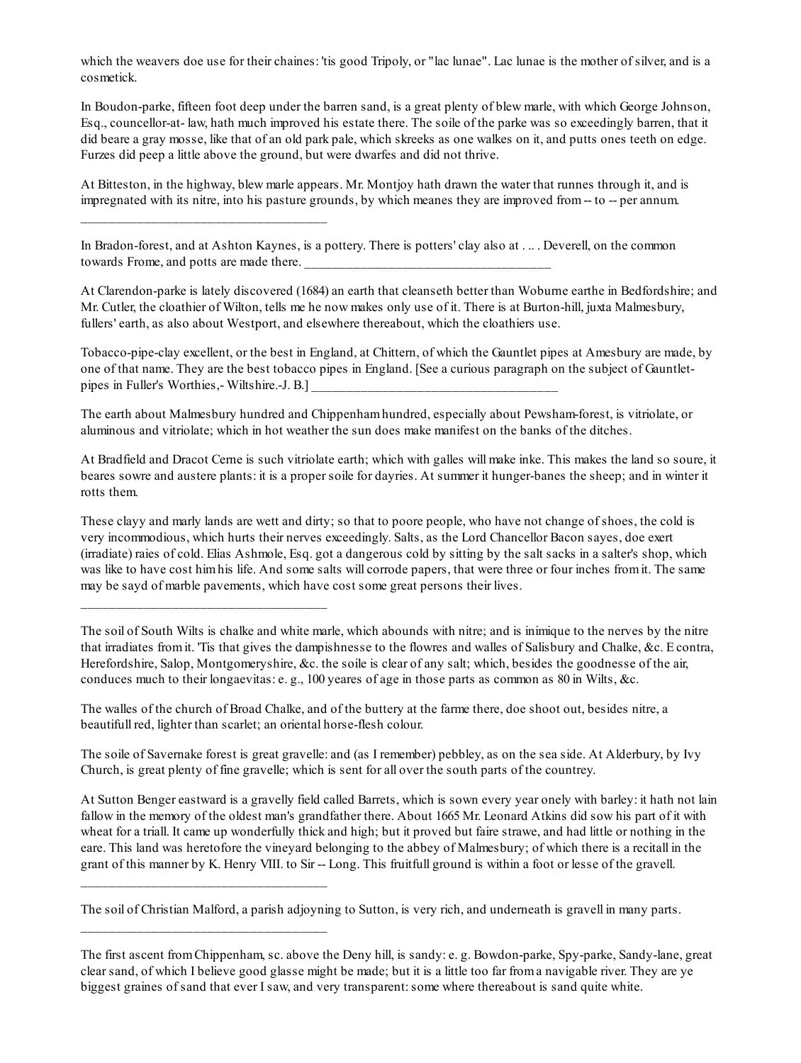which the weavers doe use for their chaines: 'tis good Tripoly, or "lac lunae". Lac lunae is the mother of silver, and is a cosmetick.

In Boudon-parke, fifteen foot deep under the barren sand, is a great plenty of blew marle, with which George Johnson, Esq., councellor-at- law, hath much improved his estate there. The soile of the parke was so exceedingly barren, that it did beare a gray mosse, like that of an old park pale, which skreeks as one walkes on it, and putts ones teeth on edge. Furzes did peep a little above the ground, but were dwarfes and did not thrive.

At Bitteston, in the highway, blew marle appears. Mr. Montjoy hath drawn the water that runnes through it, and is impregnated with its nitre, into his pasture grounds, by which meanes they are improved from -- to -- per annum.

___________________________________

In Bradon-forest, and at Ashton Kaynes, is a pottery. There is potters' clay also at . .. . Deverell, on the common towards Frome, and potts are made there. ___________________________________

At Clarendon-parke is lately discovered (1684) an earth that cleanseth better than Woburne earthe in Bedfordshire; and Mr. Cutler, the cloathier of Wilton, tells me he now makes only use of it. There is at Burton-hill, juxta Malmesbury, fullers' earth, as also about Westport, and elsewhere thereabout, which the cloathiers use.

Tobacco-pipe-clay excellent, or the best in England, at Chittern, of which the Gauntlet pipes at Amesbury are made, by one of that name. They are the best tobacco pipes in England. [See a curious paragraph on the subject of Gauntlet-pipes in Fuller's Worthies,- Wiltshire.-J. B.] ___________________________________

The earth about Malmesbury hundred and Chippenham hundred, especially about Pewsham-forest, is vitriolate, or aluminous and vitriolate; which in hot weather the sun does make manifest on the banks of the ditches.

At Bradfield and Dracot Cerne is such vitriolate earth; which with galles will make inke. This makes the land so soure, it beares sowre and austere plants: it is a proper soile for dayries. At summer it hunger-banes the sheep; and in winter it rotts them.

These clayy and marly lands are wett and dirty; so that to poore people, who have not change of shoes, the cold is very incommodious, which hurts their nerves exceedingly. Salts, as the Lord Chancellor Bacon sayes, doe exert (irradiate) raies of cold. Elias Ashmole, Esq. got a dangerous cold by sitting by the salt sacks in a salter's shop, which was like to have cost him his life. And some salts will corrode papers, that were three or four inches from it. The same may be sayd of marble pavements, which have cost some great persons their lives.

___________________________________

The soil of South Wilts is chalke and white marle, which abounds with nitre; and is inimique to the nerves by the nitre that irradiates from it. 'Tis that gives the dampishnesse to the flowres and walles of Salisbury and Chalke, &c. E contra, Herefordshire, Salop, Montgomeryshire, &c. the soile is clear of any salt; which, besides the goodnesse of the air, conduces much to their longaevitas: e. g., 100 yeares of age in those parts as common as 80 in Wilts, &c.

The walles of the church of Broad Chalke, and of the buttery at the farme there, doe shoot out, besides nitre, a beautifull red, lighter than scarlet; an oriental horse-flesh colour.

The soile of Savernake forest is great gravelle: and (as I remember) pebbley, as on the sea side. At Alderbury, by Ivy Church, is great plenty of fine gravelle; which is sent for all over the south parts of the countrey.

At Sutton Benger eastward is a gravelly field called Barrets, which is sown every year onely with barley: it hath not lain fallow in the memory of the oldest man's grandfather there. About 1665 Mr. Leonard Atkins did sow his part of it with wheat for a triall. It came up wonderfully thick and high; but it proved but faire strawe, and had little or nothing in the eare. This land was heretofore the vineyard belonging to the abbey of Malmesbury; of which there is a recitall in the grant of this manner by K. Henry VIII. to Sir -- Long. This fruitfull ground is within a foot or lesse of the gravell.

___________________________________

The soil of Christian Malford, a parish adjoyning to Sutton, is very rich, and underneath is gravell in many parts.

___________________________________

The first ascent from Chippenham, sc. above the Deny hill, is sandy: e. g. Bowdon-parke, Spy-parke, Sandy-lane, great clear sand, of which I believe good glasse might be made; but it is a little too far from a navigable river. They are ye biggest graines of sand that ever I saw, and very transparent: some where thereabout is sand quite white.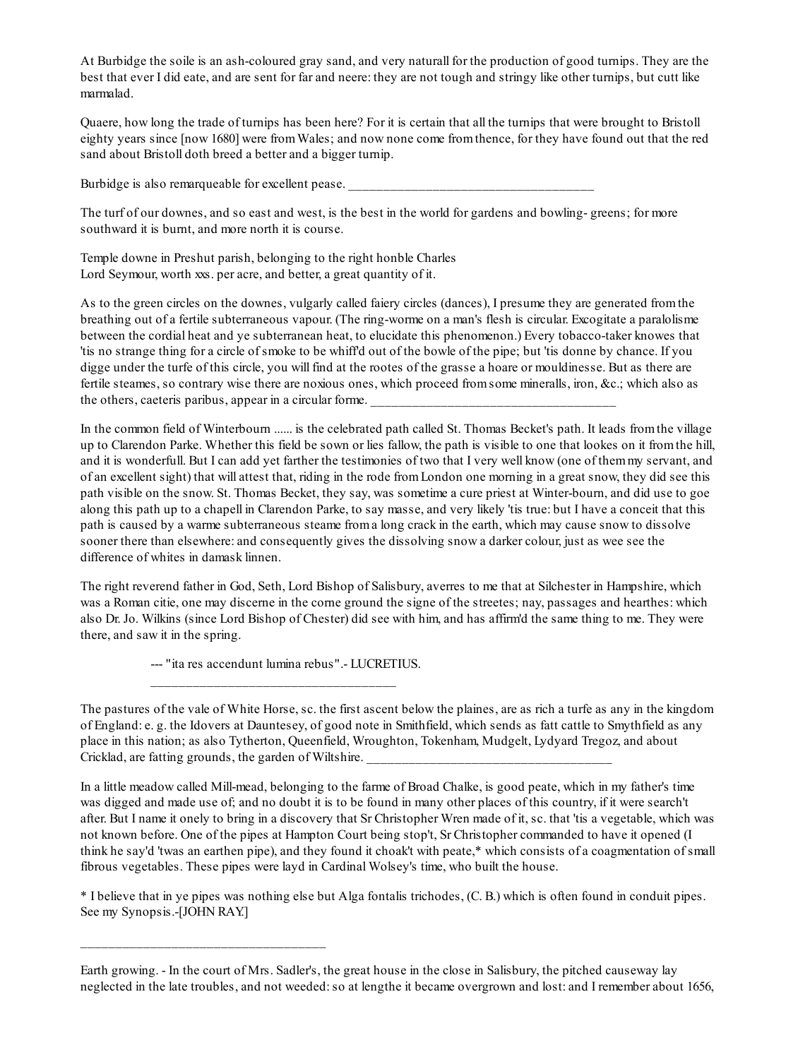At Burbidge the soile is an ash-coloured gray sand, and very naturall for the production of good turnips. They are the best that ever I did eate, and are sent for far and neere: they are not tough and stringy like other turnips, but cutt like marmalad.

Quaere, how long the trade of turnips has been here? For it is certain that all the turnips that were brought to Bristoll eighty years since [now 1680] were from Wales; and now none come from thence, for they have found out that the red sand about Bristoll doth breed a better and a bigger turnip.

Burbidge is also remarqueable for excellent pease. ____________________________________

The turf of our downes, and so east and west, is the best in the world for gardens and bowling- greens; for more southward it is burnt, and more north it is course.

Temple downe in Preshut parish, belonging to the right honble Charles
Lord Seymour, worth xxs. per acre, and better, a great quantity of it.

As to the green circles on the downes, vulgarly called faiery circles (dances), I presume they are generated from the breathing out of a fertile subterraneous vapour. (The ring-worme on a man's flesh is circular. Excogitate a paralolisme between the cordial heat and ye subterranean heat, to elucidate this phenomenon.) Every tobacco-taker knowes that 'tis no strange thing for a circle of smoke to be whiff'd out of the bowle of the pipe; but 'tis donne by chance. If you digge under the turfe of this circle, you will find at the rootes of the grasse a hoare or mouldinesse. But as there are fertile steames, so contrary wise there are noxious ones, which proceed from some mineralls, iron, &c.; which also as the others, caeteris paribus, appear in a circular forme. ____________________________________

In the common field of Winterbourn ...... is the celebrated path called St. Thomas Becket's path. It leads from the village up to Clarendon Parke. Whether this field be sown or lies fallow, the path is visible to one that lookes on it from the hill, and it is wonderfull. But I can add yet farther the testimonies of two that I very well know (one of them my servant, and of an excellent sight) that will attest that, riding in the rode from London one morning in a great snow, they did see this path visible on the snow. St. Thomas Becket, they say, was sometime a cure priest at Winter-bourn, and did use to goe along this path up to a chapell in Clarendon Parke, to say masse, and very likely 'tis true: but I have a conceit that this path is caused by a warme subterraneous steame from a long crack in the earth, which may cause snow to dissolve sooner there than elsewhere: and consequently gives the dissolving snow a darker colour, just as wee see the difference of whites in damask linnen.

The right reverend father in God, Seth, Lord Bishop of Salisbury, averres to me that at Silchester in Hampshire, which was a Roman citie, one may discerne in the corne ground the signe of the streetes; nay, passages and hearthes: which also Dr. Jo. Wilkins (since Lord Bishop of Chester) did see with him, and has affirm'd the same thing to me. They were there, and saw it in the spring.

--- "ita res accendunt lumina rebus".- LUCRETIUS.
____________________________________

The pastures of the vale of White Horse, sc. the first ascent below the plaines, are as rich a turfe as any in the kingdom of England: e. g. the Idovers at Dauntesey, of good note in Smithfield, which sends as fatt cattle to Smythfield as any place in this nation; as also Tytherton, Queenfield, Wroughton, Tokenham, Mudgelt, Lydyard Tregoz, and about Cricklad, are fatting grounds, the garden of Wiltshire. ____________________________________

In a little meadow called Mill-mead, belonging to the farme of Broad Chalke, is good peate, which in my father's time was digged and made use of; and no doubt it is to be found in many other places of this country, if it were search't after. But I name it onely to bring in a discovery that Sr Christopher Wren made of it, sc. that 'tis a vegetable, which was not known before. One of the pipes at Hampton Court being stop't, Sr Christopher commanded to have it opened (I think he say'd 'twas an earthen pipe), and they found it choak't with peate,* which consists of a coagmentation of small fibrous vegetables. These pipes were layd in Cardinal Wolsey's time, who built the house.

* I believe that in ye pipes was nothing else but Alga fontalis trichodes, (C. B.) which is often found in conduit pipes. See my Synopsis.-[JOHN RAY.]

____________________________________

Earth growing. - In the court of Mrs. Sadler's, the great house in the close in Salisbury, the pitched causeway lay neglected in the late troubles, and not weeded: so at lengthe it became overgrown and lost: and I remember about 1656,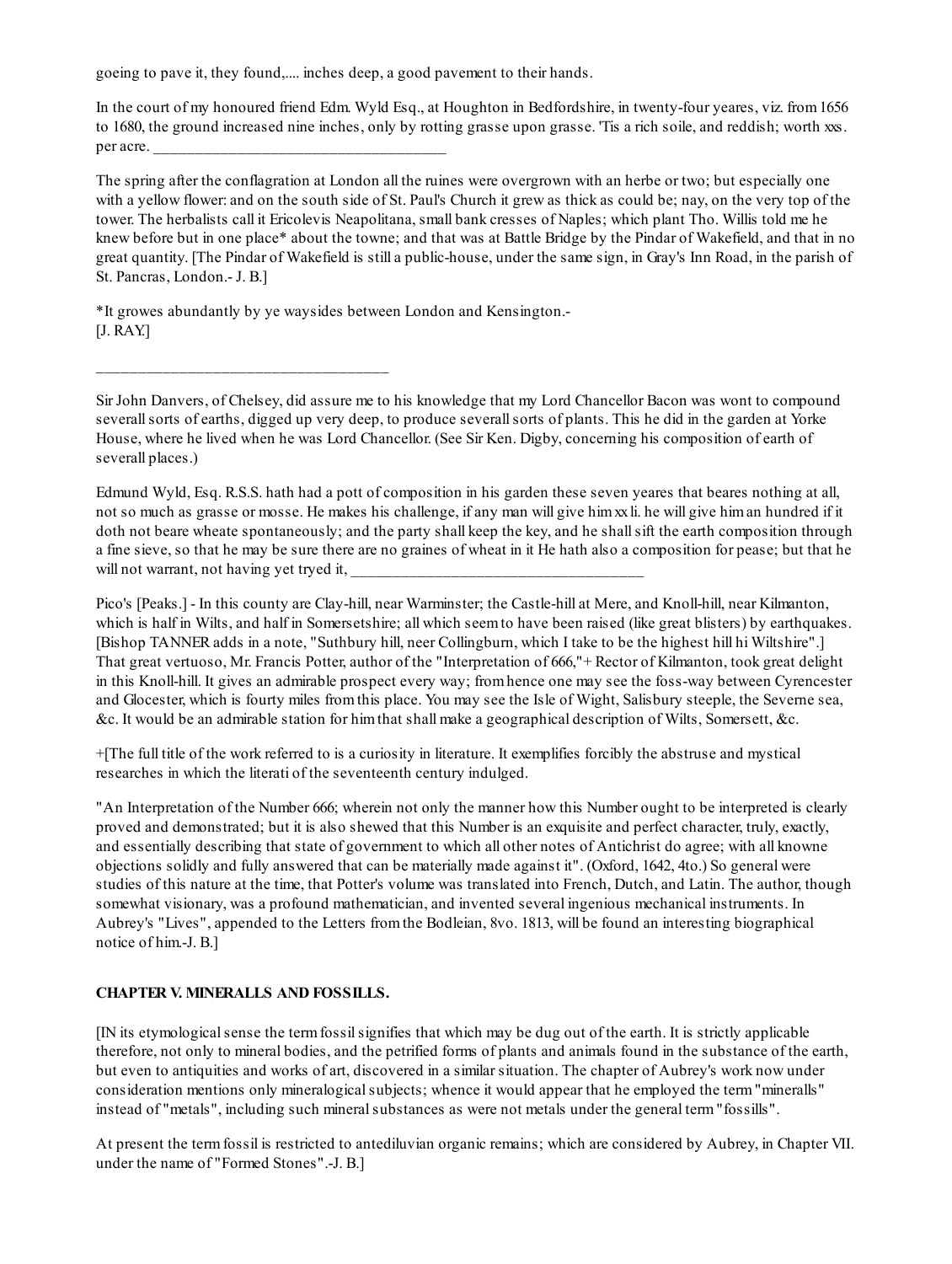goeing to pave it, they found,.... inches deep, a good pavement to their hands.

In the court of my honoured friend Edm. Wyld Esq., at Houghton in Bedfordshire, in twenty-four yeares, viz. from 1656 to 1680, the ground increased nine inches, only by rotting grasse upon grasse. 'Tis a rich soile, and reddish; worth xxs. per acre. ___________________________________

The spring after the conflagration at London all the ruines were overgrown with an herbe or two; but especially one with a yellow flower: and on the south side of St. Paul's Church it grew as thick as could be; nay, on the very top of the tower. The herbalists call it Ericolevis Neapolitana, small bank cresses of Naples; which plant Tho. Willis told me he knew before but in one place* about the towne; and that was at Battle Bridge by the Pindar of Wakefield, and that in no great quantity. [The Pindar of Wakefield is still a public-house, under the same sign, in Gray's Inn Road, in the parish of St. Pancras, London.- J. B.]

*It growes abundantly by ye waysides between London and Kensington.-
[J. RAY.]

___________________________________

Sir John Danvers, of Chelsey, did assure me to his knowledge that my Lord Chancellor Bacon was wont to compound severall sorts of earths, digged up very deep, to produce severall sorts of plants. This he did in the garden at Yorke House, where he lived when he was Lord Chancellor. (See Sir Ken. Digby, concerning his composition of earth of severall places.)

Edmund Wyld, Esq. R.S.S. hath had a pott of composition in his garden these seven yeares that beares nothing at all, not so much as grasse or mosse. He makes his challenge, if any man will give him xx li. he will give him an hundred if it doth not beare wheate spontaneously; and the party shall keep the key, and he shall sift the earth composition through a fine sieve, so that he may be sure there are no graines of wheat in it He hath also a composition for pease; but that he will not warrant, not having yet tryed it, ___________________________________

Pico's [Peaks.] - In this county are Clay-hill, near Warminster; the Castle-hill at Mere, and Knoll-hill, near Kilmanton, which is half in Wilts, and half in Somersetshire; all which seem to have been raised (like great blisters) by earthquakes. [Bishop TANNER adds in a note, "Suthbury hill, neer Collingburn, which I take to be the highest hill hi Wiltshire".] That great vertuoso, Mr. Francis Potter, author of the "Interpretation of 666,"+ Rector of Kilmanton, took great delight in this Knoll-hill. It gives an admirable prospect every way; from hence one may see the foss-way between Cyrencester and Glocester, which is fourty miles from this place. You may see the Isle of Wight, Salisbury steeple, the Severne sea, &c. It would be an admirable station for him that shall make a geographical description of Wilts, Somersett, &c.

+[The full title of the work referred to is a curiosity in literature. It exemplifies forcibly the abstruse and mystical researches in which the literati of the seventeenth century indulged.

"An Interpretation of the Number 666; wherein not only the manner how this Number ought to be interpreted is clearly proved and demonstrated; but it is also shewed that this Number is an exquisite and perfect character, truly, exactly, and essentially describing that state of government to which all other notes of Antichrist do agree; with all knowne objections solidly and fully answered that can be materially made against it". (Oxford, 1642, 4to.) So general were studies of this nature at the time, that Potter's volume was translated into French, Dutch, and Latin. The author, though somewhat visionary, was a profound mathematician, and invented several ingenious mechanical instruments. In Aubrey's "Lives", appended to the Letters from the Bodleian, 8vo. 1813, will be found an interesting biographical notice of him.-J. B.]

## CHAPTER V. MINERALLS AND FOSSILLS.

[IN its etymological sense the term fossil signifies that which may be dug out of the earth. It is strictly applicable therefore, not only to mineral bodies, and the petrified forms of plants and animals found in the substance of the earth, but even to antiquities and works of art, discovered in a similar situation. The chapter of Aubrey's work now under consideration mentions only mineralogical subjects; whence it would appear that he employed the term "mineralls" instead of "metals", including such mineral substances as were not metals under the general term "fossills".

At present the term fossil is restricted to antediluvian organic remains; which are considered by Aubrey, in Chapter VII. under the name of "Formed Stones".-J. B.]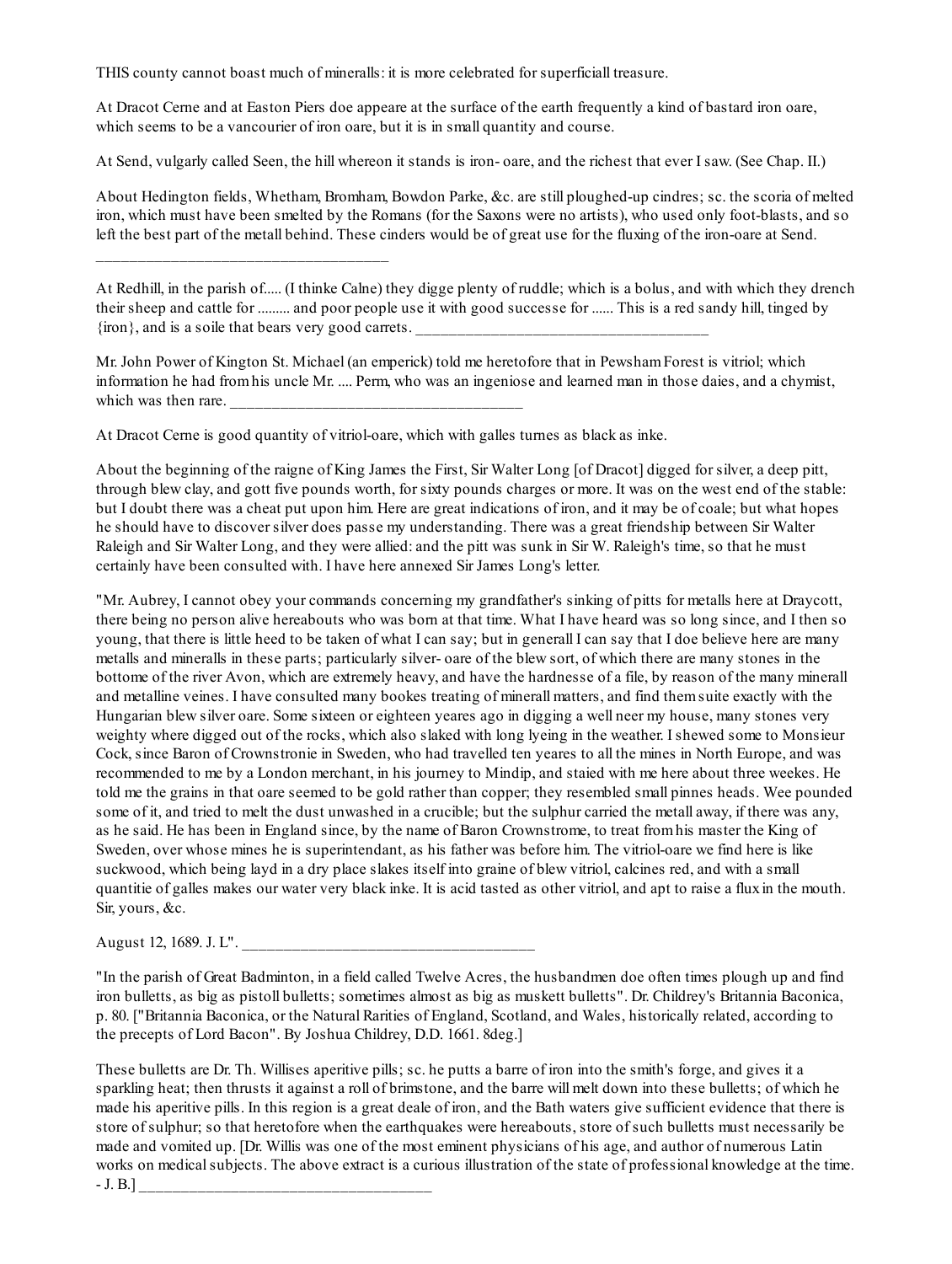THIS county cannot boast much of mineralls: it is more celebrated for superficiall treasure.

At Dracot Cerne and at Easton Piers doe appeare at the surface of the earth frequently a kind of bastard iron oare, which seems to be a vancourier of iron oare, but it is in small quantity and course.

At Send, vulgarly called Seen, the hill whereon it stands is iron- oare, and the richest that ever I saw. (See Chap. II.)

About Hedington fields, Whetham, Bromham, Bowdon Parke, &c. are still ploughed-up cindres; sc. the scoria of melted iron, which must have been smelted by the Romans (for the Saxons were no artists), who used only foot-blasts, and so left the best part of the metall behind. These cinders would be of great use for the fluxing of the iron-oare at Send.

___________________________________

At Redhill, in the parish of..... (I thinke Calne) they digge plenty of ruddle; which is a bolus, and with which they drench their sheep and cattle for ......... and poor people use it with good successe for ...... This is a red sandy hill, tinged by {iron}, and is a soile that bears very good carrets. ___________________________________

Mr. John Power of Kington St. Michael (an emperick) told me heretofore that in Pewsham Forest is vitriol; which information he had from his uncle Mr. .... Perm, who was an ingeniose and learned man in those daies, and a chymist, which was then rare. ___________________________________

At Dracot Cerne is good quantity of vitriol-oare, which with galles turnes as black as inke.

About the beginning of the raigne of King James the First, Sir Walter Long [of Dracot] digged for silver, a deep pitt, through blew clay, and gott five pounds worth, for sixty pounds charges or more. It was on the west end of the stable: but I doubt there was a cheat put upon him. Here are great indications of iron, and it may be of coale; but what hopes he should have to discover silver does passe my understanding. There was a great friendship between Sir Walter Raleigh and Sir Walter Long, and they were allied: and the pitt was sunk in Sir W. Raleigh's time, so that he must certainly have been consulted with. I have here annexed Sir James Long's letter.

"Mr. Aubrey, I cannot obey your commands concerning my grandfather's sinking of pitts for metalls here at Draycott, there being no person alive hereabouts who was born at that time. What I have heard was so long since, and I then so young, that there is little heed to be taken of what I can say; but in generall I can say that I doe believe here are many metalls and mineralls in these parts; particularly silver- oare of the blew sort, of which there are many stones in the bottome of the river Avon, which are extremely heavy, and have the hardnesse of a file, by reason of the many minerall and metalline veines. I have consulted many bookes treating of minerall matters, and find them suite exactly with the Hungarian blew silver oare. Some sixteen or eighteen yeares ago in digging a well neer my house, many stones very weighty where digged out of the rocks, which also slaked with long lyeing in the weather. I shewed some to Monsieur Cock, since Baron of Crownstronie in Sweden, who had travelled ten yeares to all the mines in North Europe, and was recommended to me by a London merchant, in his journey to Mindip, and staied with me here about three weekes. He told me the grains in that oare seemed to be gold rather than copper; they resembled small pinnes heads. Wee pounded some of it, and tried to melt the dust unwashed in a crucible; but the sulphur carried the metall away, if there was any, as he said. He has been in England since, by the name of Baron Crownstrome, to treat from his master the King of Sweden, over whose mines he is superintendant, as his father was before him. The vitriol-oare we find here is like suckwood, which being layd in a dry place slakes itself into graine of blew vitriol, calcines red, and with a small quantitie of galles makes our water very black inke. It is acid tasted as other vitriol, and apt to raise a flux in the mouth. Sir, yours, &c.

August 12, 1689. J. L". ___________________________________

"In the parish of Great Badminton, in a field called Twelve Acres, the husbandmen doe often times plough up and find iron bulletts, as big as pistoll bulletts; sometimes almost as big as muskett bulletts". Dr. Childrey's Britannia Baconica, p. 80. ["Britannia Baconica, or the Natural Rarities of England, Scotland, and Wales, historically related, according to the precepts of Lord Bacon". By Joshua Childrey, D.D. 1661. 8deg.]

These bulletts are Dr. Th. Willises aperitive pills; sc. he putts a barre of iron into the smith's forge, and gives it a sparkling heat; then thrusts it against a roll of brimstone, and the barre will melt down into these bulletts; of which he made his aperitive pills. In this region is a great deale of iron, and the Bath waters give sufficient evidence that there is store of sulphur; so that heretofore when the earthquakes were hereabouts, store of such bulletts must necessarily be made and vomited up. [Dr. Willis was one of the most eminent physicians of his age, and author of numerous Latin works on medical subjects. The above extract is a curious illustration of the state of professional knowledge at the time. - J. B.] ___________________________________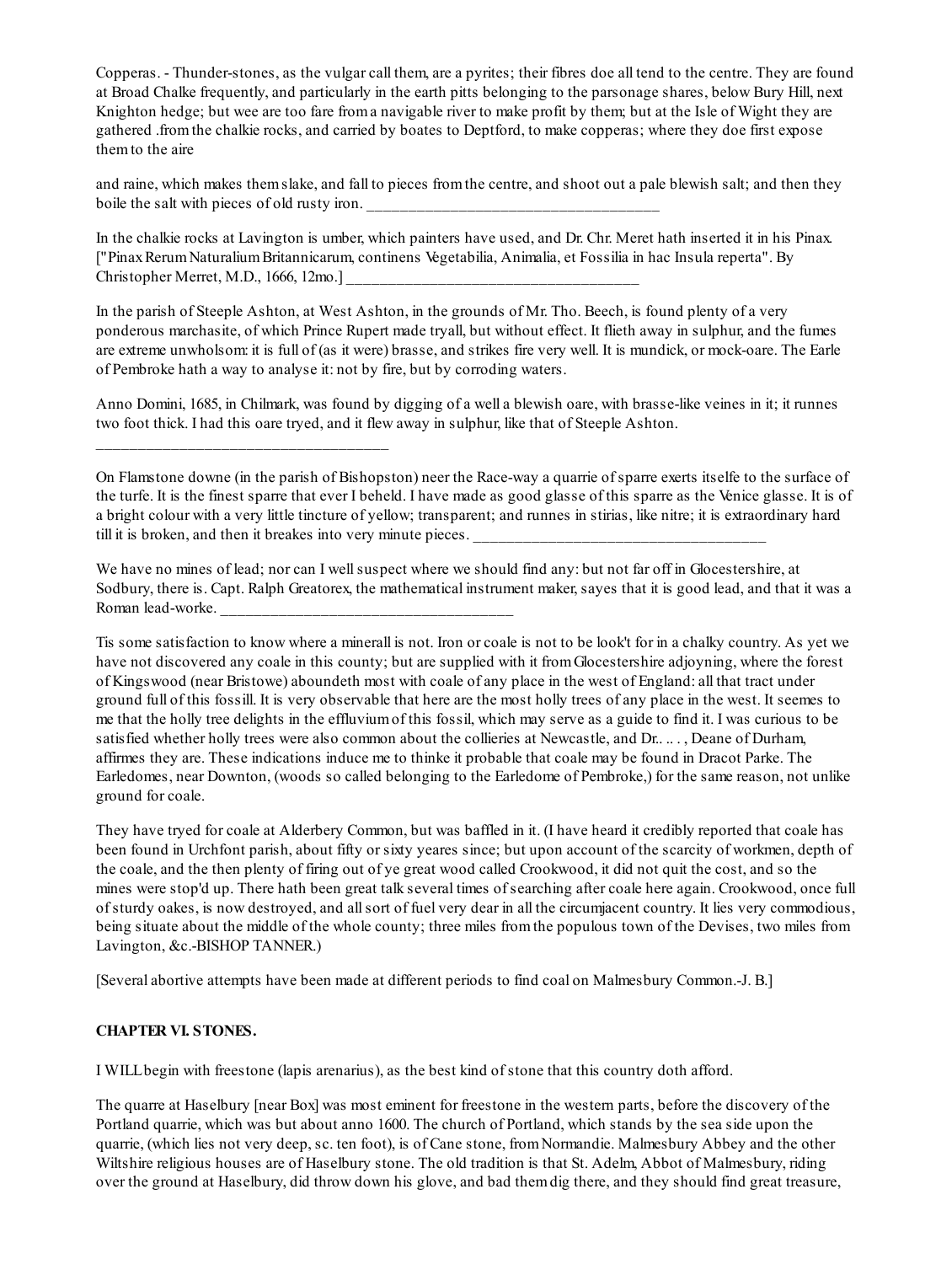Copperas. - Thunder-stones, as the vulgar call them, are a pyrites; their fibres doe all tend to the centre. They are found at Broad Chalke frequently, and particularly in the earth pitts belonging to the parsonage shares, below Bury Hill, next Knighton hedge; but wee are too fare from a navigable river to make profit by them; but at the Isle of Wight they are gathered .from the chalkie rocks, and carried by boates to Deptford, to make copperas; where they doe first expose them to the aire

and raine, which makes them slake, and fall to pieces from the centre, and shoot out a pale blewish salt; and then they boile the salt with pieces of old rusty iron. ______________________________________

In the chalkie rocks at Lavington is umber, which painters have used, and Dr. Chr. Meret hath inserted it in his Pinax. ["Pinax Rerum Naturalium Britannicarum, continens Vegetabilia, Animalia, et Fossilia in hac Insula reperta". By Christopher Merret, M.D., 1666, 12mo.] ______________________________________

In the parish of Steeple Ashton, at West Ashton, in the grounds of Mr. Tho. Beech, is found plenty of a very ponderous marchasite, of which Prince Rupert made tryall, but without effect. It flieth away in sulphur, and the fumes are extreme unwholsom: it is full of (as it were) brasse, and strikes fire very well. It is mundick, or mock-oare. The Earle of Pembroke hath a way to analyse it: not by fire, but by corroding waters.

Anno Domini, 1685, in Chilmark, was found by digging of a well a blewish oare, with brasse-like veines in it; it runnes two foot thick. I had this oare tryed, and it flew away in sulphur, like that of Steeple Ashton.

______________________________________

On Flamstone downe (in the parish of Bishopston) neer the Race-way a quarrie of sparre exerts itselfe to the surface of the turfe. It is the finest sparre that ever I beheld. I have made as good glasse of this sparre as the Venice glasse. It is of a bright colour with a very little tincture of yellow; transparent; and runnes in stirias, like nitre; it is extraordinary hard till it is broken, and then it breakes into very minute pieces. ______________________________________

We have no mines of lead; nor can I well suspect where we should find any: but not far off in Glocestershire, at Sodbury, there is. Capt. Ralph Greatorex, the mathematical instrument maker, sayes that it is good lead, and that it was a Roman lead-worke. ______________________________________

Tis some satisfaction to know where a minerall is not. Iron or coale is not to be look't for in a chalky country. As yet we have not discovered any coale in this county; but are supplied with it from Glocestershire adjoyning, where the forest of Kingswood (near Bristowe) aboundeth most with coale of any place in the west of England: all that tract under ground full of this fossill. It is very observable that here are the most holly trees of any place in the west. It seemes to me that the holly tree delights in the effluvium of this fossil, which may serve as a guide to find it. I was curious to be satisfied whether holly trees were also common about the collieries at Newcastle, and Dr.. .. . , Deane of Durham, affirmes they are. These indications induce me to thinke it probable that coale may be found in Dracot Parke. The Earledomes, near Downton, (woods so called belonging to the Earledome of Pembroke,) for the same reason, not unlike ground for coale.

They have tryed for coale at Alderbery Common, but was baffled in it. (I have heard it credibly reported that coale has been found in Urchfont parish, about fifty or sixty yeares since; but upon account of the scarcity of workmen, depth of the coale, and the then plenty of firing out of ye great wood called Crookwood, it did not quit the cost, and so the mines were stop'd up. There hath been great talk several times of searching after coale here again. Crookwood, once full of sturdy oakes, is now destroyed, and all sort of fuel very dear in all the circumjacent country. It lies very commodious, being situate about the middle of the whole county; three miles from the populous town of the Devises, two miles from Lavington, &c.-BISHOP TANNER.)

[Several abortive attempts have been made at different periods to find coal on Malmesbury Common.-J. B.]

**CHAPTER VI. STONES.**

I WILL begin with freestone (lapis arenarius), as the best kind of stone that this country doth afford.

The quarre at Haselbury [near Box] was most eminent for freestone in the western parts, before the discovery of the Portland quarrie, which was but about anno 1600. The church of Portland, which stands by the sea side upon the quarrie, (which lies not very deep, sc. ten foot), is of Cane stone, from Normandie. Malmesbury Abbey and the other Wiltshire religious houses are of Haselbury stone. The old tradition is that St. Adelm, Abbot of Malmesbury, riding over the ground at Haselbury, did throw down his glove, and bad them dig there, and they should find great treasure,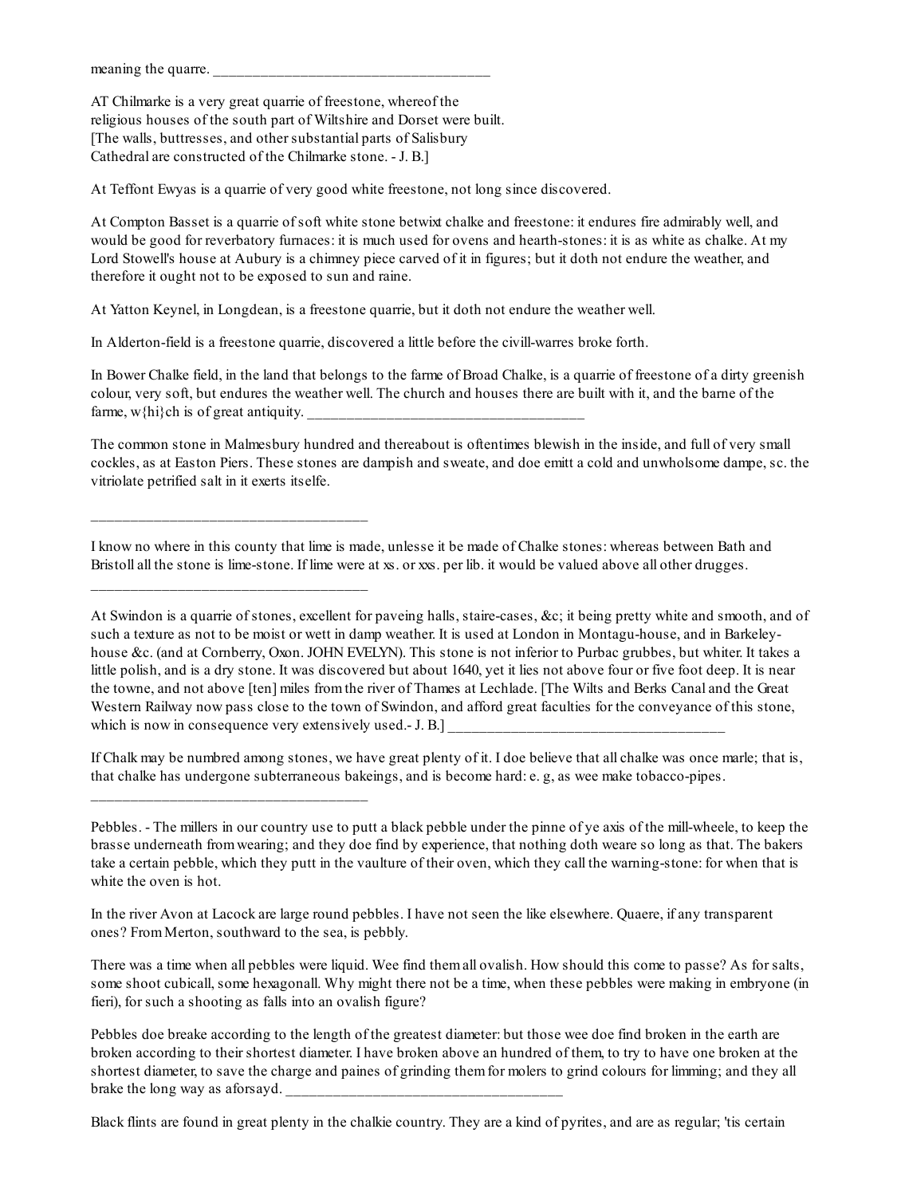meaning the quarre. _____________________________________

AT Chilmarke is a very great quarrie of freestone, whereof the religious houses of the south part of Wiltshire and Dorset were built. [The walls, buttresses, and other substantial parts of Salisbury Cathedral are constructed of the Chilmarke stone. - J. B.]

At Teffont Ewyas is a quarrie of very good white freestone, not long since discovered.

At Compton Basset is a quarrie of soft white stone betwixt chalke and freestone: it endures fire admirably well, and would be good for reverbatory furnaces: it is much used for ovens and hearth-stones: it is as white as chalke. At my Lord Stowell's house at Aubury is a chimney piece carved of it in figures; but it doth not endure the weather, and therefore it ought not to be exposed to sun and raine.

At Yatton Keynel, in Longdean, is a freestone quarrie, but it doth not endure the weather well.

In Alderton-field is a freestone quarrie, discovered a little before the civill-warres broke forth.

In Bower Chalke field, in the land that belongs to the farme of Broad Chalke, is a quarrie of freestone of a dirty greenish colour, very soft, but endures the weather well. The church and houses there are built with it, and the barne of the farme, w{hi}ch is of great antiquity. _____________________________________

The common stone in Malmesbury hundred and thereabout is oftentimes blewish in the inside, and full of very small cockles, as at Easton Piers. These stones are dampish and sweate, and doe emitt a cold and unwholsome dampe, sc. the vitriolate petrified salt in it exerts itselfe.

_____________________________________

I know no where in this county that lime is made, unlesse it be made of Chalke stones: whereas between Bath and Bristoll all the stone is lime-stone. If lime were at xs. or xxs. per lib. it would be valued above all other drugges.

_____________________________________

At Swindon is a quarrie of stones, excellent for paveing halls, staire-cases, &c; it being pretty white and smooth, and of such a texture as not to be moist or wett in damp weather. It is used at London in Montagu-house, and in Barkeley-house &c. (and at Cornberry, Oxon. JOHN EVELYN). This stone is not inferior to Purbac grubbes, but whiter. It takes a little polish, and is a dry stone. It was discovered but about 1640, yet it lies not above four or five foot deep. It is near the towne, and not above [ten] miles from the river of Thames at Lechlade. [The Wilts and Berks Canal and the Great Western Railway now pass close to the town of Swindon, and afford great faculties for the conveyance of this stone, which is now in consequence very extensively used.- J. B.] _____________________________________

If Chalk may be numbred among stones, we have great plenty of it. I doe believe that all chalke was once marle; that is, that chalke has undergone subterraneous bakeings, and is become hard: e. g, as wee make tobacco-pipes.

_____________________________________

Pebbles. - The millers in our country use to putt a black pebble under the pinne of ye axis of the mill-wheele, to keep the brasse underneath from wearing; and they doe find by experience, that nothing doth weare so long as that. The bakers take a certain pebble, which they putt in the vaulture of their oven, which they call the warning-stone: for when that is white the oven is hot.

In the river Avon at Lacock are large round pebbles. I have not seen the like elsewhere. Quaere, if any transparent ones? From Merton, southward to the sea, is pebbly.

There was a time when all pebbles were liquid. Wee find them all ovalish. How should this come to passe? As for salts, some shoot cubicall, some hexagonall. Why might there not be a time, when these pebbles were making in embryone (in fieri), for such a shooting as falls into an ovalish figure?

Pebbles doe breake according to the length of the greatest diameter: but those wee doe find broken in the earth are broken according to their shortest diameter. I have broken above an hundred of them, to try to have one broken at the shortest diameter, to save the charge and paines of grinding them for molers to grind colours for limming; and they all brake the long way as aforsayd. _____________________________________

Black flints are found in great plenty in the chalkie country. They are a kind of pyrites, and are as regular; 'tis certain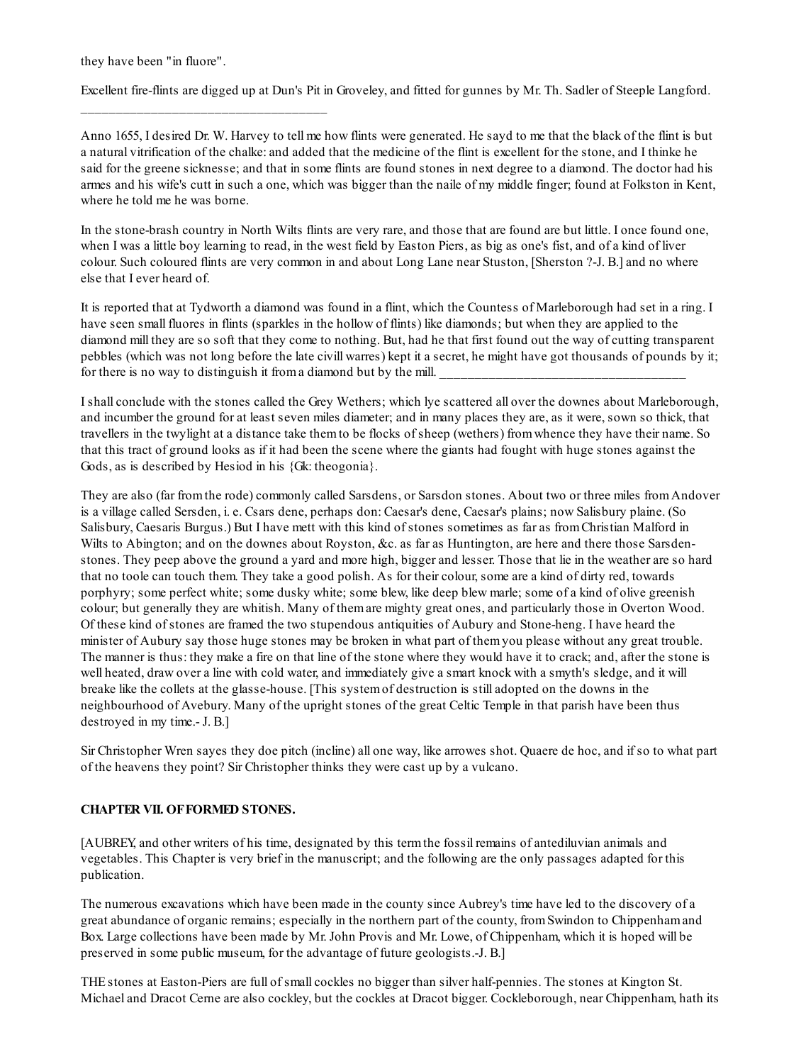they have been "in fluore".

Excellent fire-flints are digged up at Dun's Pit in Groveley, and fitted for gunnes by Mr. Th. Sadler of Steeple Langford.

___________________________________

Anno 1655, I desired Dr. W. Harvey to tell me how flints were generated. He sayd to me that the black of the flint is but a natural vitrification of the chalke: and added that the medicine of the flint is excellent for the stone, and I thinke he said for the greene sicknesse; and that in some flints are found stones in next degree to a diamond. The doctor had his armes and his wife's cutt in such a one, which was bigger than the naile of my middle finger; found at Folkston in Kent, where he told me he was borne.

In the stone-brash country in North Wilts flints are very rare, and those that are found are but little. I once found one, when I was a little boy learning to read, in the west field by Easton Piers, as big as one's fist, and of a kind of liver colour. Such coloured flints are very common in and about Long Lane near Stuston, [Sherston ?-J. B.] and no where else that I ever heard of.

It is reported that at Tydworth a diamond was found in a flint, which the Countess of Marleborough had set in a ring. I have seen small fluores in flints (sparkles in the hollow of flints) like diamonds; but when they are applied to the diamond mill they are so soft that they come to nothing. But, had he that first found out the way of cutting transparent pebbles (which was not long before the late civill warres) kept it a secret, he might have got thousands of pounds by it; for there is no way to distinguish it from a diamond but by the mill. ___________________________________

I shall conclude with the stones called the Grey Wethers; which lye scattered all over the downes about Marleborough, and incumber the ground for at least seven miles diameter; and in many places they are, as it were, sown so thick, that travellers in the twylight at a distance take them to be flocks of sheep (wethers) from whence they have their name. So that this tract of ground looks as if it had been the scene where the giants had fought with huge stones against the Gods, as is described by Hesiod in his {Gk: theogonia}.

They are also (far from the rode) commonly called Sarsdens, or Sarsdon stones. About two or three miles from Andover is a village called Sersden, i. e. Csars dene, perhaps don: Caesar's dene, Caesar's plains; now Salisbury plaine. (So Salisbury, Caesaris Burgus.) But I have mett with this kind of stones sometimes as far as from Christian Malford in Wilts to Abington; and on the downes about Royston, &c. as far as Huntington, are here and there those Sarsden-stones. They peep above the ground a yard and more high, bigger and lesser. Those that lie in the weather are so hard that no toole can touch them. They take a good polish. As for their colour, some are a kind of dirty red, towards porphyry; some perfect white; some dusky white; some blew, like deep blew marle; some of a kind of olive greenish colour; but generally they are whitish. Many of them are mighty great ones, and particularly those in Overton Wood. Of these kind of stones are framed the two stupendous antiquities of Aubury and Stone-heng. I have heard the minister of Aubury say those huge stones may be broken in what part of them you please without any great trouble. The manner is thus: they make a fire on that line of the stone where they would have it to crack; and, after the stone is well heated, draw over a line with cold water, and immediately give a smart knock with a smyth's sledge, and it will breake like the collets at the glasse-house. [This system of destruction is still adopted on the downs in the neighbourhood of Avebury. Many of the upright stones of the great Celtic Temple in that parish have been thus destroyed in my time.- J. B.]

Sir Christopher Wren sayes they doe pitch (incline) all one way, like arrowes shot. Quaere de hoc, and if so to what part of the heavens they point? Sir Christopher thinks they were cast up by a vulcano.

## CHAPTER VII. OF FORMED STONES.

[AUBREY, and other writers of his time, designated by this term the fossil remains of antediluvian animals and vegetables. This Chapter is very brief in the manuscript; and the following are the only passages adapted for this publication.

The numerous excavations which have been made in the county since Aubrey's time have led to the discovery of a great abundance of organic remains; especially in the northern part of the county, from Swindon to Chippenham and Box. Large collections have been made by Mr. John Provis and Mr. Lowe, of Chippenham, which it is hoped will be preserved in some public museum, for the advantage of future geologists.-J. B.]

THE stones at Easton-Piers are full of small cockles no bigger than silver half-pennies. The stones at Kington St. Michael and Dracot Cerne are also cockley, but the cockles at Dracot bigger. Cockleborough, near Chippenham, hath its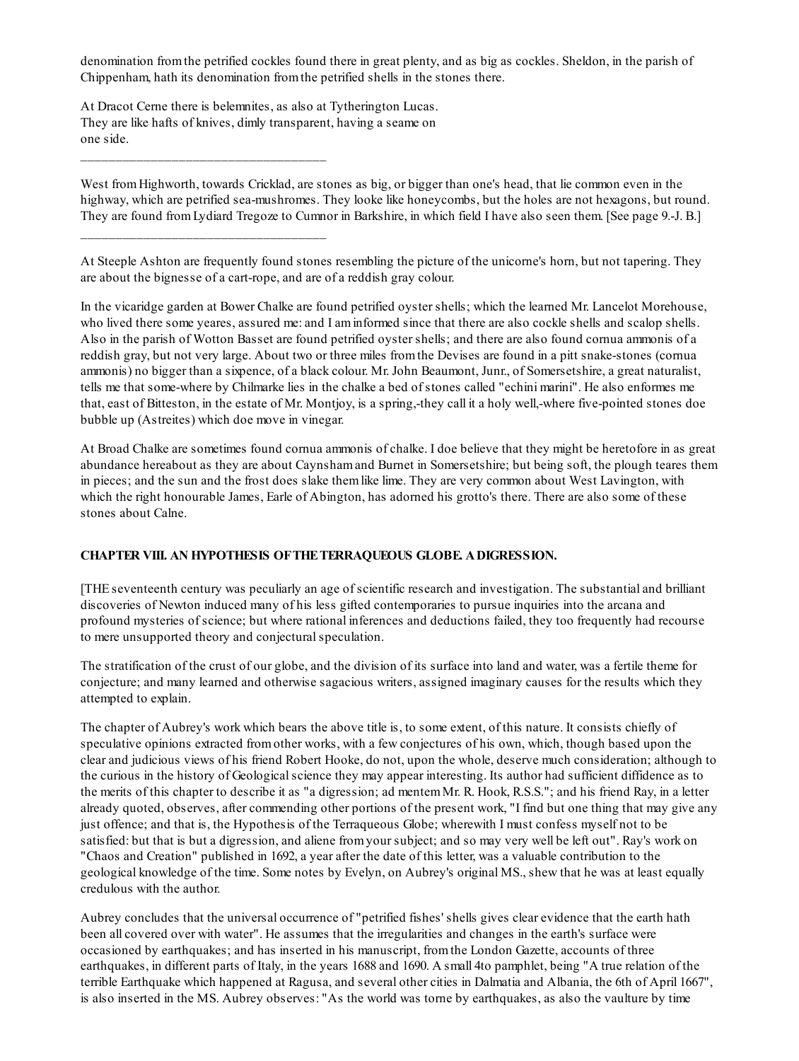denomination from the petrified cockles found there in great plenty, and as big as cockles. Sheldon, in the parish of Chippenham, hath its denomination from the petrified shells in the stones there.

At Dracot Cerne there is belemnites, as also at Tytherington Lucas. They are like hafts of knives, dimly transparent, having a seame on one side.

---

West from Highworth, towards Cricklad, are stones as big, or bigger than one's head, that lie common even in the highway, which are petrified sea-mushromes. They looke like honeycombs, but the holes are not hexagons, but round. They are found from Lydiard Tregoze to Cumnor in Barkshire, in which field I have also seen them. [See page 9.-J. B.]

---

At Steeple Ashton are frequently found stones resembling the picture of the unicorne's horn, but not tapering. They are about the bignesse of a cart-rope, and are of a reddish gray colour.

In the vicaridge garden at Bower Chalke are found petrified oyster shells; which the learned Mr. Lancelot Morehouse, who lived there some yeares, assured me: and I am informed since that there are also cockle shells and scalop shells. Also in the parish of Wotton Basset are found petrified oyster shells; and there are also found cornua ammonis of a reddish gray, but not very large. About two or three miles from the Devises are found in a pitt snake-stones (cornua ammonis) no bigger than a sixpence, of a black colour. Mr. John Beaumont, Junr., of Somersetshire, a great naturalist, tells me that some-where by Chilmarke lies in the chalke a bed of stones called "echini marini". He also enformes me that, east of Bitteston, in the estate of Mr. Montjoy, is a spring,-they call it a holy well,-where five-pointed stones doe bubble up (Astreites) which doe move in vinegar.

At Broad Chalke are sometimes found cornua ammonis of chalke. I doe believe that they might be heretofore in as great abundance hereabout as they are about Caynsham and Burnet in Somersetshire; but being soft, the plough teares them in pieces; and the sun and the frost does slake them like lime. They are very common about West Lavington, with which the right honourable James, Earle of Abington, has adorned his grotto's there. There are also some of these stones about Calne.

## CHAPTER VIII. AN HYPOTHESIS OF THE TERRAQUEOUS GLOBE. A DIGRESSION.

[THE seventeenth century was peculiarly an age of scientific research and investigation. The substantial and brilliant discoveries of Newton induced many of his less gifted contemporaries to pursue inquiries into the arcana and profound mysteries of science; but where rational inferences and deductions failed, they too frequently had recourse to mere unsupported theory and conjectural speculation.

The stratification of the crust of our globe, and the division of its surface into land and water, was a fertile theme for conjecture; and many learned and otherwise sagacious writers, assigned imaginary causes for the results which they attempted to explain.

The chapter of Aubrey's work which bears the above title is, to some extent, of this nature. It consists chiefly of speculative opinions extracted from other works, with a few conjectures of his own, which, though based upon the clear and judicious views of his friend Robert Hooke, do not, upon the whole, deserve much consideration; although to the curious in the history of Geological science they may appear interesting. Its author had sufficient diffidence as to the merits of this chapter to describe it as "a digression; ad mentem Mr. R. Hook, R.S.S."; and his friend Ray, in a letter already quoted, observes, after commending other portions of the present work, "I find but one thing that may give any just offence; and that is, the Hypothesis of the Terraqueous Globe; wherewith I must confess myself not to be satisfied: but that is but a digression, and aliene from your subject; and so may very well be left out". Ray's work on "Chaos and Creation" published in 1692, a year after the date of this letter, was a valuable contribution to the geological knowledge of the time. Some notes by Evelyn, on Aubrey's original MS., shew that he was at least equally credulous with the author.

Aubrey concludes that the universal occurrence of "petrified fishes' shells gives clear evidence that the earth hath been all covered over with water". He assumes that the irregularities and changes in the earth's surface were occasioned by earthquakes; and has inserted in his manuscript, from the London Gazette, accounts of three earthquakes, in different parts of Italy, in the years 1688 and 1690. A small 4to pamphlet, being "A true relation of the terrible Earthquake which happened at Ragusa, and several other cities in Dalmatia and Albania, the 6th of April 1667", is also inserted in the MS. Aubrey observes: "As the world was torne by earthquakes, as also the vaulture by time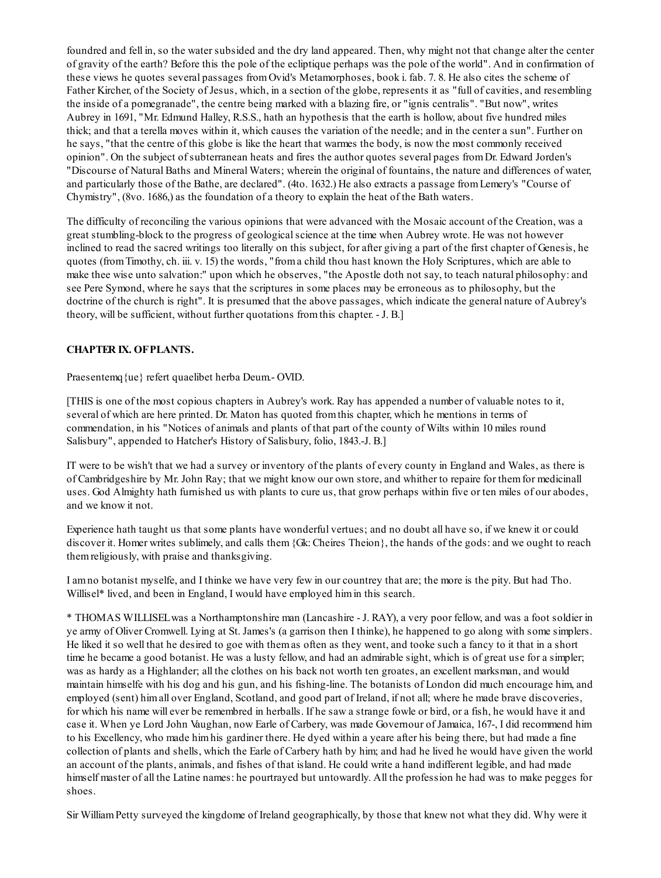foundred and fell in, so the water subsided and the dry land appeared. Then, why might not that change alter the center of gravity of the earth? Before this the pole of the ecliptique perhaps was the pole of the world". And in confirmation of these views he quotes several passages from Ovid's Metamorphoses, book i. fab. 7. 8. He also cites the scheme of Father Kircher, of the Society of Jesus, which, in a section of the globe, represents it as "full of cavities, and resembling the inside of a pomegranade", the centre being marked with a blazing fire, or "ignis centralis". "But now", writes Aubrey in 1691, "Mr. Edmund Halley, R.S.S., hath an hypothesis that the earth is hollow, about five hundred miles thick; and that a terella moves within it, which causes the variation of the needle; and in the center a sun". Further on he says, "that the centre of this globe is like the heart that warmes the body, is now the most commonly received opinion". On the subject of subterranean heats and fires the author quotes several pages from Dr. Edward Jorden's "Discourse of Natural Baths and Mineral Waters; wherein the original of fountains, the nature and differences of water, and particularly those of the Bathe, are declared". (4to. 1632.) He also extracts a passage from Lemery's "Course of Chymistry", (8vo. 1686,) as the foundation of a theory to explain the heat of the Bath waters.

The difficulty of reconciling the various opinions that were advanced with the Mosaic account of the Creation, was a great stumbling-block to the progress of geological science at the time when Aubrey wrote. He was not however inclined to read the sacred writings too literally on this subject, for after giving a part of the first chapter of Genesis, he quotes (from Timothy, ch. iii. v. 15) the words, "from a child thou hast known the Holy Scriptures, which are able to make thee wise unto salvation:" upon which he observes, "the Apostle doth not say, to teach natural philosophy: and see Pere Symond, where he says that the scriptures in some places may be erroneous as to philosophy, but the doctrine of the church is right". It is presumed that the above passages, which indicate the general nature of Aubrey's theory, will be sufficient, without further quotations from this chapter. - J. B.]

**CHAPTER IX. OF PLANTS.**

Praesentemq{ue} refert quaelibet herba Deum.- OVID.

[THIS is one of the most copious chapters in Aubrey's work. Ray has appended a number of valuable notes to it, several of which are here printed. Dr. Maton has quoted from this chapter, which he mentions in terms of commendation, in his "Notices of animals and plants of that part of the county of Wilts within 10 miles round Salisbury", appended to Hatcher's History of Salisbury, folio, 1843.-J. B.]

IT were to be wish't that we had a survey or inventory of the plants of every county in England and Wales, as there is of Cambridgeshire by Mr. John Ray; that we might know our own store, and whither to repaire for them for medicinall uses. God Almighty hath furnished us with plants to cure us, that grow perhaps within five or ten miles of our abodes, and we know it not.

Experience hath taught us that some plants have wonderful vertues; and no doubt all have so, if we knew it or could discover it. Homer writes sublimely, and calls them {Gk: Cheires Theion}, the hands of the gods: and we ought to reach them religiously, with praise and thanksgiving.

I am no botanist myselfe, and I thinke we have very few in our countrey that are; the more is the pity. But had Tho. Willisel* lived, and been in England, I would have employed him in this search.

* THOMAS WILLISEL was a Northamptonshire man (Lancashire - J. RAY), a very poor fellow, and was a foot soldier in ye army of Oliver Cromwell. Lying at St. James's (a garrison then I thinke), he happened to go along with some simplers. He liked it so well that he desired to goe with them as often as they went, and tooke such a fancy to it that in a short time he became a good botanist. He was a lusty fellow, and had an admirable sight, which is of great use for a simpler; was as hardy as a Highlander; all the clothes on his back not worth ten groates, an excellent marksman, and would maintain himselfe with his dog and his gun, and his fishing-line. The botanists of London did much encourage him, and employed (sent) him all over England, Scotland, and good part of Ireland, if not all; where he made brave discoveries, for which his name will ever be remembred in herballs. If he saw a strange fowle or bird, or a fish, he would have it and case it. When ye Lord John Vaughan, now Earle of Carbery, was made Governour of Jamaica, 167-, I did recommend him to his Excellency, who made him his gardiner there. He dyed within a yeare after his being there, but had made a fine collection of plants and shells, which the Earle of Carbery hath by him; and had he lived he would have given the world an account of the plants, animals, and fishes of that island. He could write a hand indifferent legible, and had made himself master of all the Latine names: he pourtrayed but untowardly. All the profession he had was to make pegges for shoes.

Sir William Petty surveyed the kingdome of Ireland geographically, by those that knew not what they did. Why were it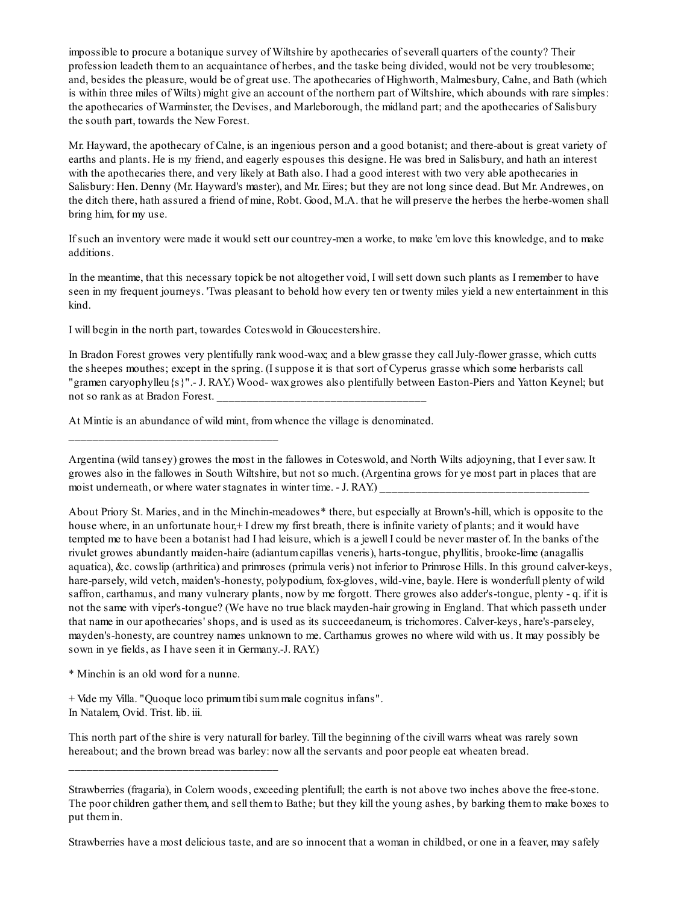impossible to procure a botanique survey of Wiltshire by apothecaries of severall quarters of the county? Their profession leadeth them to an acquaintance of herbes, and the taske being divided, would not be very troublesome; and, besides the pleasure, would be of great use. The apothecaries of Highworth, Malmesbury, Calne, and Bath (which is within three miles of Wilts) might give an account of the northern part of Wiltshire, which abounds with rare simples: the apothecaries of Warminster, the Devises, and Marleborough, the midland part; and the apothecaries of Salisbury the south part, towards the New Forest.

Mr. Hayward, the apothecary of Calne, is an ingenious person and a good botanist; and there-about is great variety of earths and plants. He is my friend, and eagerly espouses this designe. He was bred in Salisbury, and hath an interest with the apothecaries there, and very likely at Bath also. I had a good interest with two very able apothecaries in Salisbury: Hen. Denny (Mr. Hayward's master), and Mr. Eires; but they are not long since dead. But Mr. Andrewes, on the ditch there, hath assured a friend of mine, Robt. Good, M.A. that he will preserve the herbes the herbe-women shall bring him, for my use.

If such an inventory were made it would sett our countrey-men a worke, to make 'em love this knowledge, and to make additions.

In the meantime, that this necessary topick be not altogether void, I will sett down such plants as I remember to have seen in my frequent journeys. 'Twas pleasant to behold how every ten or twenty miles yield a new entertainment in this kind.

I will begin in the north part, towardes Coteswold in Gloucestershire.

In Bradon Forest growes very plentifully rank wood-wax; and a blew grasse they call July-flower grasse, which cutts the sheepes mouthes; except in the spring. (I suppose it is that sort of Cyperus grasse which some herbarists call "gramen caryophylleu{s}".- J. RAY.) Wood- wax growes also plentifully between Easton-Piers and Yatton Keynel; but not so rank as at Bradon Forest. ___________________________________

At Mintie is an abundance of wild mint, from whence the village is denominated.

___________________________________

Argentina (wild tansey) growes the most in the fallowes in Coteswold, and North Wilts adjoyning, that I ever saw. It growes also in the fallowes in South Wiltshire, but not so much. (Argentina grows for ye most part in places that are moist underneath, or where water stagnates in winter time. - J. RAY.) ___________________________________

About Priory St. Maries, and in the Minchin-meadowes* there, but especially at Brown's-hill, which is opposite to the house where, in an unfortunate hour,+ I drew my first breath, there is infinite variety of plants; and it would have tempted me to have been a botanist had I had leisure, which is a jewell I could be never master of. In the banks of the rivulet growes abundantly maiden-haire (adiantum capillas veneris), harts-tongue, phyllitis, brooke-lime (anagallis aquatica), &c. cowslip (arthritica) and primroses (primula veris) not inferior to Primrose Hills. In this ground calver-keys, hare-parsely, wild vetch, maiden's-honesty, polypodium, fox-gloves, wild-vine, bayle. Here is wonderfull plenty of wild saffron, carthamus, and many vulnerary plants, now by me forgott. There growes also adder's-tongue, plenty - q. if it is not the same with viper's-tongue? (We have no true black mayden-hair growing in England. That which passeth under that name in our apothecaries' shops, and is used as its succeedaneum, is trichomores. Calver-keys, hare's-parseley, mayden's-honesty, are countrey names unknown to me. Carthamus growes no where wild with us. It may possibly be sown in ye fields, as I have seen it in Germany.-J. RAY.)

* Minchin is an old word for a nunne.

+ Vide my Villa. "Quoque loco primum tibi sum male cognitus infans".
In Natalem, Ovid. Trist. lib. iii.

This north part of the shire is very naturall for barley. Till the beginning of the civill warrs wheat was rarely sown hereabout; and the brown bread was barley: now all the servants and poor people eat wheaten bread.

___________________________________

Strawberries (fragaria), in Colern woods, exceeding plentifull; the earth is not above two inches above the free-stone. The poor children gather them, and sell them to Bathe; but they kill the young ashes, by barking them to make boxes to put them in.

Strawberries have a most delicious taste, and are so innocent that a woman in childbed, or one in a feaver, may safely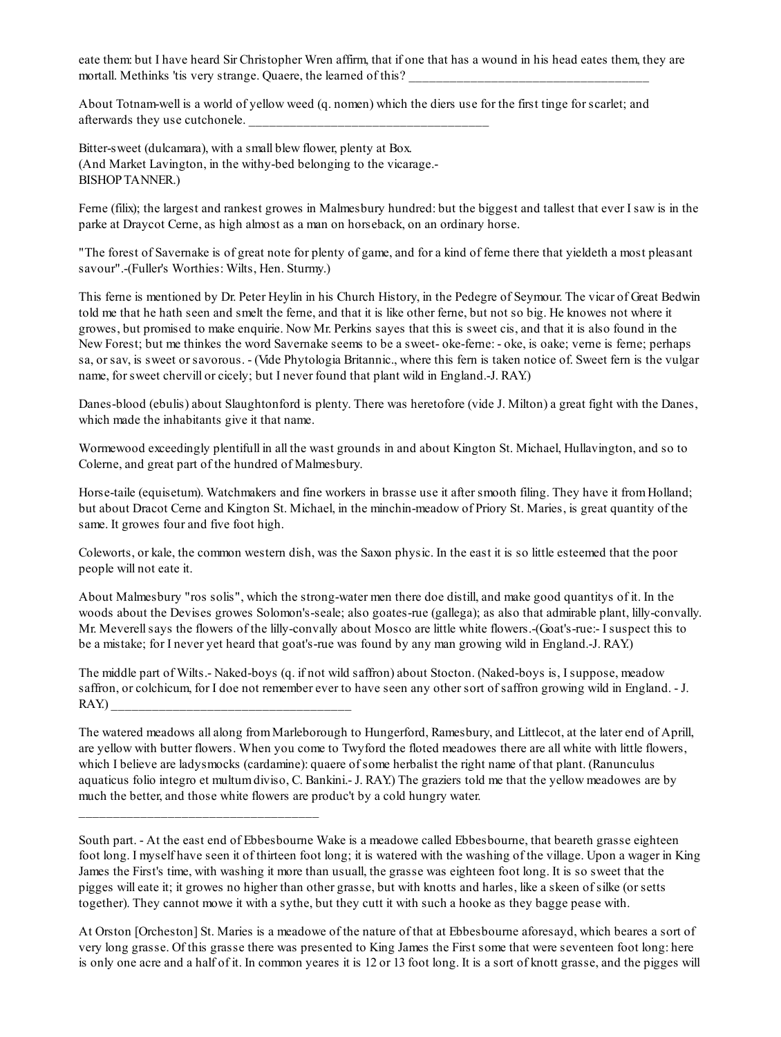eate them: but I have heard Sir Christopher Wren affirm, that if one that has a wound in his head eates them, they are mortall. Methinks 'tis very strange. Quaere, the learned of this? ______________________________________

About Totnam-well is a world of yellow weed (q. nomen) which the diers use for the first tinge for scarlet; and afterwards they use cutchonele. ______________________________________

Bitter-sweet (dulcamara), with a small blew flower, plenty at Box.
(And Market Lavington, in the withy-bed belonging to the vicarage.-
BISHOP TANNER.)

Ferne (filix); the largest and rankest growes in Malmesbury hundred: but the biggest and tallest that ever I saw is in the parke at Draycot Cerne, as high almost as a man on horseback, on an ordinary horse.

"The forest of Savernake is of great note for plenty of game, and for a kind of ferne there that yieldeth a most pleasant savour".-(Fuller's Worthies: Wilts, Hen. Sturmy.)

This ferne is mentioned by Dr. Peter Heylin in his Church History, in the Pedegre of Seymour. The vicar of Great Bedwin told me that he hath seen and smelt the ferne, and that it is like other ferne, but not so big. He knowes not where it growes, but promised to make enquirie. Now Mr. Perkins sayes that this is sweet cis, and that it is also found in the New Forest; but me thinkes the word Savernake seems to be a sweet- oke-ferne: - oke, is oake; verne is ferne; perhaps sa, or sav, is sweet or savorous. - (Vide Phytologia Britannic., where this fern is taken notice of. Sweet fern is the vulgar name, for sweet chervill or cicely; but I never found that plant wild in England.-J. RAY.)

Danes-blood (ebulis) about Slaughtonford is plenty. There was heretofore (vide J. Milton) a great fight with the Danes, which made the inhabitants give it that name.

Wormewood exceedingly plentifull in all the wast grounds in and about Kington St. Michael, Hullavington, and so to Colerne, and great part of the hundred of Malmesbury.

Horse-taile (equisetum). Watchmakers and fine workers in brasse use it after smooth filing. They have it from Holland; but about Dracot Cerne and Kington St. Michael, in the minchin-meadow of Priory St. Maries, is great quantity of the same. It growes four and five foot high.

Coleworts, or kale, the common western dish, was the Saxon physic. In the east it is so little esteemed that the poor people will not eate it.

About Malmesbury "ros solis", which the strong-water men there doe distill, and make good quantitys of it. In the woods about the Devises growes Solomon's-seale; also goates-rue (gallega); as also that admirable plant, lilly-convally. Mr. Meverell says the flowers of the lilly-convally about Mosco are little white flowers.-(Goat's-rue:- I suspect this to be a mistake; for I never yet heard that goat's-rue was found by any man growing wild in England.-J. RAY.)

The middle part of Wilts.- Naked-boys (q. if not wild saffron) about Stocton. (Naked-boys is, I suppose, meadow saffron, or colchicum, for I doe not remember ever to have seen any other sort of saffron growing wild in England. - J. RAY.) ______________________________________

The watered meadows all along from Marleborough to Hungerford, Ramesbury, and Littlecot, at the later end of Aprill, are yellow with butter flowers. When you come to Twyford the floted meadowes there are all white with little flowers, which I believe are ladysmocks (cardamine): quaere of some herbalist the right name of that plant. (Ranunculus aquaticus folio integro et multum diviso, C. Bankini.- J. RAY.) The graziers told me that the yellow meadowes are by much the better, and those white flowers are produc't by a cold hungry water.

______________________________________

South part. - At the east end of Ebbesbourne Wake is a meadowe called Ebbesbourne, that beareth grasse eighteen foot long. I myself have seen it of thirteen foot long; it is watered with the washing of the village. Upon a wager in King James the First's time, with washing it more than usuall, the grasse was eighteen foot long. It is so sweet that the pigges will eate it; it growes no higher than other grasse, but with knotts and harles, like a skeen of silke (or setts together). They cannot mowe it with a sythe, but they cutt it with such a hooke as they bagge pease with.

At Orston [Orcheston] St. Maries is a meadowe of the nature of that at Ebbesbourne aforesayd, which beares a sort of very long grasse. Of this grasse there was presented to King James the First some that were seventeen foot long: here is only one acre and a half of it. In common yeares it is 12 or 13 foot long. It is a sort of knott grasse, and the pigges will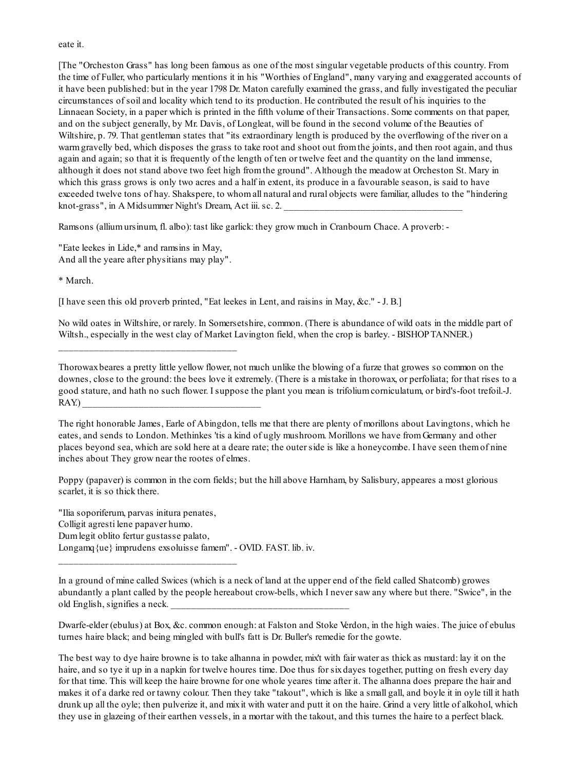eate it.

[The "Orcheston Grass" has long been famous as one of the most singular vegetable products of this country. From the time of Fuller, who particularly mentions it in his "Worthies of England", many varying and exaggerated accounts of it have been published: but in the year 1798 Dr. Maton carefully examined the grass, and fully investigated the peculiar circumstances of soil and locality which tend to its production. He contributed the result of his inquiries to the Linnaean Society, in a paper which is printed in the fifth volume of their Transactions. Some comments on that paper, and on the subject generally, by Mr. Davis, of Longleat, will be found in the second volume of the Beauties of Wiltshire, p. 79. That gentleman states that "its extraordinary length is produced by the overflowing of the river on a warm gravelly bed, which disposes the grass to take root and shoot out from the joints, and then root again, and thus again and again; so that it is frequently of the length of ten or twelve feet and the quantity on the land immense, although it does not stand above two feet high from the ground". Although the meadow at Orcheston St. Mary in which this grass grows is only two acres and a half in extent, its produce in a favourable season, is said to have exceeded twelve tons of hay. Shakspere, to whom all natural and rural objects were familiar, alludes to the "hindering knot-grass", in A Midsummer Night's Dream, Act iii. sc. 2. ____________________________________

Ramsons (allium ursinum, fl. albo): tast like garlick: they grow much in Cranbourn Chace. A proverb: -

"Eate leekes in Lide,* and ramsins in May,
And all the yeare after physitians may play".

* March.

[I have seen this old proverb printed, "Eat leekes in Lent, and raisins in May, &c." - J. B.]

No wild oates in Wiltshire, or rarely. In Somersetshire, common. (There is abundance of wild oats in the middle part of Wiltsh., especially in the west clay of Market Lavington field, when the crop is barley. - BISHOP TANNER.)

____________________________________

Thorowax beares a pretty little yellow flower, not much unlike the blowing of a furze that growes so common on the downes, close to the ground: the bees love it extremely. (There is a mistake in thorowax, or perfoliata; for that rises to a good stature, and hath no such flower. I suppose the plant you mean is trifolium corniculatum, or bird's-foot trefoil.-J. RAY.) ____________________________________

The right honorable James, Earle of Abingdon, tells me that there are plenty of morillons about Lavingtons, which he eates, and sends to London. Methinkes 'tis a kind of ugly mushroom. Morillons we have from Germany and other places beyond sea, which are sold here at a deare rate; the outer side is like a honeycombe. I have seen them of nine inches about They grow near the rootes of elmes.

Poppy (papaver) is common in the corn fields; but the hill above Harnham, by Salisbury, appeares a most glorious scarlet, it is so thick there.

"Ilia soporiferum, parvas initura penates,
Colligit agresti lene papaver humo.
Dum legit oblito fertur gustasse palato,
Longamq{ue} imprudens exsoluisse famem". - OVID. FAST. lib. iv.

____________________________________

In a ground of mine called Swices (which is a neck of land at the upper end of the field called Shatcomb) growes abundantly a plant called by the people hereabout crow-bells, which I never saw any where but there. "Swice", in the old English, signifies a neck. ____________________________________

Dwarfe-elder (ebulus) at Box, &c. common enough: at Falston and Stoke Verdon, in the high waies. The juice of ebulus turnes haire black; and being mingled with bull's fatt is Dr. Buller's remedie for the gowte.

The best way to dye haire browne is to take alhanna in powder, mix't with fair water as thick as mustard: lay it on the haire, and so tye it up in a napkin for twelve houres time. Doe thus for six dayes together, putting on fresh every day for that time. This will keep the haire browne for one whole yeares time after it. The alhanna does prepare the hair and makes it of a darke red or tawny colour. Then they take "takout", which is like a small gall, and boyle it in oyle till it hath drunk up all the oyle; then pulverize it, and mix it with water and putt it on the haire. Grind a very little of alkohol, which they use in glazeing of their earthen vessels, in a mortar with the takout, and this turnes the haire to a perfect black.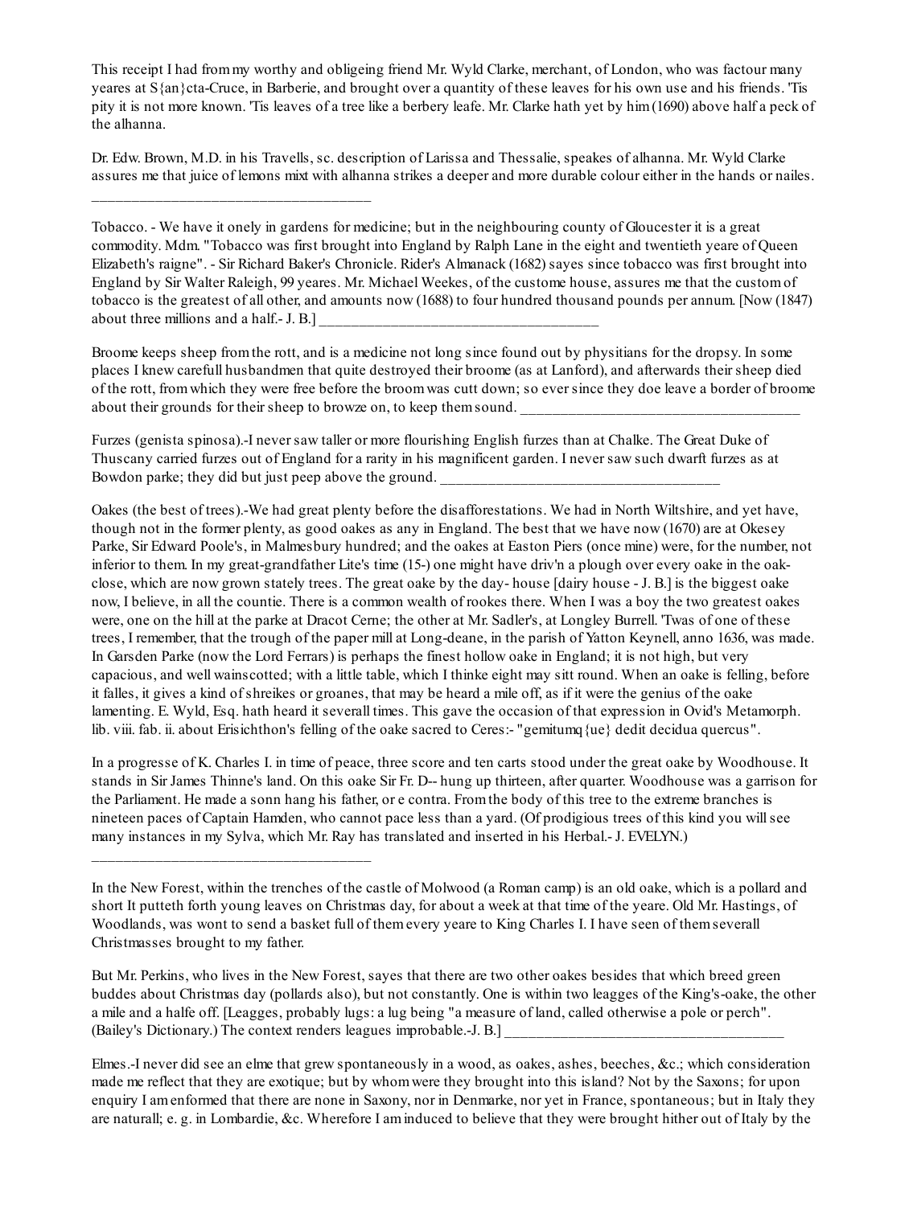This receipt I had from my worthy and obligeing friend Mr. Wyld Clarke, merchant, of London, who was factour many yeares at S{an}cta-Cruce, in Barberie, and brought over a quantity of these leaves for his own use and his friends. 'Tis pity it is not more known. 'Tis leaves of a tree like a berbery leafe. Mr. Clarke hath yet by him (1690) above half a peck of the alhanna.

Dr. Edw. Brown, M.D. in his Travells, sc. description of Larissa and Thessalie, speakes of alhanna. Mr. Wyld Clarke assures me that juice of lemons mixt with alhanna strikes a deeper and more durable colour either in the hands or nailes.

---

Tobacco. - We have it onely in gardens for medicine; but in the neighbouring county of Gloucester it is a great commodity. Mdm. "Tobacco was first brought into England by Ralph Lane in the eight and twentieth yeare of Queen Elizabeth's raigne". - Sir Richard Baker's Chronicle. Rider's Almanack (1682) sayes since tobacco was first brought into England by Sir Walter Raleigh, 99 yeares. Mr. Michael Weekes, of the custome house, assures me that the custom of tobacco is the greatest of all other, and amounts now (1688) to four hundred thousand pounds per annum. [Now (1847) about three millions and a half.- J. B.]

---

Broome keeps sheep from the rott, and is a medicine not long since found out by physitians for the dropsy. In some places I knew carefull husbandmen that quite destroyed their broome (as at Lanford), and afterwards their sheep died of the rott, from which they were free before the broom was cutt down; so ever since they doe leave a border of broome about their grounds for their sheep to browze on, to keep them sound.

---

Furzes (genista spinosa).-I never saw taller or more flourishing English furzes than at Chalke. The Great Duke of Thuscany carried furzes out of England for a rarity in his magnificent garden. I never saw such dwarft furzes as at Bowdon parke; they did but just peep above the ground.

---

Oakes (the best of trees).-We had great plenty before the disafforestations. We had in North Wiltshire, and yet have, though not in the former plenty, as good oakes as any in England. The best that we have now (1670) are at Okesey Parke, Sir Edward Poole's, in Malmesbury hundred; and the oakes at Easton Piers (once mine) were, for the number, not inferior to them. In my great-grandfather Lite's time (15-) one might have driv'n a plough over every oake in the oak-close, which are now grown stately trees. The great oake by the day- house [dairy house - J. B.] is the biggest oake now, I believe, in all the countie. There is a common wealth of rookes there. When I was a boy the two greatest oakes were, one on the hill at the parke at Dracot Cerne; the other at Mr. Sadler's, at Longley Burrell. 'Twas of one of these trees, I remember, that the trough of the paper mill at Long-deane, in the parish of Yatton Keynell, anno 1636, was made. In Garsden Parke (now the Lord Ferrars) is perhaps the finest hollow oake in England; it is not high, but very capacious, and well wainscotted; with a little table, which I thinke eight may sitt round. When an oake is felling, before it falles, it gives a kind of shreikes or groanes, that may be heard a mile off, as if it were the genius of the oake lamenting. E. Wyld, Esq. hath heard it severall times. This gave the occasion of that expression in Ovid's Metamorph. lib. viii. fab. ii. about Erisichthon's felling of the oake sacred to Ceres:- "gemitumq{ue} dedit decidua quercus".

In a progresse of K. Charles I. in time of peace, three score and ten carts stood under the great oake by Woodhouse. It stands in Sir James Thinne's land. On this oake Sir Fr. D-- hung up thirteen, after quarter. Woodhouse was a garrison for the Parliament. He made a sonn hang his father, or e contra. From the body of this tree to the extreme branches is nineteen paces of Captain Hamden, who cannot pace less than a yard. (Of prodigious trees of this kind you will see many instances in my Sylva, which Mr. Ray has translated and inserted in his Herbal.- J. EVELYN.)

---

In the New Forest, within the trenches of the castle of Molwood (a Roman camp) is an old oake, which is a pollard and short It putteth forth young leaves on Christmas day, for about a week at that time of the yeare. Old Mr. Hastings, of Woodlands, was wont to send a basket full of them every yeare to King Charles I. I have seen of them severall Christmasses brought to my father.

But Mr. Perkins, who lives in the New Forest, sayes that there are two other oakes besides that which breed green buddes about Christmas day (pollards also), but not constantly. One is within two leagges of the King's-oake, the other a mile and a halfe off. [Leagges, probably lugs: a lug being "a measure of land, called otherwise a pole or perch". (Bailey's Dictionary.) The context renders leagues improbable.-J. B.]

---

Elmes.-I never did see an elme that grew spontaneously in a wood, as oakes, ashes, beeches, &c.; which consideration made me reflect that they are exotique; but by whom were they brought into this island? Not by the Saxons; for upon enquiry I am enformed that there are none in Saxony, nor in Denmarke, nor yet in France, spontaneous; but in Italy they are naturall; e. g. in Lombardie, &c. Wherefore I am induced to believe that they were brought hither out of Italy by the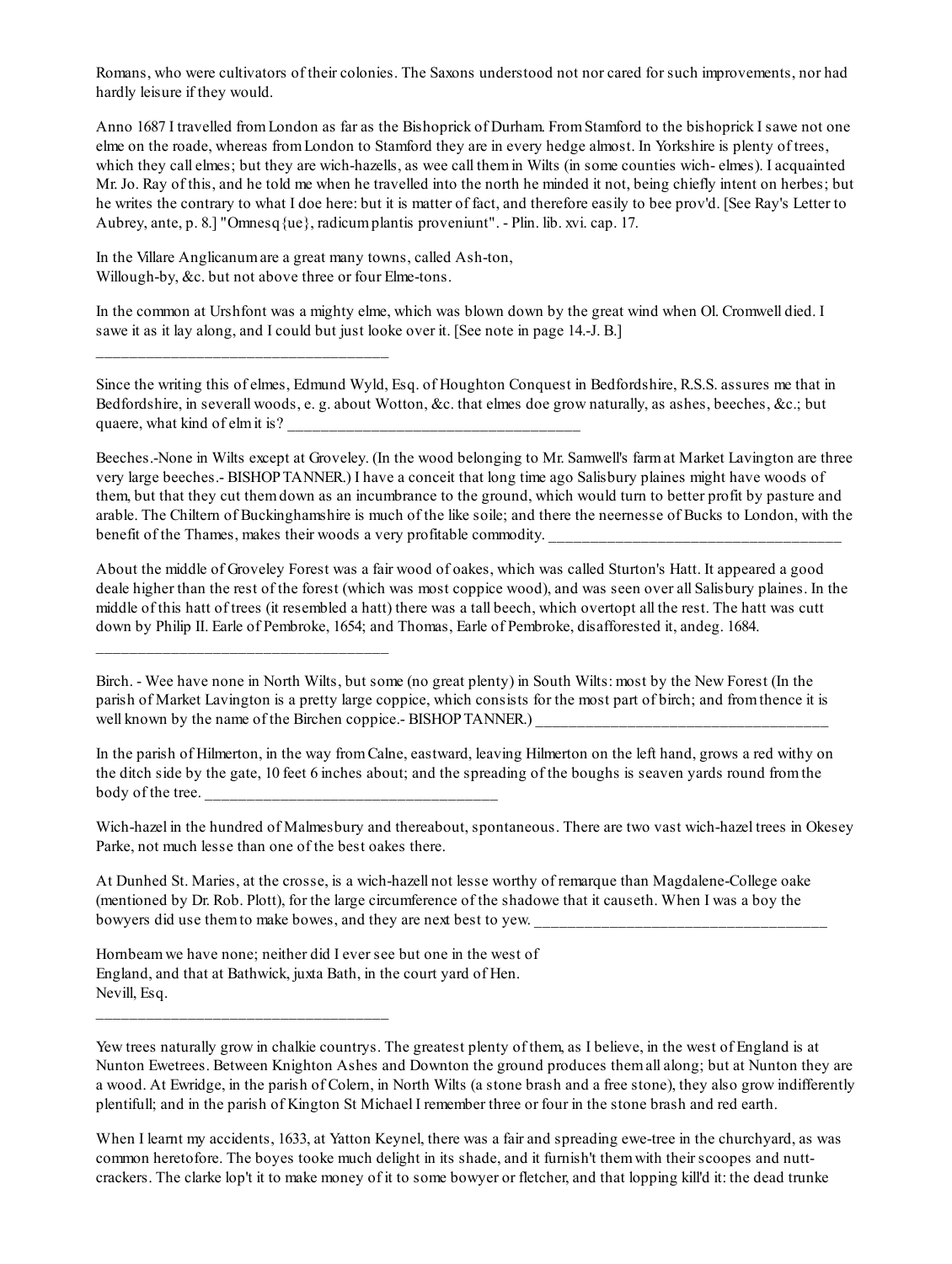Romans, who were cultivators of their colonies. The Saxons understood not nor cared for such improvements, nor had hardly leisure if they would.

Anno 1687 I travelled from London as far as the Bishoprick of Durham. From Stamford to the bishoprick I sawe not one elme on the roade, whereas from London to Stamford they are in every hedge almost. In Yorkshire is plenty of trees, which they call elmes; but they are wich-hazells, as wee call them in Wilts (in some counties wich- elmes). I acquainted Mr. Jo. Ray of this, and he told me when he travelled into the north he minded it not, being chiefly intent on herbes; but he writes the contrary to what I doe here: but it is matter of fact, and therefore easily to bee prov'd. [See Ray's Letter to Aubrey, ante, p. 8.] "Omnesq{ue}, radicum plantis proveniunt". - Plin. lib. xvi. cap. 17.

In the Villare Anglicanum are a great many towns, called Ash-ton, Willough-by, &c. but not above three or four Elme-tons.

In the common at Urshfont was a mighty elme, which was blown down by the great wind when Ol. Cromwell died. I sawe it as it lay along, and I could but just looke over it. [See note in page 14.-J. B.]

_____________________________________

Since the writing this of elmes, Edmund Wyld, Esq. of Houghton Conquest in Bedfordshire, R.S.S. assures me that in Bedfordshire, in severall woods, e. g. about Wotton, &c. that elmes doe grow naturally, as ashes, beeches, &c.; but quaere, what kind of elm it is? _____________________________________

Beeches.-None in Wilts except at Groveley. (In the wood belonging to Mr. Samwell's farm at Market Lavington are three very large beeches.- BISHOP TANNER.) I have a conceit that long time ago Salisbury plaines might have woods of them, but that they cut them down as an incumbrance to the ground, which would turn to better profit by pasture and arable. The Chiltern of Buckinghamshire is much of the like soile; and there the neernesse of Bucks to London, with the benefit of the Thames, makes their woods a very profitable commodity. _____________________________________

About the middle of Groveley Forest was a fair wood of oakes, which was called Sturton's Hatt. It appeared a good deale higher than the rest of the forest (which was most coppice wood), and was seen over all Salisbury plaines. In the middle of this hatt of trees (it resembled a hatt) there was a tall beech, which overtopt all the rest. The hatt was cutt down by Philip II. Earle of Pembroke, 1654; and Thomas, Earle of Pembroke, disafforested it, andeg. 1684.

_____________________________________

Birch. - Wee have none in North Wilts, but some (no great plenty) in South Wilts: most by the New Forest (In the parish of Market Lavington is a pretty large coppice, which consists for the most part of birch; and from thence it is well known by the name of the Birchen coppice.- BISHOP TANNER.) _____________________________________

In the parish of Hilmerton, in the way from Calne, eastward, leaving Hilmerton on the left hand, grows a red withy on the ditch side by the gate, 10 feet 6 inches about; and the spreading of the boughs is seaven yards round from the body of the tree. _____________________________________

Wich-hazel in the hundred of Malmesbury and thereabout, spontaneous. There are two vast wich-hazel trees in Okesey Parke, not much lesse than one of the best oakes there.

At Dunhed St. Maries, at the crosse, is a wich-hazell not lesse worthy of remarque than Magdalene-College oake (mentioned by Dr. Rob. Plott), for the large circumference of the shadowe that it causeth. When I was a boy the bowyers did use them to make bowes, and they are next best to yew. _____________________________________

Hornbeam we have none; neither did I ever see but one in the west of England, and that at Bathwick, juxta Bath, in the court yard of Hen. Nevill, Esq.

_____________________________________

Yew trees naturally grow in chalkie countrys. The greatest plenty of them, as I believe, in the west of England is at Nunton Ewetrees. Between Knighton Ashes and Downton the ground produces them all along; but at Nunton they are a wood. At Ewridge, in the parish of Colern, in North Wilts (a stone brash and a free stone), they also grow indifferently plentifull; and in the parish of Kington St Michael I remember three or four in the stone brash and red earth.

When I learnt my accidents, 1633, at Yatton Keynel, there was a fair and spreading ewe-tree in the churchyard, as was common heretofore. The boyes tooke much delight in its shade, and it furnish't them with their scoopes and nutt-crackers. The clarke lop't it to make money of it to some bowyer or fletcher, and that lopping kill'd it: the dead trunke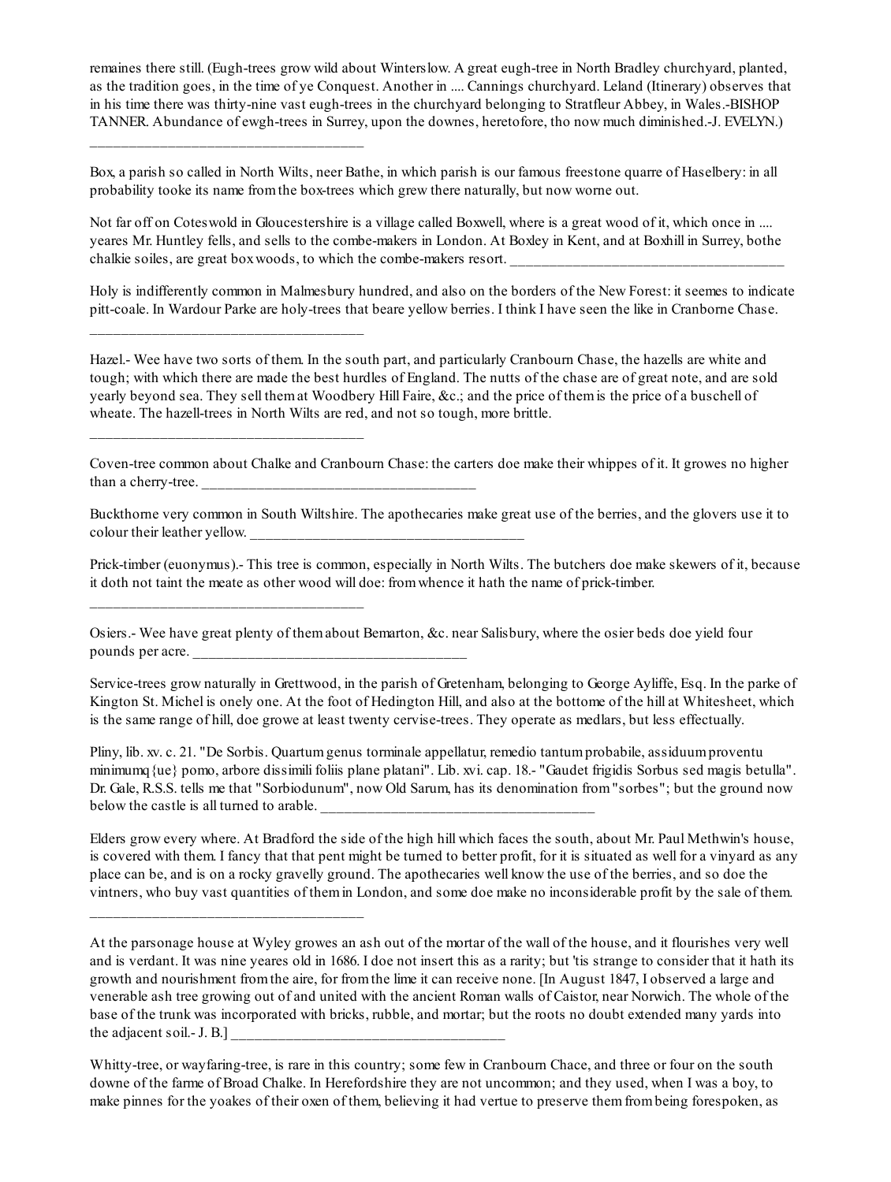remaines there still. (Eugh-trees grow wild about Winterslow. A great eugh-tree in North Bradley churchyard, planted, as the tradition goes, in the time of ye Conquest. Another in .... Cannings churchyard. Leland (Itinerary) observes that in his time there was thirty-nine vast eugh-trees in the churchyard belonging to Stratfleur Abbey, in Wales.-BISHOP TANNER. Abundance of ewgh-trees in Surrey, upon the downes, heretofore, tho now much diminished.-J. EVELYN.)

_____________________________________

Box, a parish so called in North Wilts, neer Bathe, in which parish is our famous freestone quarre of Haselbery: in all probability tooke its name from the box-trees which grew there naturally, but now worne out.

Not far off on Coteswold in Gloucestershire is a village called Boxwell, where is a great wood of it, which once in .... yeares Mr. Huntley fells, and sells to the combe-makers in London. At Boxley in Kent, and at Boxhill in Surrey, bothe chalkie soiles, are great box woods, to which the combe-makers resort. _____________________________________

Holy is indifferently common in Malmesbury hundred, and also on the borders of the New Forest: it seemes to indicate pitt-coale. In Wardour Parke are holy-trees that beare yellow berries. I think I have seen the like in Cranborne Chase.

_____________________________________

Hazel.- Wee have two sorts of them. In the south part, and particularly Cranbourn Chase, the hazells are white and tough; with which there are made the best hurdles of England. The nutts of the chase are of great note, and are sold yearly beyond sea. They sell them at Woodbery Hill Faire, &c.; and the price of them is the price of a buschell of wheate. The hazell-trees in North Wilts are red, and not so tough, more brittle.

_____________________________________

Coven-tree common about Chalke and Cranbourn Chase: the carters doe make their whippes of it. It growes no higher than a cherry-tree. _____________________________________

Buckthorne very common in South Wiltshire. The apothecaries make great use of the berries, and the glovers use it to colour their leather yellow. _____________________________________

Prick-timber (euonymus).- This tree is common, especially in North Wilts. The butchers doe make skewers of it, because it doth not taint the meate as other wood will doe: from whence it hath the name of prick-timber.

_____________________________________

Osiers.- Wee have great plenty of them about Bemarton, &c. near Salisbury, where the osier beds doe yield four pounds per acre. _____________________________________

Service-trees grow naturally in Grettwood, in the parish of Gretenham, belonging to George Ayliffe, Esq. In the parke of Kington St. Michel is onely one. At the foot of Hedington Hill, and also at the bottome of the hill at Whitesheet, which is the same range of hill, doe growe at least twenty cervise-trees. They operate as medlars, but less effectually.

Pliny, lib. xv. c. 21. "De Sorbis. Quartum genus torminale appellatur, remedio tantum probabile, assiduum proventu minimumq{ue} pomo, arbore dissimili foliis plane platani". Lib. xvi. cap. 18.- "Gaudet frigidis Sorbus sed magis betulla". Dr. Gale, R.S.S. tells me that "Sorbiodunum", now Old Sarum, has its denomination from "sorbes"; but the ground now below the castle is all turned to arable. _____________________________________

Elders grow every where. At Bradford the side of the high hill which faces the south, about Mr. Paul Methwin's house, is covered with them. I fancy that that pent might be turned to better profit, for it is situated as well for a vinyard as any place can be, and is on a rocky gravelly ground. The apothecaries well know the use of the berries, and so doe the vintners, who buy vast quantities of them in London, and some doe make no inconsiderable profit by the sale of them.

_____________________________________

At the parsonage house at Wyley growes an ash out of the mortar of the wall of the house, and it flourishes very well and is verdant. It was nine yeares old in 1686. I doe not insert this as a rarity; but 'tis strange to consider that it hath its growth and nourishment from the aire, for from the lime it can receive none. [In August 1847, I observed a large and venerable ash tree growing out of and united with the ancient Roman walls of Caistor, near Norwich. The whole of the base of the trunk was incorporated with bricks, rubble, and mortar; but the roots no doubt extended many yards into the adjacent soil.- J. B.] _____________________________________

Whitty-tree, or wayfaring-tree, is rare in this country; some few in Cranbourn Chace, and three or four on the south downe of the farme of Broad Chalke. In Herefordshire they are not uncommon; and they used, when I was a boy, to make pinnes for the yoakes of their oxen of them, believing it had vertue to preserve them from being forespoken, as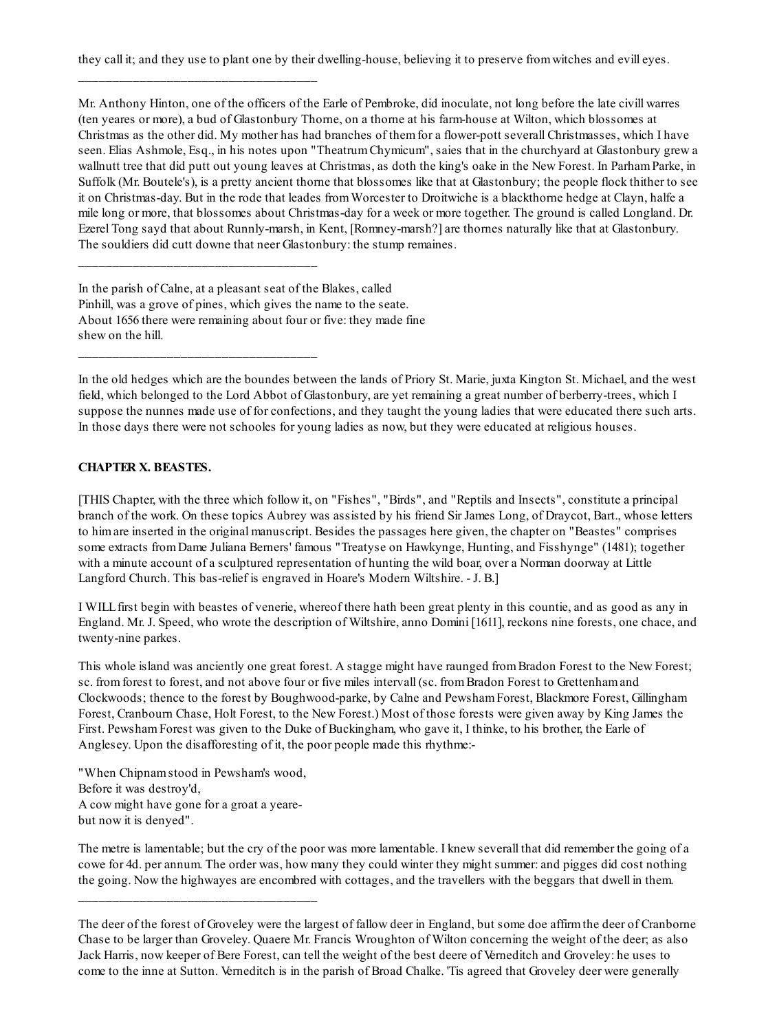they call it; and they use to plant one by their dwelling-house, believing it to preserve from witches and evill eyes.

---

Mr. Anthony Hinton, one of the officers of the Earle of Pembroke, did inoculate, not long before the late civill warres (ten yeares or more), a bud of Glastonbury Thorne, on a thorne at his farm-house at Wilton, which blossomes at Christmas as the other did. My mother has had branches of them for a flower-pott severall Christmasses, which I have seen. Elias Ashmole, Esq., in his notes upon "Theatrum Chymicum", saies that in the churchyard at Glastonbury grew a wallnutt tree that did putt out young leaves at Christmas, as doth the king's oake in the New Forest. In Parham Parke, in Suffolk (Mr. Boutele's), is a pretty ancient thorne that blossomes like that at Glastonbury; the people flock thither to see it on Christmas-day. But in the rode that leades from Worcester to Droitwiche is a blackthorne hedge at Clayn, halfe a mile long or more, that blossomes about Christmas-day for a week or more together. The ground is called Longland. Dr. Ezerel Tong sayd that about Runnly-marsh, in Kent, [Romney-marsh?] are thornes naturally like that at Glastonbury. The souldiers did cutt downe that neer Glastonbury: the stump remaines.

---

In the parish of Calne, at a pleasant seat of the Blakes, called Pinhill, was a grove of pines, which gives the name to the seate. About 1656 there were remaining about four or five: they made fine shew on the hill.

---

In the old hedges which are the boundes between the lands of Priory St. Marie, juxta Kington St. Michael, and the west field, which belonged to the Lord Abbot of Glastonbury, are yet remaining a great number of berberry-trees, which I suppose the nunnes made use of for confections, and they taught the young ladies that were educated there such arts. In those days there were not schooles for young ladies as now, but they were educated at religious houses.

## CHAPTER X. BEASTES.

[THIS Chapter, with the three which follow it, on "Fishes", "Birds", and "Reptils and Insects", constitute a principal branch of the work. On these topics Aubrey was assisted by his friend Sir James Long, of Draycot, Bart., whose letters to him are inserted in the original manuscript. Besides the passages here given, the chapter on "Beastes" comprises some extracts from Dame Juliana Berners' famous "Treatyse on Hawkynge, Hunting, and Fisshynge" (1481); together with a minute account of a sculptured representation of hunting the wild boar, over a Norman doorway at Little Langford Church. This bas-relief is engraved in Hoare's Modern Wiltshire. - J. B.]

I WILL first begin with beastes of venerie, whereof there hath been great plenty in this countie, and as good as any in England. Mr. J. Speed, who wrote the description of Wiltshire, anno Domini [1611], reckons nine forests, one chace, and twenty-nine parkes.

This whole island was anciently one great forest. A stagge might have raunged from Bradon Forest to the New Forest; sc. from forest to forest, and not above four or five miles intervall (sc. from Bradon Forest to Grettenham and Clockwoods; thence to the forest by Boughwood-parke, by Calne and Pewsham Forest, Blackmore Forest, Gillingham Forest, Cranbourn Chase, Holt Forest, to the New Forest.) Most of those forests were given away by King James the First. Pewsham Forest was given to the Duke of Buckingham, who gave it, I thinke, to his brother, the Earle of Anglesey. Upon the disafforesting of it, the poor people made this rhythme:-

"When Chipnam stood in Pewsham's wood,  
Before it was destroy'd,  
A cow might have gone for a groat a yeare-  
but now it is denyed".

The metre is lamentable; but the cry of the poor was more lamentable. I knew severall that did remember the going of a cowe for 4d. per annum. The order was, how many they could winter they might summer: and pigges did cost nothing the going. Now the highwayes are encombred with cottages, and the travellers with the beggars that dwell in them.

---

The deer of the forest of Groveley were the largest of fallow deer in England, but some doe affirm the deer of Cranborne Chase to be larger than Groveley. Quaere Mr. Francis Wroughton of Wilton concerning the weight of the deer; as also Jack Harris, now keeper of Bere Forest, can tell the weight of the best deere of Verneditch and Groveley: he uses to come to the inne at Sutton. Verneditch is in the parish of Broad Chalke. 'Tis agreed that Groveley deer were generally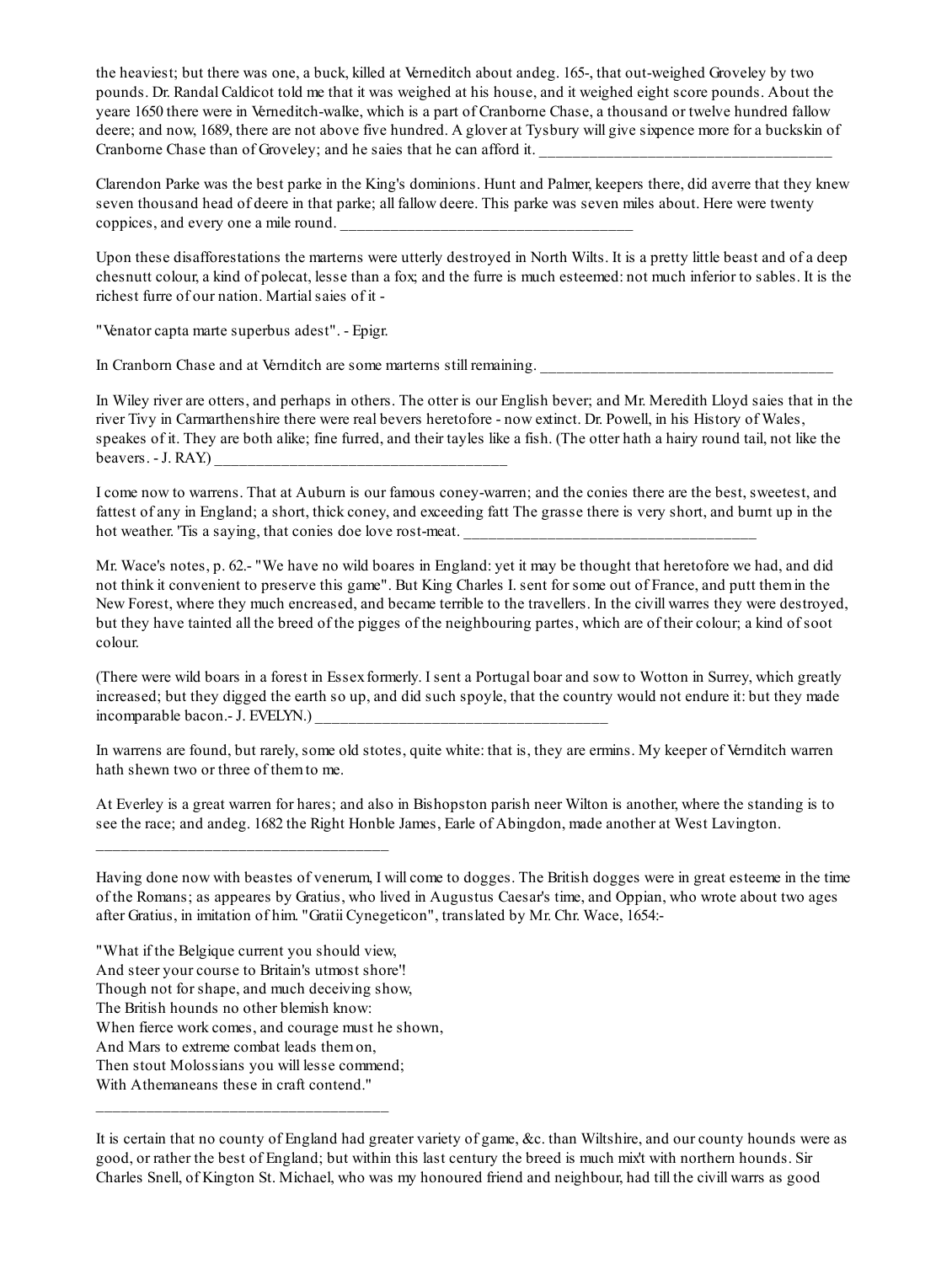the heaviest; but there was one, a buck, killed at Verneditch about andeg. 165-, that out-weighed Groveley by two pounds. Dr. Randal Caldicot told me that it was weighed at his house, and it weighed eight score pounds. About the yeare 1650 there were in Verneditch-walke, which is a part of Cranborne Chase, a thousand or twelve hundred fallow deere; and now, 1689, there are not above five hundred. A glover at Tysbury will give sixpence more for a buckskin of Cranborne Chase than of Groveley; and he saies that he can afford it. ____________________________________

Clarendon Parke was the best parke in the King's dominions. Hunt and Palmer, keepers there, did averre that they knew seven thousand head of deere in that parke; all fallow deere. This parke was seven miles about. Here were twenty coppices, and every one a mile round. ____________________________________

Upon these disafforestations the marterns were utterly destroyed in North Wilts. It is a pretty little beast and of a deep chesnutt colour, a kind of polecat, lesse than a fox; and the furre is much esteemed: not much inferior to sables. It is the richest furre of our nation. Martial saies of it -

"Venator capta marte superbus adest". - Epigr.

In Cranborn Chase and at Vernditch are some marterns still remaining. ____________________________________

In Wiley river are otters, and perhaps in others. The otter is our English bever; and Mr. Meredith Lloyd saies that in the river Tivy in Carmarthenshire there were real bevers heretofore - now extinct. Dr. Powell, in his History of Wales, speakes of it. They are both alike; fine furred, and their tayles like a fish. (The otter hath a hairy round tail, not like the beavers. - J. RAY.) ____________________________________

I come now to warrens. That at Auburn is our famous coney-warren; and the conies there are the best, sweetest, and fattest of any in England; a short, thick coney, and exceeding fatt The grasse there is very short, and burnt up in the hot weather. 'Tis a saying, that conies doe love rost-meat. ____________________________________

Mr. Wace's notes, p. 62.- "We have no wild boares in England: yet it may be thought that heretofore we had, and did not think it convenient to preserve this game". But King Charles I. sent for some out of France, and putt them in the New Forest, where they much encreased, and became terrible to the travellers. In the civill warres they were destroyed, but they have tainted all the breed of the pigges of the neighbouring partes, which are of their colour; a kind of soot colour.

(There were wild boars in a forest in Essex formerly. I sent a Portugal boar and sow to Wotton in Surrey, which greatly increased; but they digged the earth so up, and did such spoyle, that the country would not endure it: but they made incomparable bacon.- J. EVELYN.) ____________________________________

In warrens are found, but rarely, some old stotes, quite white: that is, they are ermins. My keeper of Vernditch warren hath shewn two or three of them to me.

At Everley is a great warren for hares; and also in Bishopston parish neer Wilton is another, where the standing is to see the race; and andeg. 1682 the Right Honble James, Earle of Abingdon, made another at West Lavington.

____________________________________

Having done now with beastes of venerum, I will come to dogges. The British dogges were in great esteeme in the time of the Romans; as appeares by Gratius, who lived in Augustus Caesar's time, and Oppian, who wrote about two ages after Gratius, in imitation of him. "Gratii Cynegeticon", translated by Mr. Chr. Wace, 1654:-

"What if the Belgique current you should view,  
And steer your course to Britain's utmost shore'!  
Though not for shape, and much deceiving show,  
The British hounds no other blemish know:  
When fierce work comes, and courage must he shown,  
And Mars to extreme combat leads them on,  
Then stout Molossians you will lesse commend;  
With Athemaneans these in craft contend."

____________________________________

It is certain that no county of England had greater variety of game, &c. than Wiltshire, and our county hounds were as good, or rather the best of England; but within this last century the breed is much mix't with northern hounds. Sir Charles Snell, of Kington St. Michael, who was my honoured friend and neighbour, had till the civill warrs as good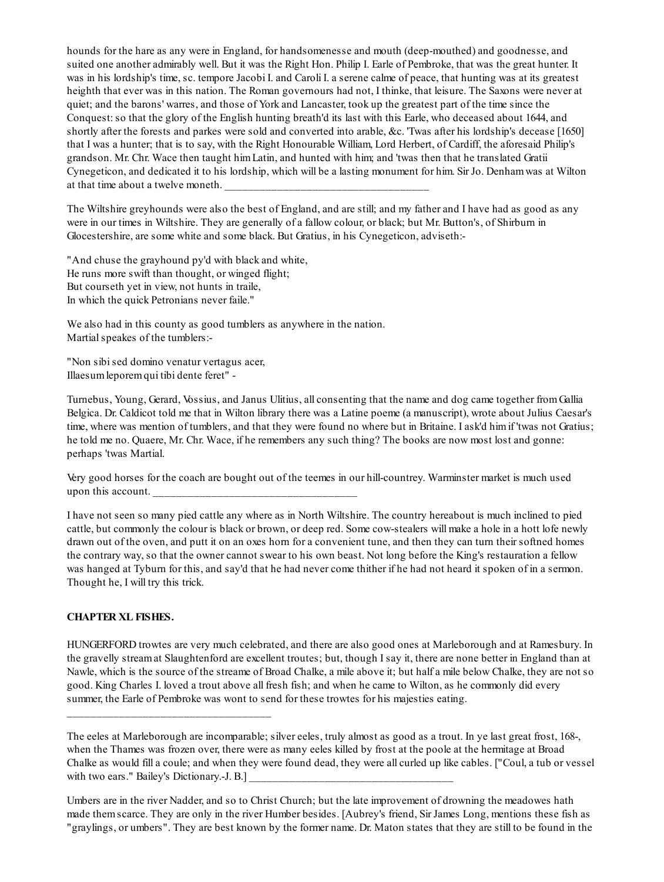hounds for the hare as any were in England, for handsomenesse and mouth (deep-mouthed) and goodnesse, and suited one another admirably well. But it was the Right Hon. Philip I. Earle of Pembroke, that was the great hunter. It was in his lordship's time, sc. tempore Jacobi I. and Caroli I. a serene calme of peace, that hunting was at its greatest heighth that ever was in this nation. The Roman governours had not, I thinke, that leisure. The Saxons were never at quiet; and the barons' warres, and those of York and Lancaster, took up the greatest part of the time since the Conquest: so that the glory of the English hunting breath'd its last with this Earle, who deceased about 1644, and shortly after the forests and parkes were sold and converted into arable, &c. 'Twas after his lordship's decease [1650] that I was a hunter; that is to say, with the Right Honourable William, Lord Herbert, of Cardiff, the aforesaid Philip's grandson. Mr. Chr. Wace then taught him Latin, and hunted with him; and 'twas then that he translated Gratii Cynegeticon, and dedicated it to his lordship, which will be a lasting monument for him. Sir Jo. Denham was at Wilton at that time about a twelve moneth. ____________________________________

The Wiltshire greyhounds were also the best of England, and are still; and my father and I have had as good as any were in our times in Wiltshire. They are generally of a fallow colour, or black; but Mr. Button's, of Shirburn in Glocestershire, are some white and some black. But Gratius, in his Cynegeticon, adviseth:-

"And chuse the grayhound py'd with black and white,
He runs more swift than thought, or winged flight;
But courseth yet in view, not hunts in traile,
In which the quick Petronians never faile."

We also had in this county as good tumblers as anywhere in the nation.
Martial speakes of the tumblers:-

"Non sibi sed domino venatur vertagus acer,
Illaesum leporem qui tibi dente feret" -

Turnebus, Young, Gerard, Vossius, and Janus Ulitius, all consenting that the name and dog came together from Gallia Belgica. Dr. Caldicot told me that in Wilton library there was a Latine poeme (a manuscript), wrote about Julius Caesar's time, where was mention of tumblers, and that they were found no where but in Britaine. I ask'd him if 'twas not Gratius; he told me no. Quaere, Mr. Chr. Wace, if he remembers any such thing? The books are now most lost and gonne: perhaps 'twas Martial.

Very good horses for the coach are bought out of the teemes in our hill-countrey. Warminster market is much used upon this account. ____________________________________

I have not seen so many pied cattle any where as in North Wiltshire. The country hereabout is much inclined to pied cattle, but commonly the colour is black or brown, or deep red. Some cow-stealers will make a hole in a hott lofe newly drawn out of the oven, and putt it on an oxes horn for a convenient tune, and then they can turn their softned homes the contrary way, so that the owner cannot swear to his own beast. Not long before the King's restauration a fellow was hanged at Tyburn for this, and say'd that he had never come thither if he had not heard it spoken of in a sermon. Thought he, I will try this trick.

**CHAPTER XL FISHES.**

HUNGERFORD trowtes are very much celebrated, and there are also good ones at Marleborough and at Ramesbury. In the gravelly stream at Slaughtenford are excellent troutes; but, though I say it, there are none better in England than at Nawle, which is the source of the streame of Broad Chalke, a mile above it; but half a mile below Chalke, they are not so good. King Charles I. loved a trout above all fresh fish; and when he came to Wilton, as he commonly did every summer, the Earle of Pembroke was wont to send for these trowtes for his majesties eating.
____________________________________

The eeles at Marleborough are incomparable; silver eeles, truly almost as good as a trout. In ye last great frost, 168-, when the Thames was frozen over, there were as many eeles killed by frost at the poole at the hermitage at Broad Chalke as would fill a coule; and when they were found dead, they were all curled up like cables. ["Coul, a tub or vessel with two ears." Bailey's Dictionary.-J. B.] ____________________________________

Umbers are in the river Nadder, and so to Christ Church; but the late improvement of drowning the meadowes hath made them scarce. They are only in the river Humber besides. [Aubrey's friend, Sir James Long, mentions these fish as "graylings, or umbers". They are best known by the former name. Dr. Maton states that they are still to be found in the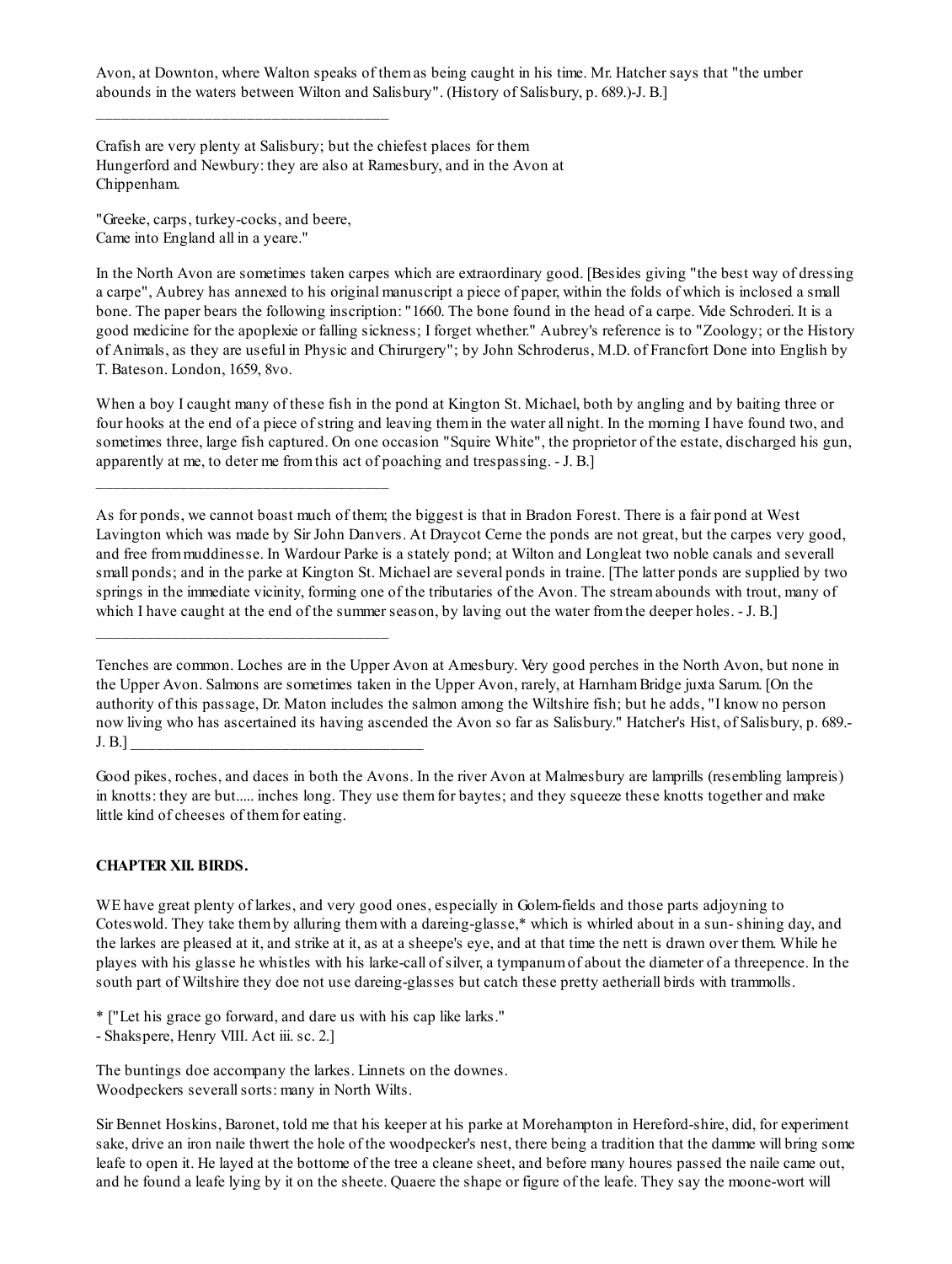Avon, at Downton, where Walton speaks of them as being caught in his time. Mr. Hatcher says that "the umber abounds in the waters between Wilton and Salisbury". (History of Salisbury, p. 689.)-J. B.]

---

Crafish are very plenty at Salisbury; but the chiefest places for them Hungerford and Newbury: they are also at Ramesbury, and in the Avon at Chippenham.

"Greeke, carps, turkey-cocks, and beere,
Came into England all in a yeare."

In the North Avon are sometimes taken carpes which are extraordinary good. [Besides giving "the best way of dressing a carpe", Aubrey has annexed to his original manuscript a piece of paper, within the folds of which is inclosed a small bone. The paper bears the following inscription: "1660. The bone found in the head of a carpe. Vide Schroderi. It is a good medicine for the apoplexie or falling sickness; I forget whether." Aubrey's reference is to "Zoology; or the History of Animals, as they are useful in Physic and Chirurgery"; by John Schroderus, M.D. of Francfort Done into English by T. Bateson. London, 1659, 8vo.

When a boy I caught many of these fish in the pond at Kington St. Michael, both by angling and by baiting three or four hooks at the end of a piece of string and leaving them in the water all night. In the morning I have found two, and sometimes three, large fish captured. On one occasion "Squire White", the proprietor of the estate, discharged his gun, apparently at me, to deter me from this act of poaching and trespassing. - J. B.]

---

As for ponds, we cannot boast much of them; the biggest is that in Bradon Forest. There is a fair pond at West Lavington which was made by Sir John Danvers. At Draycot Cerne the ponds are not great, but the carpes very good, and free from muddinesse. In Wardour Parke is a stately pond; at Wilton and Longleat two noble canals and severall small ponds; and in the parke at Kington St. Michael are several ponds in traine. [The latter ponds are supplied by two springs in the immediate vicinity, forming one of the tributaries of the Avon. The stream abounds with trout, many of which I have caught at the end of the summer season, by laving out the water from the deeper holes. - J. B.]

---

Tenches are common. Loches are in the Upper Avon at Amesbury. Very good perches in the North Avon, but none in the Upper Avon. Salmons are sometimes taken in the Upper Avon, rarely, at Harnham Bridge juxta Sarum. [On the authority of this passage, Dr. Maton includes the salmon among the Wiltshire fish; but he adds, "I know no person now living who has ascertained its having ascended the Avon so far as Salisbury." Hatcher's Hist, of Salisbury, p. 689.- J. B.]

---

Good pikes, roches, and daces in both the Avons. In the river Avon at Malmesbury are lamprills (resembling lampreis) in knotts: they are but..... inches long. They use them for baytes; and they squeeze these knotts together and make little kind of cheeses of them for eating.

## CHAPTER XII. BIRDS.

WE have great plenty of larkes, and very good ones, especially in Golem-fields and those parts adjoyning to Coteswold. They take them by alluring them with a dareing-glasse,* which is whirled about in a sun- shining day, and the larkes are pleased at it, and strike at it, as at a sheepe's eye, and at that time the nett is drawn over them. While he playes with his glasse he whistles with his larke-call of silver, a tympanum of about the diameter of a threepence. In the south part of Wiltshire they doe not use dareing-glasses but catch these pretty aetheriall birds with trammolls.

* ["Let his grace go forward, and dare us with his cap like larks."
- Shakspere, Henry VIII. Act iii. sc. 2.]

The buntings doe accompany the larkes. Linnets on the downes.
Woodpeckers severall sorts: many in North Wilts.

Sir Bennet Hoskins, Baronet, told me that his keeper at his parke at Morehampton in Hereford-shire, did, for experiment sake, drive an iron naile thwert the hole of the woodpecker's nest, there being a tradition that the damme will bring some leafe to open it. He layed at the bottome of the tree a cleane sheet, and before many houres passed the naile came out, and he found a leafe lying by it on the sheete. Quaere the shape or figure of the leafe. They say the moone-wort will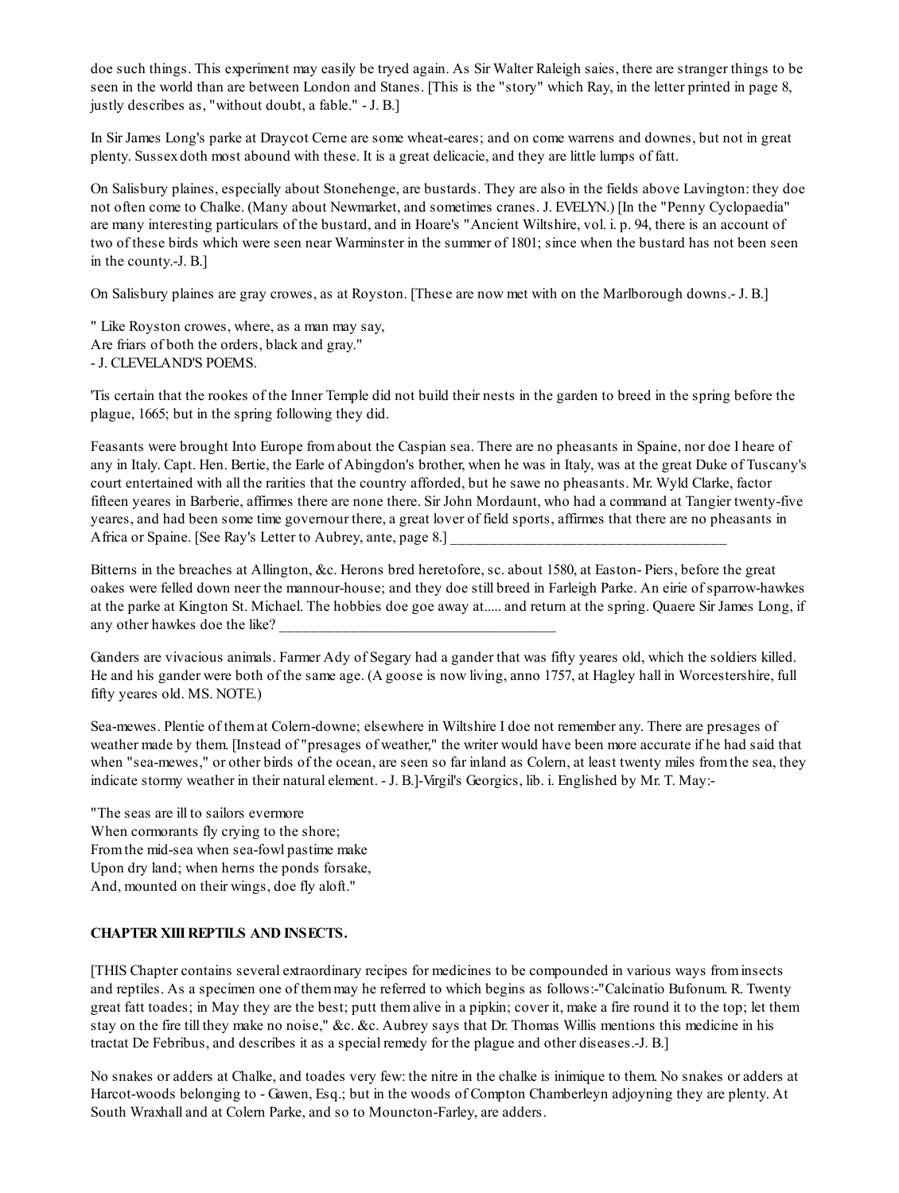doe such things. This experiment may easily be tryed again. As Sir Walter Raleigh saies, there are stranger things to be seen in the world than are between London and Stanes. [This is the "story" which Ray, in the letter printed in page 8, justly describes as, "without doubt, a fable." - J. B.]

In Sir James Long's parke at Draycot Cerne are some wheat-eares; and on come warrens and downes, but not in great plenty. Sussex doth most abound with these. It is a great delicacie, and they are little lumps of fatt.

On Salisbury plaines, especially about Stonehenge, are bustards. They are also in the fields above Lavington: they doe not often come to Chalke. (Many about Newmarket, and sometimes cranes. J. EVELYN.) [In the "Penny Cyclopaedia" are many interesting particulars of the bustard, and in Hoare's "Ancient Wiltshire, vol. i. p. 94, there is an account of two of these birds which were seen near Warminster in the summer of 1801; since when the bustard has not been seen in the county.-J. B.]

On Salisbury plaines are gray crowes, as at Royston. [These are now met with on the Marlborough downs.- J. B.]

" Like Royston crowes, where, as a man may say,  
Are friars of both the orders, black and gray."  
- J. CLEVELAND'S POEMS.

'Tis certain that the rookes of the Inner Temple did not build their nests in the garden to breed in the spring before the plague, 1665; but in the spring following they did.

Feasants were brought Into Europe from about the Caspian sea. There are no pheasants in Spaine, nor doe I heare of any in Italy. Capt. Hen. Bertie, the Earle of Abingdon's brother, when he was in Italy, was at the great Duke of Tuscany's court entertained with all the rarities that the country afforded, but he sawe no pheasants. Mr. Wyld Clarke, factor fifteen yeares in Barberie, affirmes there are none there. Sir John Mordaunt, who had a command at Tangier twenty-five yeares, and had been some time governour there, a great lover of field sports, affirmes that there are no pheasants in Africa or Spaine. [See Ray's Letter to Aubrey, ante, page 8.] ____________________________________

Bitterns in the breaches at Allington, &c. Herons bred heretofore, sc. about 1580, at Easton- Piers, before the great oakes were felled down neer the mannour-house; and they doe still breed in Farleigh Parke. An eirie of sparrow-hawkes at the parke at Kington St. Michael. The hobbies doe goe away at..... and return at the spring. Quaere Sir James Long, if any other hawkes doe the like? ____________________________________

Ganders are vivacious animals. Farmer Ady of Segary had a gander that was fifty yeares old, which the soldiers killed. He and his gander were both of the same age. (A goose is now living, anno 1757, at Hagley hall in Worcestershire, full fifty yeares old. MS. NOTE.)

Sea-mewes. Plentie of them at Colern-downe; elsewhere in Wiltshire I doe not remember any. There are presages of weather made by them. [Instead of "presages of weather," the writer would have been more accurate if he had said that when "sea-mewes," or other birds of the ocean, are seen so far inland as Colern, at least twenty miles from the sea, they indicate stormy weather in their natural element. - J. B.]-Virgil's Georgics, lib. i. Englished by Mr. T. May:-

"The seas are ill to sailors evermore  
When cormorants fly crying to the shore;  
From the mid-sea when sea-fowl pastime make  
Upon dry land; when herns the ponds forsake,  
And, mounted on their wings, doe fly aloft."

### CHAPTER XIII REPTILS AND INSECTS.

[THIS Chapter contains several extraordinary recipes for medicines to be compounded in various ways from insects and reptiles. As a specimen one of them may he referred to which begins as follows:-"Calcinatio Bufonum. R. Twenty great fatt toades; in May they are the best; putt them alive in a pipkin; cover it, make a fire round it to the top; let them stay on the fire till they make no noise," &c. &c. Aubrey says that Dr. Thomas Willis mentions this medicine in his tractat De Febribus, and describes it as a special remedy for the plague and other diseases.-J. B.]

No snakes or adders at Chalke, and toades very few: the nitre in the chalke is inimique to them. No snakes or adders at Harcot-woods belonging to - Gawen, Esq.; but in the woods of Compton Chamberleyn adjoyning they are plenty. At South Wraxhall and at Colern Parke, and so to Mouncton-Farley, are adders.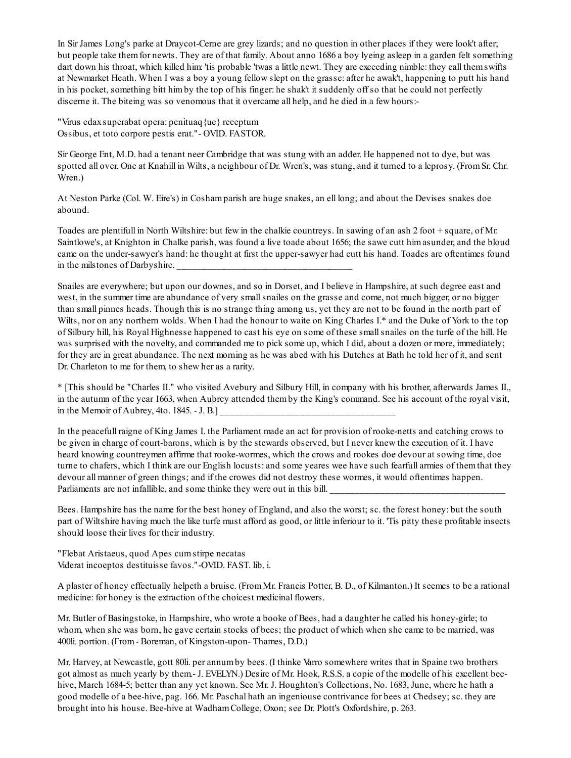In Sir James Long's parke at Draycot-Cerne are grey lizards; and no question in other places if they were look't after; but people take them for newts. They are of that family. About anno 1686 a boy lyeing asleep in a garden felt something dart down his throat, which killed him: 'tis probable 'twas a little newt. They are exceeding nimble: they call them swifts at Newmarket Heath. When I was a boy a young fellow slept on the grasse: after he awak't, happening to putt his hand in his pocket, something bitt him by the top of his finger: he shak't it suddenly off so that he could not perfectly discerne it. The biteing was so venomous that it overcame all help, and he died in a few hours:-

"Virus edax superabat opera: penituaq{ue} receptum
Ossibus, et toto corpore pestis erat."- OVID. FASTOR.

Sir George Ent, M.D. had a tenant neer Cambridge that was stung with an adder. He happened not to dye, but was spotted all over. One at Knahill in Wilts, a neighbour of Dr. Wren's, was stung, and it turned to a leprosy. (From Sr. Chr. Wren.)

At Neston Parke (Col. W. Eire's) in Cosham parish are huge snakes, an ell long; and about the Devises snakes doe abound.

Toades are plentifull in North Wiltshire: but few in the chalkie countreys. In sawing of an ash 2 foot + square, of Mr. Saintlowe's, at Knighton in Chalke parish, was found a live toade about 1656; the sawe cutt him asunder, and the bloud came on the under-sawyer's hand: he thought at first the upper-sawyer had cutt his hand. Toades are oftentimes found in the milstones of Darbyshire. _____________________________________

Snailes are everywhere; but upon our downes, and so in Dorset, and I believe in Hampshire, at such degree east and west, in the summer time are abundance of very small snailes on the grasse and come, not much bigger, or no bigger than small pinnes heads. Though this is no strange thing among us, yet they are not to be found in the north part of Wilts, nor on any northern wolds. When I had the honour to waite on King Charles I.* and the Duke of York to the top of Silbury hill, his Royal Highnesse happened to cast his eye on some of these small snailes on the turfe of the hill. He was surprised with the novelty, and commanded me to pick some up, which I did, about a dozen or more, immediately; for they are in great abundance. The next morning as he was abed with his Dutches at Bath he told her of it, and sent Dr. Charleton to me for them, to shew her as a rarity.

* [This should be "Charles II." who visited Avebury and Silbury Hill, in company with his brother, afterwards James II., in the autumn of the year 1663, when Aubrey attended them by the King's command. See his account of the royal visit, in the Memoir of Aubrey, 4to. 1845. - J. B.] _____________________________________

In the peacefull raigne of King James I. the Parliament made an act for provision of rooke-netts and catching crows to be given in charge of court-barons, which is by the stewards observed, but I never knew the execution of it. I have heard knowing countreymen affirme that rooke-wormes, which the crows and rookes doe devour at sowing time, doe turne to chafers, which I think are our English locusts: and some yeares wee have such fearfull armies of them that they devour all manner of green things; and if the crowes did not destroy these wormes, it would oftentimes happen. Parliaments are not infallible, and some thinke they were out in this bill. _____________________________________

Bees. Hampshire has the name for the best honey of England, and also the worst; sc. the forest honey: but the south part of Wiltshire having much the like turfe must afford as good, or little inferiour to it. 'Tis pitty these profitable insects should loose their lives for their industry.

"Flebat Aristaeus, quod Apes cum stirpe necatas
Viderat incoeptos destituisse favos."-OVID. FAST. lib. i.

A plaster of honey effectually helpeth a bruise. (From Mr. Francis Potter, B. D., of Kilmanton.) It seemes to be a rational medicine: for honey is the extraction of the choicest medicinal flowers.

Mr. Butler of Basingstoke, in Hampshire, who wrote a booke of Bees, had a daughter he called his honey-girle; to whom, when she was born, he gave certain stocks of bees; the product of which when she came to be married, was 400li. portion. (From - Boreman, of Kingston-upon- Thames, D.D.)

Mr. Harvey, at Newcastle, gott 80li. per annum by bees. (I thinke Varro somewhere writes that in Spaine two brothers got almost as much yearly by them.- J. EVELYN.) Desire of Mr. Hook, R.S.S. a copie of the modelle of his excellent bee-hive, March 1684-5; better than any yet known. See Mr. J. Houghton's Collections, No. 1683, June, where he hath a good modelle of a bee-hive, pag. 166. Mr. Paschal hath an ingenious contrivance for bees at Chedsey; sc. they are brought into his house. Bee-hive at Wadham College, Oxon; see Dr. Plott's Oxfordshire, p. 263.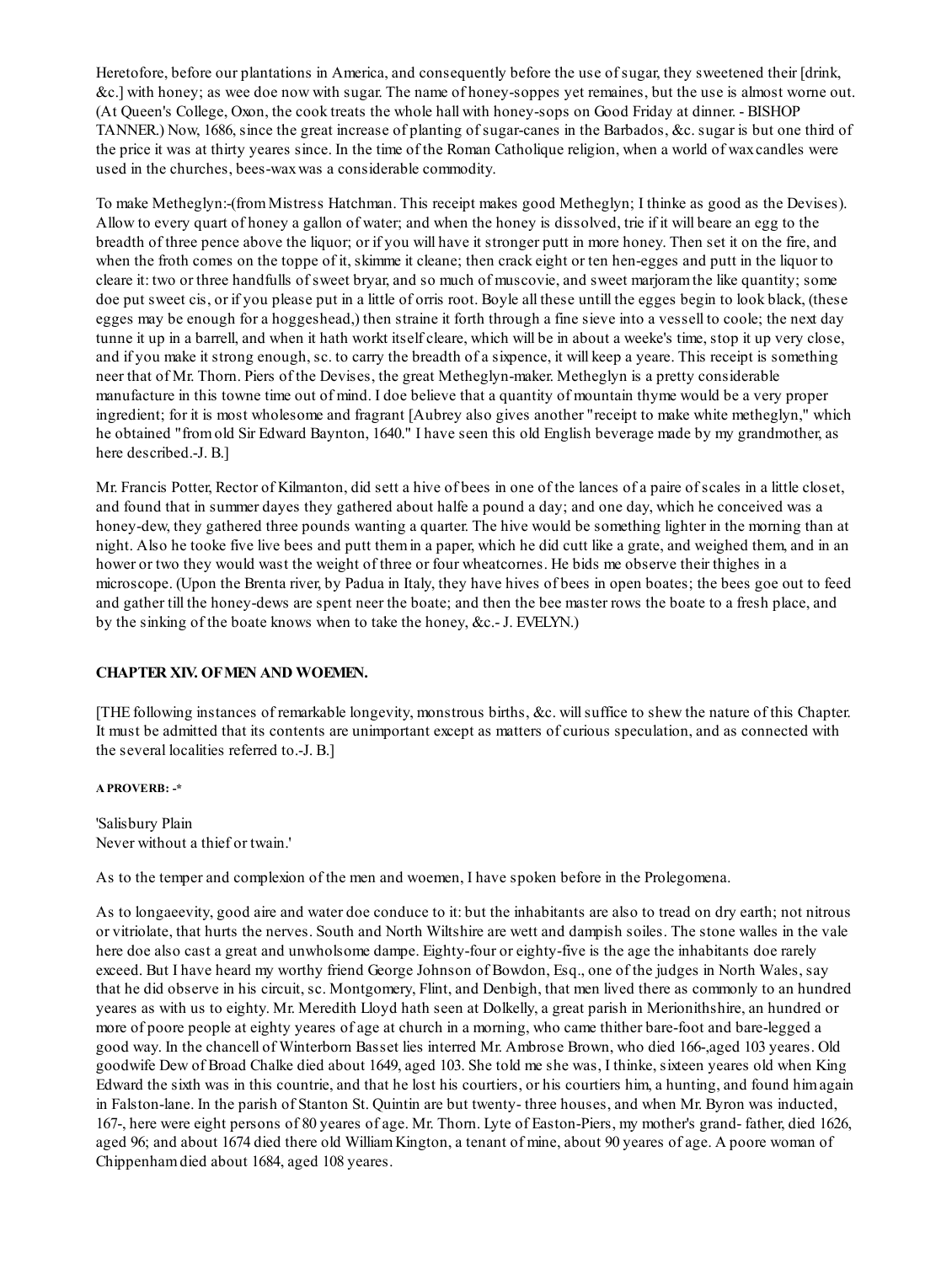Heretofore, before our plantations in America, and consequently before the use of sugar, they sweetened their [drink, &c.] with honey; as wee doe now with sugar. The name of honey-soppes yet remaines, but the use is almost worne out. (At Queen's College, Oxon, the cook treats the whole hall with honey-sops on Good Friday at dinner. - BISHOP TANNER.) Now, 1686, since the great increase of planting of sugar-canes in the Barbados, &c. sugar is but one third of the price it was at thirty yeares since. In the time of the Roman Catholique religion, when a world of wax candles were used in the churches, bees-wax was a considerable commodity.

To make Metheglyn:-(from Mistress Hatchman. This receipt makes good Metheglyn; I thinke as good as the Devises). Allow to every quart of honey a gallon of water; and when the honey is dissolved, trie if it will beare an egg to the breadth of three pence above the liquor; or if you will have it stronger putt in more honey. Then set it on the fire, and when the froth comes on the toppe of it, skimme it cleane; then crack eight or ten hen-egges and putt in the liquor to cleare it: two or three handfulls of sweet bryar, and so much of muscovie, and sweet marjoram the like quantity; some doe put sweet cis, or if you please put in a little of orris root. Boyle all these untill the egges begin to look black, (these egges may be enough for a hoggeshead,) then straine it forth through a fine sieve into a vessell to coole; the next day tunne it up in a barrell, and when it hath workt itself cleare, which will be in about a weeke's time, stop it up very close, and if you make it strong enough, sc. to carry the breadth of a sixpence, it will keep a yeare. This receipt is something neer that of Mr. Thorn. Piers of the Devises, the great Metheglyn-maker. Metheglyn is a pretty considerable manufacture in this towne time out of mind. I doe believe that a quantity of mountain thyme would be a very proper ingredient; for it is most wholesome and fragrant [Aubrey also gives another "receipt to make white metheglyn," which he obtained "from old Sir Edward Baynton, 1640." I have seen this old English beverage made by my grandmother, as here described.-J. B.]

Mr. Francis Potter, Rector of Kilmanton, did sett a hive of bees in one of the lances of a paire of scales in a little closet, and found that in summer dayes they gathered about halfe a pound a day; and one day, which he conceived was a honey-dew, they gathered three pounds wanting a quarter. The hive would be something lighter in the morning than at night. Also he tooke five live bees and putt them in a paper, which he did cutt like a grate, and weighed them, and in an hower or two they would wast the weight of three or four wheatcornes. He bids me observe their thighes in a microscope. (Upon the Brenta river, by Padua in Italy, they have hives of bees in open boates; the bees goe out to feed and gather till the honey-dews are spent neer the boate; and then the bee master rows the boate to a fresh place, and by the sinking of the boate knows when to take the honey, &c.- J. EVELYN.)

### CHAPTER XIV. OF MEN AND WOEMEN.

[THE following instances of remarkable longevity, monstrous births, &c. will suffice to shew the nature of this Chapter. It must be admitted that its contents are unimportant except as matters of curious speculation, and as connected with the several localities referred to.-J. B.]

##### A PROVERB: -*

'Salisbury Plain
Never without a thief or twain.'

As to the temper and complexion of the men and woemen, I have spoken before in the Prolegomena.

As to longaeevity, good aire and water doe conduce to it: but the inhabitants are also to tread on dry earth; not nitrous or vitriolate, that hurts the nerves. South and North Wiltshire are wett and dampish soiles. The stone walles in the vale here doe also cast a great and unwholsome dampe. Eighty-four or eighty-five is the age the inhabitants doe rarely exceed. But I have heard my worthy friend George Johnson of Bowdon, Esq., one of the judges in North Wales, say that he did observe in his circuit, sc. Montgomery, Flint, and Denbigh, that men lived there as commonly to an hundred yeares as with us to eighty. Mr. Meredith Lloyd hath seen at Dolkelly, a great parish in Merionithshire, an hundred or more of poore people at eighty yeares of age at church in a morning, who came thither bare-foot and bare-legged a good way. In the chancell of Winterborn Basset lies interred Mr. Ambrose Brown, who died 166-,aged 103 yeares. Old goodwife Dew of Broad Chalke died about 1649, aged 103. She told me she was, I thinke, sixteen yeares old when King Edward the sixth was in this countrie, and that he lost his courtiers, or his courtiers him, a hunting, and found him again in Falston-lane. In the parish of Stanton St. Quintin are but twenty- three houses, and when Mr. Byron was inducted, 167-, here were eight persons of 80 yeares of age. Mr. Thorn. Lyte of Easton-Piers, my mother's grand- father, died 1626, aged 96; and about 1674 died there old William Kington, a tenant of mine, about 90 yeares of age. A poore woman of Chippenham died about 1684, aged 108 yeares.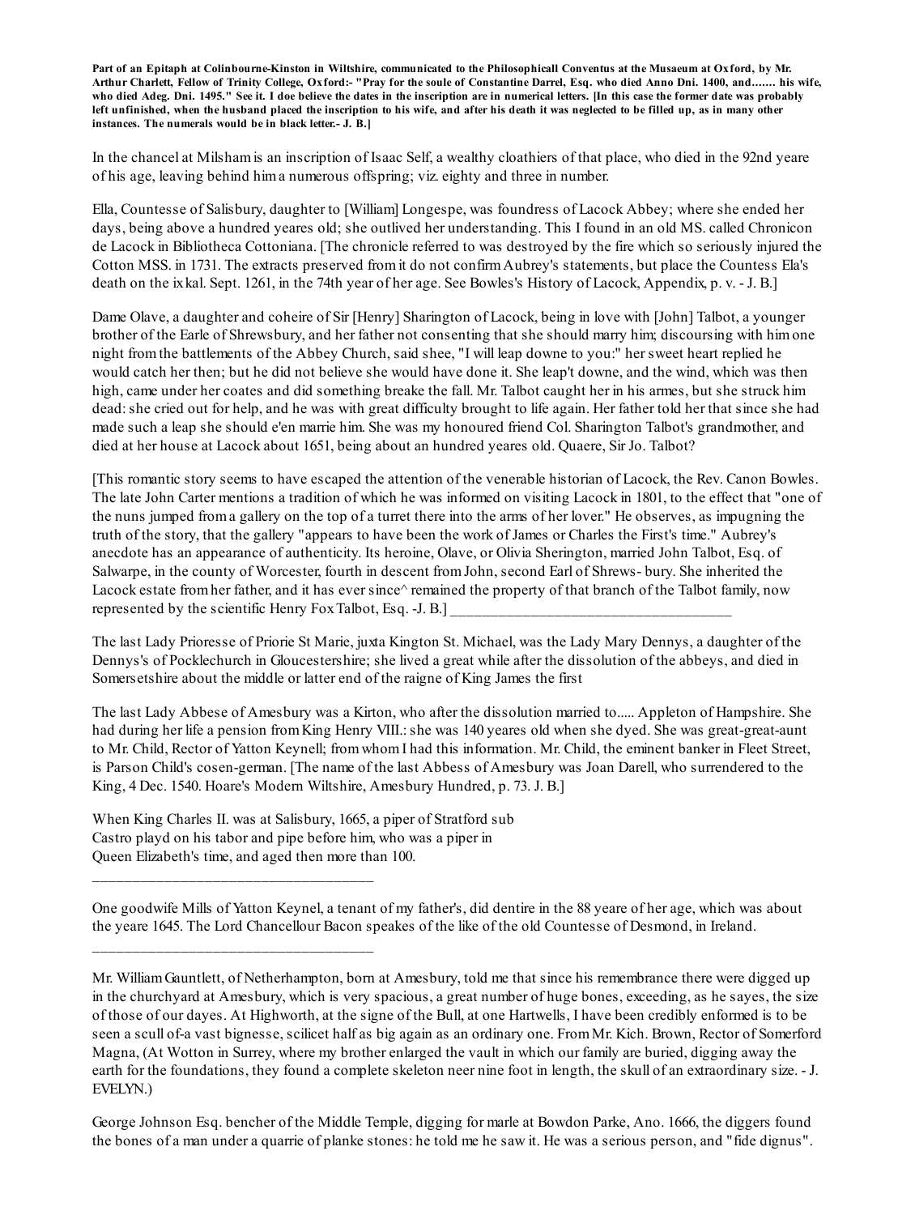**Part of an Epitaph at Colinbourne-Kinston in Wiltshire, communicated to the Philosophicall Conventus at the Musaeum at Oxford, by Mr. Arthur Charlett, Fellow of Trinity College, Oxford:- "Pray for the soule of Constantine Darrel, Esq. who died Anno Dni. 1400, and....... his wife, who died Adeg. Dni. 1495." See it. I doe believe the dates in the inscription are in numerical letters. [In this case the former date was probably left unfinished, when the husband placed the inscription to his wife, and after his death it was neglected to be filled up, as in many other instances. The numerals would be in black letter.- J. B.]**

In the chancel at Milsham is an inscription of Isaac Self, a wealthy cloathiers of that place, who died in the 92nd yeare of his age, leaving behind him a numerous offspring; viz. eighty and three in number.

Ella, Countesse of Salisbury, daughter to [William] Longespe, was foundress of Lacock Abbey; where she ended her days, being above a hundred yeares old; she outlived her understanding. This I found in an old MS. called Chronicon de Lacock in Bibliotheca Cottoniana. [The chronicle referred to was destroyed by the fire which so seriously injured the Cotton MSS. in 1731. The extracts preserved from it do not confirm Aubrey's statements, but place the Countess Ela's death on the ix kal. Sept. 1261, in the 74th year of her age. See Bowles's History of Lacock, Appendix, p. v. - J. B.]

Dame Olave, a daughter and coheire of Sir [Henry] Sharington of Lacock, being in love with [John] Talbot, a younger brother of the Earle of Shrewsbury, and her father not consenting that she should marry him; discoursing with him one night from the battlements of the Abbey Church, said shee, "I will leap downe to you:" her sweet heart replied he would catch her then; but he did not believe she would have done it. She leap't downe, and the wind, which was then high, came under her coates and did something breake the fall. Mr. Talbot caught her in his armes, but she struck him dead: she cried out for help, and he was with great difficulty brought to life again. Her father told her that since she had made such a leap she should e'en marrie him. She was my honoured friend Col. Sharington Talbot's grandmother, and died at her house at Lacock about 1651, being about an hundred yeares old. Quaere, Sir Jo. Talbot?

[This romantic story seems to have escaped the attention of the venerable historian of Lacock, the Rev. Canon Bowles. The late John Carter mentions a tradition of which he was informed on visiting Lacock in 1801, to the effect that "one of the nuns jumped from a gallery on the top of a turret there into the arms of her lover." He observes, as impugning the truth of the story, that the gallery "appears to have been the work of James or Charles the First's time." Aubrey's anecdote has an appearance of authenticity. Its heroine, Olave, or Olivia Sherington, married John Talbot, Esq. of Salwarpe, in the county of Worcester, fourth in descent from John, second Earl of Shrews- bury. She inherited the Lacock estate from her father, and it has ever since^ remained the property of that branch of the Talbot family, now represented by the scientific Henry Fox Talbot, Esq. -J. B.] ___________________________________

The last Lady Prioresse of Priorie St Marie, juxta Kington St. Michael, was the Lady Mary Dennys, a daughter of the Dennys's of Pocklechurch in Gloucestershire; she lived a great while after the dissolution of the abbeys, and died in Somersetshire about the middle or latter end of the raigne of King James the first

The last Lady Abbese of Amesbury was a Kirton, who after the dissolution married to..... Appleton of Hampshire. She had during her life a pension from King Henry VIII.: she was 140 yeares old when she dyed. She was great-great-aunt to Mr. Child, Rector of Yatton Keynell; from whom I had this information. Mr. Child, the eminent banker in Fleet Street, is Parson Child's cosen-german. [The name of the last Abbess of Amesbury was Joan Darell, who surrendered to the King, 4 Dec. 1540. Hoare's Modern Wiltshire, Amesbury Hundred, p. 73. J. B.]

When King Charles II. was at Salisbury, 1665, a piper of Stratford sub Castro playd on his tabor and pipe before him, who was a piper in Queen Elizabeth's time, and aged then more than 100.

___________________________________

One goodwife Mills of Yatton Keynel, a tenant of my father's, did dentire in the 88 yeare of her age, which was about the yeare 1645. The Lord Chancellour Bacon speakes of the like of the old Countesse of Desmond, in Ireland.

___________________________________

Mr. William Gauntlett, of Netherhampton, born at Amesbury, told me that since his remembrance there were digged up in the churchyard at Amesbury, which is very spacious, a great number of huge bones, exceeding, as he sayes, the size of those of our dayes. At Highworth, at the signe of the Bull, at one Hartwells, I have been credibly enformed is to be seen a scull of-a vast bignesse, scilicet half as big again as an ordinary one. From Mr. Kich. Brown, Rector of Somerford Magna, (At Wotton in Surrey, where my brother enlarged the vault in which our family are buried, digging away the earth for the foundations, they found a complete skeleton neer nine foot in length, the skull of an extraordinary size. - J. EVELYN.)

George Johnson Esq. bencher of the Middle Temple, digging for marle at Bowdon Parke, Ano. 1666, the diggers found the bones of a man under a quarrie of planke stones: he told me he saw it. He was a serious person, and "fide dignus".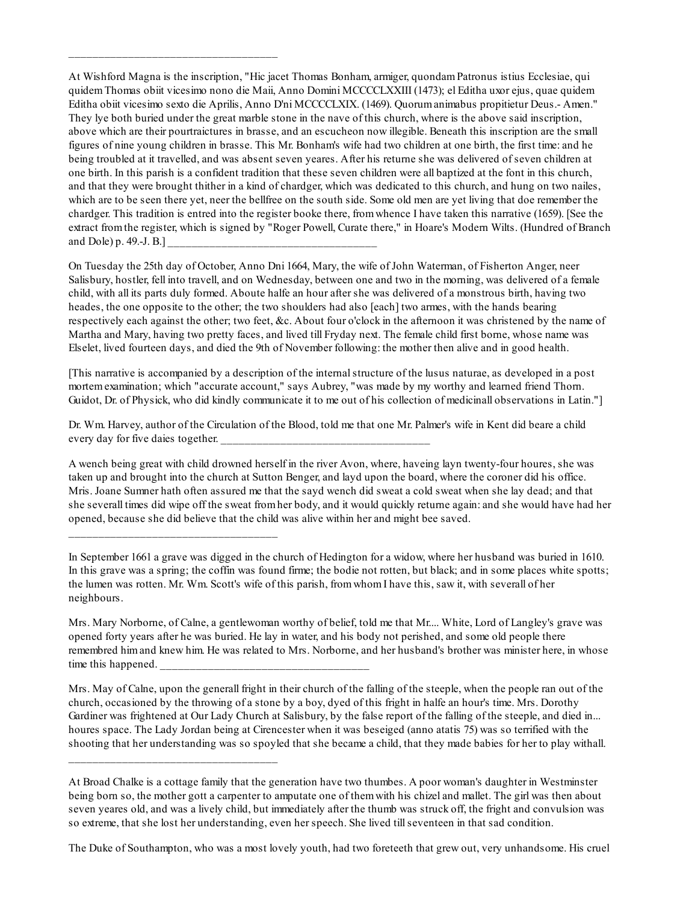___________________________________

At Wishford Magna is the inscription, "Hic jacet Thomas Bonham, armiger, quondam Patronus istius Ecclesiae, qui quidem Thomas obiit vicesimo nono die Maii, Anno Domini MCCCCLXXIII (1473); el Editha uxor ejus, quae quidem Editha obiit vicesimo sexto die Aprilis, Anno D'ni MCCCCLXIX. (1469). Quorum animabus propitietur Deus.- Amen." They lye both buried under the great marble stone in the nave of this church, where is the above said inscription, above which are their pourtraictures in brasse, and an escucheon now illegible. Beneath this inscription are the small figures of nine young children in brasse. This Mr. Bonham's wife had two children at one birth, the first time: and he being troubled at it travelled, and was absent seven yeares. After his returne she was delivered of seven children at one birth. In this parish is a confident tradition that these seven children were all baptized at the font in this church, and that they were brought thither in a kind of chardger, which was dedicated to this church, and hung on two nailes, which are to be seen there yet, neer the bellfree on the south side. Some old men are yet living that doe remember the chardger. This tradition is entred into the register booke there, from whence I have taken this narrative (1659). [See the extract from the register, which is signed by "Roger Powell, Curate there," in Hoare's Modern Wilts. (Hundred of Branch and Dole) p. 49.-J. B.] ___________________________________

On Tuesday the 25th day of October, Anno Dni 1664, Mary, the wife of John Waterman, of Fisherton Anger, neer Salisbury, hostler, fell into travell, and on Wednesday, between one and two in the morning, was delivered of a female child, with all its parts duly formed. Aboute halfe an hour after she was delivered of a monstrous birth, having two heades, the one opposite to the other; the two shoulders had also [each] two armes, with the hands bearing respectively each against the other; two feet, &c. About four o'clock in the afternoon it was christened by the name of Martha and Mary, having two pretty faces, and lived till Fryday next. The female child first borne, whose name was Elselet, lived fourteen days, and died the 9th of November following: the mother then alive and in good health.

[This narrative is accompanied by a description of the internal structure of the lusus naturae, as developed in a post mortem examination; which "accurate account," says Aubrey, "was made by my worthy and learned friend Thom. Guidot, Dr. of Physick, who did kindly communicate it to me out of his collection of medicinall observations in Latin."]

Dr. Wm. Harvey, author of the Circulation of the Blood, told me that one Mr. Palmer's wife in Kent did beare a child every day for five daies together. ___________________________________

A wench being great with child drowned herself in the river Avon, where, haveing layn twenty-four houres, she was taken up and brought into the church at Sutton Benger, and layd upon the board, where the coroner did his office. Mris. Joane Sumner hath often assured me that the sayd wench did sweat a cold sweat when she lay dead; and that she severall times did wipe off the sweat from her body, and it would quickly returne again: and she would have had her opened, because she did believe that the child was alive within her and might bee saved.

___________________________________

In September 1661 a grave was digged in the church of Hedington for a widow, where her husband was buried in 1610. In this grave was a spring; the coffin was found firme; the bodie not rotten, but black; and in some places white spotts; the lumen was rotten. Mr. Wm. Scott's wife of this parish, from whom I have this, saw it, with severall of her neighbours.

Mrs. Mary Norborne, of Calne, a gentlewoman worthy of belief, told me that Mr.... White, Lord of Langley's grave was opened forty years after he was buried. He lay in water, and his body not perished, and some old people there remembred him and knew him. He was related to Mrs. Norborne, and her husband's brother was minister here, in whose time this happened. ___________________________________

Mrs. May of Calne, upon the generall fright in their church of the falling of the steeple, when the people ran out of the church, occasioned by the throwing of a stone by a boy, dyed of this fright in halfe an hour's time. Mrs. Dorothy Gardiner was frightened at Our Lady Church at Salisbury, by the false report of the falling of the steeple, and died in... houres space. The Lady Jordan being at Cirencester when it was beseiged (anno atatis 75) was so terrified with the shooting that her understanding was so spoyled that she became a child, that they made babies for her to play withall.

___________________________________

At Broad Chalke is a cottage family that the generation have two thumbes. A poor woman's daughter in Westminster being born so, the mother gott a carpenter to amputate one of them with his chizel and mallet. The girl was then about seven yeares old, and was a lively child, but immediately after the thumb was struck off, the fright and convulsion was so extreme, that she lost her understanding, even her speech. She lived till seventeen in that sad condition.

The Duke of Southampton, who was a most lovely youth, had two foreteeth that grew out, very unhandsome. His cruel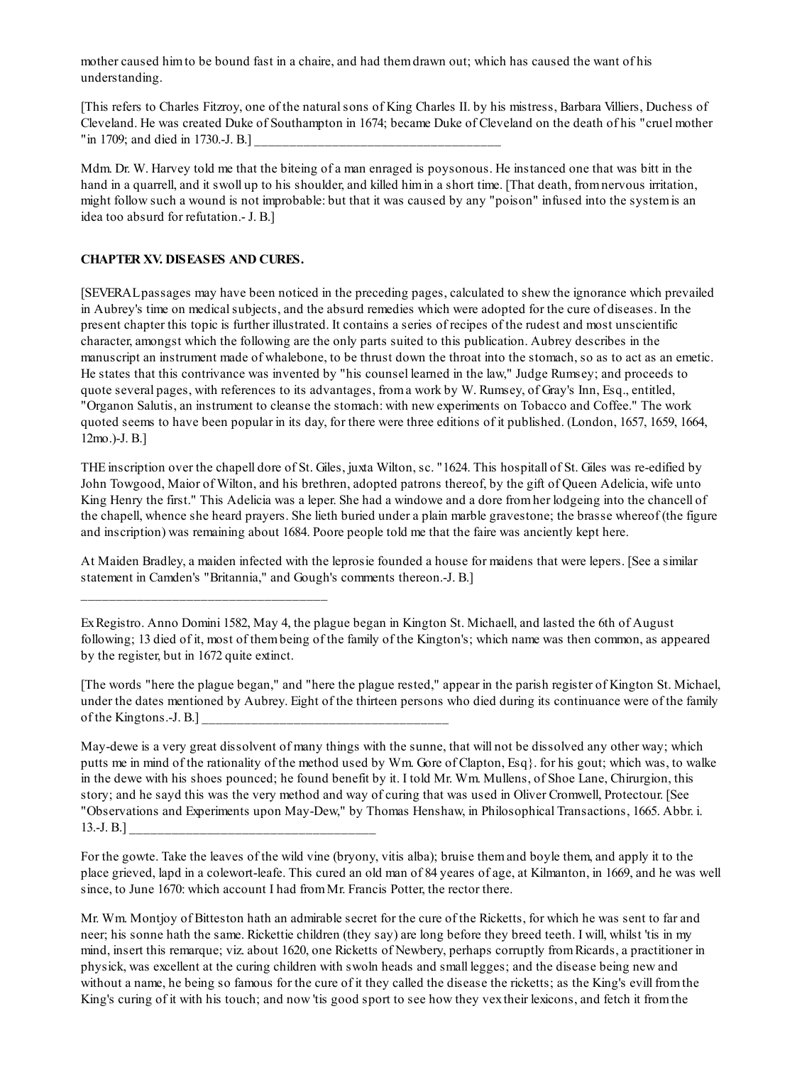mother caused him to be bound fast in a chaire, and had them drawn out; which has caused the want of his understanding.

[This refers to Charles Fitzroy, one of the natural sons of King Charles II. by his mistress, Barbara Villiers, Duchess of Cleveland. He was created Duke of Southampton in 1674; became Duke of Cleveland on the death of his "cruel mother "in 1709; and died in 1730.-J. B.] ______________________________________

Mdm. Dr. W. Harvey told me that the biteing of a man enraged is poysonous. He instanced one that was bitt in the hand in a quarrell, and it swoll up to his shoulder, and killed him in a short time. [That death, from nervous irritation, might follow such a wound is not improbable: but that it was caused by any "poison" infused into the system is an idea too absurd for refutation.- J. B.]

## CHAPTER XV. DISEASES AND CURES.

[SEVERAL passages may have been noticed in the preceding pages, calculated to shew the ignorance which prevailed in Aubrey's time on medical subjects, and the absurd remedies which were adopted for the cure of diseases. In the present chapter this topic is further illustrated. It contains a series of recipes of the rudest and most unscientific character, amongst which the following are the only parts suited to this publication. Aubrey describes in the manuscript an instrument made of whalebone, to be thrust down the throat into the stomach, so as to act as an emetic. He states that this contrivance was invented by "his counsel learned in the law," Judge Rumsey; and proceeds to quote several pages, with references to its advantages, from a work by W. Rumsey, of Gray's Inn, Esq., entitled, "Organon Salutis, an instrument to cleanse the stomach: with new experiments on Tobacco and Coffee." The work quoted seems to have been popular in its day, for there were three editions of it published. (London, 1657, 1659, 1664, 12mo.)-J. B.]

THE inscription over the chapell dore of St. Giles, juxta Wilton, sc. "1624. This hospitall of St. Giles was re-edified by John Towgood, Maior of Wilton, and his brethren, adopted patrons thereof, by the gift of Queen Adelicia, wife unto King Henry the first." This Adelicia was a leper. She had a windowe and a dore from her lodgeing into the chancell of the chapell, whence she heard prayers. She lieth buried under a plain marble gravestone; the brasse whereof (the figure and inscription) was remaining about 1684. Poore people told me that the faire was anciently kept here.

At Maiden Bradley, a maiden infected with the leprosie founded a house for maidens that were lepers. [See a similar statement in Camden's "Britannia," and Gough's comments thereon.-J. B.]

______________________________________

Ex Registro. Anno Domini 1582, May 4, the plague began in Kington St. Michaell, and lasted the 6th of August following; 13 died of it, most of them being of the family of the Kington's; which name was then common, as appeared by the register, but in 1672 quite extinct.

[The words "here the plague began," and "here the plague rested," appear in the parish register of Kington St. Michael, under the dates mentioned by Aubrey. Eight of the thirteen persons who died during its continuance were of the family of the Kingtons.-J. B.] ______________________________________

May-dewe is a very great dissolvent of many things with the sunne, that will not be dissolved any other way; which putts me in mind of the rationality of the method used by Wm. Gore of Clapton, Esq}. for his gout; which was, to walke in the dewe with his shoes pounced; he found benefit by it. I told Mr. Wm. Mullens, of Shoe Lane, Chirurgion, this story; and he sayd this was the very method and way of curing that was used in Oliver Cromwell, Protectour. [See "Observations and Experiments upon May-Dew," by Thomas Henshaw, in Philosophical Transactions, 1665. Abbr. i. 13.-J. B.] ______________________________________

For the gowte. Take the leaves of the wild vine (bryony, vitis alba); bruise them and boyle them, and apply it to the place grieved, lapd in a colewort-leafe. This cured an old man of 84 yeares of age, at Kilmanton, in 1669, and he was well since, to June 1670: which account I had from Mr. Francis Potter, the rector there.

Mr. Wm. Montjoy of Bitteston hath an admirable secret for the cure of the Ricketts, for which he was sent to far and neer; his sonne hath the same. Rickettie children (they say) are long before they breed teeth. I will, whilst 'tis in my mind, insert this remarque; viz. about 1620, one Ricketts of Newbery, perhaps corruptly from Ricards, a practitioner in physick, was excellent at the curing children with swoln heads and small legges; and the disease being new and without a name, he being so famous for the cure of it they called the disease the ricketts; as the King's evill from the King's curing of it with his touch; and now 'tis good sport to see how they vex their lexicons, and fetch it from the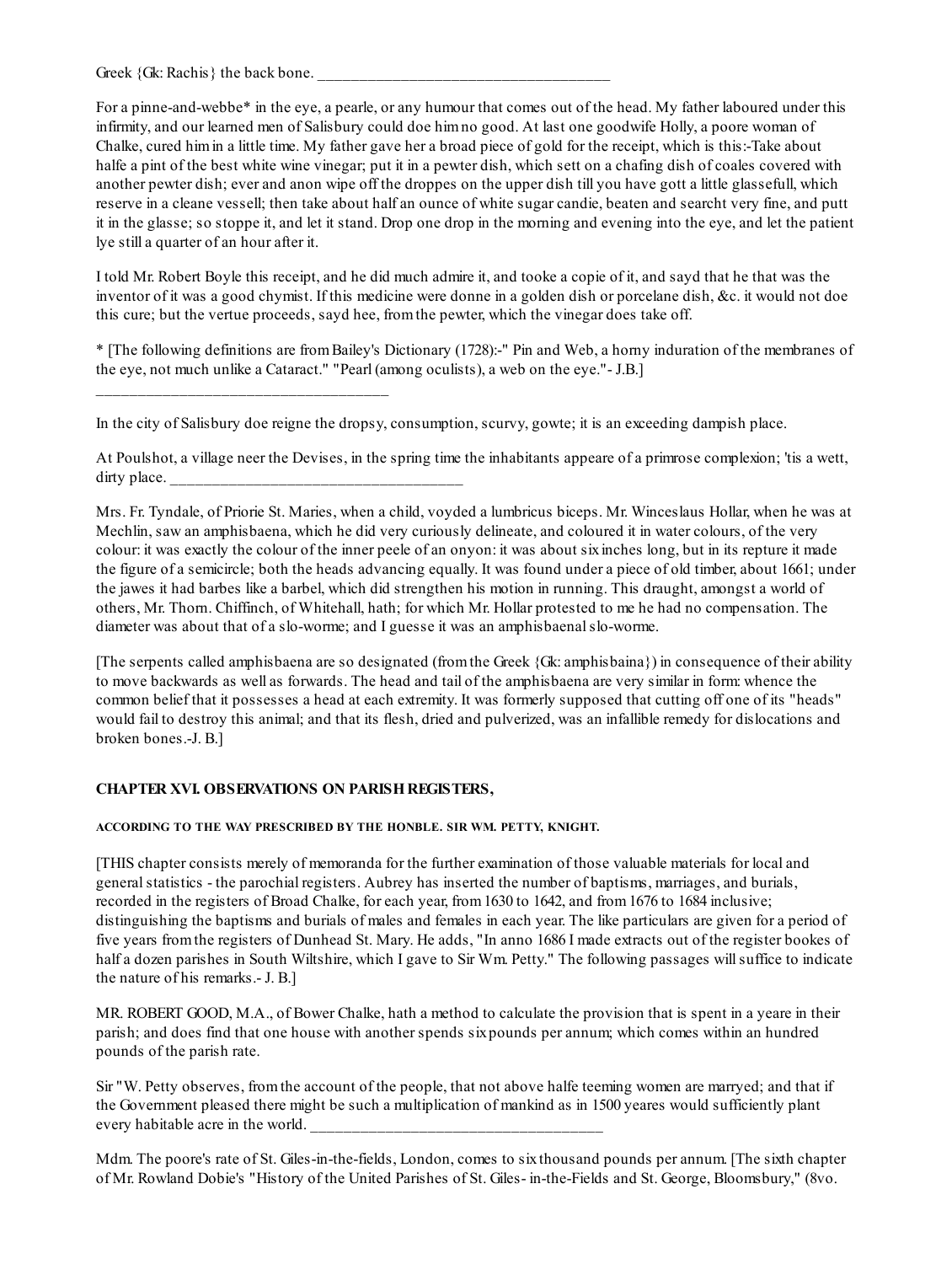Greek {Gk: Rachis} the back bone. ____________________________________

For a pinne-and-webbe* in the eye, a pearle, or any humour that comes out of the head. My father laboured under this infirmity, and our learned men of Salisbury could doe him no good. At last one goodwife Holly, a poore woman of Chalke, cured him in a little time. My father gave her a broad piece of gold for the receipt, which is this:-Take about halfe a pint of the best white wine vinegar; put it in a pewter dish, which sett on a chafing dish of coales covered with another pewter dish; ever and anon wipe off the droppes on the upper dish till you have gott a little glassefull, which reserve in a cleane vessell; then take about half an ounce of white sugar candie, beaten and searcht very fine, and putt it in the glasse; so stoppe it, and let it stand. Drop one drop in the morning and evening into the eye, and let the patient lye still a quarter of an hour after it.

I told Mr. Robert Boyle this receipt, and he did much admire it, and tooke a copie of it, and sayd that he that was the inventor of it was a good chymist. If this medicine were donne in a golden dish or porcelane dish, &c. it would not doe this cure; but the vertue proceeds, sayd hee, from the pewter, which the vinegar does take off.

* [The following definitions are from Bailey's Dictionary (1728):-" Pin and Web, a horny induration of the membranes of the eye, not much unlike a Cataract." "Pearl (among oculists), a web on the eye."- J.B.]

____________________________________

In the city of Salisbury doe reigne the dropsy, consumption, scurvy, gowte; it is an exceeding dampish place.

At Poulshot, a village neer the Devises, in the spring time the inhabitants appeare of a primrose complexion; 'tis a wett, dirty place. ____________________________________

Mrs. Fr. Tyndale, of Priorie St. Maries, when a child, voyded a lumbricus biceps. Mr. Winceslaus Hollar, when he was at Mechlin, saw an amphisbaena, which he did very curiously delineate, and coloured it in water colours, of the very colour: it was exactly the colour of the inner peele of an onyon: it was about six inches long, but in its repture it made the figure of a semicircle; both the heads advancing equally. It was found under a piece of old timber, about 1661; under the jawes it had barbes like a barbel, which did strengthen his motion in running. This draught, amongst a world of others, Mr. Thom. Chiffinch, of Whitehall, hath; for which Mr. Hollar protested to me he had no compensation. The diameter was about that of a slo-worme; and I guesse it was an amphisbaenal slo-worme.

[The serpents called amphisbaena are so designated (from the Greek {Gk: amphisbaina}) in consequence of their ability to move backwards as well as forwards. The head and tail of the amphisbaena are very similar in form: whence the common belief that it possesses a head at each extremity. It was formerly supposed that cutting off one of its "heads" would fail to destroy this animal; and that its flesh, dried and pulverized, was an infallible remedy for dislocations and broken bones.-J. B.]

## CHAPTER XVI. OBSERVATIONS ON PARISH REGISTERS,

#### ACCORDING TO THE WAY PRESCRIBED BY THE HONBLE. SIR WM. PETTY, KNIGHT.

[THIS chapter consists merely of memoranda for the further examination of those valuable materials for local and general statistics - the parochial registers. Aubrey has inserted the number of baptisms, marriages, and burials, recorded in the registers of Broad Chalke, for each year, from 1630 to 1642, and from 1676 to 1684 inclusive; distinguishing the baptisms and burials of males and females in each year. The like particulars are given for a period of five years from the registers of Dunhead St. Mary. He adds, "In anno 1686 I made extracts out of the register bookes of half a dozen parishes in South Wiltshire, which I gave to Sir Wm. Petty." The following passages will suffice to indicate the nature of his remarks.- J. B.]

MR. ROBERT GOOD, M.A., of Bower Chalke, hath a method to calculate the provision that is spent in a yeare in their parish; and does find that one house with another spends six pounds per annum; which comes within an hundred pounds of the parish rate.

Sir "W. Petty observes, from the account of the people, that not above halfe teeming women are marryed; and that if the Government pleased there might be such a multiplication of mankind as in 1500 yeares would sufficiently plant every habitable acre in the world. ____________________________________

Mdm. The poore's rate of St. Giles-in-the-fields, London, comes to six thousand pounds per annum. [The sixth chapter of Mr. Rowland Dobie's "History of the United Parishes of St. Giles- in-the-Fields and St. George, Bloomsbury," (8vo.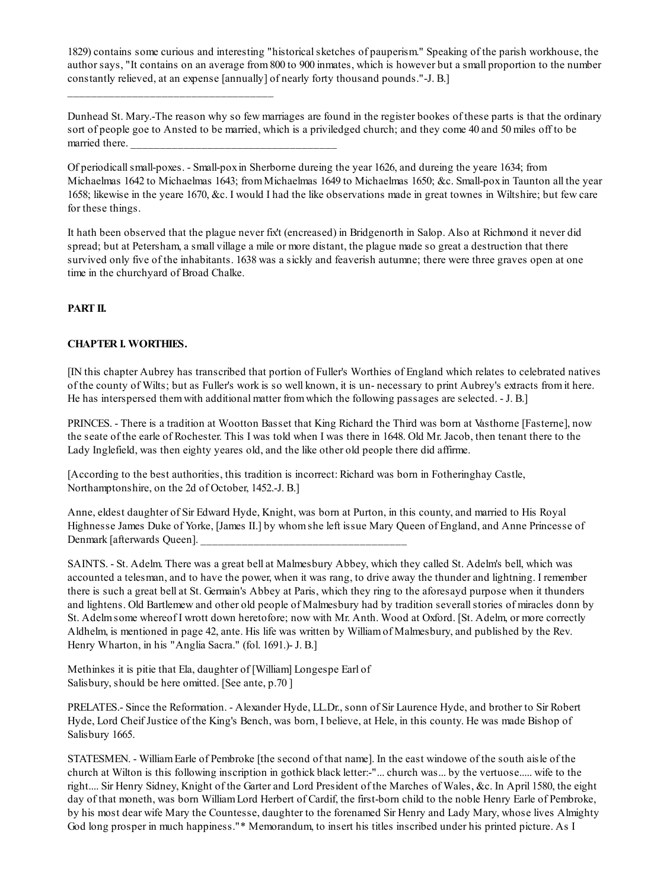1829) contains some curious and interesting "historical sketches of pauperism." Speaking of the parish workhouse, the author says, "It contains on an average from 800 to 900 inmates, which is however but a small proportion to the number constantly relieved, at an expense [annually] of nearly forty thousand pounds."-J. B.]

---

Dunhead St. Mary.-The reason why so few marriages are found in the register bookes of these parts is that the ordinary sort of people goe to Ansted to be married, which is a priviledged church; and they come 40 and 50 miles off to be married there.

---

Of periodicall small-poxes. - Small-pox in Sherborne dureing the year 1626, and dureing the yeare 1634; from Michaelmas 1642 to Michaelmas 1643; from Michaelmas 1649 to Michaelmas 1650; &c. Small-pox in Taunton all the year 1658; likewise in the yeare 1670, &c. I would I had the like observations made in great townes in Wiltshire; but few care for these things.

It hath been observed that the plague never fix't (encreased) in Bridgenorth in Salop. Also at Richmond it never did spread; but at Petersham, a small village a mile or more distant, the plague made so great a destruction that there survived only five of the inhabitants. 1638 was a sickly and feaverish autumne; there were three graves open at one time in the churchyard of Broad Chalke.

## PART II.

### CHAPTER I. WORTHIES.

[IN this chapter Aubrey has transcribed that portion of Fuller's Worthies of England which relates to celebrated natives of the county of Wilts; but as Fuller's work is so well known, it is un- necessary to print Aubrey's extracts from it here. He has interspersed them with additional matter from which the following passages are selected. - J. B.]

PRINCES. - There is a tradition at Wootton Basset that King Richard the Third was born at Vasthorne [Fasterne], now the seate of the earle of Rochester. This I was told when I was there in 1648. Old Mr. Jacob, then tenant there to the Lady Inglefield, was then eighty yeares old, and the like other old people there did affirme.

[According to the best authorities, this tradition is incorrect: Richard was born in Fotheringhay Castle, Northamptonshire, on the 2d of October, 1452.-J. B.]

Anne, eldest daughter of Sir Edward Hyde, Knight, was born at Purton, in this county, and married to His Royal Highnesse James Duke of Yorke, [James II.] by whom she left issue Mary Queen of England, and Anne Princesse of Denmark [afterwards Queen].

---

SAINTS. - St. Adelm. There was a great bell at Malmesbury Abbey, which they called St. Adelm's bell, which was accounted a telesman, and to have the power, when it was rang, to drive away the thunder and lightning. I remember there is such a great bell at St. Germain's Abbey at Paris, which they ring to the aforesayd purpose when it thunders and lightens. Old Bartlemew and other old people of Malmesbury had by tradition severall stories of miracles donn by St. Adelm some whereof I wrott down heretofore; now with Mr. Anth. Wood at Oxford. [St. Adelm, or more correctly Aldhelm, is mentioned in page 42, ante. His life was written by William of Malmesbury, and published by the Rev. Henry Wharton, in his "Anglia Sacra." (fol. 1691.)- J. B.]

Methinkes it is pitie that Ela, daughter of [William] Longespe Earl of Salisbury, should be here omitted. [See ante, p.70 ]

PRELATES.- Since the Reformation. - Alexander Hyde, LL.Dr., sonn of Sir Laurence Hyde, and brother to Sir Robert Hyde, Lord Cheif Justice of the King's Bench, was born, I believe, at Hele, in this county. He was made Bishop of Salisbury 1665.

STATESMEN. - William Earle of Pembroke [the second of that name]. In the east windowe of the south aisle of the church at Wilton is this following inscription in gothick black letter:-"... church was... by the vertuose..... wife to the right.... Sir Henry Sidney, Knight of the Garter and Lord President of the Marches of Wales, &c. In April 1580, the eight day of that moneth, was born William Lord Herbert of Cardif, the first-born child to the noble Henry Earle of Pembroke, by his most dear wife Mary the Countesse, daughter to the forenamed Sir Henry and Lady Mary, whose lives Almighty God long prosper in much happiness."* Memorandum, to insert his titles inscribed under his printed picture. As I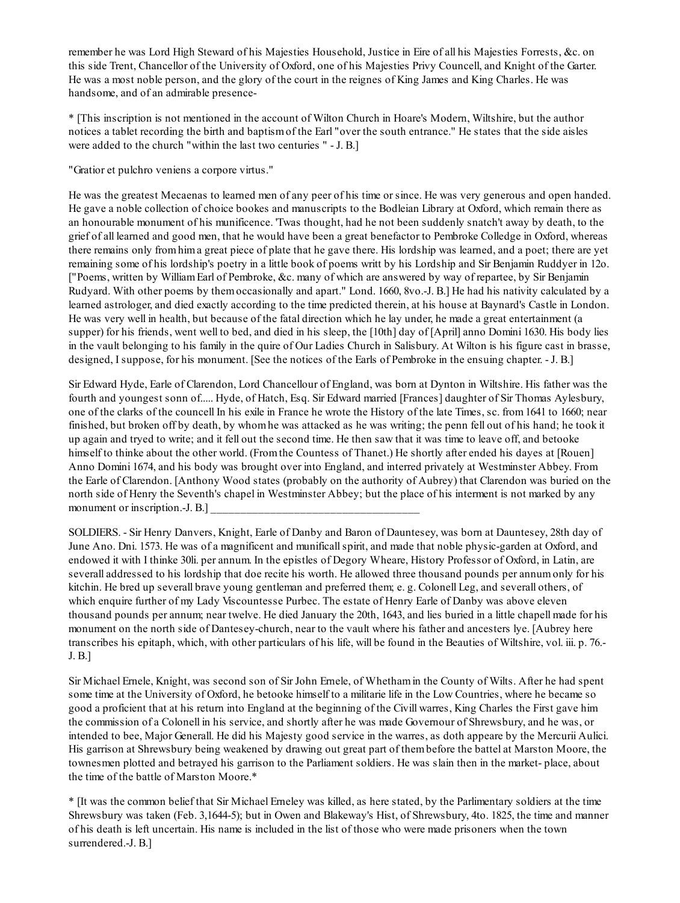remember he was Lord High Steward of his Majesties Household, Justice in Eire of all his Majesties Forrests, &c. on this side Trent, Chancellor of the University of Oxford, one of his Majesties Privy Councell, and Knight of the Garter. He was a most noble person, and the glory of the court in the reignes of King James and King Charles. He was handsome, and of an admirable presence-

* [This inscription is not mentioned in the account of Wilton Church in Hoare's Modern, Wiltshire, but the author notices a tablet recording the birth and baptism of the Earl "over the south entrance." He states that the side aisles were added to the church "within the last two centuries " - J. B.]

"Gratior et pulchro veniens a corpore virtus."

He was the greatest Mecaenas to learned men of any peer of his time or since. He was very generous and open handed. He gave a noble collection of choice bookes and manuscripts to the Bodleian Library at Oxford, which remain there as an honourable monument of his munificence. 'Twas thought, had he not been suddenly snatch't away by death, to the grief of all learned and good men, that he would have been a great benefactor to Pembroke Colledge in Oxford, whereas there remains only from him a great piece of plate that he gave there. His lordship was learned, and a poet; there are yet remaining some of his lordship's poetry in a little book of poems writt by his Lordship and Sir Benjamin Ruddyer in 12o. ["Poems, written by William Earl of Pembroke, &c. many of which are answered by way of repartee, by Sir Benjamin Rudyard. With other poems by them occasionally and apart." Lond. 1660, 8vo.-J. B.] He had his nativity calculated by a learned astrologer, and died exactly according to the time predicted therein, at his house at Baynard's Castle in London. He was very well in health, but because of the fatal direction which he lay under, he made a great entertainment (a supper) for his friends, went well to bed, and died in his sleep, the [10th] day of [April] anno Domini 1630. His body lies in the vault belonging to his family in the quire of Our Ladies Church in Salisbury. At Wilton is his figure cast in brasse, designed, I suppose, for his monument. [See the notices of the Earls of Pembroke in the ensuing chapter. - J. B.]

Sir Edward Hyde, Earle of Clarendon, Lord Chancellour of England, was born at Dynton in Wiltshire. His father was the fourth and youngest sonn of..... Hyde, of Hatch, Esq. Sir Edward married [Frances] daughter of Sir Thomas Aylesbury, one of the clarks of the councell In his exile in France he wrote the History of the late Times, sc. from 1641 to 1660; near finished, but broken off by death, by whom he was attacked as he was writing; the penn fell out of his hand; he took it up again and tryed to write; and it fell out the second time. He then saw that it was time to leave off, and betooke himself to thinke about the other world. (From the Countess of Thanet.) He shortly after ended his dayes at [Rouen] Anno Domini 1674, and his body was brought over into England, and interred privately at Westminster Abbey. From the Earle of Clarendon. [Anthony Wood states (probably on the authority of Aubrey) that Clarendon was buried on the north side of Henry the Seventh's chapel in Westminster Abbey; but the place of his interment is not marked by any monument or inscription.-J. B.] ____________________________________

SOLDIERS. - Sir Henry Danvers, Knight, Earle of Danby and Baron of Dauntesey, was born at Dauntesey, 28th day of June Ano. Dni. 1573. He was of a magnificent and munificall spirit, and made that noble physic-garden at Oxford, and endowed it with I thinke 30li. per annum. In the epistles of Degory Wheare, History Professor of Oxford, in Latin, are severall addressed to his lordship that doe recite his worth. He allowed three thousand pounds per annum only for his kitchin. He bred up severall brave young gentleman and preferred them; e. g. Colonell Leg, and severall others, of which enquire further of my Lady Viscountesse Purbec. The estate of Henry Earle of Danby was above eleven thousand pounds per annum; near twelve. He died January the 20th, 1643, and lies buried in a little chapell made for his monument on the north side of Dantesey-church, near to the vault where his father and ancesters lye. [Aubrey here transcribes his epitaph, which, with other particulars of his life, will be found in the Beauties of Wiltshire, vol. iii. p. 76.- J. B.]

Sir Michael Ernele, Knight, was second son of Sir John Ernele, of Whetham in the County of Wilts. After he had spent some time at the University of Oxford, he betooke himself to a militarie life in the Low Countries, where he became so good a proficient that at his return into England at the beginning of the Civill warres, King Charles the First gave him the commission of a Colonell in his service, and shortly after he was made Governour of Shrewsbury, and he was, or intended to bee, Major Generall. He did his Majesty good service in the warres, as doth appeare by the Mercurii Aulici. His garrison at Shrewsbury being weakened by drawing out great part of them before the battel at Marston Moore, the townesmen plotted and betrayed his garrison to the Parliament soldiers. He was slain then in the market- place, about the time of the battle of Marston Moore.*

* [It was the common belief that Sir Michael Erneley was killed, as here stated, by the Parlimentary soldiers at the time Shrewsbury was taken (Feb. 3,1644-5); but in Owen and Blakeway's Hist, of Shrewsbury, 4to. 1825, the time and manner of his death is left uncertain. His name is included in the list of those who were made prisoners when the town surrendered.-J. B.]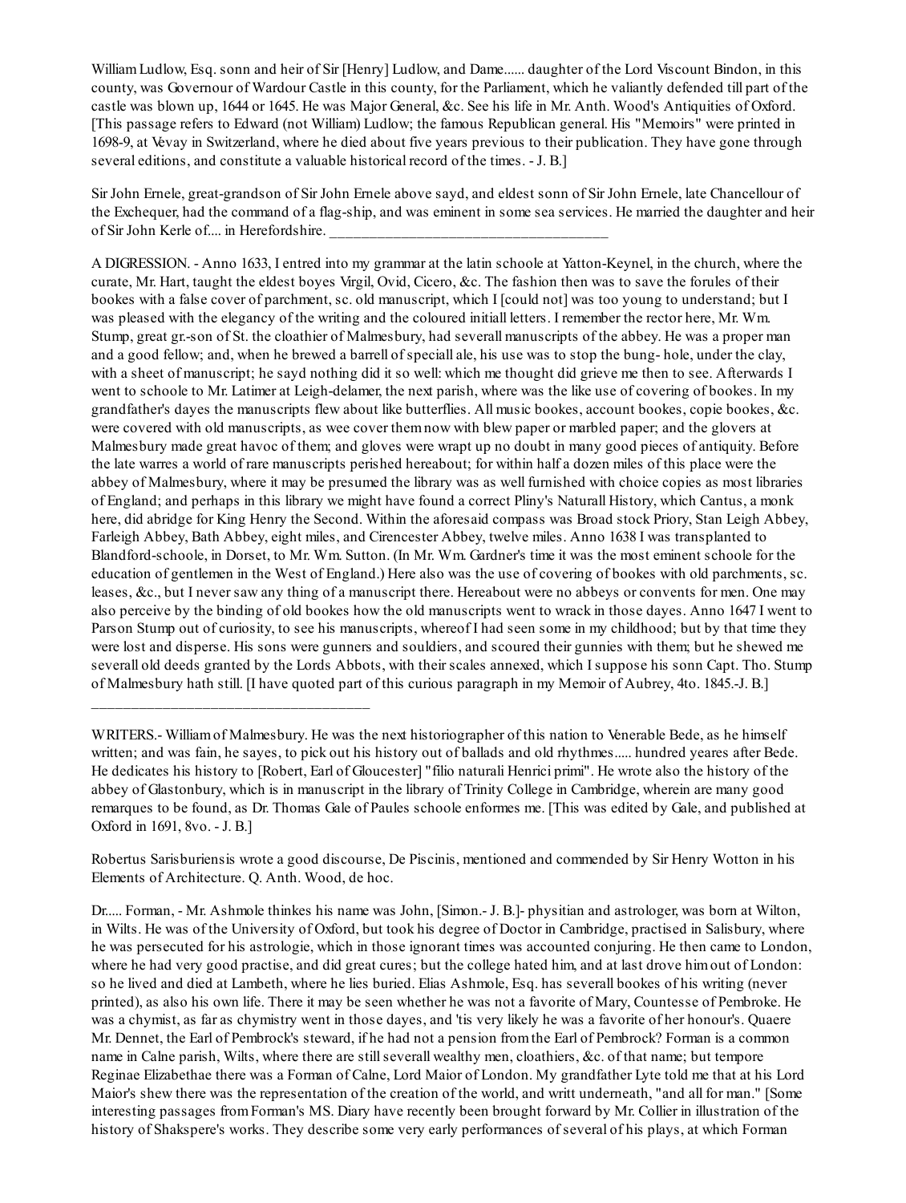William Ludlow, Esq. sonn and heir of Sir [Henry] Ludlow, and Dame...... daughter of the Lord Viscount Bindon, in this county, was Governour of Wardour Castle in this county, for the Parliament, which he valiantly defended till part of the castle was blown up, 1644 or 1645. He was Major General, &c. See his life in Mr. Anth. Wood's Antiquities of Oxford. [This passage refers to Edward (not William) Ludlow; the famous Republican general. His "Memoirs" were printed in 1698-9, at Vevay in Switzerland, where he died about five years previous to their publication. They have gone through several editions, and constitute a valuable historical record of the times. - J. B.]

Sir John Ernele, great-grandson of Sir John Ernele above sayd, and eldest sonn of Sir John Ernele, late Chancellour of the Exchequer, had the command of a flag-ship, and was eminent in some sea services. He married the daughter and heir of Sir John Kerle of.... in Herefordshire. ____________________________________

A DIGRESSION. - Anno 1633, I entred into my grammar at the latin schoole at Yatton-Keynel, in the church, where the curate, Mr. Hart, taught the eldest boyes Virgil, Ovid, Cicero, &c. The fashion then was to save the forules of their bookes with a false cover of parchment, sc. old manuscript, which I [could not] was too young to understand; but I was pleased with the elegancy of the writing and the coloured initiall letters. I remember the rector here, Mr. Wm. Stump, great gr.-son of St. the cloathier of Malmesbury, had severall manuscripts of the abbey. He was a proper man and a good fellow; and, when he brewed a barrell of speciall ale, his use was to stop the bung- hole, under the clay, with a sheet of manuscript; he sayd nothing did it so well: which me thought did grieve me then to see. Afterwards I went to schoole to Mr. Latimer at Leigh-delamer, the next parish, where was the like use of covering of bookes. In my grandfather's dayes the manuscripts flew about like butterflies. All music bookes, account bookes, copie bookes, &c. were covered with old manuscripts, as wee cover them now with blew paper or marbled paper; and the glovers at Malmesbury made great havoc of them; and gloves were wrapt up no doubt in many good pieces of antiquity. Before the late warres a world of rare manuscripts perished hereabout; for within half a dozen miles of this place were the abbey of Malmesbury, where it may be presumed the library was as well furnished with choice copies as most libraries of England; and perhaps in this library we might have found a correct Pliny's Naturall History, which Cantus, a monk here, did abridge for King Henry the Second. Within the aforesaid compass was Broad stock Priory, Stan Leigh Abbey, Farleigh Abbey, Bath Abbey, eight miles, and Cirencester Abbey, twelve miles. Anno 1638 I was transplanted to Blandford-schoole, in Dorset, to Mr. Wm. Sutton. (In Mr. Wm. Gardner's time it was the most eminent schoole for the education of gentlemen in the West of England.) Here also was the use of covering of bookes with old parchments, sc. leases, &c., but I never saw any thing of a manuscript there. Hereabout were no abbeys or convents for men. One may also perceive by the binding of old bookes how the old manuscripts went to wrack in those dayes. Anno 1647 I went to Parson Stump out of curiosity, to see his manuscripts, whereof I had seen some in my childhood; but by that time they were lost and disperse. His sons were gunners and souldiers, and scoured their gunnies with them; but he shewed me severall old deeds granted by the Lords Abbots, with their scales annexed, which I suppose his sonn Capt. Tho. Stump of Malmesbury hath still. [I have quoted part of this curious paragraph in my Memoir of Aubrey, 4to. 1845.-J. B.]

____________________________________

WRITERS.- William of Malmesbury. He was the next historiographer of this nation to Venerable Bede, as he himself written; and was fain, he sayes, to pick out his history out of ballads and old rhythmes..... hundred yeares after Bede. He dedicates his history to [Robert, Earl of Gloucester] "filio naturali Henrici primi". He wrote also the history of the abbey of Glastonbury, which is in manuscript in the library of Trinity College in Cambridge, wherein are many good remarques to be found, as Dr. Thomas Gale of Paules schoole enformes me. [This was edited by Gale, and published at Oxford in 1691, 8vo. - J. B.]

Robertus Sarisburiensis wrote a good discourse, De Piscinis, mentioned and commended by Sir Henry Wotton in his Elements of Architecture. Q. Anth. Wood, de hoc.

Dr..... Forman, - Mr. Ashmole thinkes his name was John, [Simon.- J. B.]- physitian and astrologer, was born at Wilton, in Wilts. He was of the University of Oxford, but took his degree of Doctor in Cambridge, practised in Salisbury, where he was persecuted for his astrologie, which in those ignorant times was accounted conjuring. He then came to London, where he had very good practise, and did great cures; but the college hated him, and at last drove him out of London: so he lived and died at Lambeth, where he lies buried. Elias Ashmole, Esq. has severall bookes of his writing (never printed), as also his own life. There it may be seen whether he was not a favorite of Mary, Countesse of Pembroke. He was a chymist, as far as chymistry went in those dayes, and 'tis very likely he was a favorite of her honour's. Quaere Mr. Dennet, the Earl of Pembrock's steward, if he had not a pension from the Earl of Pembrock? Forman is a common name in Calne parish, Wilts, where there are still severall wealthy men, cloathiers, &c. of that name; but tempore Reginae Elizabethae there was a Forman of Calne, Lord Maior of London. My grandfather Lyte told me that at his Lord Maior's shew there was the representation of the creation of the world, and writt underneath, "and all for man." [Some interesting passages from Forman's MS. Diary have recently been brought forward by Mr. Collier in illustration of the history of Shakspere's works. They describe some very early performances of several of his plays, at which Forman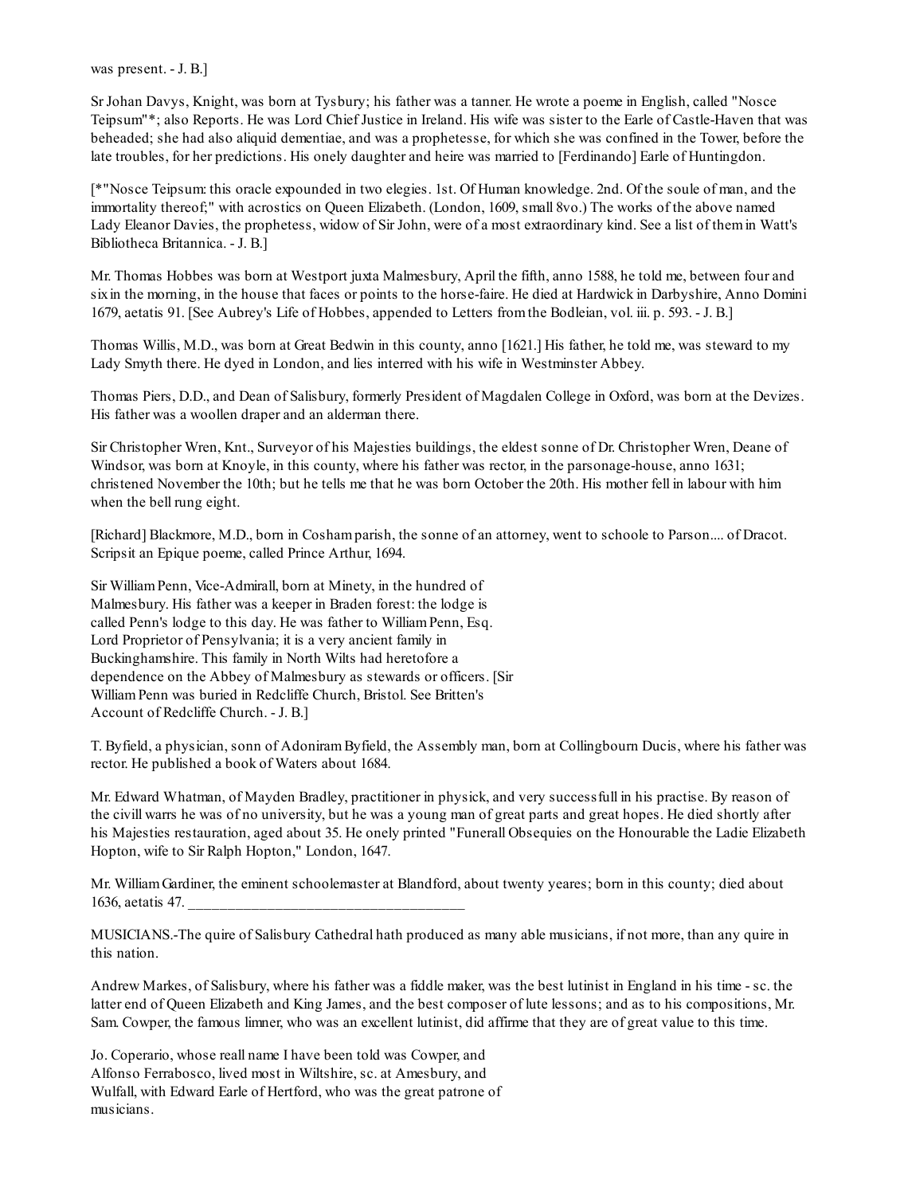was present. - J. B.]

Sr Johan Davys, Knight, was born at Tysbury; his father was a tanner. He wrote a poeme in English, called "Nosce Teipsum"*; also Reports. He was Lord Chief Justice in Ireland. His wife was sister to the Earle of Castle-Haven that was beheaded; she had also aliquid dementiae, and was a prophetesse, for which she was confined in the Tower, before the late troubles, for her predictions. His onely daughter and heire was married to [Ferdinando] Earle of Huntingdon.

[*"Nosce Teipsum: this oracle expounded in two elegies. 1st. Of Human knowledge. 2nd. Of the soule of man, and the immortality thereof;" with acrostics on Queen Elizabeth. (London, 1609, small 8vo.) The works of the above named Lady Eleanor Davies, the prophetess, widow of Sir John, were of a most extraordinary kind. See a list of them in Watt's Bibliotheca Britannica. - J. B.]

Mr. Thomas Hobbes was born at Westport juxta Malmesbury, April the fifth, anno 1588, he told me, between four and six in the morning, in the house that faces or points to the horse-faire. He died at Hardwick in Darbyshire, Anno Domini 1679, aetatis 91. [See Aubrey's Life of Hobbes, appended to Letters from the Bodleian, vol. iii. p. 593. - J. B.]

Thomas Willis, M.D., was born at Great Bedwin in this county, anno [1621.] His father, he told me, was steward to my Lady Smyth there. He dyed in London, and lies interred with his wife in Westminster Abbey.

Thomas Piers, D.D., and Dean of Salisbury, formerly President of Magdalen College in Oxford, was born at the Devizes. His father was a woollen draper and an alderman there.

Sir Christopher Wren, Knt., Surveyor of his Majesties buildings, the eldest sonne of Dr. Christopher Wren, Deane of Windsor, was born at Knoyle, in this county, where his father was rector, in the parsonage-house, anno 1631; christened November the 10th; but he tells me that he was born October the 20th. His mother fell in labour with him when the bell rung eight.

[Richard] Blackmore, M.D., born in Cosham parish, the sonne of an attorney, went to schoole to Parson.... of Dracot. Scripsit an Epique poeme, called Prince Arthur, 1694.

Sir William Penn, Vice-Admirall, born at Minety, in the hundred of Malmesbury. His father was a keeper in Braden forest: the lodge is called Penn's lodge to this day. He was father to William Penn, Esq. Lord Proprietor of Pensylvania; it is a very ancient family in Buckinghamshire. This family in North Wilts had heretofore a dependence on the Abbey of Malmesbury as stewards or officers. [Sir William Penn was buried in Redcliffe Church, Bristol. See Britten's Account of Redcliffe Church. - J. B.]

T. Byfield, a physician, sonn of Adoniram Byfield, the Assembly man, born at Collingbourn Ducis, where his father was rector. He published a book of Waters about 1684.

Mr. Edward Whatman, of Mayden Bradley, practitioner in physick, and very successfull in his practise. By reason of the civill warrs he was of no university, but he was a young man of great parts and great hopes. He died shortly after his Majesties restauration, aged about 35. He onely printed "Funerall Obsequies on the Honourable the Ladie Elizabeth Hopton, wife to Sir Ralph Hopton," London, 1647.

Mr. William Gardiner, the eminent schoolemaster at Blandford, about twenty yeares; born in this county; died about 1636, aetatis 47.

---

MUSICIANS.-The quire of Salisbury Cathedral hath produced as many able musicians, if not more, than any quire in this nation.

Andrew Markes, of Salisbury, where his father was a fiddle maker, was the best lutinist in England in his time - sc. the latter end of Queen Elizabeth and King James, and the best composer of lute lessons; and as to his compositions, Mr. Sam. Cowper, the famous limner, who was an excellent lutinist, did affirme that they are of great value to this time.

Jo. Coperario, whose reall name I have been told was Cowper, and Alfonso Ferrabosco, lived most in Wiltshire, sc. at Amesbury, and Wulfall, with Edward Earle of Hertford, who was the great patrone of musicians.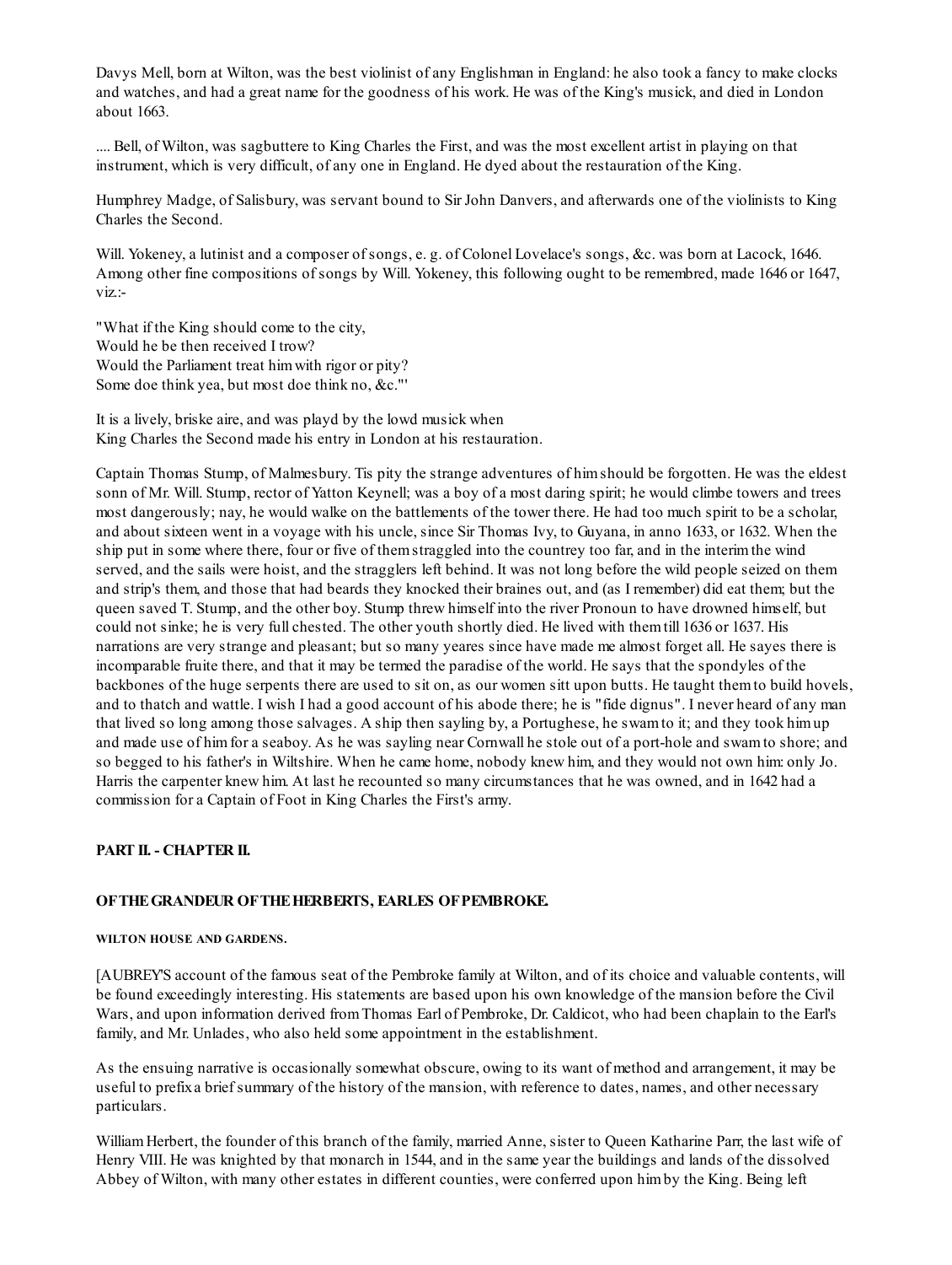Davys Mell, born at Wilton, was the best violinist of any Englishman in England: he also took a fancy to make clocks and watches, and had a great name for the goodness of his work. He was of the King's musick, and died in London about 1663.

.... Bell, of Wilton, was sagbuttere to King Charles the First, and was the most excellent artist in playing on that instrument, which is very difficult, of any one in England. He dyed about the restauration of the King.

Humphrey Madge, of Salisbury, was servant bound to Sir John Danvers, and afterwards one of the violinists to King Charles the Second.

Will. Yokeney, a lutinist and a composer of songs, e. g. of Colonel Lovelace's songs, &c. was born at Lacock, 1646. Among other fine compositions of songs by Will. Yokeney, this following ought to be remembred, made 1646 or 1647, viz.:-

"What if the King should come to the city,
Would he be then received I trow?
Would the Parliament treat him with rigor or pity?
Some doe think yea, but most doe think no, &c."'

It is a lively, briske aire, and was playd by the lowd musick when
King Charles the Second made his entry in London at his restauration.

Captain Thomas Stump, of Malmesbury. Tis pity the strange adventures of him should be forgotten. He was the eldest sonn of Mr. Will. Stump, rector of Yatton Keynell; was a boy of a most daring spirit; he would climbe towers and trees most dangerously; nay, he would walke on the battlements of the tower there. He had too much spirit to be a scholar, and about sixteen went in a voyage with his uncle, since Sir Thomas Ivy, to Guyana, in anno 1633, or 1632. When the ship put in some where there, four or five of them straggled into the countrey too far, and in the interim the wind served, and the sails were hoist, and the stragglers left behind. It was not long before the wild people seized on them and strip's them, and those that had beards they knocked their braines out, and (as I remember) did eat them; but the queen saved T. Stump, and the other boy. Stump threw himself into the river Pronoun to have drowned himself, but could not sinke; he is very full chested. The other youth shortly died. He lived with them till 1636 or 1637. His narrations are very strange and pleasant; but so many yeares since have made me almost forget all. He sayes there is incomparable fruite there, and that it may be termed the paradise of the world. He says that the spondyles of the backbones of the huge serpents there are used to sit on, as our women sitt upon butts. He taught them to build hovels, and to thatch and wattle. I wish I had a good account of his abode there; he is "fide dignus". I never heard of any man that lived so long among those salvages. A ship then sayling by, a Portughese, he swam to it; and they took him up and made use of him for a seaboy. As he was sayling near Cornwall he stole out of a port-hole and swam to shore; and so begged to his father's in Wiltshire. When he came home, nobody knew him, and they would not own him: only Jo. Harris the carpenter knew him. At last he recounted so many circumstances that he was owned, and in 1642 had a commission for a Captain of Foot in King Charles the First's army.

## PART II. - CHAPTER II.

## OF THE GRANDEUR OF THE HERBERTS, EARLES OF PEMBROKE.

### WILTON HOUSE AND GARDENS.

[AUBREY'S account of the famous seat of the Pembroke family at Wilton, and of its choice and valuable contents, will be found exceedingly interesting. His statements are based upon his own knowledge of the mansion before the Civil Wars, and upon information derived from Thomas Earl of Pembroke, Dr. Caldicot, who had been chaplain to the Earl's family, and Mr. Unlades, who also held some appointment in the establishment.

As the ensuing narrative is occasionally somewhat obscure, owing to its want of method and arrangement, it may be useful to prefix a brief summary of the history of the mansion, with reference to dates, names, and other necessary particulars.

William Herbert, the founder of this branch of the family, married Anne, sister to Queen Katharine Parr, the last wife of Henry VIII. He was knighted by that monarch in 1544, and in the same year the buildings and lands of the dissolved Abbey of Wilton, with many other estates in different counties, were conferred upon him by the King. Being left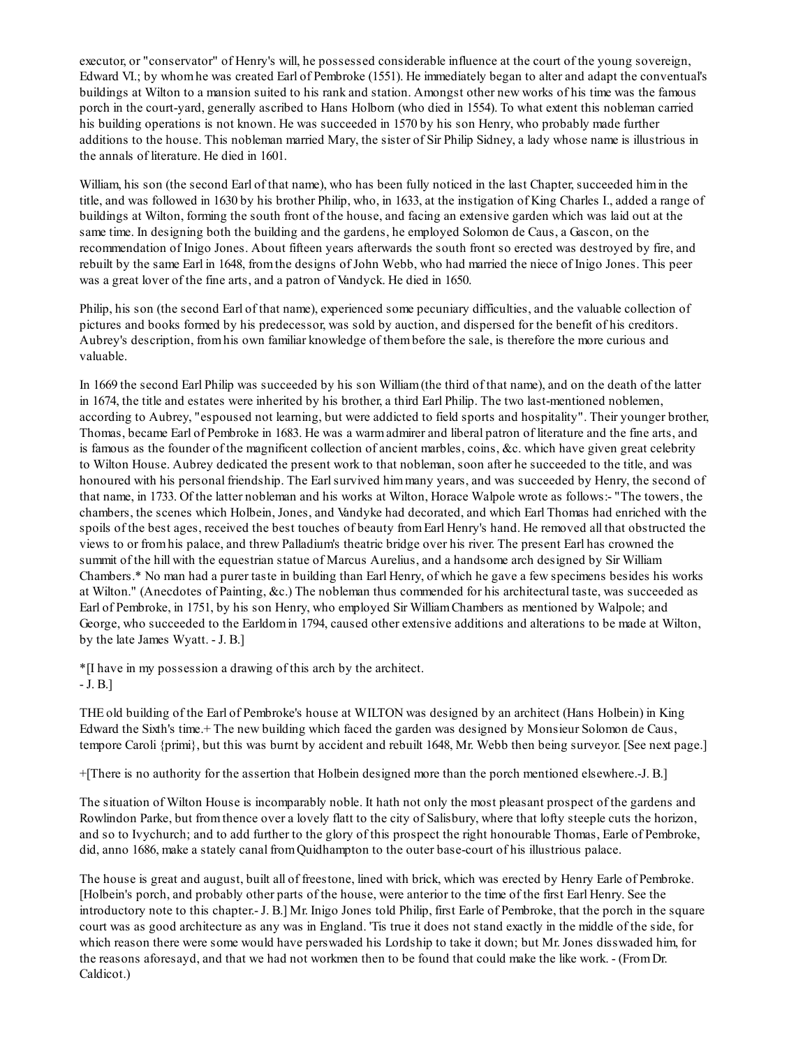executor, or "conservator" of Henry's will, he possessed considerable influence at the court of the young sovereign, Edward VI.; by whom he was created Earl of Pembroke (1551). He immediately began to alter and adapt the conventual's buildings at Wilton to a mansion suited to his rank and station. Amongst other new works of his time was the famous porch in the court-yard, generally ascribed to Hans Holborn (who died in 1554). To what extent this nobleman carried his building operations is not known. He was succeeded in 1570 by his son Henry, who probably made further additions to the house. This nobleman married Mary, the sister of Sir Philip Sidney, a lady whose name is illustrious in the annals of literature. He died in 1601.

William, his son (the second Earl of that name), who has been fully noticed in the last Chapter, succeeded him in the title, and was followed in 1630 by his brother Philip, who, in 1633, at the instigation of King Charles I., added a range of buildings at Wilton, forming the south front of the house, and facing an extensive garden which was laid out at the same time. In designing both the building and the gardens, he employed Solomon de Caus, a Gascon, on the recommendation of Inigo Jones. About fifteen years afterwards the south front so erected was destroyed by fire, and rebuilt by the same Earl in 1648, from the designs of John Webb, who had married the niece of Inigo Jones. This peer was a great lover of the fine arts, and a patron of Vandyck. He died in 1650.

Philip, his son (the second Earl of that name), experienced some pecuniary difficulties, and the valuable collection of pictures and books formed by his predecessor, was sold by auction, and dispersed for the benefit of his creditors. Aubrey's description, from his own familiar knowledge of them before the sale, is therefore the more curious and valuable.

In 1669 the second Earl Philip was succeeded by his son William (the third of that name), and on the death of the latter in 1674, the title and estates were inherited by his brother, a third Earl Philip. The two last-mentioned noblemen, according to Aubrey, "espoused not learning, but were addicted to field sports and hospitality". Their younger brother, Thomas, became Earl of Pembroke in 1683. He was a warm admirer and liberal patron of literature and the fine arts, and is famous as the founder of the magnificent collection of ancient marbles, coins, &c. which have given great celebrity to Wilton House. Aubrey dedicated the present work to that nobleman, soon after he succeeded to the title, and was honoured with his personal friendship. The Earl survived him many years, and was succeeded by Henry, the second of that name, in 1733. Of the latter nobleman and his works at Wilton, Horace Walpole wrote as follows:- "The towers, the chambers, the scenes which Holbein, Jones, and Vandyke had decorated, and which Earl Thomas had enriched with the spoils of the best ages, received the best touches of beauty from Earl Henry's hand. He removed all that obstructed the views to or from his palace, and threw Palladium's theatric bridge over his river. The present Earl has crowned the summit of the hill with the equestrian statue of Marcus Aurelius, and a handsome arch designed by Sir William Chambers.* No man had a purer taste in building than Earl Henry, of which he gave a few specimens besides his works at Wilton." (Anecdotes of Painting, &c.) The nobleman thus commended for his architectural taste, was succeeded as Earl of Pembroke, in 1751, by his son Henry, who employed Sir William Chambers as mentioned by Walpole; and George, who succeeded to the Earldom in 1794, caused other extensive additions and alterations to be made at Wilton, by the late James Wyatt. - J. B.]

*[I have in my possession a drawing of this arch by the architect.
- J. B.]

THE old building of the Earl of Pembroke's house at WILTON was designed by an architect (Hans Holbein) in King Edward the Sixth's time.+ The new building which faced the garden was designed by Monsieur Solomon de Caus, tempore Caroli {primi}, but this was burnt by accident and rebuilt 1648, Mr. Webb then being surveyor. [See next page.]

+[There is no authority for the assertion that Holbein designed more than the porch mentioned elsewhere.-J. B.]

The situation of Wilton House is incomparably noble. It hath not only the most pleasant prospect of the gardens and Rowlindon Parke, but from thence over a lovely flatt to the city of Salisbury, where that lofty steeple cuts the horizon, and so to Ivychurch; and to add further to the glory of this prospect the right honourable Thomas, Earle of Pembroke, did, anno 1686, make a stately canal from Quidhampton to the outer base-court of his illustrious palace.

The house is great and august, built all of freestone, lined with brick, which was erected by Henry Earle of Pembroke. [Holbein's porch, and probably other parts of the house, were anterior to the time of the first Earl Henry. See the introductory note to this chapter.- J. B.] Mr. Inigo Jones told Philip, first Earle of Pembroke, that the porch in the square court was as good architecture as any was in England. 'Tis true it does not stand exactly in the middle of the side, for which reason there were some would have perswaded his Lordship to take it down; but Mr. Jones disswaded him, for the reasons aforesayd, and that we had not workmen then to be found that could make the like work. - (From Dr. Caldicot.)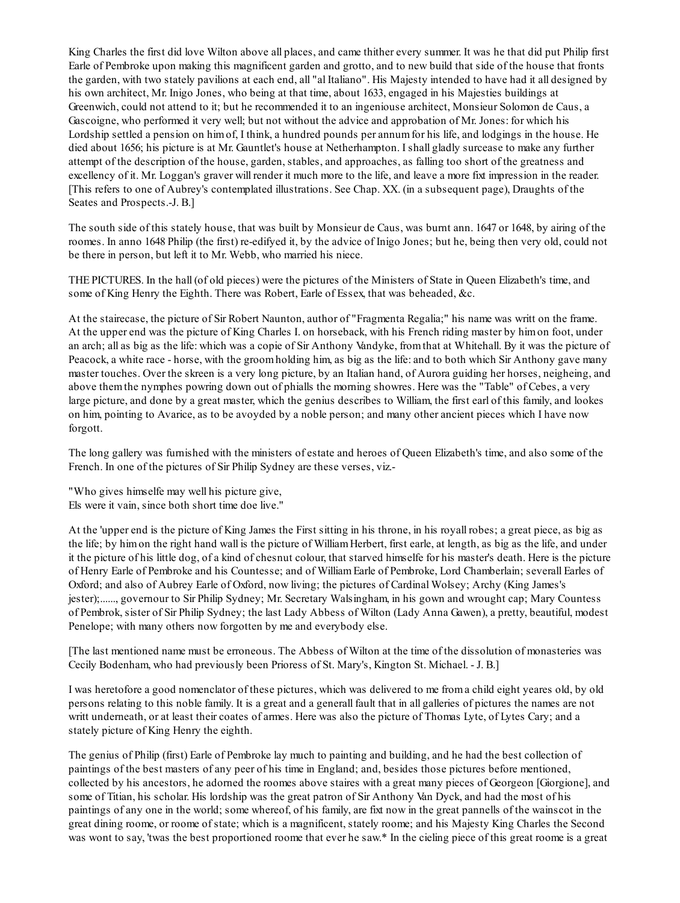King Charles the first did love Wilton above all places, and came thither every summer. It was he that did put Philip first Earle of Pembroke upon making this magnificent garden and grotto, and to new build that side of the house that fronts the garden, with two stately pavilions at each end, all "al Italiano". His Majesty intended to have had it all designed by his own architect, Mr. Inigo Jones, who being at that time, about 1633, engaged in his Majesties buildings at Greenwich, could not attend to it; but he recommended it to an ingeneiouse architect, Monsieur Solomon de Caus, a Gascoigne, who performed it very well; but not without the advice and approbation of Mr. Jones: for which his Lordship settled a pension on him of, I think, a hundred pounds per annum for his life, and lodgings in the house. He died about 1656; his picture is at Mr. Gauntlet's house at Netherhampton. I shall gladly surcease to make any further attempt of the description of the house, garden, stables, and approaches, as falling too short of the greatness and excellency of it. Mr. Loggan's graver will render it much more to the life, and leave a more fixt impression in the reader. [This refers to one of Aubrey's contemplated illustrations. See Chap. XX. (in a subsequent page), Draughts of the Seates and Prospects.-J. B.]

The south side of this stately house, that was built by Monsieur de Caus, was burnt ann. 1647 or 1648, by airing of the roomes. In anno 1648 Philip (the first) re-edifyed it, by the advice of Inigo Jones; but he, being then very old, could not be there in person, but left it to Mr. Webb, who married his niece.

THE PICTURES. In the hall (of old pieces) were the pictures of the Ministers of State in Queen Elizabeth's time, and some of King Henry the Eighth. There was Robert, Earle of Essex, that was beheaded, &c.

At the stairecase, the picture of Sir Robert Naunton, author of "Fragmenta Regalia;" his name was writt on the frame. At the upper end was the picture of King Charles I. on horseback, with his French riding master by him on foot, under an arch; all as big as the life: which was a copie of Sir Anthony Vandyke, from that at Whitehall. By it was the picture of Peacock, a white race - horse, with the groom holding him, as big as the life: and to both which Sir Anthony gave many master touches. Over the skreen is a very long picture, by an Italian hand, of Aurora guiding her horses, neigheing, and above them the nymphes powring down out of phialls the morning showres. Here was the "Table" of Cebes, a very large picture, and done by a great master, which the genius describes to William, the first earl of this family, and lookes on him, pointing to Avarice, as to be avoyded by a noble person; and many other ancient pieces which I have now forgott.

The long gallery was furnished with the ministers of estate and heroes of Queen Elizabeth's time, and also some of the French. In one of the pictures of Sir Philip Sydney are these verses, viz.-

"Who gives himselfe may well his picture give,
Els were it vain, since both short time doe live."

At the 'upper end is the picture of King James the First sitting in his throne, in his royall robes; a great piece, as big as the life; by him on the right hand wall is the picture of William Herbert, first earle, at length, as big as the life, and under it the picture of his little dog, of a kind of chesnut colour, that starved himselfe for his master's death. Here is the picture of Henry Earle of Pembroke and his Countesse; and of William Earle of Pembroke, Lord Chamberlain; severall Earles of Oxford; and also of Aubrey Earle of Oxford, now living; the pictures of Cardinal Wolsey; Archy (King James's jester);......, governour to Sir Philip Sydney; Mr. Secretary Walsingham, in his gown and wrought cap; Mary Countess of Pembrok, sister of Sir Philip Sydney; the last Lady Abbess of Wilton (Lady Anna Gawen), a pretty, beautiful, modest Penelope; with many others now forgotten by me and everybody else.

[The last mentioned name must be erroneous. The Abbess of Wilton at the time of the dissolution of monasteries was Cecily Bodenham, who had previously been Prioress of St. Mary's, Kington St. Michael. - J. B.]

I was heretofore a good nomenclator of these pictures, which was delivered to me from a child eight yeares old, by old persons relating to this noble family. It is a great and a generall fault that in all galleries of pictures the names are not writt underneath, or at least their coates of armes. Here was also the picture of Thomas Lyte, of Lytes Cary; and a stately picture of King Henry the eighth.

The genius of Philip (first) Earle of Pembroke lay much to painting and building, and he had the best collection of paintings of the best masters of any peer of his time in England; and, besides those pictures before mentioned, collected by his ancestors, he adorned the roomes above staires with a great many pieces of Georgeon [Giorgione], and some of Titian, his scholar. His lordship was the great patron of Sir Anthony Van Dyck, and had the most of his paintings of any one in the world; some whereof, of his family, are fixt now in the great pannells of the wainscot in the great dining roome, or roome of state; which is a magnificent, stately roome; and his Majesty King Charles the Second was wont to say, 'twas the best proportioned roome that ever he saw.* In the cieling piece of this great roome is a great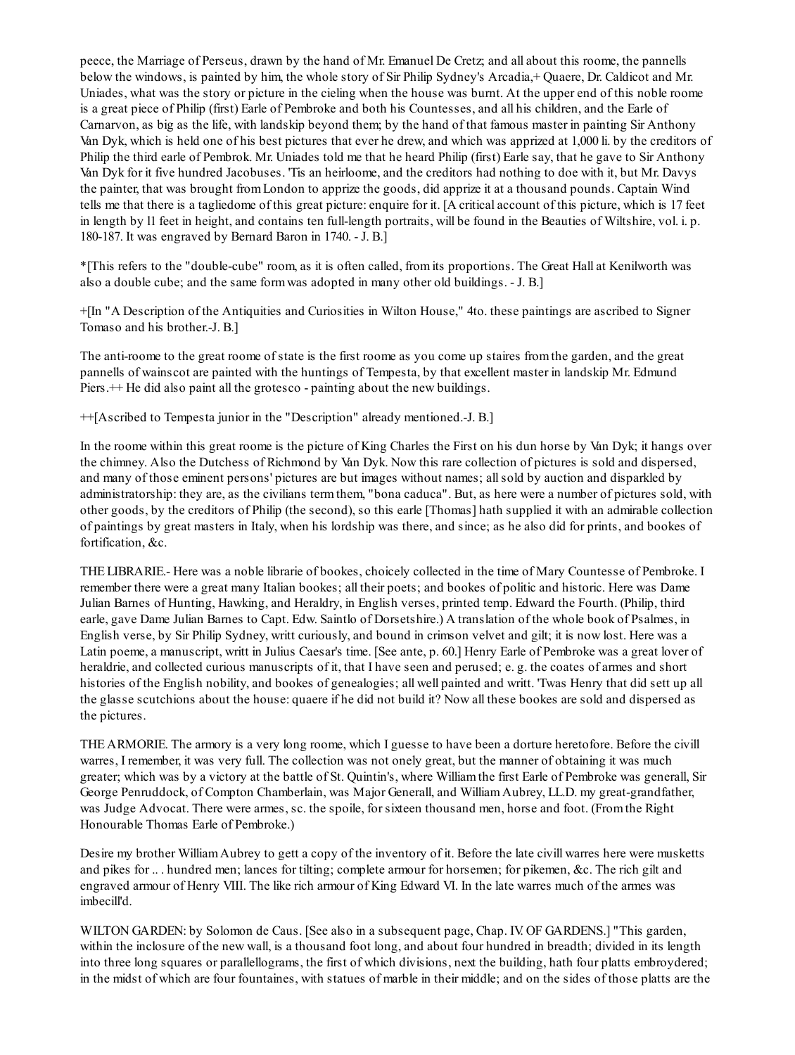peece, the Marriage of Perseus, drawn by the hand of Mr. Emanuel De Cretz; and all about this roome, the pannells below the windows, is painted by him, the whole story of Sir Philip Sydney's Arcadia,+ Quaere, Dr. Caldicot and Mr. Uniades, what was the story or picture in the cieling when the house was burnt. At the upper end of this noble roome is a great piece of Philip (first) Earle of Pembroke and both his Countesses, and all his children, and the Earle of Carnarvon, as big as the life, with landskip beyond them; by the hand of that famous master in painting Sir Anthony Van Dyk, which is held one of his best pictures that ever he drew, and which was apprized at 1,000 li. by the creditors of Philip the third earle of Pembrok. Mr. Uniades told me that he heard Philip (first) Earle say, that he gave to Sir Anthony Van Dyk for it five hundred Jacobuses. 'Tis an heirloome, and the creditors had nothing to doe with it, but Mr. Davys the painter, that was brought from London to apprize the goods, did apprize it at a thousand pounds. Captain Wind tells me that there is a tagliedome of this great picture: enquire for it. [A critical account of this picture, which is 17 feet in length by 11 feet in height, and contains ten full-length portraits, will be found in the Beauties of Wiltshire, vol. i. p. 180-187. It was engraved by Bernard Baron in 1740. - J. B.]

*[This refers to the "double-cube" room, as it is often called, from its proportions. The Great Hall at Kenilworth was also a double cube; and the same form was adopted in many other old buildings. - J. B.]

+[In "A Description of the Antiquities and Curiosities in Wilton House," 4to. these paintings are ascribed to Signer Tomaso and his brother.-J. B.]

The anti-roome to the great roome of state is the first roome as you come up staires from the garden, and the great pannells of wainscot are painted with the huntings of Tempesta, by that excellent master in landskip Mr. Edmund Piers.++ He did also paint all the grotesco - painting about the new buildings.

++[Ascribed to Tempesta junior in the "Description" already mentioned.-J. B.]

In the roome within this great roome is the picture of King Charles the First on his dun horse by Van Dyk; it hangs over the chimney. Also the Dutchess of Richmond by Van Dyk. Now this rare collection of pictures is sold and dispersed, and many of those eminent persons' pictures are but images without names; all sold by auction and disparkled by administratorship: they are, as the civilians term them, "bona caduca". But, as here were a number of pictures sold, with other goods, by the creditors of Philip (the second), so this earle [Thomas] hath supplied it with an admirable collection of paintings by great masters in Italy, when his lordship was there, and since; as he also did for prints, and bookes of fortification, &c.

THE LIBRARIE.- Here was a noble librarie of bookes, choicely collected in the time of Mary Countesse of Pembroke. I remember there were a great many Italian bookes; all their poets; and bookes of politic and historic. Here was Dame Julian Barnes of Hunting, Hawking, and Heraldry, in English verses, printed temp. Edward the Fourth. (Philip, third earle, gave Dame Julian Barnes to Capt. Edw. Saintlo of Dorsetshire.) A translation of the whole book of Psalmes, in English verse, by Sir Philip Sydney, writt curiously, and bound in crimson velvet and gilt; it is now lost. Here was a Latin poeme, a manuscript, writt in Julius Caesar's time. [See ante, p. 60.] Henry Earle of Pembroke was a great lover of heraldrie, and collected curious manuscripts of it, that I have seen and perused; e. g. the coates of armes and short histories of the English nobility, and bookes of genealogies; all well painted and writt. 'Twas Henry that did sett up all the glasse scutchions about the house: quaere if he did not build it? Now all these bookes are sold and dispersed as the pictures.

THE ARMORIE. The armory is a very long roome, which I guesse to have been a dorture heretofore. Before the civill warres, I remember, it was very full. The collection was not onely great, but the manner of obtaining it was much greater; which was by a victory at the battle of St. Quintin's, where William the first Earle of Pembroke was generall, Sir George Penruddock, of Compton Chamberlain, was Major Generall, and William Aubrey, LL.D. my great-grandfather, was Judge Advocat. There were armes, sc. the spoile, for sixteen thousand men, horse and foot. (From the Right Honourable Thomas Earle of Pembroke.)

Desire my brother William Aubrey to gett a copy of the inventory of it. Before the late civill warres here were musketts and pikes for .. . hundred men; lances for tilting; complete armour for horsemen; for pikemen, &c. The rich gilt and engraved armour of Henry VIII. The like rich armour of King Edward VI. In the late warres much of the armes was imbecill'd.

WILTON GARDEN: by Solomon de Caus. [See also in a subsequent page, Chap. IV. OF GARDENS.] "This garden, within the inclosure of the new wall, is a thousand foot long, and about four hundred in breadth; divided in its length into three long squares or parallellograms, the first of which divisions, next the building, hath four platts embroydered; in the midst of which are four fountaines, with statues of marble in their middle; and on the sides of those platts are the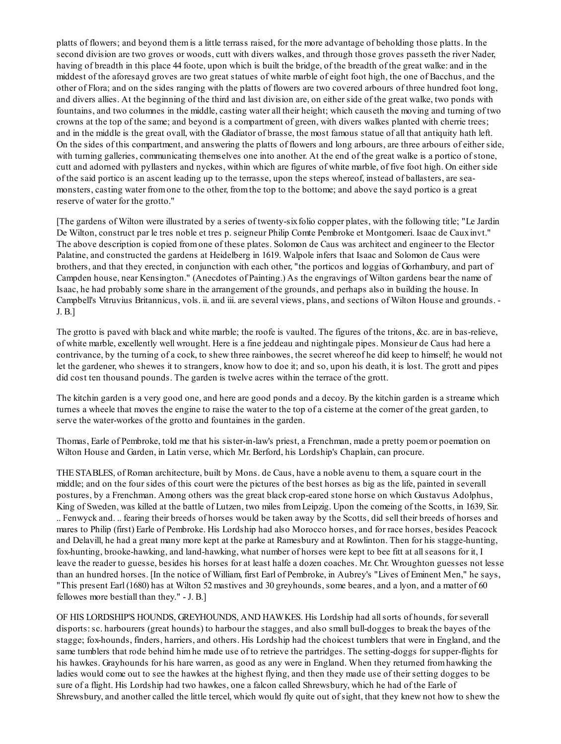platts of flowers; and beyond them is a little terrass raised, for the more advantage of beholding those platts. In the second division are two groves or woods, cutt with divers walkes, and through those groves passeth the river Nader, having of breadth in this place 44 foote, upon which is built the bridge, of the breadth of the great walke: and in the middest of the aforesayd groves are two great statues of white marble of eight foot high, the one of Bacchus, and the other of Flora; and on the sides ranging with the platts of flowers are two covered arbours of three hundred foot long, and divers allies. At the beginning of the third and last division are, on either side of the great walke, two ponds with fountains, and two columnes in the middle, casting water all their height; which causeth the moving and turning of two crowns at the top of the same; and beyond is a compartment of green, with divers walkes planted with cherrie trees; and in the middle is the great ovall, with the Gladiator of brasse, the most famous statue of all that antiquity hath left. On the sides of this compartment, and answering the platts of flowers and long arbours, are three arbours of either side, with turning galleries, communicating themselves one into another. At the end of the great walke is a portico of stone, cutt and adorned with pyllasters and nyckes, within which are figures of white marble, of five foot high. On either side of the said portico is an ascent leading up to the terrasse, upon the steps whereof, instead of ballasters, are sea-monsters, casting water from one to the other, from the top to the bottome; and above the sayd portico is a great reserve of water for the grotto."

[The gardens of Wilton were illustrated by a series of twenty-six folio copper plates, with the following title; "Le Jardin De Wilton, construct par le tres noble et tres p. seigneur Philip Comte Pembroke et Montgomeri. Isaac de Caux invt." The above description is copied from one of these plates. Solomon de Caus was architect and engineer to the Elector Palatine, and constructed the gardens at Heidelberg in 1619. Walpole infers that Isaac and Solomon de Caus were brothers, and that they erected, in conjunction with each other, "the porticos and loggias of Gorhambury, and part of Campden house, near Kensington." (Anecdotes of Painting.) As the engravings of Wilton gardens bear the name of Isaac, he had probably some share in the arrangement of the grounds, and perhaps also in building the house. In Campbell's Vitruvius Britannicus, vols. ii. and iii. are several views, plans, and sections of Wilton House and grounds. - J. B.]

The grotto is paved with black and white marble; the roofe is vaulted. The figures of the tritons, &c. are in bas-relieve, of white marble, excellently well wrought. Here is a fine jeddeau and nightingale pipes. Monsieur de Caus had here a contrivance, by the turning of a cock, to shew three rainbowes, the secret whereof he did keep to himself; he would not let the gardener, who shewes it to strangers, know how to doe it; and so, upon his death, it is lost. The grott and pipes did cost ten thousand pounds. The garden is twelve acres within the terrace of the grott.

The kitchin garden is a very good one, and here are good ponds and a decoy. By the kitchin garden is a streame which turnes a wheele that moves the engine to raise the water to the top of a cisterne at the corner of the great garden, to serve the water-workes of the grotto and fountaines in the garden.

Thomas, Earle of Pembroke, told me that his sister-in-law's priest, a Frenchman, made a pretty poem or poemation on Wilton House and Garden, in Latin verse, which Mr. Berford, his Lordship's Chaplain, can procure.

THE STABLES, of Roman architecture, built by Mons. de Caus, have a noble avenu to them, a square court in the middle; and on the four sides of this court were the pictures of the best horses as big as the life, painted in severall postures, by a Frenchman. Among others was the great black crop-eared stone horse on which Gustavus Adolphus, King of Sweden, was killed at the battle of Lutzen, two miles from Leipzig. Upon the comeing of the Scotts, in 1639, Sir. .. Fenwyck and. .. fearing their breeds of horses would be taken away by the Scotts, did sell their breeds of horses and mares to Philip (first) Earle of Pembroke. His Lordship had also Morocco horses, and for race horses, besides Peacock and Delavill, he had a great many more kept at the parke at Ramesbury and at Rowlinton. Then for his stagge-hunting, fox-hunting, brooke-hawking, and land-hawking, what number of horses were kept to bee fitt at all seasons for it, I leave the reader to guesse, besides his horses for at least halfe a dozen coaches. Mr. Chr. Wroughton guesses not lesse than an hundred horses. [In the notice of William, first Earl of Pembroke, in Aubrey's "Lives of Eminent Men," he says, "This present Earl (1680) has at Wilton 52 mastives and 30 greyhounds, some beares, and a lyon, and a matter of 60 fellowes more bestiall than they." - J. B.]

OF HIS LORDSHIP'S HOUNDS, GREYHOUNDS, AND HAWKES. His Lordship had all sorts of hounds, for severall disports: sc. harbourers (great hounds) to harbour the stagges, and also small bull-dogges to break the bayes of the stagge; fox-hounds, finders, harriers, and others. His Lordship had the choicest tumblers that were in England, and the same tumblers that rode behind him he made use of to retrieve the partridges. The setting-doggs for supper-flights for his hawkes. Grayhounds for his hare warren, as good as any were in England. When they returned from hawking the ladies would come out to see the hawkes at the highest flying, and then they made use of their setting dogges to be sure of a flight. His Lordship had two hawkes, one a falcon called Shrewsbury, which he had of the Earle of Shrewsbury, and another called the little tercel, which would fly quite out of sight, that they knew not how to shew the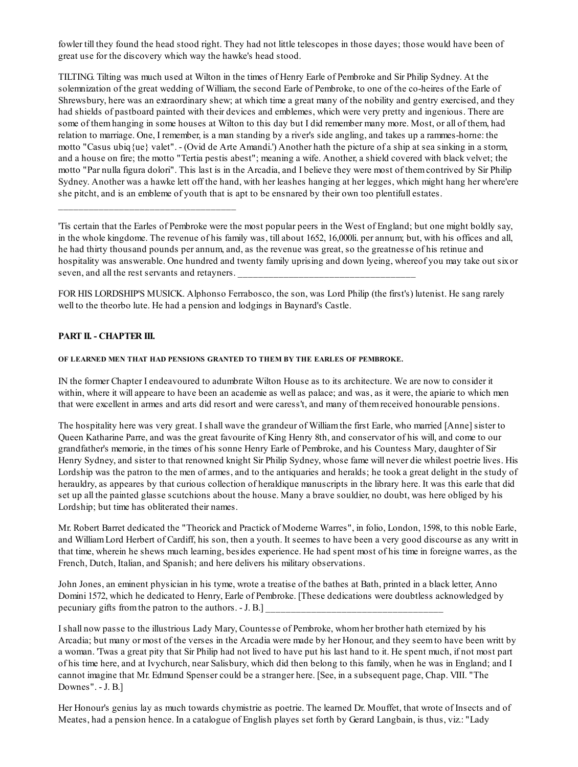fowler till they found the head stood right. They had not little telescopes in those dayes; those would have been of great use for the discovery which way the hawke's head stood.

TILTING. Tilting was much used at Wilton in the times of Henry Earle of Pembroke and Sir Philip Sydney. At the solemnization of the great wedding of William, the second Earle of Pembroke, to one of the co-heires of the Earle of Shrewsbury, here was an extraordinary shew; at which time a great many of the nobility and gentry exercised, and they had shields of pastboard painted with their devices and emblemes, which were very pretty and ingenious. There are some of them hanging in some houses at Wilton to this day but I did remember many more. Most, or all of them, had relation to marriage. One, I remember, is a man standing by a river's side angling, and takes up a rammes-horne: the motto "Casus ubiq{ue} valet". - (Ovid de Arte Amandi.') Another hath the picture of a ship at sea sinking in a storm, and a house on fire; the motto "Tertia pestis abest"; meaning a wife. Another, a shield covered with black velvet; the motto "Par nulla figura dolori". This last is in the Arcadia, and I believe they were most of them contrived by Sir Philip Sydney. Another was a hawke lett off the hand, with her leashes hanging at her legges, which might hang her where'ere she pitcht, and is an embleme of youth that is apt to be ensnared by their own too plentifull estates.

---

'Tis certain that the Earles of Pembroke were the most popular peers in the West of England; but one might boldly say, in the whole kingdome. The revenue of his family was, till about 1652, 16,000li. per annum; but, with his offices and all, he had thirty thousand pounds per annum, and, as the revenue was great, so the greatnesse of his retinue and hospitality was answerable. One hundred and twenty family uprising and down lyeing, whereof you may take out six or seven, and all the rest servants and retayners.

---

FOR HIS LORDSHIP'S MUSICK. Alphonso Ferrabosco, the son, was Lord Philip (the first's) lutenist. He sang rarely well to the theorbo lute. He had a pension and lodgings in Baynard's Castle.

## PART II. - CHAPTER III.

#### OF LEARNED MEN THAT HAD PENSIONS GRANTED TO THEM BY THE EARLES OF PEMBROKE.

IN the former Chapter I endeavoured to adumbrate Wilton House as to its architecture. We are now to consider it within, where it will appeare to have been an academie as well as palace; and was, as it were, the apiarie to which men that were excellent in armes and arts did resort and were caress't, and many of them received honourable pensions.

The hospitality here was very great. I shall wave the grandeur of William the first Earle, who married [Anne] sister to Queen Katharine Parre, and was the great favourite of King Henry 8th, and conservator of his will, and come to our grandfather's memorie, in the times of his sonne Henry Earle of Pembroke, and his Countess Mary, daughter of Sir Henry Sydney, and sister to that renowned knight Sir Philip Sydney, whose fame will never die whilest poetrie lives. His Lordship was the patron to the men of armes, and to the antiquaries and heralds; he took a great delight in the study of herauldry, as appeares by that curious collection of heraldique manuscripts in the library here. It was this earle that did set up all the painted glasse scutchions about the house. Many a brave souldier, no doubt, was here obliged by his Lordship; but time has obliterated their names.

Mr. Robert Barret dedicated the "Theorick and Practick of Moderne Warres", in folio, London, 1598, to this noble Earle, and William Lord Herbert of Cardiff, his son, then a youth. It seemes to have been a very good discourse as any writt in that time, wherein he shews much learning, besides experience. He had spent most of his time in foreigne warres, as the French, Dutch, Italian, and Spanish; and here delivers his military observations.

John Jones, an eminent physician in his tyme, wrote a treatise of the bathes at Bath, printed in a black letter, Anno Domini 1572, which he dedicated to Henry, Earle of Pembroke. [These dedications were doubtless acknowledged by pecuniary gifts from the patron to the authors. - J. B.]

---

I shall now passe to the illustrious Lady Mary, Countesse of Pembroke, whom her brother hath eternized by his Arcadia; but many or most of the verses in the Arcadia were made by her Honour, and they seem to have been writt by a woman. 'Twas a great pity that Sir Philip had not lived to have put his last hand to it. He spent much, if not most part of his time here, and at Ivychurch, near Salisbury, which did then belong to this family, when he was in England; and I cannot imagine that Mr. Edmund Spenser could be a stranger here. [See, in a subsequent page, Chap. VIII. "The Downes". - J. B.]

Her Honour's genius lay as much towards chymistrie as poetrie. The learned Dr. Mouffet, that wrote of Insects and of Meates, had a pension hence. In a catalogue of English playes set forth by Gerard Langbain, is thus, viz.: "Lady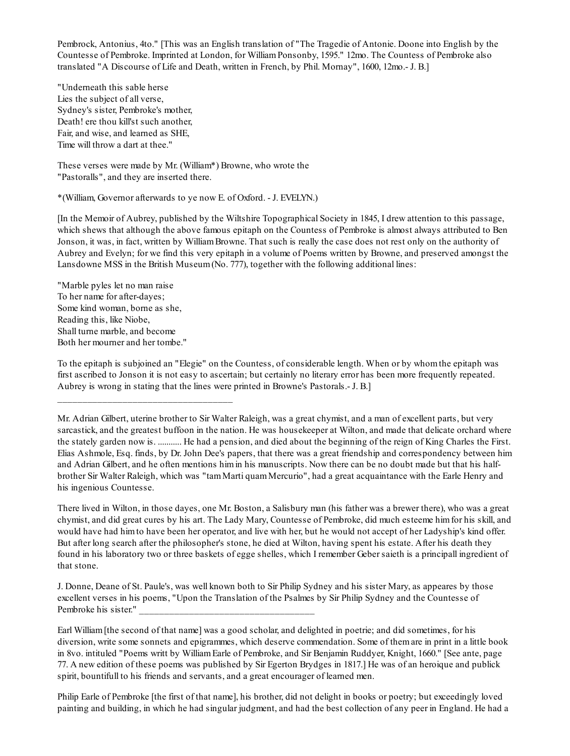Pembrock, Antonius, 4to." [This was an English translation of "The Tragedie of Antonie. Doone into English by the Countesse of Pembroke. Imprinted at London, for William Ponsonby, 1595." 12mo. The Countess of Pembroke also translated "A Discourse of Life and Death, written in French, by Phil. Mornay", 1600, 12mo.- J. B.]

"Underneath this sable herse  
Lies the subject of all verse,  
Sydney's sister, Pembroke's mother,  
Death! ere thou kill'st such another,  
Fair, and wise, and learned as SHE,  
Time will throw a dart at thee."

These verses were made by Mr. (William*) Browne, who wrote the "Pastoralls", and they are inserted there.

*(William, Governor afterwards to ye now E. of Oxford. - J. EVELYN.)

[In the Memoir of Aubrey, published by the Wiltshire Topographical Society in 1845, I drew attention to this passage, which shews that although the above famous epitaph on the Countess of Pembroke is almost always attributed to Ben Jonson, it was, in fact, written by William Browne. That such is really the case does not rest only on the authority of Aubrey and Evelyn; for we find this very epitaph in a volume of Poems written by Browne, and preserved amongst the Lansdowne MSS in the British Museum (No. 777), together with the following additional lines:

"Marble pyles let no man raise  
To her name for after-dayes;  
Some kind woman, borne as she,  
Reading this, like Niobe,  
Shall turne marble, and become  
Both her mourner and her tombe."

To the epitaph is subjoined an "Elegie" on the Countess, of considerable length. When or by whom the epitaph was first ascribed to Jonson it is not easy to ascertain; but certainly no literary error has been more frequently repeated. Aubrey is wrong in stating that the lines were printed in Browne's Pastorals.- J. B.]

---

Mr. Adrian Gilbert, uterine brother to Sir Walter Raleigh, was a great chymist, and a man of excellent parts, but very sarcastick, and the greatest buffoon in the nation. He was housekeeper at Wilton, and made that delicate orchard where the stately garden now is. ........... He had a pension, and died about the beginning of the reign of King Charles the First. Elias Ashmole, Esq. finds, by Dr. John Dee's papers, that there was a great friendship and correspondency between him and Adrian Gilbert, and he often mentions him in his manuscripts. Now there can be no doubt made but that his half-brother Sir Walter Raleigh, which was "tam Marti quam Mercurio", had a great acquaintance with the Earle Henry and his ingenious Countesse.

There lived in Wilton, in those dayes, one Mr. Boston, a Salisbury man (his father was a brewer there), who was a great chymist, and did great cures by his art. The Lady Mary, Countesse of Pembroke, did much esteeme him for his skill, and would have had him to have been her operator, and live with her, but he would not accept of her Ladyship's kind offer. But after long search after the philosopher's stone, he died at Wilton, having spent his estate. After his death they found in his laboratory two or three baskets of egge shelles, which I remember Geber saieth is a principall ingredient of that stone.

J. Donne, Deane of St. Paule's, was well known both to Sir Philip Sydney and his sister Mary, as appeares by those excellent verses in his poems, "Upon the Translation of the Psalmes by Sir Philip Sydney and the Countesse of Pembroke his sister."

---

Earl William [the second of that name] was a good scholar, and delighted in poetrie; and did sometimes, for his diversion, write some sonnets and epigrammes, which deserve commendation. Some of them are in print in a little book in 8vo. intituled "Poems writt by William Earle of Pembroke, and Sir Benjamin Ruddyer, Knight, 1660." [See ante, page 77. A new edition of these poems was published by Sir Egerton Brydges in 1817.] He was of an heroique and publick spirit, bountifull to his friends and servants, and a great encourager of learned men.

Philip Earle of Pembroke [the first of that name], his brother, did not delight in books or poetry; but exceedingly loved painting and building, in which he had singular judgment, and had the best collection of any peer in England. He had a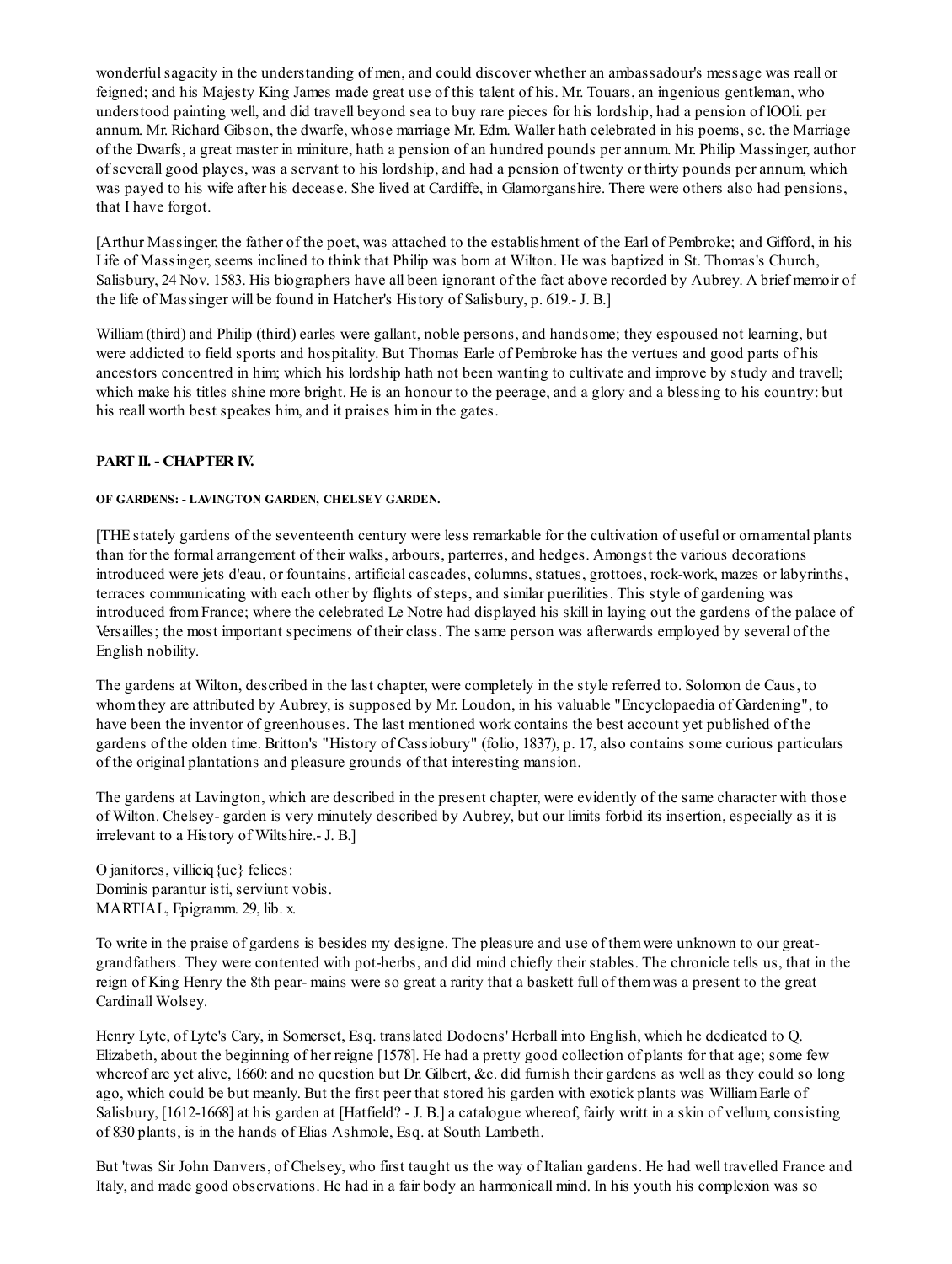wonderful sagacity in the understanding of men, and could discover whether an ambassadour's message was reall or feigned; and his Majesty King James made great use of this talent of his. Mr. Touars, an ingenious gentleman, who understood painting well, and did travell beyond sea to buy rare pieces for his lordship, had a pension of lOOli. per annum. Mr. Richard Gibson, the dwarfe, whose marriage Mr. Edm. Waller hath celebrated in his poems, sc. the Marriage of the Dwarfs, a great master in miniture, hath a pension of an hundred pounds per annum. Mr. Philip Massinger, author of severall good playes, was a servant to his lordship, and had a pension of twenty or thirty pounds per annum, which was payed to his wife after his decease. She lived at Cardiffe, in Glamorganshire. There were others also had pensions, that I have forgot.

[Arthur Massinger, the father of the poet, was attached to the establishment of the Earl of Pembroke; and Gifford, in his Life of Massinger, seems inclined to think that Philip was born at Wilton. He was baptized in St. Thomas's Church, Salisbury, 24 Nov. 1583. His biographers have all been ignorant of the fact above recorded by Aubrey. A brief memoir of the life of Massinger will be found in Hatcher's History of Salisbury, p. 619.- J. B.]

William (third) and Philip (third) earles were gallant, noble persons, and handsome; they espoused not learning, but were addicted to field sports and hospitality. But Thomas Earle of Pembroke has the vertues and good parts of his ancestors concentred in him; which his lordship hath not been wanting to cultivate and improve by study and travell; which make his titles shine more bright. He is an honour to the peerage, and a glory and a blessing to his country: but his reall worth best speakes him, and it praises him in the gates.

## PART II. - CHAPTER IV.

#### OF GARDENS: - LAVINGTON GARDEN, CHELSEY GARDEN.

[THE stately gardens of the seventeenth century were less remarkable for the cultivation of useful or ornamental plants than for the formal arrangement of their walks, arbours, parterres, and hedges. Amongst the various decorations introduced were jets d'eau, or fountains, artificial cascades, columns, statues, grottoes, rock-work, mazes or labyrinths, terraces communicating with each other by flights of steps, and similar puerilities. This style of gardening was introduced from France; where the celebrated Le Notre had displayed his skill in laying out the gardens of the palace of Versailles; the most important specimens of their class. The same person was afterwards employed by several of the English nobility.

The gardens at Wilton, described in the last chapter, were completely in the style referred to. Solomon de Caus, to whom they are attributed by Aubrey, is supposed by Mr. Loudon, in his valuable "Encyclopaedia of Gardening", to have been the inventor of greenhouses. The last mentioned work contains the best account yet published of the gardens of the olden time. Britton's "History of Cassiobury" (folio, 1837), p. 17, also contains some curious particulars of the original plantations and pleasure grounds of that interesting mansion.

The gardens at Lavington, which are described in the present chapter, were evidently of the same character with those of Wilton. Chelsey- garden is very minutely described by Aubrey, but our limits forbid its insertion, especially as it is irrelevant to a History of Wiltshire.- J. B.]

O janitores, villiciq{ue} felices:
Dominis parantur isti, serviunt vobis.
MARTIAL, Epigramm. 29, lib. x.

To write in the praise of gardens is besides my designe. The pleasure and use of them were unknown to our great-grandfathers. They were contented with pot-herbs, and did mind chiefly their stables. The chronicle tells us, that in the reign of King Henry the 8th pear- mains were so great a rarity that a baskett full of them was a present to the great Cardinall Wolsey.

Henry Lyte, of Lyte's Cary, in Somerset, Esq. translated Dodoens' Herball into English, which he dedicated to Q. Elizabeth, about the beginning of her reigne [1578]. He had a pretty good collection of plants for that age; some few whereof are yet alive, 1660: and no question but Dr. Gilbert, &c. did furnish their gardens as well as they could so long ago, which could be but meanly. But the first peer that stored his garden with exotick plants was William Earle of Salisbury, [1612-1668] at his garden at [Hatfield? - J. B.] a catalogue whereof, fairly writt in a skin of vellum, consisting of 830 plants, is in the hands of Elias Ashmole, Esq. at South Lambeth.

But 'twas Sir John Danvers, of Chelsey, who first taught us the way of Italian gardens. He had well travelled France and Italy, and made good observations. He had in a fair body an harmonicall mind. In his youth his complexion was so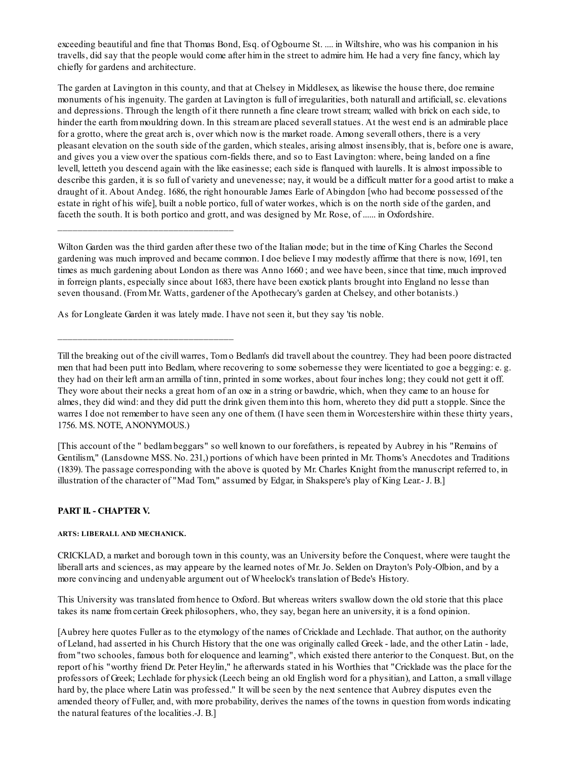exceeding beautiful and fine that Thomas Bond, Esq. of Ogbourne St. .... in Wiltshire, who was his companion in his travells, did say that the people would come after him in the street to admire him. He had a very fine fancy, which lay chiefly for gardens and architecture.

The garden at Lavington in this county, and that at Chelsey in Middlesex, as likewise the house there, doe remaine monuments of his ingenuity. The garden at Lavington is full of irregularities, both naturall and artificiall, sc. elevations and depressions. Through the length of it there runneth a fine cleare trowt stream; walled with brick on each side, to hinder the earth from mouldring down. In this stream are placed severall statues. At the west end is an admirable place for a grotto, where the great arch is, over which now is the market roade. Among severall others, there is a very pleasant elevation on the south side of the garden, which steales, arising almost insensibly, that is, before one is aware, and gives you a view over the spatious corn-fields there, and so to East Lavington: where, being landed on a fine levell, letteth you descend again with the like easinesse; each side is flanqued with laurells. It is almost impossible to describe this garden, it is so full of variety and unevenesse; nay, it would be a difficult matter for a good artist to make a draught of it. About Andeg. 1686, the right honourable James Earle of Abingdon [who had become possessed of the estate in right of his wife], built a noble portico, full of water workes, which is on the north side of the garden, and faceth the south. It is both portico and grott, and was designed by Mr. Rose, of ...... in Oxfordshire.

---

Wilton Garden was the third garden after these two of the Italian mode; but in the time of King Charles the Second gardening was much improved and became common. I doe believe I may modestly affirme that there is now, 1691, ten times as much gardening about London as there was Anno 1660 ; and wee have been, since that time, much improved in forreign plants, especially since about 1683, there have been exotick plants brought into England no lesse than seven thousand. (From Mr. Watts, gardener of the Apothecary's garden at Chelsey, and other botanists.)

As for Longleate Garden it was lately made. I have not seen it, but they say 'tis noble.

---

Till the breaking out of the civill warres, Tom o Bedlam's did travell about the countrey. They had been poore distracted men that had been putt into Bedlam, where recovering to some sobernesse they were licentiated to goe a begging: e. g. they had on their left arm an armilla of tinn, printed in some workes, about four inches long; they could not gett it off. They wore about their necks a great horn of an oxe in a string or bawdrie, which, when they came to an house for almes, they did wind: and they did putt the drink given them into this horn, whereto they did putt a stopple. Since the warres I doe not remember to have seen any one of them. (I have seen them in Worcestershire within these thirty years, 1756. MS. NOTE, ANONYMOUS.)

[This account of the " bedlam beggars" so well known to our forefathers, is repeated by Aubrey in his "Remains of Gentilism," (Lansdowne MSS. No. 231,) portions of which have been printed in Mr. Thoms's Anecdotes and Traditions (1839). The passage corresponding with the above is quoted by Mr. Charles Knight from the manuscript referred to, in illustration of the character of "Mad Tom," assumed by Edgar, in Shakspere's play of King Lear.- J. B.]

### PART II. - CHAPTER V.

#### ARTS: LIBERALL AND MECHANICK.

CRICKLAD, a market and borough town in this county, was an University before the Conquest, where were taught the liberall arts and sciences, as may appeare by the learned notes of Mr. Jo. Selden on Drayton's Poly-Olbion, and by a more convincing and undenyable argument out of Wheelock's translation of Bede's History.

This University was translated from hence to Oxford. But whereas writers swallow down the old storie that this place takes its name from certain Greek philosophers, who, they say, began here an university, it is a fond opinion.

[Aubrey here quotes Fuller as to the etymology of the names of Cricklade and Lechlade. That author, on the authority of Leland, had asserted in his Church History that the one was originally called Greek - lade, and the other Latin - lade, from "two schooles, famous both for eloquence and learning", which existed there anterior to the Conquest. But, on the report of his "worthy friend Dr. Peter Heylin," he afterwards stated in his Worthies that "Cricklade was the place for the professors of Greek; Lechlade for physick (Leech being an old English word for a physitian), and Latton, a small village hard by, the place where Latin was professed." It will be seen by the next sentence that Aubrey disputes even the amended theory of Fuller, and, with more probability, derives the names of the towns in question from words indicating the natural features of the localities.-J. B.]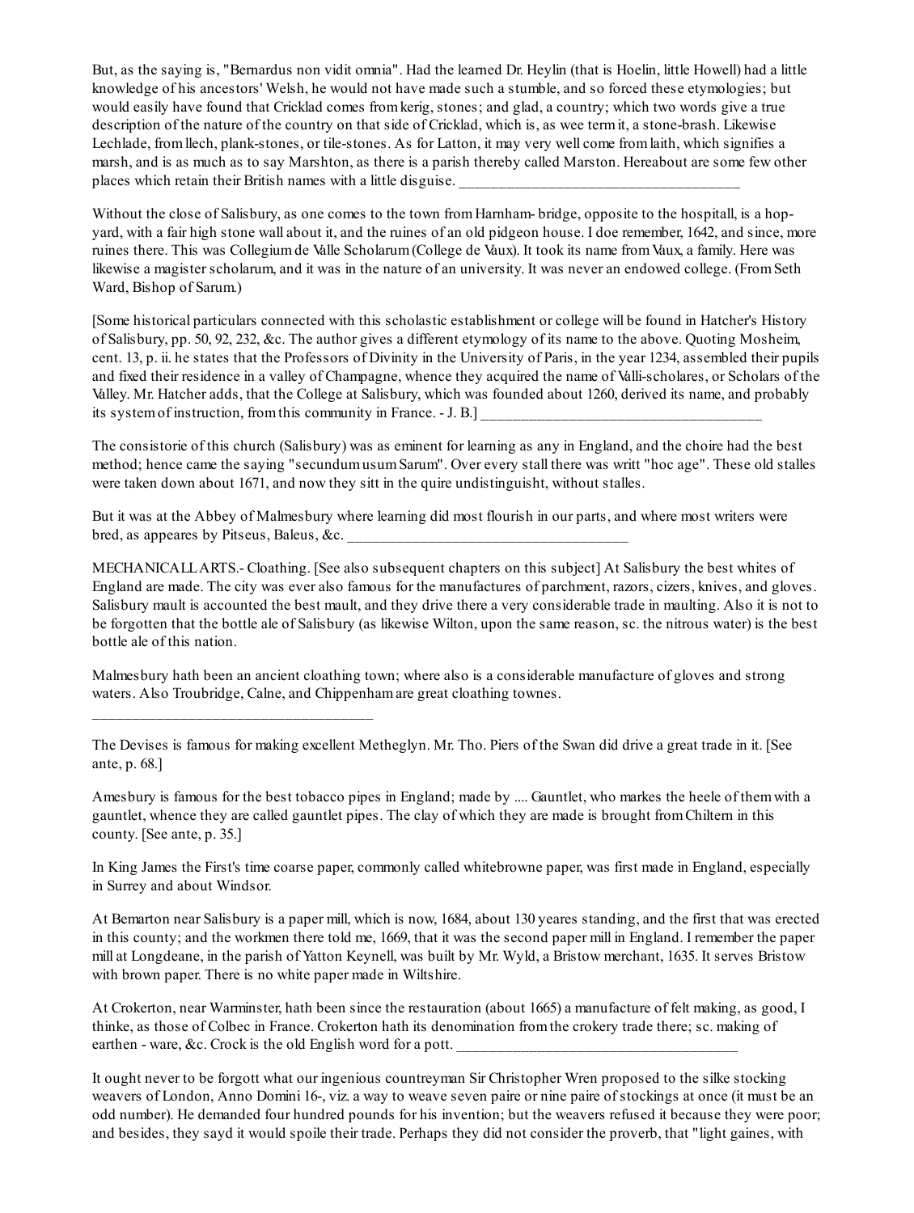But, as the saying is, "Bernardus non vidit omnia". Had the learned Dr. Heylin (that is Hoelin, little Howell) had a little knowledge of his ancestors' Welsh, he would not have made such a stumble, and so forced these etymologies; but would easily have found that Cricklad comes from kerig, stones; and glad, a country; which two words give a true description of the nature of the country on that side of Cricklad, which is, as wee term it, a stone-brash. Likewise Lechlade, from llech, plank-stones, or tile-stones. As for Latton, it may very well come from laith, which signifies a marsh, and is as much as to say Marshton, as there is a parish thereby called Marston. Hereabout are some few other places which retain their British names with a little disguise. ____________________________________

Without the close of Salisbury, as one comes to the town from Harnham- bridge, opposite to the hospitall, is a hop-yard, with a fair high stone wall about it, and the ruines of an old pidgeon house. I doe remember, 1642, and since, more ruines there. This was Collegium de Valle Scholarum (College de Vaux). It took its name from Vaux, a family. Here was likewise a magister scholarum, and it was in the nature of an university. It was never an endowed college. (From Seth Ward, Bishop of Sarum.)

[Some historical particulars connected with this scholastic establishment or college will be found in Hatcher's History of Salisbury, pp. 50, 92, 232, &c. The author gives a different etymology of its name to the above. Quoting Mosheim, cent. 13, p. ii. he states that the Professors of Divinity in the University of Paris, in the year 1234, assembled their pupils and fixed their residence in a valley of Champagne, whence they acquired the name of Valli-scholares, or Scholars of the Valley. Mr. Hatcher adds, that the College at Salisbury, which was founded about 1260, derived its name, and probably its system of instruction, from this community in France. - J. B.] ____________________________________

The consistorie of this church (Salisbury) was as eminent for learning as any in England, and the choire had the best method; hence came the saying "secundum usum Sarum". Over every stall there was writt "hoc age". These old stalles were taken down about 1671, and now they sitt in the quire undistinguisht, without stalles.

But it was at the Abbey of Malmesbury where learning did most flourish in our parts, and where most writers were bred, as appeares by Pitseus, Baleus, &c. ____________________________________

MECHANICALL ARTS.- Cloathing. [See also subsequent chapters on this subject] At Salisbury the best whites of England are made. The city was ever also famous for the manufactures of parchment, razors, cizers, knives, and gloves. Salisbury mault is accounted the best mault, and they drive there a very considerable trade in maulting. Also it is not to be forgotten that the bottle ale of Salisbury (as likewise Wilton, upon the same reason, sc. the nitrous water) is the best bottle ale of this nation.

Malmesbury hath been an ancient cloathing town; where also is a considerable manufacture of gloves and strong waters. Also Troubridge, Calne, and Chippenham are great cloathing townes.

____________________________________

The Devises is famous for making excellent Metheglyn. Mr. Tho. Piers of the Swan did drive a great trade in it. [See ante, p. 68.]

Amesbury is famous for the best tobacco pipes in England; made by .... Gauntlet, who markes the heele of them with a gauntlet, whence they are called gauntlet pipes. The clay of which they are made is brought from Chiltern in this county. [See ante, p. 35.]

In King James the First's time coarse paper, commonly called whitebrowne paper, was first made in England, especially in Surrey and about Windsor.

At Bemarton near Salisbury is a paper mill, which is now, 1684, about 130 yeares standing, and the first that was erected in this county; and the workmen there told me, 1669, that it was the second paper mill in England. I remember the paper mill at Longdeane, in the parish of Yatton Keynell, was built by Mr. Wyld, a Bristow merchant, 1635. It serves Bristow with brown paper. There is no white paper made in Wiltshire.

At Crokerton, near Warminster, hath been since the restauration (about 1665) a manufacture of felt making, as good, I thinke, as those of Colbec in France. Crokerton hath its denomination from the crokery trade there; sc. making of earthen - ware, &c. Crock is the old English word for a pott. ____________________________________

It ought never to be forgott what our ingenious countreyman Sir Christopher Wren proposed to the silke stocking weavers of London, Anno Domini 16-, viz. a way to weave seven paire or nine paire of stockings at once (it must be an odd number). He demanded four hundred pounds for his invention; but the weavers refused it because they were poor; and besides, they sayd it would spoile their trade. Perhaps they did not consider the proverb, that "light gaines, with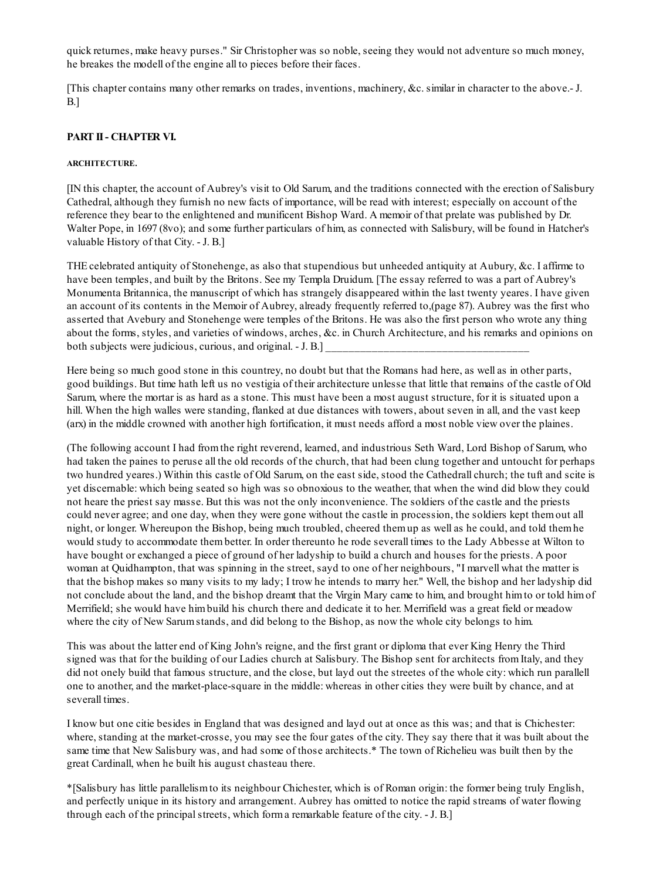quick returnes, make heavy purses." Sir Christopher was so noble, seeing they would not adventure so much money, he breakes the modell of the engine all to pieces before their faces.

[This chapter contains many other remarks on trades, inventions, machinery, &c. similar in character to the above.- J. B.]

## PART II - CHAPTER VI.

#### ARCHITECTURE.

[IN this chapter, the account of Aubrey's visit to Old Sarum, and the traditions connected with the erection of Salisbury Cathedral, although they furnish no new facts of importance, will be read with interest; especially on account of the reference they bear to the enlightened and munificent Bishop Ward. A memoir of that prelate was published by Dr. Walter Pope, in 1697 (8vo); and some further particulars of him, as connected with Salisbury, will be found in Hatcher's valuable History of that City. - J. B.]

THE celebrated antiquity of Stonehenge, as also that stupendious but unheeded antiquity at Aubury, &c. I affirme to have been temples, and built by the Britons. See my Templa Druidum. [The essay referred to was a part of Aubrey's Monumenta Britannica, the manuscript of which has strangely disappeared within the last twenty yeares. I have given an account of its contents in the Memoir of Aubrey, already frequently referred to,(page 87). Aubrey was the first who asserted that Avebury and Stonehenge were temples of the Britons. He was also the first person who wrote any thing about the forms, styles, and varieties of windows, arches, &c. in Church Architecture, and his remarks and opinions on both subjects were judicious, curious, and original. - J. B.] ____________________________________

Here being so much good stone in this countrey, no doubt but that the Romans had here, as well as in other parts, good buildings. But time hath left us no vestigia of their architecture unlesse that little that remains of the castle of Old Sarum, where the mortar is as hard as a stone. This must have been a most august structure, for it is situated upon a hill. When the high walles were standing, flanked at due distances with towers, about seven in all, and the vast keep (arx) in the middle crowned with another high fortification, it must needs afford a most noble view over the plaines.

(The following account I had from the right reverend, learned, and industrious Seth Ward, Lord Bishop of Sarum, who had taken the paines to peruse all the old records of the church, that had been clung together and untoucht for perhaps two hundred yeares.) Within this castle of Old Sarum, on the east side, stood the Cathedrall church; the tuft and scite is yet discernable: which being seated so high was so obnoxious to the weather, that when the wind did blow they could not heare the priest say masse. But this was not the only inconvenience. The soldiers of the castle and the priests could never agree; and one day, when they were gone without the castle in procession, the soldiers kept them out all night, or longer. Whereupon the Bishop, being much troubled, cheered them up as well as he could, and told them he would study to accommodate them better. In order thereunto he rode severall times to the Lady Abbesse at Wilton to have bought or exchanged a piece of ground of her ladyship to build a church and houses for the priests. A poor woman at Quidhampton, that was spinning in the street, sayd to one of her neighbours, "I marvell what the matter is that the bishop makes so many visits to my lady; I trow he intends to marry her." Well, the bishop and her ladyship did not conclude about the land, and the bishop dreamt that the Virgin Mary came to him, and brought him to or told him of Merrifield; she would have him build his church there and dedicate it to her. Merrifield was a great field or meadow where the city of New Sarum stands, and did belong to the Bishop, as now the whole city belongs to him.

This was about the latter end of King John's reigne, and the first grant or diploma that ever King Henry the Third signed was that for the building of our Ladies church at Salisbury. The Bishop sent for architects from Italy, and they did not onely build that famous structure, and the close, but layd out the streetes of the whole city: which run parallell one to another, and the market-place-square in the middle: whereas in other cities they were built by chance, and at severall times.

I know but one citie besides in England that was designed and layd out at once as this was; and that is Chichester: where, standing at the market-crosse, you may see the four gates of the city. They say there that it was built about the same time that New Salisbury was, and had some of those architects.* The town of Richelieu was built then by the great Cardinall, when he built his august chasteau there.

*[Salisbury has little parallelism to its neighbour Chichester, which is of Roman origin: the former being truly English, and perfectly unique in its history and arrangement. Aubrey has omitted to notice the rapid streams of water flowing through each of the principal streets, which form a remarkable feature of the city. - J. B.]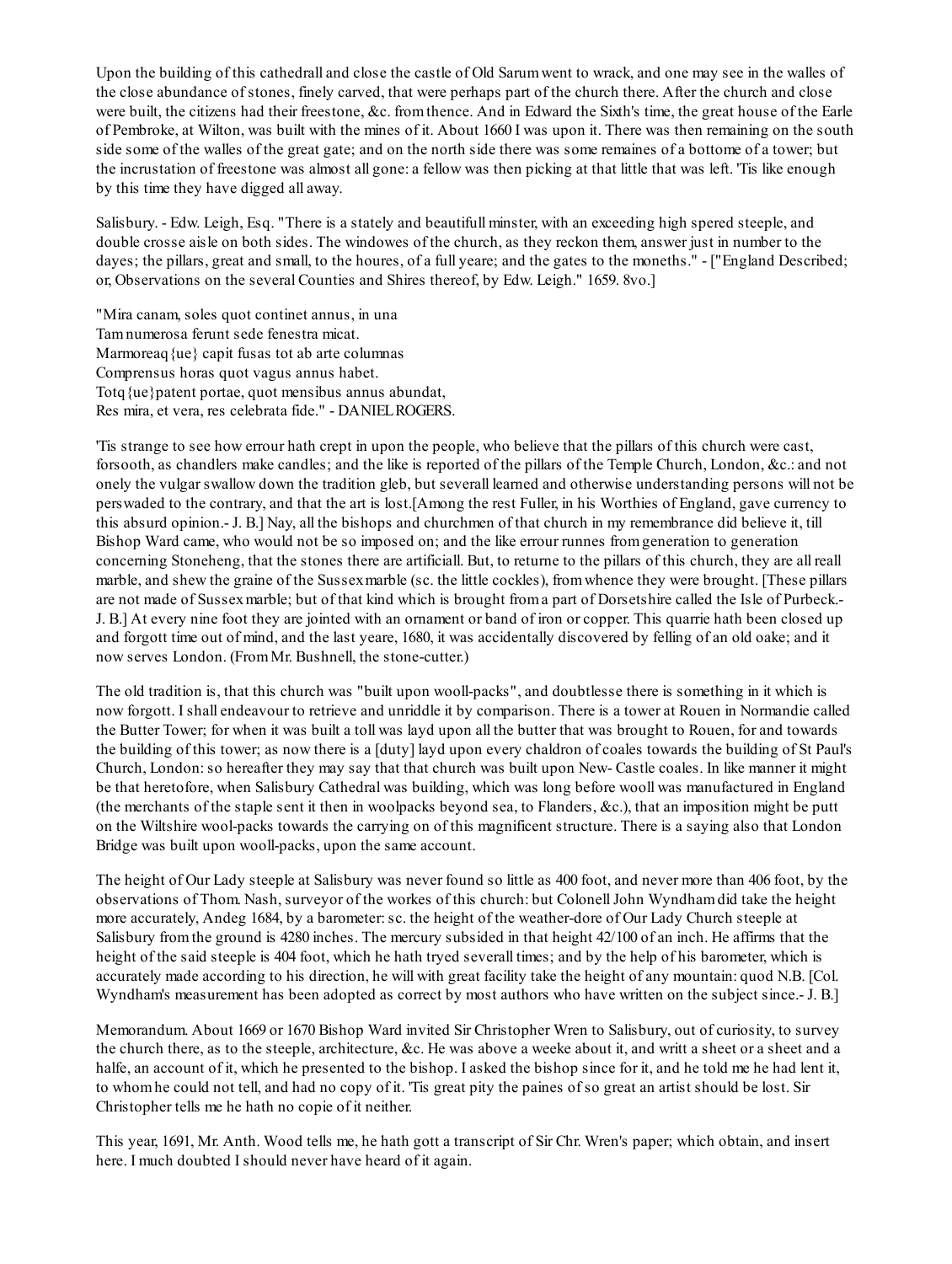Upon the building of this cathedrall and close the castle of Old Sarum went to wrack, and one may see in the walles of the close abundance of stones, finely carved, that were perhaps part of the church there. After the church and close were built, the citizens had their freestone, &c. from thence. And in Edward the Sixth's time, the great house of the Earle of Pembroke, at Wilton, was built with the mines of it. About 1660 I was upon it. There was then remaining on the south side some of the walles of the great gate; and on the north side there was some remaines of a bottome of a tower; but the incrustation of freestone was almost all gone: a fellow was then picking at that little that was left. 'Tis like enough by this time they have digged all away.

Salisbury. - Edw. Leigh, Esq. "There is a stately and beautifull minster, with an exceeding high spered steeple, and double crosse aisle on both sides. The windowes of the church, as they reckon them, answer just in number to the dayes; the pillars, great and small, to the houres, of a full yeare; and the gates to the moneths." - ["England Described; or, Observations on the several Counties and Shires thereof, by Edw. Leigh." 1659. 8vo.]

"Mira canam, soles quot continet annus, in una
Tam numerosa ferunt sede fenestra micat.
Marmoreaq{ue} capit fusas tot ab arte columnas
Comprensus horas quot vagus annus habet.
Totq{ue}patent portae, quot mensibus annus abundat,
Res mira, et vera, res celebrata fide." - DANIEL ROGERS.

'Tis strange to see how errour hath crept in upon the people, who believe that the pillars of this church were cast, forsooth, as chandlers make candles; and the like is reported of the pillars of the Temple Church, London, &c.: and not onely the vulgar swallow down the tradition gleb, but severall learned and otherwise understanding persons will not be perswaded to the contrary, and that the art is lost.[Among the rest Fuller, in his Worthies of England, gave currency to this absurd opinion.- J. B.] Nay, all the bishops and churchmen of that church in my remembrance did believe it, till Bishop Ward came, who would not be so imposed on; and the like errour runnes from generation to generation concerning Stoneheng, that the stones there are artificiall. But, to returne to the pillars of this church, they are all reall marble, and shew the graine of the Sussex marble (sc. the little cockles), from whence they were brought. [These pillars are not made of Sussex marble; but of that kind which is brought from a part of Dorsetshire called the Isle of Purbeck.- J. B.] At every nine foot they are jointed with an ornament or band of iron or copper. This quarrie hath been closed up and forgott time out of mind, and the last yeare, 1680, it was accidentally discovered by felling of an old oake; and it now serves London. (From Mr. Bushnell, the stone-cutter.)

The old tradition is, that this church was "built upon wooll-packs", and doubtlesse there is something in it which is now forgott. I shall endeavour to retrieve and unriddle it by comparison. There is a tower at Rouen in Normandie called the Butter Tower; for when it was built a toll was layd upon all the butter that was brought to Rouen, for and towards the building of this tower; as now there is a [duty] layd upon every chaldron of coales towards the building of St Paul's Church, London: so hereafter they may say that that church was built upon New- Castle coales. In like manner it might be that heretofore, when Salisbury Cathedral was building, which was long before wooll was manufactured in England (the merchants of the staple sent it then in woolpacks beyond sea, to Flanders, &c.), that an imposition might be putt on the Wiltshire wool-packs towards the carrying on of this magnificent structure. There is a saying also that London Bridge was built upon wooll-packs, upon the same account.

The height of Our Lady steeple at Salisbury was never found so little as 400 foot, and never more than 406 foot, by the observations of Thom. Nash, surveyor of the workes of this church: but Colonell John Wyndham did take the height more accurately, Andeg 1684, by a barometer: sc. the height of the weather-dore of Our Lady Church steeple at Salisbury from the ground is 4280 inches. The mercury subsided in that height 42/100 of an inch. He affirms that the height of the said steeple is 404 foot, which he hath tryed severall times; and by the help of his barometer, which is accurately made according to his direction, he will with great facility take the height of any mountain: quod N.B. [Col. Wyndham's measurement has been adopted as correct by most authors who have written on the subject since.- J. B.]

Memorandum. About 1669 or 1670 Bishop Ward invited Sir Christopher Wren to Salisbury, out of curiosity, to survey the church there, as to the steeple, architecture, &c. He was above a weeke about it, and writt a sheet or a sheet and a halfe, an account of it, which he presented to the bishop. I asked the bishop since for it, and he told me he had lent it, to whom he could not tell, and had no copy of it. 'Tis great pity the paines of so great an artist should be lost. Sir Christopher tells me he hath no copie of it neither.

This year, 1691, Mr. Anth. Wood tells me, he hath gott a transcript of Sir Chr. Wren's paper; which obtain, and insert here. I much doubted I should never have heard of it again.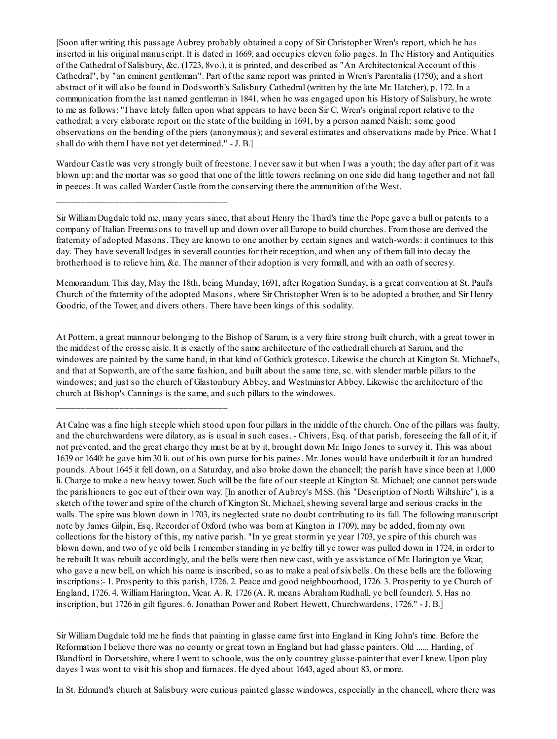[Soon after writing this passage Aubrey probably obtained a copy of Sir Christopher Wren's report, which he has inserted in his original manuscript. It is dated in 1669, and occupies eleven folio pages. In The History and Antiquities of the Cathedral of Salisbury, &c. (1723, 8vo.), it is printed, and described as "An Architectonical Account of this Cathedral", by "an eminent gentleman". Part of the same report was printed in Wren's Parentalia (1750); and a short abstract of it will also be found in Dodsworth's Salisbury Cathedral (written by the late Mr. Hatcher), p. 172. In a communication from the last named gentleman in 1841, when he was engaged upon his History of Salisbury, he wrote to me as follows: "I have lately fallen upon what appears to have been Sir C. Wren's original report relative to the cathedral; a very elaborate report on the state of the building in 1691, by a person named Naish; some good observations on the bending of the piers (anonymous); and several estimates and observations made by Price. What I shall do with them I have not yet determined." - J. B.] ______________________________________

Wardour Castle was very strongly built of freestone. I never saw it but when I was a youth; the day after part of it was blown up: and the mortar was so good that one of the little towers reclining on one side did hang together and not fall in peeces. It was called Warder Castle from the conserving there the ammunition of the West.

______________________________________

Sir William Dugdale told me, many years since, that about Henry the Third's time the Pope gave a bull or patents to a company of Italian Freemasons to travell up and down over all Europe to build churches. From those are derived the fraternity of adopted Masons. They are known to one another by certain signes and watch-words: it continues to this day. They have severall lodges in severall counties for their reception, and when any of them fall into decay the brotherhood is to relieve him, &c. The manner of their adoption is very formall, and with an oath of secresy.

Memorandum. This day, May the 18th, being Munday, 1691, after Rogation Sunday, is a great convention at St. Paul's Church of the fraternity of the adopted Masons, where Sir Christopher Wren is to be adopted a brother, and Sir Henry Goodric, of the Tower, and divers others. There have been kings of this sodality.

______________________________________

At Pottern, a great mannour belonging to the Bishop of Sarum, is a very faire strong built church, with a great tower in the middest of the crosse aisle. It is exactly of the same architecture of the cathedrall church at Sarum, and the windowes are painted by the same hand, in that kind of Gothick grotesco. Likewise the church at Kington St. Michael's, and that at Sopworth, are of the same fashion, and built about the same time, sc. with slender marble pillars to the windowes; and just so the church of Glastonbury Abbey, and Westminster Abbey. Likewise the architecture of the church at Bishop's Cannings is the same, and such pillars to the windowes.

______________________________________

At Calne was a fine high steeple which stood upon four pillars in the middle of the church. One of the pillars was faulty, and the churchwardens were dilatory, as is usual in such cases. - Chivers, Esq. of that parish, foreseeing the fall of it, if not prevented, and the great charge they must be at by it, brought down Mr. Inigo Jones to survey it. This was about 1639 or 1640: he gave him 30 li. out of his own purse for his paines. Mr. Jones would have underbuilt it for an hundred pounds. About 1645 it fell down, on a Saturday, and also broke down the chancell; the parish have since been at 1,000 li. Charge to make a new heavy tower. Such will be the fate of our steeple at Kington St. Michael; one cannot perswade the parishioners to goe out of their own way. [In another of Aubrey's MSS. (his "Description of North Wiltshire"), is a sketch of the tower and spire of the church of Kington St. Michael, shewing several large and serious cracks in the walls. The spire was blown down in 1703, its neglected state no doubt contributing to its fall. The following manuscript note by James Gilpin, Esq. Recorder of Oxford (who was born at Kington in 1709), may be added, from my own collections for the history of this, my native parish. "In ye great storm in ye year 1703, ye spire of this church was blown down, and two of ye old bells I remember standing in ye belfry till ye tower was pulled down in 1724, in order to be rebuilt It was rebuilt accordingly, and the bells were then new cast, with ye assistance of Mr. Harington ye Vicar, who gave a new bell, on which his name is inscribed, so as to make a peal of six bells. On these bells are the following inscriptions:- 1. Prosperity to this parish, 1726. 2. Peace and good neighbourhood, 1726. 3. Prosperity to ye Church of England, 1726. 4. William Harington, Vicar. A. R. 1726 (A. R. means Abraham Rudhall, ye bell founder). 5. Has no inscription, but 1726 in gilt figures. 6. Jonathan Power and Robert Hewett, Churchwardens, 1726." - J. B.]

______________________________________

Sir William Dugdale told me he finds that painting in glasse came first into England in King John's time. Before the Reformation I believe there was no county or great town in England but had glasse painters. Old ...... Harding, of Blandford in Dorsetshire, where I went to schoole, was the only countrey glasse-painter that ever I knew. Upon play dayes I was wont to visit his shop and furnaces. He dyed about 1643, aged about 83, or more.

In St. Edmund's church at Salisbury were curious painted glasse windowes, especially in the chancell, where there was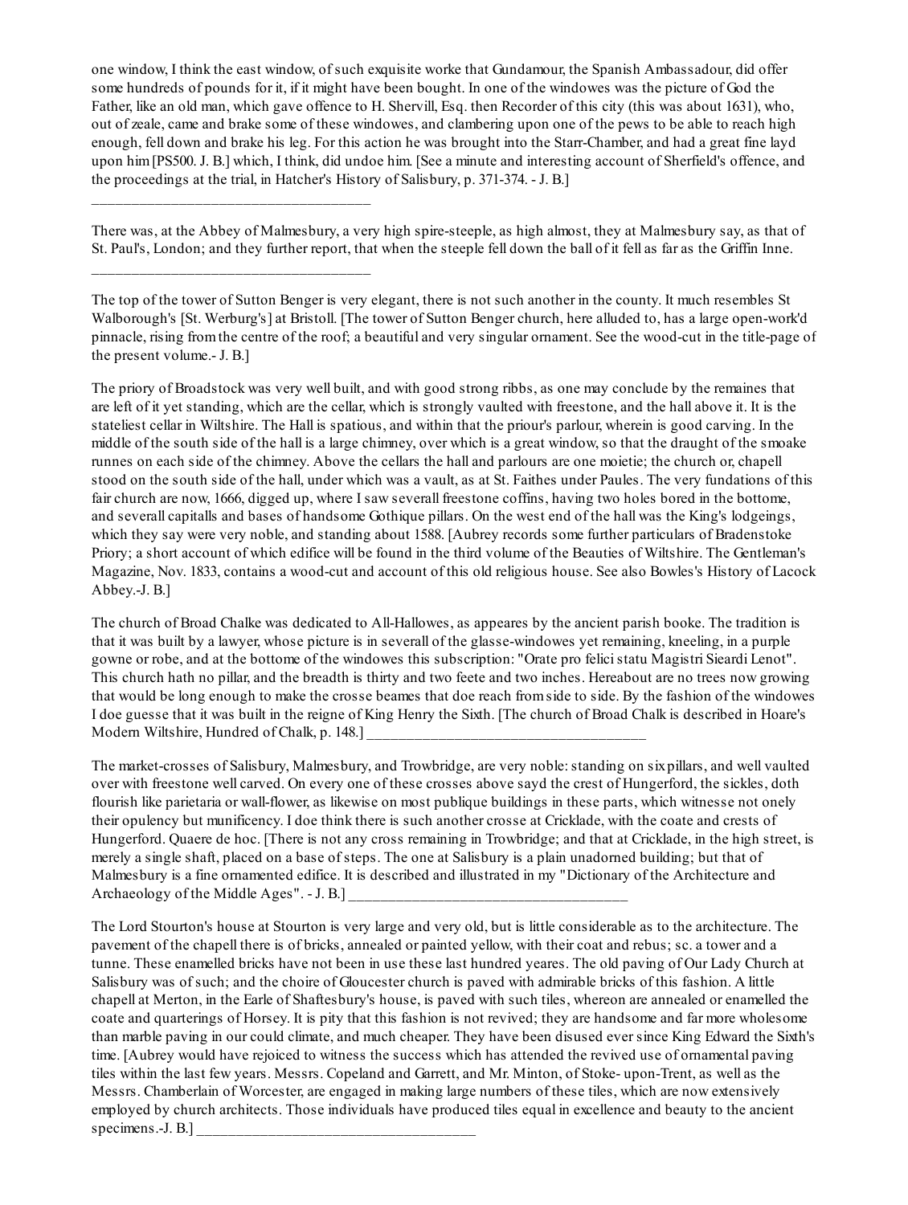one window, I think the east window, of such exquisite worke that Gundamour, the Spanish Ambassadour, did offer some hundreds of pounds for it, if it might have been bought. In one of the windowes was the picture of God the Father, like an old man, which gave offence to H. Shervill, Esq. then Recorder of this city (this was about 1631), who, out of zeale, came and brake some of these windowes, and clambering upon one of the pews to be able to reach high enough, fell down and brake his leg. For this action he was brought into the Starr-Chamber, and had a great fine layd upon him [PS500. J. B.] which, I think, did undoe him. [See a minute and interesting account of Sherfield's offence, and the proceedings at the trial, in Hatcher's History of Salisbury, p. 371-374. - J. B.]

___________________________________

There was, at the Abbey of Malmesbury, a very high spire-steeple, as high almost, they at Malmesbury say, as that of St. Paul's, London; and they further report, that when the steeple fell down the ball of it fell as far as the Griffin Inne.

___________________________________

The top of the tower of Sutton Benger is very elegant, there is not such another in the county. It much resembles St Walborough's [St. Werburg's] at Bristoll. [The tower of Sutton Benger church, here alluded to, has a large open-work'd pinnacle, rising from the centre of the roof; a beautiful and very singular ornament. See the wood-cut in the title-page of the present volume.- J. B.]

The priory of Broadstock was very well built, and with good strong ribbs, as one may conclude by the remaines that are left of it yet standing, which are the cellar, which is strongly vaulted with freestone, and the hall above it. It is the stateliest cellar in Wiltshire. The Hall is spatious, and within that the priour's parlour, wherein is good carving. In the middle of the south side of the hall is a large chimney, over which is a great window, so that the draught of the smoake runnes on each side of the chimney. Above the cellars the hall and parlours are one moietie; the church or, chapell stood on the south side of the hall, under which was a vault, as at St. Faithes under Paules. The very fundations of this fair church are now, 1666, digged up, where I saw severall freestone coffins, having two holes bored in the bottome, and severall capitalls and bases of handsome Gothique pillars. On the west end of the hall was the King's lodgeings, which they say were very noble, and standing about 1588. [Aubrey records some further particulars of Bradenstoke Priory; a short account of which edifice will be found in the third volume of the Beauties of Wiltshire. The Gentleman's Magazine, Nov. 1833, contains a wood-cut and account of this old religious house. See also Bowles's History of Lacock Abbey.-J. B.]

The church of Broad Chalke was dedicated to All-Hallowes, as appeares by the ancient parish booke. The tradition is that it was built by a lawyer, whose picture is in severall of the glasse-windowes yet remaining, kneeling, in a purple gowne or robe, and at the bottome of the windowes this subscription: "Orate pro felici statu Magistri Sieardi Lenot". This church hath no pillar, and the breadth is thirty and two feete and two inches. Hereabout are no trees now growing that would be long enough to make the crosse beames that doe reach from side to side. By the fashion of the windowes I doe guesse that it was built in the reigne of King Henry the Sixth. [The church of Broad Chalk is described in Hoare's Modern Wiltshire, Hundred of Chalk, p. 148.] ___________________________________

The market-crosses of Salisbury, Malmesbury, and Trowbridge, are very noble: standing on six pillars, and well vaulted over with freestone well carved. On every one of these crosses above sayd the crest of Hungerford, the sickles, doth flourish like parietaria or wall-flower, as likewise on most publique buildings in these parts, which witnesse not onely their opulency but munificency. I doe think there is such another crosse at Cricklade, with the coate and crests of Hungerford. Quaere de hoc. [There is not any cross remaining in Trowbridge; and that at Cricklade, in the high street, is merely a single shaft, placed on a base of steps. The one at Salisbury is a plain unadorned building; but that of Malmesbury is a fine ornamented edifice. It is described and illustrated in my "Dictionary of the Architecture and Archaeology of the Middle Ages". - J. B.] ___________________________________

The Lord Stourton's house at Stourton is very large and very old, but is little considerable as to the architecture. The pavement of the chapell there is of bricks, annealed or painted yellow, with their coat and rebus; sc. a tower and a tunne. These enamelled bricks have not been in use these last hundred yeares. The old paving of Our Lady Church at Salisbury was of such; and the choire of Gloucester church is paved with admirable bricks of this fashion. A little chapell at Merton, in the Earle of Shaftesbury's house, is paved with such tiles, whereon are annealed or enamelled the coate and quarterings of Horsey. It is pity that this fashion is not revived; they are handsome and far more wholesome than marble paving in our could climate, and much cheaper. They have been disused ever since King Edward the Sixth's time. [Aubrey would have rejoiced to witness the success which has attended the revived use of ornamental paving tiles within the last few years. Messrs. Copeland and Garrett, and Mr. Minton, of Stoke- upon-Trent, as well as the Messrs. Chamberlain of Worcester, are engaged in making large numbers of these tiles, which are now extensively employed by church architects. Those individuals have produced tiles equal in excellence and beauty to the ancient specimens.-J. B.] ___________________________________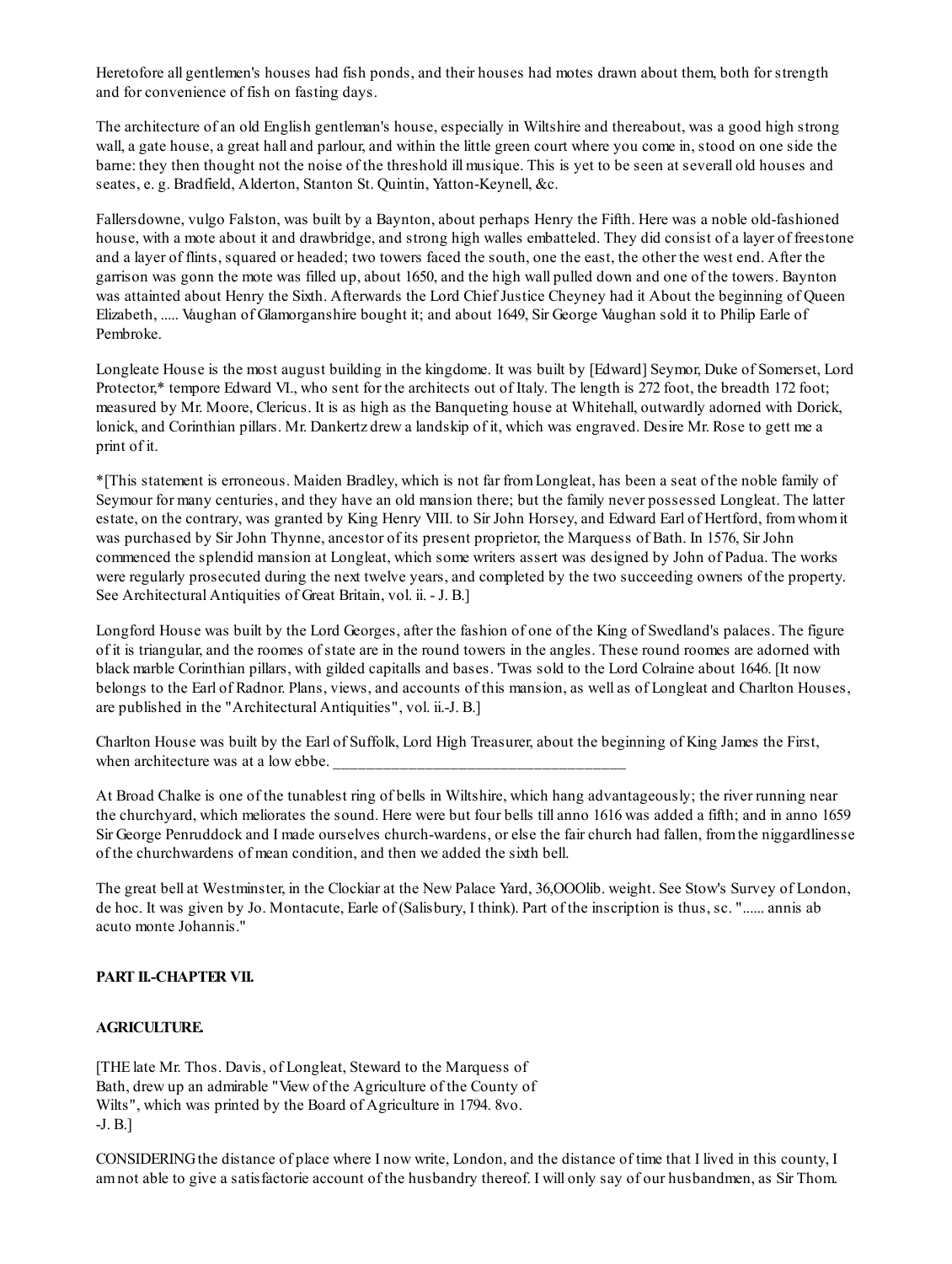Heretofore all gentlemen's houses had fish ponds, and their houses had motes drawn about them, both for strength and for convenience of fish on fasting days.

The architecture of an old English gentleman's house, especially in Wiltshire and thereabout, was a good high strong wall, a gate house, a great hall and parlour, and within the little green court where you come in, stood on one side the barne: they then thought not the noise of the threshold ill musique. This is yet to be seen at severall old houses and seates, e. g. Bradfield, Alderton, Stanton St. Quintin, Yatton-Keynell, &c.

Fallersdowne, vulgo Falston, was built by a Baynton, about perhaps Henry the Fifth. Here was a noble old-fashioned house, with a mote about it and drawbridge, and strong high walles embatteled. They did consist of a layer of freestone and a layer of flints, squared or headed; two towers faced the south, one the east, the other the west end. After the garrison was gonn the mote was filled up, about 1650, and the high wall pulled down and one of the towers. Baynton was attainted about Henry the Sixth. Afterwards the Lord Chief Justice Cheyney had it About the beginning of Queen Elizabeth, ..... Vaughan of Glamorganshire bought it; and about 1649, Sir George Vaughan sold it to Philip Earle of Pembroke.

Longleate House is the most august building in the kingdome. It was built by [Edward] Seymor, Duke of Somerset, Lord Protector,* tempore Edward VI., who sent for the architects out of Italy. The length is 272 foot, the breadth 172 foot; measured by Mr. Moore, Clericus. It is as high as the Banqueting house at Whitehall, outwardly adorned with Dorick, Ionick, and Corinthian pillars. Mr. Dankertz drew a landskip of it, which was engraved. Desire Mr. Rose to gett me a print of it.

*[This statement is erroneous. Maiden Bradley, which is not far from Longleat, has been a seat of the noble family of Seymour for many centuries, and they have an old mansion there; but the family never possessed Longleat. The latter estate, on the contrary, was granted by King Henry VIII. to Sir John Horsey, and Edward Earl of Hertford, from whom it was purchased by Sir John Thynne, ancestor of its present proprietor, the Marquess of Bath. In 1576, Sir John commenced the splendid mansion at Longleat, which some writers assert was designed by John of Padua. The works were regularly prosecuted during the next twelve years, and completed by the two succeeding owners of the property. See Architectural Antiquities of Great Britain, vol. ii. - J. B.]

Longford House was built by the Lord Georges, after the fashion of one of the King of Swedland's palaces. The figure of it is triangular, and the roomes of state are in the round towers in the angles. These round roomes are adorned with black marble Corinthian pillars, with gilded capitalls and bases. 'Twas sold to the Lord Colraine about 1646. [It now belongs to the Earl of Radnor. Plans, views, and accounts of this mansion, as well as of Longleat and Charlton Houses, are published in the "Architectural Antiquities", vol. ii.-J. B.]

Charlton House was built by the Earl of Suffolk, Lord High Treasurer, about the beginning of King James the First, when architecture was at a low ebbe. ____________________________________

At Broad Chalke is one of the tunablest ring of bells in Wiltshire, which hang advantageously; the river running near the churchyard, which meliorates the sound. Here were but four bells till anno 1616 was added a fifth; and in anno 1659 Sir George Penruddock and I made ourselves church-wardens, or else the fair church had fallen, from the niggardlinesse of the churchwardens of mean condition, and then we added the sixth bell.

The great bell at Westminster, in the Clockiar at the New Palace Yard, 36,OOOlib. weight. See Stow's Survey of London, de hoc. It was given by Jo. Montacute, Earle of (Salisbury, I think). Part of the inscription is thus, sc. "...... annis ab acuto monte Johannis."

#### PART II.-CHAPTER VII.

#### AGRICULTURE.

[THE late Mr. Thos. Davis, of Longleat, Steward to the Marquess of Bath, drew up an admirable "View of the Agriculture of the County of Wilts", which was printed by the Board of Agriculture in 1794. 8vo. -J. B.]

CONSIDERING the distance of place where I now write, London, and the distance of time that I lived in this county, I am not able to give a satisfactorie account of the husbandry thereof. I will only say of our husbandmen, as Sir Thom.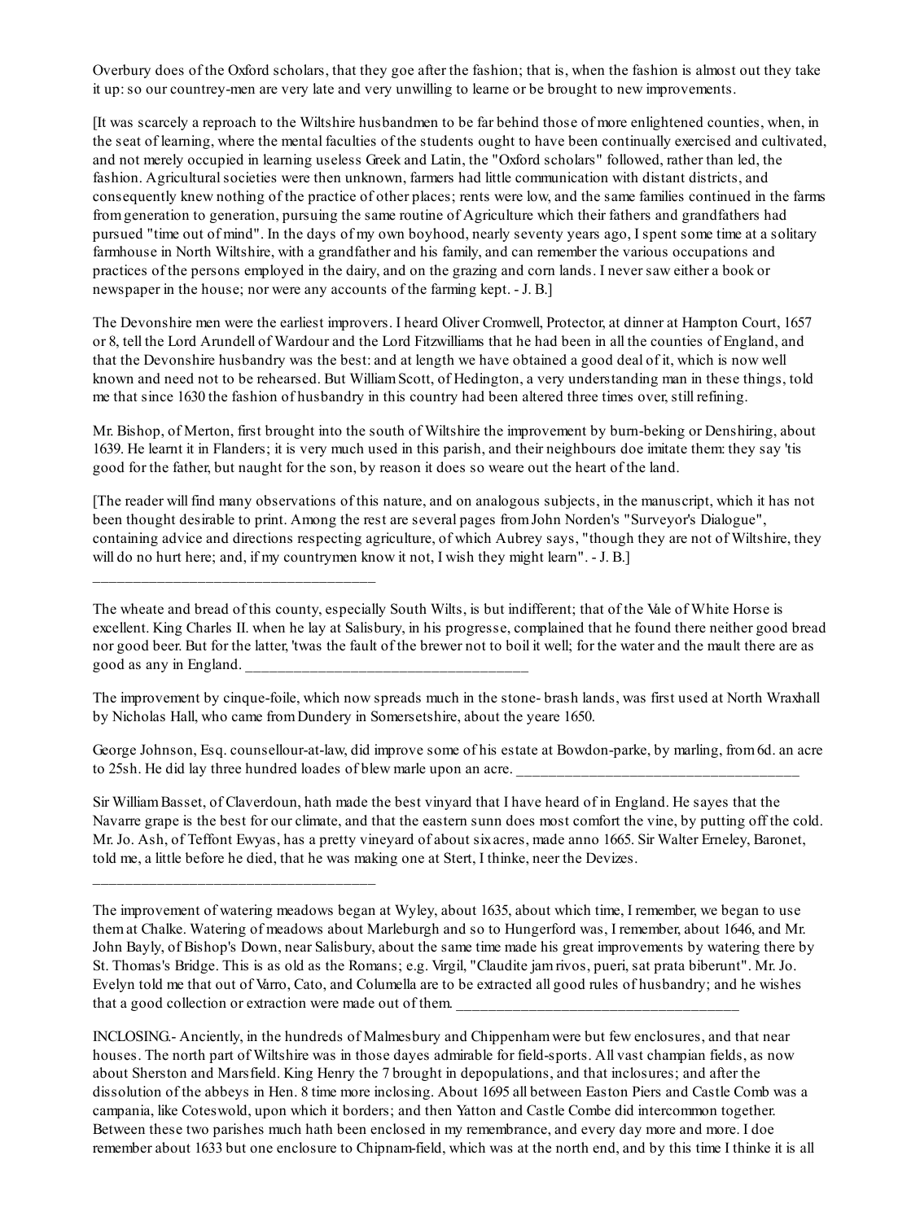Overbury does of the Oxford scholars, that they goe after the fashion; that is, when the fashion is almost out they take it up: so our countrey-men are very late and very unwilling to learne or be brought to new improvements.

[It was scarcely a reproach to the Wiltshire husbandmen to be far behind those of more enlightened counties, when, in the seat of learning, where the mental faculties of the students ought to have been continually exercised and cultivated, and not merely occupied in learning useless Greek and Latin, the "Oxford scholars" followed, rather than led, the fashion. Agricultural societies were then unknown, farmers had little communication with distant districts, and consequently knew nothing of the practice of other places; rents were low, and the same families continued in the farms from generation to generation, pursuing the same routine of Agriculture which their fathers and grandfathers had pursued "time out of mind". In the days of my own boyhood, nearly seventy years ago, I spent some time at a solitary farmhouse in North Wiltshire, with a grandfather and his family, and can remember the various occupations and practices of the persons employed in the dairy, and on the grazing and corn lands. I never saw either a book or newspaper in the house; nor were any accounts of the farming kept. - J. B.]

The Devonshire men were the earliest improvers. I heard Oliver Cromwell, Protector, at dinner at Hampton Court, 1657 or 8, tell the Lord Arundell of Wardour and the Lord Fitzwilliams that he had been in all the counties of England, and that the Devonshire husbandry was the best: and at length we have obtained a good deal of it, which is now well known and need not to be rehearsed. But William Scott, of Hedington, a very understanding man in these things, told me that since 1630 the fashion of husbandry in this country had been altered three times over, still refining.

Mr. Bishop, of Merton, first brought into the south of Wiltshire the improvement by burn-beking or Denshiring, about 1639. He learnt it in Flanders; it is very much used in this parish, and their neighbours doe imitate them: they say 'tis good for the father, but naught for the son, by reason it does so weare out the heart of the land.

[The reader will find many observations of this nature, and on analogous subjects, in the manuscript, which it has not been thought desirable to print. Among the rest are several pages from John Norden's "Surveyor's Dialogue", containing advice and directions respecting agriculture, of which Aubrey says, "though they are not of Wiltshire, they will do no hurt here; and, if my countrymen know it not, I wish they might learn". - J. B.]

___________________________________

The wheate and bread of this county, especially South Wilts, is but indifferent; that of the Vale of White Horse is excellent. King Charles II. when he lay at Salisbury, in his progresse, complained that he found there neither good bread nor good beer. But for the latter, 'twas the fault of the brewer not to boil it well; for the water and the mault there are as good as any in England. ___________________________________

The improvement by cinque-foile, which now spreads much in the stone- brash lands, was first used at North Wraxhall by Nicholas Hall, who came from Dundery in Somersetshire, about the yeare 1650.

George Johnson, Esq. counsellour-at-law, did improve some of his estate at Bowdon-parke, by marling, from 6d. an acre to 25sh. He did lay three hundred loades of blew marle upon an acre. ___________________________________

Sir William Basset, of Claverdoun, hath made the best vinyard that I have heard of in England. He sayes that the Navarre grape is the best for our climate, and that the eastern sunn does most comfort the vine, by putting off the cold. Mr. Jo. Ash, of Teffont Ewyas, has a pretty vineyard of about six acres, made anno 1665. Sir Walter Erneley, Baronet, told me, a little before he died, that he was making one at Stert, I thinke, neer the Devizes.

___________________________________

The improvement of watering meadows began at Wyley, about 1635, about which time, I remember, we began to use them at Chalke. Watering of meadows about Marleburgh and so to Hungerford was, I remember, about 1646, and Mr. John Bayly, of Bishop's Down, near Salisbury, about the same time made his great improvements by watering there by St. Thomas's Bridge. This is as old as the Romans; e.g. Virgil, "Claudite jam rivos, pueri, sat prata biberunt". Mr. Jo. Evelyn told me that out of Varro, Cato, and Columella are to be extracted all good rules of husbandry; and he wishes that a good collection or extraction were made out of them. ___________________________________

INCLOSING.- Anciently, in the hundreds of Malmesbury and Chippenham were but few enclosures, and that near houses. The north part of Wiltshire was in those dayes admirable for field-sports. All vast champian fields, as now about Sherston and Marsfield. King Henry the 7 brought in depopulations, and that inclosures; and after the dissolution of the abbeys in Hen. 8 time more inclosing. About 1695 all between Easton Piers and Castle Comb was a campania, like Coteswold, upon which it borders; and then Yatton and Castle Combe did intercommon together. Between these two parishes much hath been enclosed in my remembrance, and every day more and more. I doe remember about 1633 but one enclosure to Chipnam-field, which was at the north end, and by this time I thinke it is all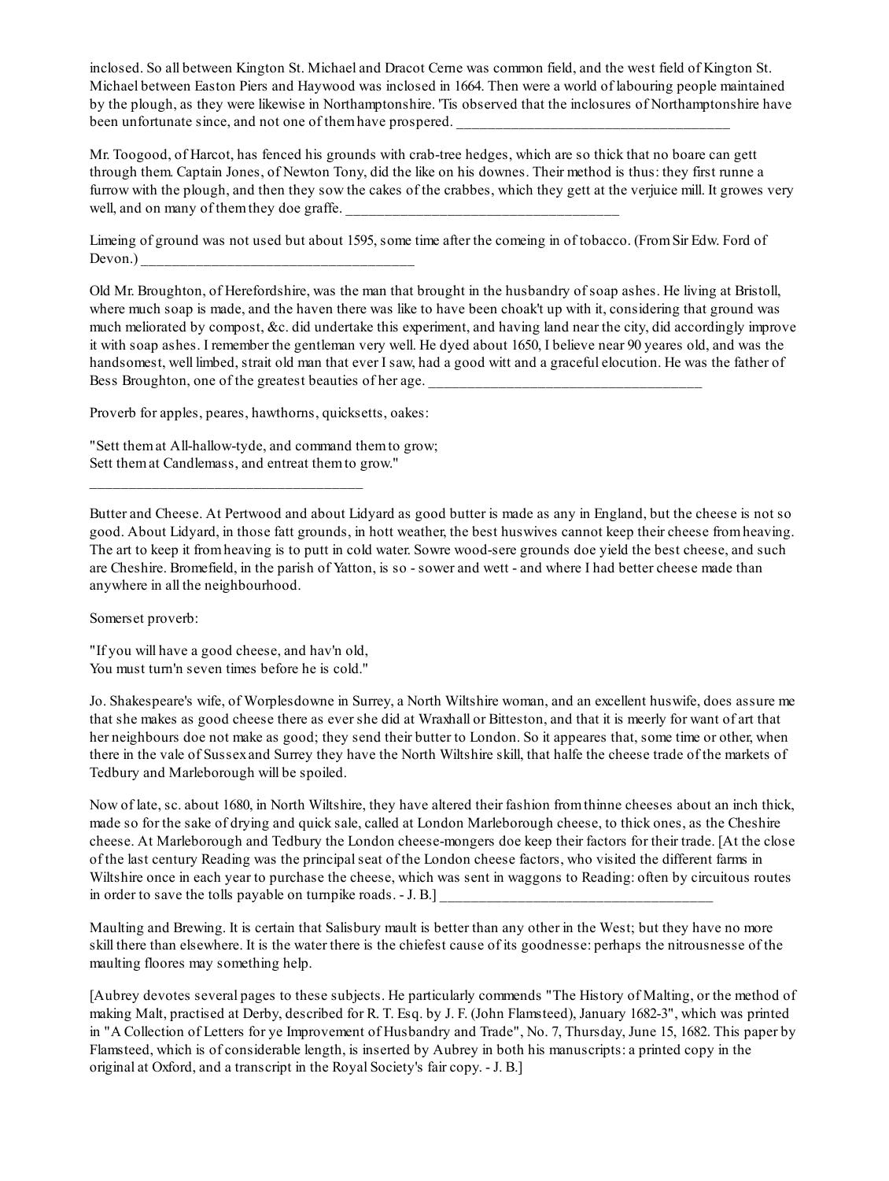inclosed. So all between Kington St. Michael and Dracot Cerne was common field, and the west field of Kington St. Michael between Easton Piers and Haywood was inclosed in 1664. Then were a world of labouring people maintained by the plough, as they were likewise in Northamptonshire. 'Tis observed that the inclosures of Northamptonshire have been unfortunate since, and not one of them have prospered. ____________________________________

Mr. Toogood, of Harcot, has fenced his grounds with crab-tree hedges, which are so thick that no boare can gett through them. Captain Jones, of Newton Tony, did the like on his downes. Their method is thus: they first runne a furrow with the plough, and then they sow the cakes of the crabbes, which they gett at the verjuice mill. It growes very well, and on many of them they doe graffe. ____________________________________

Limeing of ground was not used but about 1595, some time after the comeing in of tobacco. (From Sir Edw. Ford of Devon.) ____________________________________

Old Mr. Broughton, of Herefordshire, was the man that brought in the husbandry of soap ashes. He living at Bristoll, where much soap is made, and the haven there was like to have been choak't up with it, considering that ground was much meliorated by compost, &c. did undertake this experiment, and having land near the city, did accordingly improve it with soap ashes. I remember the gentleman very well. He dyed about 1650, I believe near 90 yeares old, and was the handsomest, well limbed, strait old man that ever I saw, had a good witt and a graceful elocution. He was the father of Bess Broughton, one of the greatest beauties of her age. ____________________________________

Proverb for apples, peares, hawthorns, quicksetts, oakes:

"Sett them at All-hallow-tyde, and command them to grow;
Sett them at Candlemass, and entreat them to grow."
____________________________________

Butter and Cheese. At Pertwood and about Lidyard as good butter is made as any in England, but the cheese is not so good. About Lidyard, in those fatt grounds, in hott weather, the best huswives cannot keep their cheese from heaving. The art to keep it from heaving is to putt in cold water. Sowre wood-sere grounds doe yield the best cheese, and such are Cheshire. Bromefield, in the parish of Yatton, is so - sower and wett - and where I had better cheese made than anywhere in all the neighbourhood.

Somerset proverb:

"If you will have a good cheese, and hav'n old,
You must turn'n seven times before he is cold."

Jo. Shakespeare's wife, of Worplesdowne in Surrey, a North Wiltshire woman, and an excellent huswife, does assure me that she makes as good cheese there as ever she did at Wraxhall or Bitteston, and that it is meerly for want of art that her neighbours doe not make as good; they send their butter to London. So it appeares that, some time or other, when there in the vale of Sussex and Surrey they have the North Wiltshire skill, that halfe the cheese trade of the markets of Tedbury and Marleborough will be spoiled.

Now of late, sc. about 1680, in North Wiltshire, they have altered their fashion from thinne cheeses about an inch thick, made so for the sake of drying and quick sale, called at London Marleborough cheese, to thick ones, as the Cheshire cheese. At Marleborough and Tedbury the London cheese-mongers doe keep their factors for their trade. [At the close of the last century Reading was the principal seat of the London cheese factors, who visited the different farms in Wiltshire once in each year to purchase the cheese, which was sent in waggons to Reading: often by circuitous routes in order to save the tolls payable on turnpike roads. - J. B.] ____________________________________

Maulting and Brewing. It is certain that Salisbury mault is better than any other in the West; but they have no more skill there than elsewhere. It is the water there is the chiefest cause of its goodnesse: perhaps the nitrousnesse of the maulting floores may something help.

[Aubrey devotes several pages to these subjects. He particularly commends "The History of Malting, or the method of making Malt, practised at Derby, described for R. T. Esq. by J. F. (John Flamsteed), January 1682-3", which was printed in "A Collection of Letters for ye Improvement of Husbandry and Trade", No. 7, Thursday, June 15, 1682. This paper by Flamsteed, which is of considerable length, is inserted by Aubrey in both his manuscripts: a printed copy in the original at Oxford, and a transcript in the Royal Society's fair copy. - J. B.]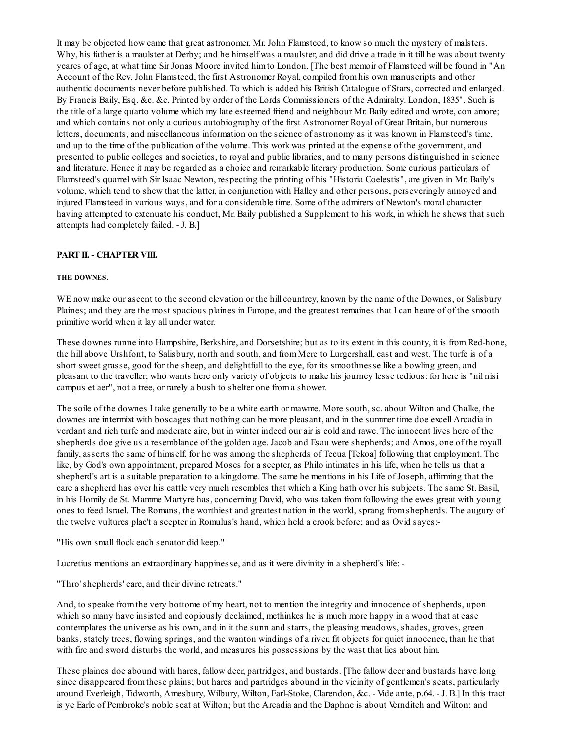It may be objected how came that great astronomer, Mr. John Flamsteed, to know so much the mystery of malsters. Why, his father is a maulster at Derby; and he himself was a maulster, and did drive a trade in it till he was about twenty yeares of age, at what time Sir Jonas Moore invited him to London. [The best memoir of Flamsteed will be found in "An Account of the Rev. John Flamsteed, the first Astronomer Royal, compiled from his own manuscripts and other authentic documents never before published. To which is added his British Catalogue of Stars, corrected and enlarged. By Francis Baily, Esq. &c. &c. Printed by order of the Lords Commissioners of the Admiralty. London, 1835". Such is the title of a large quarto volume which my late esteemed friend and neighbour Mr. Baily edited and wrote, con amore; and which contains not only a curious autobiography of the first Astronomer Royal of Great Britain, but numerous letters, documents, and miscellaneous information on the science of astronomy as it was known in Flamsteed's time, and up to the time of the publication of the volume. This work was printed at the expense of the government, and presented to public colleges and societies, to royal and public libraries, and to many persons distinguished in science and literature. Hence it may be regarded as a choice and remarkable literary production. Some curious particulars of Flamsteed's quarrel with Sir Isaac Newton, respecting the printing of his "Historia Coelestis", are given in Mr. Baily's volume, which tend to shew that the latter, in conjunction with Halley and other persons, perseveringly annoyed and injured Flamsteed in various ways, and for a considerable time. Some of the admirers of Newton's moral character having attempted to extenuate his conduct, Mr. Baily published a Supplement to his work, in which he shews that such attempts had completely failed. - J. B.]

## PART II. - CHAPTER VIII.

### THE DOWNES.

WE now make our ascent to the second elevation or the hill countrey, known by the name of the Downes, or Salisbury Plaines; and they are the most spacious plaines in Europe, and the greatest remaines that I can heare of of the smooth primitive world when it lay all under water.

These downes runne into Hampshire, Berkshire, and Dorsetshire; but as to its extent in this county, it is from Red-hone, the hill above Urshfont, to Salisbury, north and south, and from Mere to Lurgershall, east and west. The turfe is of a short sweet grasse, good for the sheep, and delightfull to the eye, for its smoothnesse like a bowling green, and pleasant to the traveller; who wants here only variety of objects to make his journey lesse tedious: for here is "nil nisi campus et aer", not a tree, or rarely a bush to shelter one from a shower.

The soile of the downes I take generally to be a white earth or mawme. More south, sc. about Wilton and Chalke, the downes are intermixt with boscages that nothing can be more pleasant, and in the summer time doe excell Arcadia in verdant and rich turfe and moderate aire, but in winter indeed our air is cold and rawe. The innocent lives here of the shepherds doe give us a resemblance of the golden age. Jacob and Esau were shepherds; and Amos, one of the royall family, asserts the same of himself, for he was among the shepherds of Tecua [Tekoa] following that employment. The like, by God's own appointment, prepared Moses for a scepter, as Philo intimates in his life, when he tells us that a shepherd's art is a suitable preparation to a kingdome. The same he mentions in his Life of Joseph, affirming that the care a shepherd has over his cattle very much resembles that which a King hath over his subjects. The same St. Basil, in his Homily de St. Mamme Martyre has, concerning David, who was taken from following the ewes great with young ones to feed Israel. The Romans, the worthiest and greatest nation in the world, sprang from shepherds. The augury of the twelve vultures plac't a scepter in Romulus's hand, which held a crook before; and as Ovid sayes:-

"His own small flock each senator did keep."

Lucretius mentions an extraordinary happinesse, and as it were divinity in a shepherd's life: -

"Thro' shepherds' care, and their divine retreats."

And, to speake from the very bottome of my heart, not to mention the integrity and innocence of shepherds, upon which so many have insisted and copiously declaimed, methinkes he is much more happy in a wood that at ease contemplates the universe as his own, and in it the sunn and starrs, the pleasing meadows, shades, groves, green banks, stately trees, flowing springs, and the wanton windings of a river, fit objects for quiet innocence, than he that with fire and sword disturbs the world, and measures his possessions by the wast that lies about him.

These plaines doe abound with hares, fallow deer, partridges, and bustards. [The fallow deer and bustards have long since disappeared from these plains; but hares and partridges abound in the vicinity of gentlemen's seats, particularly around Everleigh, Tidworth, Amesbury, Wilbury, Wilton, Earl-Stoke, Clarendon, &c. - Vide ante, p.64. - J. B.] In this tract is ye Earle of Pembroke's noble seat at Wilton; but the Arcadia and the Daphne is about Vernditch and Wilton; and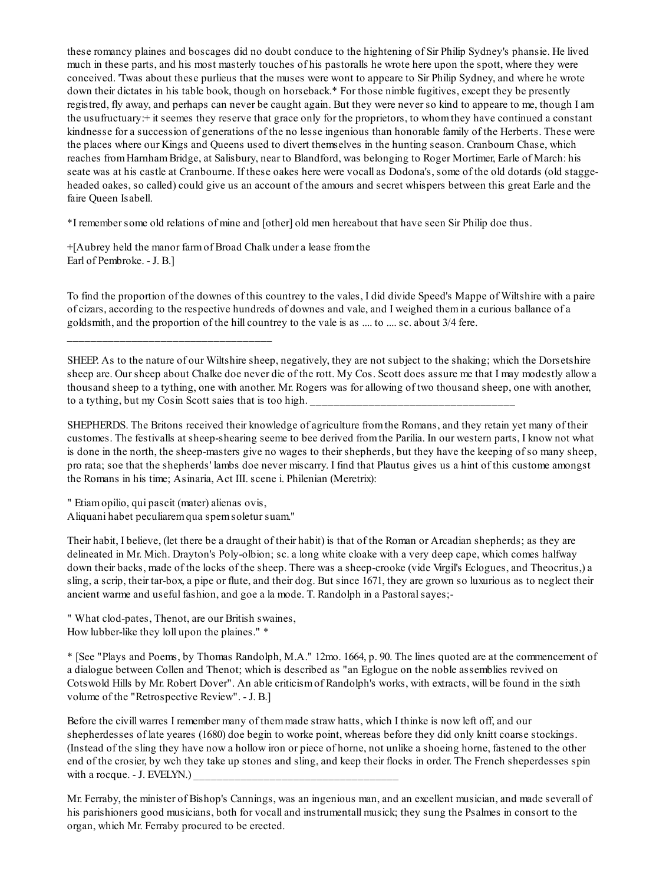these romancy plaines and boscages did no doubt conduce to the hightening of Sir Philip Sydney's phansie. He lived much in these parts, and his most masterly touches of his pastoralls he wrote here upon the spott, where they were conceived. 'Twas about these purlieus that the muses were wont to appeare to Sir Philip Sydney, and where he wrote down their dictates in his table book, though on horseback.* For those nimble fugitives, except they be presently registred, fly away, and perhaps can never be caught again. But they were never so kind to appeare to me, though I am the usufructuary:+ it seemes they reserve that grace only for the proprietors, to whom they have continued a constant kindnesse for a succession of generations of the no lesse ingenious than honorable family of the Herberts. These were the places where our Kings and Queens used to divert themselves in the hunting season. Cranbourn Chase, which reaches from Harnham Bridge, at Salisbury, near to Blandford, was belonging to Roger Mortimer, Earle of March: his seate was at his castle at Cranbourne. If these oakes here were vocall as Dodona's, some of the old dotards (old stagge-headed oakes, so called) could give us an account of the amours and secret whispers between this great Earle and the faire Queen Isabell.

*I remember some old relations of mine and [other] old men hereabout that have seen Sir Philip doe thus.

+[Aubrey held the manor farm of Broad Chalk under a lease from the Earl of Pembroke. - J. B.]

To find the proportion of the downes of this countrey to the vales, I did divide Speed's Mappe of Wiltshire with a paire of cizars, according to the respective hundreds of downes and vale, and I weighed them in a curious ballance of a goldsmith, and the proportion of the hill countrey to the vale is as .... to .... sc. about 3/4 fere.

---

SHEEP. As to the nature of our Wiltshire sheep, negatively, they are not subject to the shaking; which the Dorsetshire sheep are. Our sheep about Chalke doe never die of the rott. My Cos. Scott does assure me that I may modestly allow a thousand sheep to a tything, one with another. Mr. Rogers was for allowing of two thousand sheep, one with another, to a tything, but my Cosin Scott saies that is too high. ___________________________________

SHEPHERDS. The Britons received their knowledge of agriculture from the Romans, and they retain yet many of their customes. The festivalls at sheep-shearing seeme to bee derived from the Parilia. In our western parts, I know not what is done in the north, the sheep-masters give no wages to their shepherds, but they have the keeping of so many sheep, pro rata; soe that the shepherds' lambs doe never miscarry. I find that Plautus gives us a hint of this custome amongst the Romans in his time; Asinaria, Act III. scene i. Philenian (Meretrix):

" Etiam opilio, qui pascit (mater) alienas ovis,
Aliquani habet peculiarem qua spem soletur suam."

Their habit, I believe, (let there be a draught of their habit) is that of the Roman or Arcadian shepherds; as they are delineated in Mr. Mich. Drayton's Poly-olbion; sc. a long white cloake with a very deep cape, which comes halfway down their backs, made of the locks of the sheep. There was a sheep-crooke (vide Virgil's Eclogues, and Theocritus,) a sling, a scrip, their tar-box, a pipe or flute, and their dog. But since 1671, they are grown so luxurious as to neglect their ancient warme and useful fashion, and goe a la mode. T. Randolph in a Pastoral sayes;-

" What clod-pates, Thenot, are our British swaines,
How lubber-like they loll upon the plaines." *

* [See "Plays and Poems, by Thomas Randolph, M.A." 12mo. 1664, p. 90. The lines quoted are at the commencement of a dialogue between Collen and Thenot; which is described as "an Eglogue on the noble assemblies revived on Cotswold Hills by Mr. Robert Dover". An able criticism of Randolph's works, with extracts, will be found in the sixth volume of the "Retrospective Review". - J. B.]

Before the civill warres I remember many of them made straw hatts, which I thinke is now left off, and our shepherdesses of late yeares (1680) doe begin to worke point, whereas before they did only knitt coarse stockings. (Instead of the sling they have now a hollow iron or piece of horne, not unlike a shoeing horne, fastened to the other end of the crosier, by wch they take up stones and sling, and keep their flocks in order. The French sheperdesses spin with a rocque. - J. EVELYN.) ___________________________________

Mr. Ferraby, the minister of Bishop's Cannings, was an ingenious man, and an excellent musician, and made severall of his parishioners good musicians, both for vocall and instrumentall musick; they sung the Psalmes in consort to the organ, which Mr. Ferraby procured to be erected.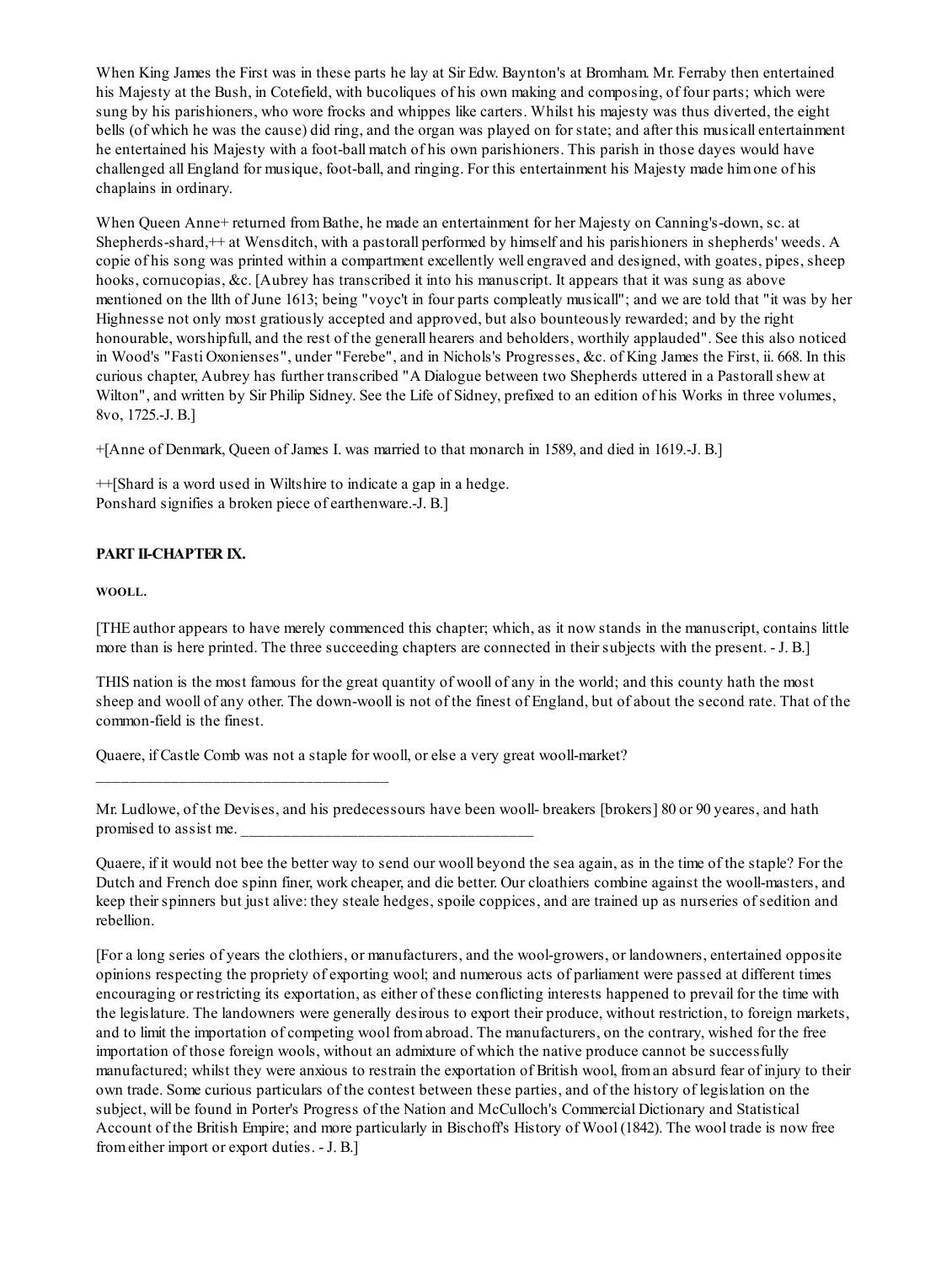When King James the First was in these parts he lay at Sir Edw. Baynton's at Bromham. Mr. Ferraby then entertained his Majesty at the Bush, in Cotefield, with bucoliques of his own making and composing, of four parts; which were sung by his parishioners, who wore frocks and whippes like carters. Whilst his majesty was thus diverted, the eight bells (of which he was the cause) did ring, and the organ was played on for state; and after this musicall entertainment he entertained his Majesty with a foot-ball match of his own parishioners. This parish in those dayes would have challenged all England for musique, foot-ball, and ringing. For this entertainment his Majesty made him one of his chaplains in ordinary.

When Queen Anne+ returned from Bathe, he made an entertainment for her Majesty on Canning's-down, sc. at Shepherds-shard,++ at Wensditch, with a pastorall performed by himself and his parishioners in shepherds' weeds. A copie of his song was printed within a compartment excellently well engraved and designed, with goates, pipes, sheep hooks, cornucopias, &c. [Aubrey has transcribed it into his manuscript. It appears that it was sung as above mentioned on the llth of June 1613; being "voyc't in four parts compleatly musicall"; and we are told that "it was by her Highnesse not only most gratiously accepted and approved, but also bounteously rewarded; and by the right honourable, worshipfull, and the rest of the generall hearers and beholders, worthily applauded". See this also noticed in Wood's "Fasti Oxonienses", under "Ferebe", and in Nichols's Progresses, &c. of King James the First, ii. 668. In this curious chapter, Aubrey has further transcribed "A Dialogue between two Shepherds uttered in a Pastorall shew at Wilton", and written by Sir Philip Sidney. See the Life of Sidney, prefixed to an edition of his Works in three volumes, 8vo, 1725.-J. B.]

+[Anne of Denmark, Queen of James I. was married to that monarch in 1589, and died in 1619.-J. B.]

++[Shard is a word used in Wiltshire to indicate a gap in a hedge.
Ponshard signifies a broken piece of earthenware.-J. B.]

## PART II-CHAPTER IX.

### WOOLL.

[THE author appears to have merely commenced this chapter; which, as it now stands in the manuscript, contains little more than is here printed. The three succeeding chapters are connected in their subjects with the present. - J. B.]

THIS nation is the most famous for the great quantity of wooll of any in the world; and this county hath the most sheep and wooll of any other. The down-wooll is not of the finest of England, but of about the second rate. That of the common-field is the finest.

Quaere, if Castle Comb was not a staple for wooll, or else a very great wooll-market?

___________________________________

Mr. Ludlowe, of the Devises, and his predecessours have been wooll- breakers [brokers] 80 or 90 yeares, and hath promised to assist me. ___________________________________

Quaere, if it would not bee the better way to send our wooll beyond the sea again, as in the time of the staple? For the Dutch and French doe spinn finer, work cheaper, and die better. Our cloathiers combine against the wooll-masters, and keep their spinners but just alive: they steale hedges, spoile coppices, and are trained up as nurseries of sedition and rebellion.

[For a long series of years the clothiers, or manufacturers, and the wool-growers, or landowners, entertained opposite opinions respecting the propriety of exporting wool; and numerous acts of parliament were passed at different times encouraging or restricting its exportation, as either of these conflicting interests happened to prevail for the time with the legislature. The landowners were generally desirous to export their produce, without restriction, to foreign markets, and to limit the importation of competing wool from abroad. The manufacturers, on the contrary, wished for the free importation of those foreign wools, without an admixture of which the native produce cannot be successfully manufactured; whilst they were anxious to restrain the exportation of British wool, from an absurd fear of injury to their own trade. Some curious particulars of the contest between these parties, and of the history of legislation on the subject, will be found in Porter's Progress of the Nation and McCulloch's Commercial Dictionary and Statistical Account of the British Empire; and more particularly in Bischoff's History of Wool (1842). The wool trade is now free from either import or export duties. - J. B.]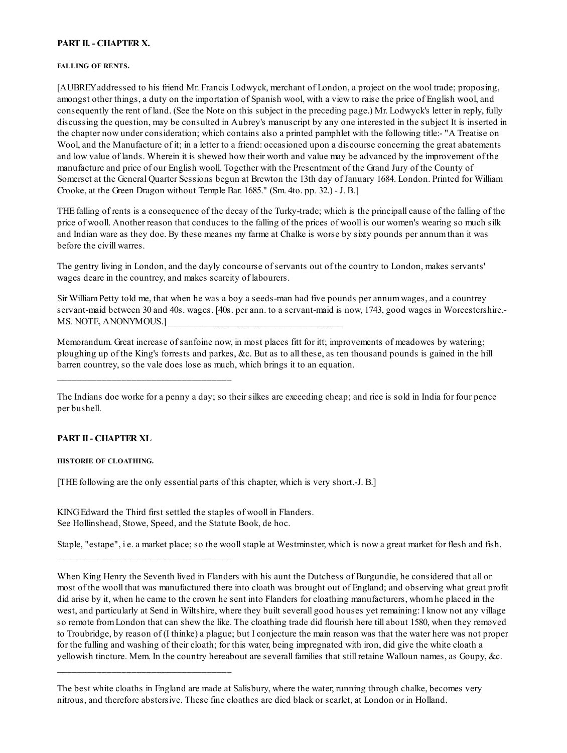## PART II. - CHAPTER X.

#### FALLING OF RENTS.

[AUBREY addressed to his friend Mr. Francis Lodwyck, merchant of London, a project on the wool trade; proposing, amongst other things, a duty on the importation of Spanish wool, with a view to raise the price of English wool, and consequently the rent of land. (See the Note on this subject in the preceding page.) Mr. Lodwyck's letter in reply, fully discussing the question, may be consulted in Aubrey's manuscript by any one interested in the subject It is inserted in the chapter now under consideration; which contains also a printed pamphlet with the following title:- "A Treatise on Wool, and the Manufacture of it; in a letter to a friend: occasioned upon a discourse concerning the great abatements and low value of lands. Wherein it is shewed how their worth and value may be advanced by the improvement of the manufacture and price of our English wooll. Together with the Presentment of the Grand Jury of the County of Somerset at the General Quarter Sessions begun at Brewton the 13th day of January 1684. London. Printed for William Crooke, at the Green Dragon without Temple Bar. 1685." (Sm. 4to. pp. 32.) - J. B.]

THE falling of rents is a consequence of the decay of the Turky-trade; which is the principall cause of the falling of the price of wooll. Another reason that conduces to the falling of the prices of wooll is our women's wearing so much silk and Indian ware as they doe. By these meanes my farme at Chalke is worse by sixty pounds per annum than it was before the civill warres.

The gentry living in London, and the dayly concourse of servants out of the country to London, makes servants' wages deare in the countrey, and makes scarcity of labourers.

Sir William Petty told me, that when he was a boy a seeds-man had five pounds per annum wages, and a countrey servant-maid between 30 and 40s. wages. [40s. per ann. to a servant-maid is now, 1743, good wages in Worcestershire.- MS. NOTE, ANONYMOUS.] \_\_\_\_\_\_\_\_\_\_\_\_\_\_\_\_\_\_\_\_\_\_\_\_\_\_\_\_\_\_\_\_\_\_\_\_

Memorandum. Great increase of sanfoine now, in most places fitt for itt; improvements of meadowes by watering; ploughing up of the King's forrests and parkes, &c. But as to all these, as ten thousand pounds is gained in the hill barren countrey, so the vale does lose as much, which brings it to an equation.

---

The Indians doe worke for a penny a day; so their silkes are exceeding cheap; and rice is sold in India for four pence per bushell.

## PART II - CHAPTER XI.

#### HISTORIE OF CLOATHING.

[THE following are the only essential parts of this chapter, which is very short.-J. B.]

KING Edward the Third first settled the staples of wooll in Flanders.
See Hollinshead, Stowe, Speed, and the Statute Book, de hoc.

Staple, "estape", i e. a market place; so the wooll staple at Westminster, which is now a great market for flesh and fish.

---

When King Henry the Seventh lived in Flanders with his aunt the Dutchess of Burgundie, he considered that all or most of the wooll that was manufactured there into cloath was brought out of England; and observing what great profit did arise by it, when he came to the crown he sent into Flanders for cloathing manufacturers, whom he placed in the west, and particularly at Send in Wiltshire, where they built severall good houses yet remaining: I know not any village so remote from London that can shew the like. The cloathing trade did flourish here till about 1580, when they removed to Troubridge, by reason of (I thinke) a plague; but I conjecture the main reason was that the water here was not proper for the fulling and washing of their cloath; for this water, being impregnated with iron, did give the white cloath a yellowish tincture. Mem. In the country hereabout are severall families that still retaine Walloun names, as Goupy, &c.

---

The best white cloaths in England are made at Salisbury, where the water, running through chalke, becomes very nitrous, and therefore abstersive. These fine clothes are died black or scarlet, at London or in Holland.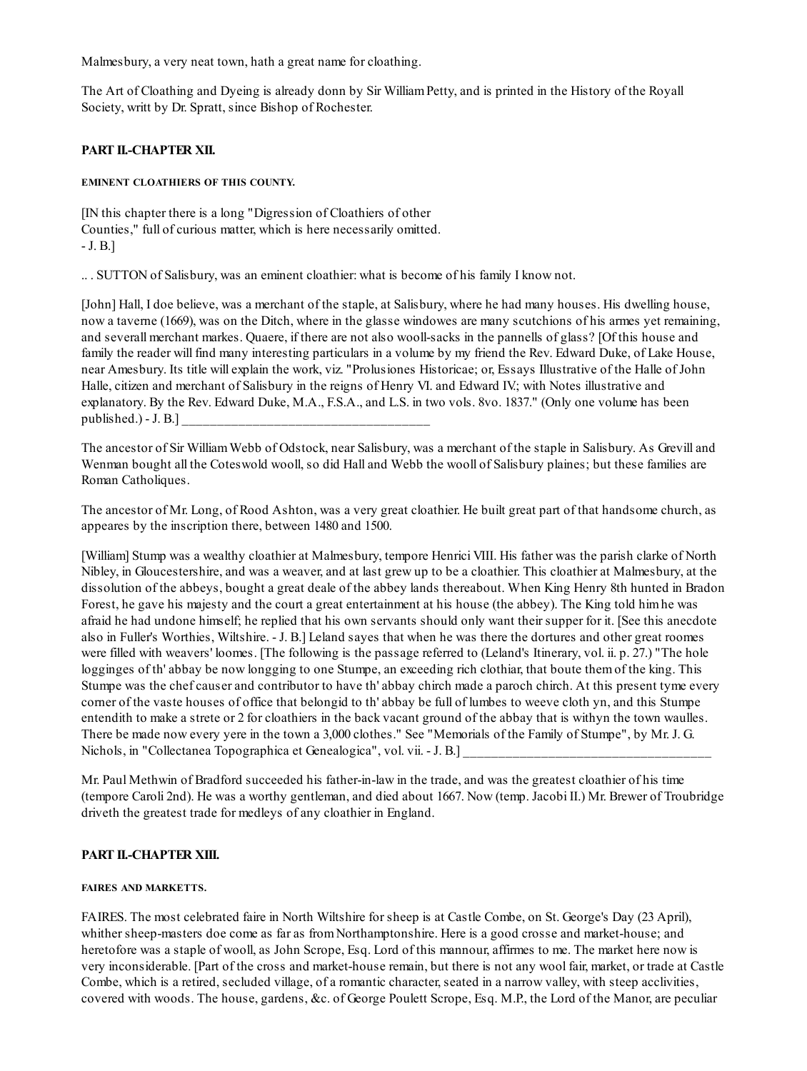Malmesbury, a very neat town, hath a great name for cloathing.

The Art of Cloathing and Dyeing is already donn by Sir William Petty, and is printed in the History of the Royall Society, writt by Dr. Spratt, since Bishop of Rochester.

### PART II.-CHAPTER XII.

#### EMINENT CLOATHIERS OF THIS COUNTY.

[IN this chapter there is a long "Digression of Cloathiers of other Counties," full of curious matter, which is here necessarily omitted. - J. B.]

.. . SUTTON of Salisbury, was an eminent cloathier: what is become of his family I know not.

[John] Hall, I doe believe, was a merchant of the staple, at Salisbury, where he had many houses. His dwelling house, now a taverne (1669), was on the Ditch, where in the glasse windowes are many scutchions of his armes yet remaining, and severall merchant markes. Quaere, if there are not also wooll-sacks in the pannells of glass? [Of this house and family the reader will find many interesting particulars in a volume by my friend the Rev. Edward Duke, of Lake House, near Amesbury. Its title will explain the work, viz. "Prolusiones Historicae; or, Essays Illustrative of the Halle of John Halle, citizen and merchant of Salisbury in the reigns of Henry VI. and Edward IV.; with Notes illustrative and explanatory. By the Rev. Edward Duke, M.A., F.S.A., and L.S. in two vols. 8vo. 1837." (Only one volume has been published.) - J. B.] ________________________________________

The ancestor of Sir William Webb of Odstock, near Salisbury, was a merchant of the staple in Salisbury. As Grevill and Wenman bought all the Coteswold wooll, so did Hall and Webb the wooll of Salisbury plaines; but these families are Roman Catholiques.

The ancestor of Mr. Long, of Rood Ashton, was a very great cloathier. He built great part of that handsome church, as appeares by the inscription there, between 1480 and 1500.

[William] Stump was a wealthy cloathier at Malmesbury, tempore Henrici VIII. His father was the parish clarke of North Nibley, in Gloucestershire, and was a weaver, and at last grew up to be a cloathier. This cloathier at Malmesbury, at the dissolution of the abbeys, bought a great deale of the abbey lands thereabout. When King Henry 8th hunted in Bradon Forest, he gave his majesty and the court a great entertainment at his house (the abbey). The King told him he was afraid he had undone himself; he replied that his own servants should only want their supper for it. [See this anecdote also in Fuller's Worthies, Wiltshire. - J. B.] Leland sayes that when he was there the dortures and other great roomes were filled with weavers' loomes. [The following is the passage referred to (Leland's Itinerary, vol. ii. p. 27.) "The hole logginges of th' abbay be now longging to one Stumpe, an exceeding rich clothiar, that boute them of the king. This Stumpe was the chef causer and contributor to have th' abbay church made a paroch church. At this present tyme every corner of the vaste houses of office that belongid to th' abbay be full of lumbes to weeve cloth yn, and this Stumpe entendith to make a strete or 2 for cloathiers in the back vacant ground of the abbay that is withyn the town waulles. There be made now every yere in the town a 3,000 clothes." See "Memorials of the Family of Stumpe", by Mr. J. G. Nichols, in "Collectanea Topographica et Genealogica", vol. vii. - J. B.] ______________________________________

Mr. Paul Methwin of Bradford succeeded his father-in-law in the trade, and was the greatest cloathier of his time (tempore Caroli 2nd). He was a worthy gentleman, and died about 1667. Now (temp. Jacobi II.) Mr. Brewer of Troubridge driveth the greatest trade for medleys of any cloathier in England.

### PART II.-CHAPTER XIII.

#### FAIRES AND MARKETTS.

FAIRES. The most celebrated faire in North Wiltshire for sheep is at Castle Combe, on St. George's Day (23 April), whither sheep-masters doe come as far as from Northamptonshire. Here is a good crosse and market-house; and heretofore was a staple of wooll, as John Scrope, Esq. Lord of this mannour, affirmes to me. The market here now is very inconsiderable. [Part of the cross and market-house remain, but there is not any wool fair, market, or trade at Castle Combe, which is a retired, secluded village, of a romantic character, seated in a narrow valley, with steep acclivities, covered with woods. The house, gardens, &c. of George Poulett Scrope, Esq. M.P., the Lord of the Manor, are peculiar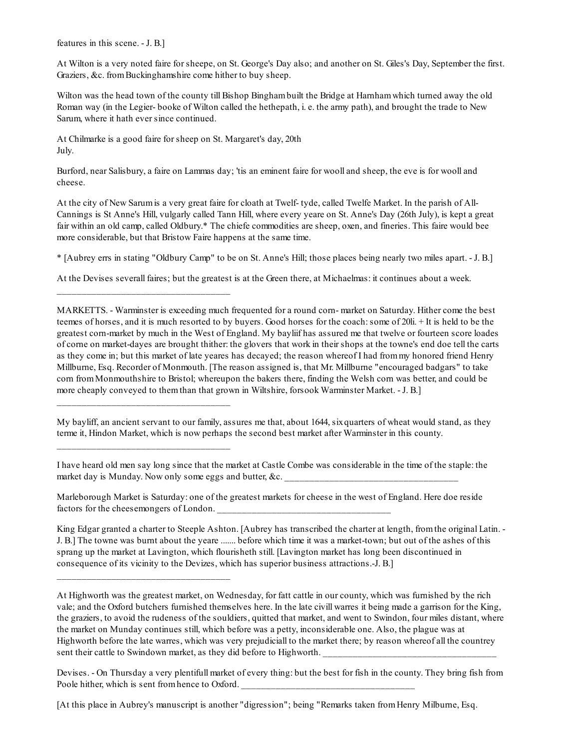features in this scene. - J. B.]

At Wilton is a very noted faire for sheepe, on St. George's Day also; and another on St. Giles's Day, September the first. Graziers, &c. from Buckinghamshire come hither to buy sheep.

Wilton was the head town of the county till Bishop Bingham built the Bridge at Harnham which turned away the old Roman way (in the Legier- booke of Wilton called the hethepath, i. e. the army path), and brought the trade to New Sarum, where it hath ever since continued.

At Chilmarke is a good faire for sheep on St. Margaret's day, 20th July.

Burford, near Salisbury, a faire on Lammas day; 'tis an eminent faire for wooll and sheep, the eve is for wooll and cheese.

At the city of New Sarum is a very great faire for cloath at Twelf- tyde, called Twelfe Market. In the parish of All-Cannings is St Anne's Hill, vulgarly called Tann Hill, where every yeare on St. Anne's Day (26th July), is kept a great fair within an old camp, called Oldbury.* The chiefe commodities are sheep, oxen, and fineries. This faire would bee more considerable, but that Bristow Faire happens at the same time.

* [Aubrey errs in stating "Oldbury Camp" to be on St. Anne's Hill; those places being nearly two miles apart. - J. B.]

At the Devises severall faires; but the greatest is at the Green there, at Michaelmas: it continues about a week.

---

MARKETTS. - Warminster is exceeding much frequented for a round corn- market on Saturday. Hither come the best teemes of horses, and it is much resorted to by buyers. Good horses for the coach: some of 20li. + It is held to be the greatest corn-market by much in the West of England. My bayliif has assured me that twelve or fourteen score loades of corne on market-dayes are brought thither: the glovers that work in their shops at the towne's end doe tell the carts as they come in; but this market of late yeares has decayed; the reason whereof I had from my honored friend Henry Millburne, Esq. Recorder of Monmouth. [The reason assigned is, that Mr. Millburne "encouraged badgars" to take corn from Monmouthshire to Bristol; whereupon the bakers there, finding the Welsh corn was better, and could be more cheaply conveyed to them than that grown in Wiltshire, forsook Warminster Market. - J. B.]

---

My bayliff, an ancient servant to our family, assures me that, about 1644, six quarters of wheat would stand, as they terme it, Hindon Market, which is now perhaps the second best market after Warminster in this county.

---

I have heard old men say long since that the market at Castle Combe was considerable in the time of the staple: the market day is Munday. Now only some eggs and butter, &c.

---

Marleborough Market is Saturday: one of the greatest markets for cheese in the west of England. Here doe reside factors for the cheesemongers of London.

---

King Edgar granted a charter to Steeple Ashton. [Aubrey has transcribed the charter at length, from the original Latin. - J. B.] The towne was burnt about the yeare ....... before which time it was a market-town; but out of the ashes of this sprang up the market at Lavington, which flourisheth still. [Lavington market has long been discontinued in consequence of its vicinity to the Devizes, which has superior business attractions.-J. B.]

---

At Highworth was the greatest market, on Wednesday, for fatt cattle in our county, which was furnished by the rich vale; and the Oxford butchers furnished themselves here. In the late civill warres it being made a garrison for the King, the graziers, to avoid the rudeness of the souldiers, quitted that market, and went to Swindon, four miles distant, where the market on Munday continues still, which before was a petty, inconsiderable one. Also, the plague was at Highworth before the late warres, which was very prejudiciall to the market there; by reason whereof all the countrey sent their cattle to Swindown market, as they did before to Highworth.

---

Devises. - On Thursday a very plentifull market of every thing: but the best for fish in the county. They bring fish from Poole hither, which is sent from hence to Oxford.

---

[At this place in Aubrey's manuscript is another "digression"; being "Remarks taken from Henry Milburne, Esq.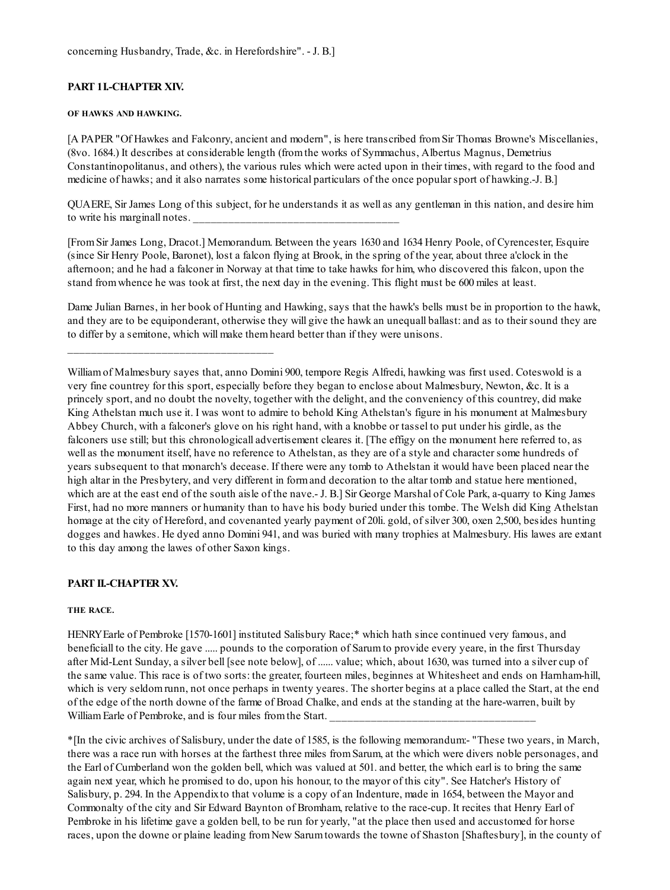concerning Husbandry, Trade, &c. in Herefordshire". - J. B.]

## PART 1I.-CHAPTER XIV.

### OF HAWKS AND HAWKING.

[A PAPER "Of Hawkes and Falconry, ancient and modern", is here transcribed from Sir Thomas Browne's Miscellanies, (8vo. 1684.) It describes at considerable length (from the works of Symmachus, Albertus Magnus, Demetrius Constantinopolitanus, and others), the various rules which were acted upon in their times, with regard to the food and medicine of hawks; and it also narrates some historical particulars of the once popular sport of hawking.-J. B.]

QUAERE, Sir James Long of this subject, for he understands it as well as any gentleman in this nation, and desire him to write his marginall notes. ____________________________________

[From Sir James Long, Dracot.] Memorandum. Between the years 1630 and 1634 Henry Poole, of Cyrencester, Esquire (since Sir Henry Poole, Baronet), lost a falcon flying at Brook, in the spring of the year, about three a'clock in the afternoon; and he had a falconer in Norway at that time to take hawks for him, who discovered this falcon, upon the stand from whence he was took at first, the next day in the evening. This flight must be 600 miles at least.

Dame Julian Barnes, in her book of Hunting and Hawking, says that the hawk's bells must be in proportion to the hawk, and they are to be equiponderant, otherwise they will give the hawk an unequall ballast: and as to their sound they are to differ by a semitone, which will make them heard better than if they were unisons.

____________________________________

William of Malmesbury sayes that, anno Domini 900, tempore Regis Alfredi, hawking was first used. Coteswold is a very fine countrey for this sport, especially before they began to enclose about Malmesbury, Newton, &c. It is a princely sport, and no doubt the novelty, together with the delight, and the conveniency of this countrey, did make King Athelstan much use it. I was wont to admire to behold King Athelstan's figure in his monument at Malmesbury Abbey Church, with a falconer's glove on his right hand, with a knobbe or tassel to put under his girdle, as the falconers use still; but this chronologicall advertisement cleares it. [The effigy on the monument here referred to, as well as the monument itself, have no reference to Athelstan, as they are of a style and character some hundreds of years subsequent to that monarch's decease. If there were any tomb to Athelstan it would have been placed near the high altar in the Presbytery, and very different in form and decoration to the altar tomb and statue here mentioned, which are at the east end of the south aisle of the nave.- J. B.] Sir George Marshal of Cole Park, a-quarry to King James First, had no more manners or humanity than to have his body buried under this tombe. The Welsh did King Athelstan homage at the city of Hereford, and covenanted yearly payment of 20li. gold, of silver 300, oxen 2,500, besides hunting dogges and hawkes. He dyed anno Domini 941, and was buried with many trophies at Malmesbury. His lawes are extant to this day among the lawes of other Saxon kings.

## PART II.-CHAPTER XV.

### THE RACE.

HENRY Earle of Pembroke [1570-1601] instituted Salisbury Race;* which hath since continued very famous, and beneficiall to the city. He gave ..... pounds to the corporation of Sarum to provide every yeare, in the first Thursday after Mid-Lent Sunday, a silver bell [see note below], of ...... value; which, about 1630, was turned into a silver cup of the same value. This race is of two sorts: the greater, fourteen miles, beginnes at Whitesheet and ends on Harnham-hill, which is very seldom runn, not once perhaps in twenty yeares. The shorter begins at a place called the Start, at the end of the edge of the north downe of the farme of Broad Chalke, and ends at the standing at the hare-warren, built by William Earle of Pembroke, and is four miles from the Start. ____________________________________

*[In the civic archives of Salisbury, under the date of 1585, is the following memorandum:- "These two years, in March, there was a race run with horses at the farthest three miles from Sarum, at the which were divers noble personages, and the Earl of Cumberland won the golden bell, which was valued at 50l. and better, the which earl is to bring the same again next year, which he promised to do, upon his honour, to the mayor of this city". See Hatcher's History of Salisbury, p. 294. In the Appendix to that volume is a copy of an Indenture, made in 1654, between the Mayor and Commonalty of the city and Sir Edward Baynton of Bromham, relative to the race-cup. It recites that Henry Earl of Pembroke in his lifetime gave a golden bell, to be run for yearly, "at the place then used and accustomed for horse races, upon the downe or plaine leading from New Sarum towards the towne of Shaston [Shaftesbury], in the county of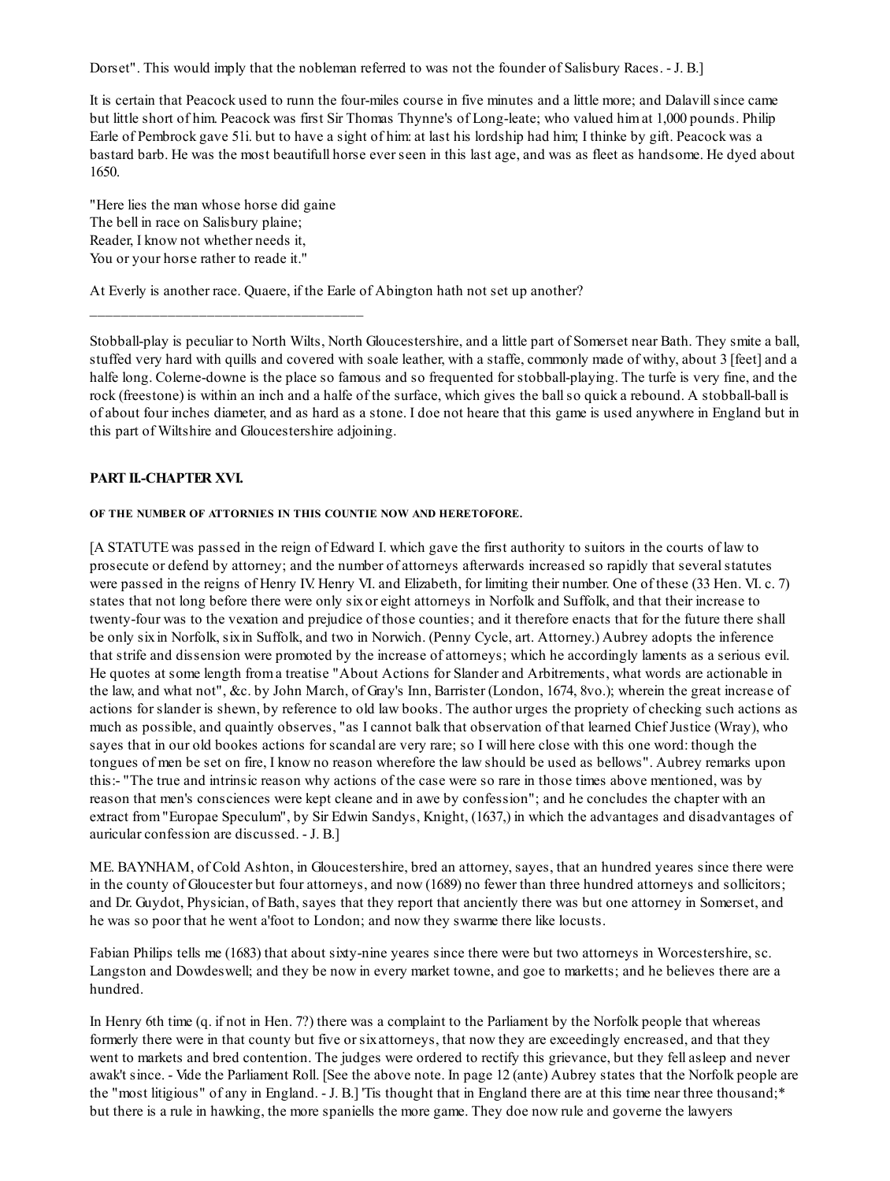Dorset". This would imply that the nobleman referred to was not the founder of Salisbury Races. - J. B.]

It is certain that Peacock used to runn the four-miles course in five minutes and a little more; and Dalavill since came but little short of him. Peacock was first Sir Thomas Thynne's of Long-leate; who valued him at 1,000 pounds. Philip Earle of Pembrock gave 51i. but to have a sight of him: at last his lordship had him; I thinke by gift. Peacock was a bastard barb. He was the most beautifull horse ever seen in this last age, and was as fleet as handsome. He dyed about 1650.

"Here lies the man whose horse did gaine
The bell in race on Salisbury plaine;
Reader, I know not whether needs it,
You or your horse rather to reade it."

At Everly is another race. Quaere, if the Earle of Abington hath not set up another?

---

Stobball-play is peculiar to North Wilts, North Gloucestershire, and a little part of Somerset near Bath. They smite a ball, stuffed very hard with quills and covered with soale leather, with a staffe, commonly made of withy, about 3 [feet] and a halfe long. Colerne-downe is the place so famous and so frequented for stobball-playing. The turfe is very fine, and the rock (freestone) is within an inch and a halfe of the surface, which gives the ball so quick a rebound. A stobball-ball is of about four inches diameter, and as hard as a stone. I doe not heare that this game is used anywhere in England but in this part of Wiltshire and Gloucestershire adjoining.

## PART II.-CHAPTER XVI.

### OF THE NUMBER OF ATTORNIES IN THIS COUNTIE NOW AND HERETOFORE.

[A STATUTE was passed in the reign of Edward I. which gave the first authority to suitors in the courts of law to prosecute or defend by attorney; and the number of attorneys afterwards increased so rapidly that several statutes were passed in the reigns of Henry IV. Henry VI. and Elizabeth, for limiting their number. One of these (33 Hen. VI. c. 7) states that not long before there were only six or eight attorneys in Norfolk and Suffolk, and that their increase to twenty-four was to the vexation and prejudice of those counties; and it therefore enacts that for the future there shall be only six in Norfolk, six in Suffolk, and two in Norwich. (Penny Cycle, art. Attorney.) Aubrey adopts the inference that strife and dissension were promoted by the increase of attorneys; which he accordingly laments as a serious evil. He quotes at some length from a treatise "About Actions for Slander and Arbitrements, what words are actionable in the law, and what not", &c. by John March, of Gray's Inn, Barrister (London, 1674, 8vo.); wherein the great increase of actions for slander is shewn, by reference to old law books. The author urges the propriety of checking such actions as much as possible, and quaintly observes, "as I cannot balk that observation of that learned Chief Justice (Wray), who sayes that in our old bookes actions for scandal are very rare; so I will here close with this one word: though the tongues of men be set on fire, I know no reason wherefore the law should be used as bellows". Aubrey remarks upon this:- "The true and intrinsic reason why actions of the case were so rare in those times above mentioned, was by reason that men's consciences were kept cleane and in awe by confession"; and he concludes the chapter with an extract from "Europae Speculum", by Sir Edwin Sandys, Knight, (1637,) in which the advantages and disadvantages of auricular confession are discussed. - J. B.]

ME. BAYNHAM, of Cold Ashton, in Gloucestershire, bred an attorney, sayes, that an hundred yeares since there were in the county of Gloucester but four attorneys, and now (1689) no fewer than three hundred attorneys and sollicitors; and Dr. Guydot, Physician, of Bath, sayes that they report that anciently there was but one attorney in Somerset, and he was so poor that he went a'foot to London; and now they swarme there like locusts.

Fabian Philips tells me (1683) that about sixty-nine yeares since there were but two attorneys in Worcestershire, sc. Langston and Dowdeswell; and they be now in every market towne, and goe to marketts; and he believes there are a hundred.

In Henry 6th time (q. if not in Hen. 7?) there was a complaint to the Parliament by the Norfolk people that whereas formerly there were in that county but five or six attorneys, that now they are exceedingly encreased, and that they went to markets and bred contention. The judges were ordered to rectify this grievance, but they fell asleep and never awak't since. - Vide the Parliament Roll. [See the above note. In page 12 (ante) Aubrey states that the Norfolk people are the "most litigious" of any in England. - J. B.] 'Tis thought that in England there are at this time near three thousand;* but there is a rule in hawking, the more spaniells the more game. They doe now rule and governe the lawyers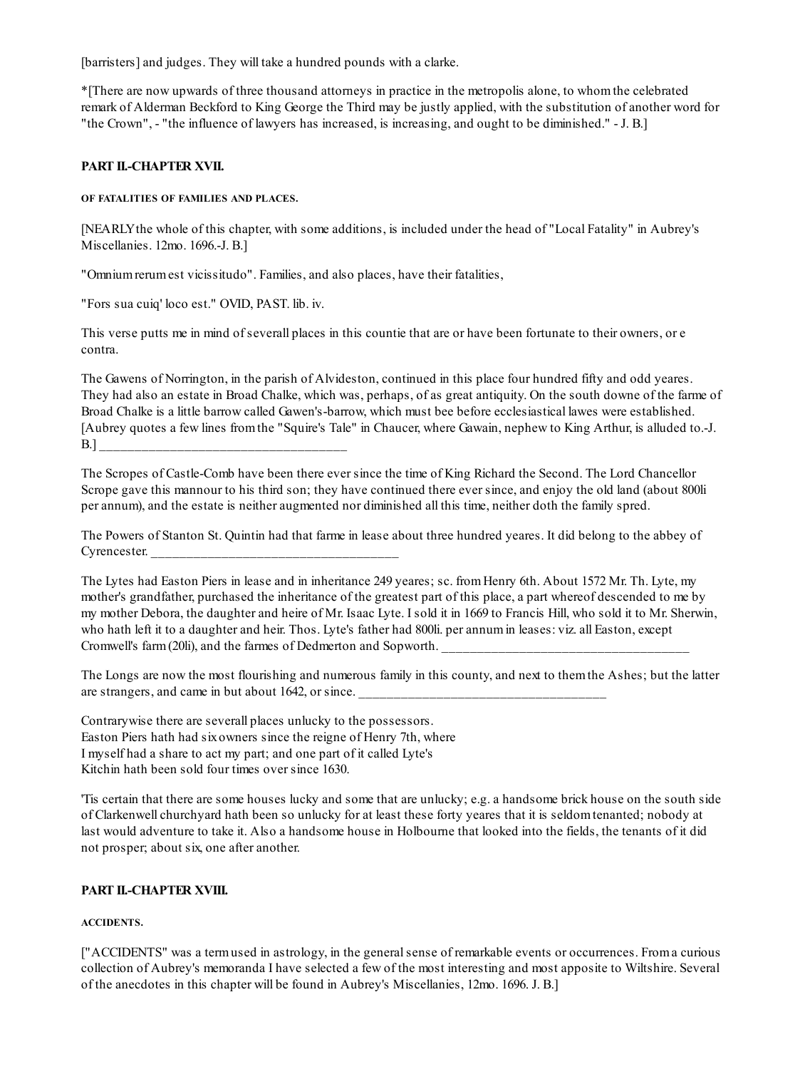[barristers] and judges. They will take a hundred pounds with a clarke.

*[There are now upwards of three thousand attorneys in practice in the metropolis alone, to whom the celebrated remark of Alderman Beckford to King George the Third may be justly applied, with the substitution of another word for "the Crown", - "the influence of lawyers has increased, is increasing, and ought to be diminished." - J. B.]

## PART II.-CHAPTER XVII.

### OF FATALITIES OF FAMILIES AND PLACES.

[NEARLY the whole of this chapter, with some additions, is included under the head of "Local Fatality" in Aubrey's Miscellanies. 12mo. 1696.-J. B.]

"Omnium rerum est vicissitudo". Families, and also places, have their fatalities,

"Fors sua cuiq' loco est." OVID, PAST. lib. iv.

This verse putts me in mind of severall places in this countie that are or have been fortunate to their owners, or e contra.

The Gawens of Norrington, in the parish of Alvideston, continued in this place four hundred fifty and odd yeares. They had also an estate in Broad Chalke, which was, perhaps, of as great antiquity. On the south downe of the farme of Broad Chalke is a little barrow called Gawen's-barrow, which must bee before ecclesiastical lawes were established. [Aubrey quotes a few lines from the "Squire's Tale" in Chaucer, where Gawain, nephew to King Arthur, is alluded to.-J. B.] ____________________________________

The Scropes of Castle-Comb have been there ever since the time of King Richard the Second. The Lord Chancellor Scrope gave this mannour to his third son; they have continued there ever since, and enjoy the old land (about 800li per annum), and the estate is neither augmented nor diminished all this time, neither doth the family spred.

The Powers of Stanton St. Quintin had that farme in lease about three hundred yeares. It did belong to the abbey of Cyrencester. ____________________________________

The Lytes had Easton Piers in lease and in inheritance 249 yeares; sc. from Henry 6th. About 1572 Mr. Th. Lyte, my mother's grandfather, purchased the inheritance of the greatest part of this place, a part whereof descended to me by my mother Debora, the daughter and heire of Mr. Isaac Lyte. I sold it in 1669 to Francis Hill, who sold it to Mr. Sherwin, who hath left it to a daughter and heir. Thos. Lyte's father had 800li. per annum in leases: viz. all Easton, except Cromwell's farm (20li), and the farmes of Dedmerton and Sopworth. ____________________________________

The Longs are now the most flourishing and numerous family in this county, and next to them the Ashes; but the latter are strangers, and came in but about 1642, or since. ____________________________________

Contrarywise there are severall places unlucky to the possessors.
Easton Piers hath had six owners since the reigne of Henry 7th, where
I myself had a share to act my part; and one part of it called Lyte's
Kitchin hath been sold four times over since 1630.

'Tis certain that there are some houses lucky and some that are unlucky; e.g. a handsome brick house on the south side of Clarkenwell churchyard hath been so unlucky for at least these forty yeares that it is seldom tenanted; nobody at last would adventure to take it. Also a handsome house in Holbourne that looked into the fields, the tenants of it did not prosper; about six, one after another.

## PART II.-CHAPTER XVIII.

### ACCIDENTS.

["ACCIDENTS" was a term used in astrology, in the general sense of remarkable events or occurrences. From a curious collection of Aubrey's memoranda I have selected a few of the most interesting and most apposite to Wiltshire. Several of the anecdotes in this chapter will be found in Aubrey's Miscellanies, 12mo. 1696. J. B.]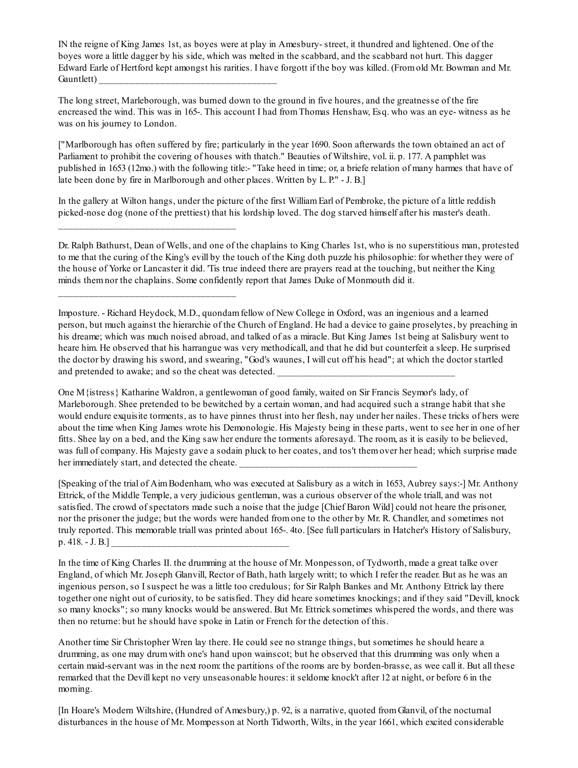IN the reigne of King James 1st, as boyes were at play in Amesbury- street, it thundred and lightened. One of the boyes wore a little dagger by his side, which was melted in the scabbard, and the scabbard not hurt. This dagger Edward Earle of Hertford kept amongst his rarities. I have forgott if the boy was killed. (From old Mr. Bowman and Mr. Gauntlett) ____________________________________

The long street, Marleborough, was burned down to the ground in five houres, and the greatnesse of the fire encreased the wind. This was in 165-. This account I had from Thomas Henshaw, Esq. who was an eye- witness as he was on his journey to London.

["Marlborough has often suffered by fire; particularly in the year 1690. Soon afterwards the town obtained an act of Parliament to prohibit the covering of houses with thatch." Beauties of Wiltshire, vol. ii. p. 177. A pamphlet was published in 1653 (12mo.) with the following title:- "Take heed in time; or, a briefe relation of many harmes that have of late been done by fire in Marlborough and other places. Written by L. P." - J. B.]

In the gallery at Wilton hangs, under the picture of the first William Earl of Pembroke, the picture of a little reddish picked-nose dog (none of the prettiest) that his lordship loved. The dog starved himself after his master's death.
____________________________________

Dr. Ralph Bathurst, Dean of Wells, and one of the chaplains to King Charles 1st, who is no superstitious man, protested to me that the curing of the King's evill by the touch of the King doth puzzle his philosophie: for whether they were of the house of Yorke or Lancaster it did. 'Tis true indeed there are prayers read at the touching, but neither the King minds them nor the chaplains. Some confidently report that James Duke of Monmouth did it.
____________________________________

Imposture. - Richard Heydock, M.D., quondam fellow of New College in Oxford, was an ingenious and a learned person, but much against the hierarchie of the Church of England. He had a device to gaine proselytes, by preaching in his dreame; which was much noised abroad, and talked of as a miracle. But King James 1st being at Salisbury went to heare him. He observed that his harrangue was very methodicall, and that he did but counterfeit a sleep. He surprised the doctor by drawing his sword, and swearing, "God's waunes, I will cut off his head"; at which the doctor startled and pretended to awake; and so the cheat was detected. ____________________________________

One M{istress} Katharine Waldron, a gentlewoman of good family, waited on Sir Francis Seymor's lady, of Marleborough. Shee pretended to be bewitched by a certain woman, and had acquired such a strange habit that she would endure exquisite torments, as to have pinnes thrust into her flesh, nay under her nailes. These tricks of hers were about the time when King James wrote his Demonologie. His Majesty being in these parts, went to see her in one of her fitts. Shee lay on a bed, and the King saw her endure the torments aforesayd. The room, as it is easily to be believed, was full of company. His Majesty gave a sodain pluck to her coates, and tos't them over her head; which surprise made her immediately start, and detected the cheate. ____________________________________

[Speaking of the trial of Aim Bodenham, who was executed at Salisbury as a witch in 1653, Aubrey says:-] Mr. Anthony Ettrick, of the Middle Temple, a very judicious gentleman, was a curious observer of the whole triall, and was not satisfied. The crowd of spectators made such a noise that the judge [Chief Baron Wild] could not heare the prisoner, nor the prisoner the judge; but the words were handed from one to the other by Mr. R. Chandler, and sometimes not truly reported. This memorable triall was printed about 165-. 4to. [See full particulars in Hatcher's History of Salisbury, p. 418. - J. B.] ____________________________________

In the time of King Charles II. the drumming at the house of Mr. Monpesson, of Tydworth, made a great talke over England, of which Mr. Joseph Glanvill, Rector of Bath, hath largely writt; to which I refer the reader. But as he was an ingenious person, so I suspect he was a little too credulous; for Sir Ralph Bankes and Mr. Anthony Ettrick lay there together one night out of curiosity, to be satisfied. They did heare sometimes knockings; and if they said "Devill, knock so many knocks"; so many knocks would be answered. But Mr. Ettrick sometimes whispered the words, and there was then no returne: but he should have spoke in Latin or French for the detection of this.

Another time Sir Christopher Wren lay there. He could see no strange things, but sometimes he should heare a drumming, as one may drum with one's hand upon wainscot; but he observed that this drumming was only when a certain maid-servant was in the next room: the partitions of the rooms are by borden-brasse, as wee call it. But all these remarked that the Devill kept no very unseasonable houres: it seldome knock't after 12 at night, or before 6 in the morning.

[In Hoare's Modern Wiltshire, (Hundred of Amesbury,) p. 92, is a narrative, quoted from Glanvil, of the nocturnal disturbances in the house of Mr. Mompesson at North Tidworth, Wilts, in the year 1661, which excited considerable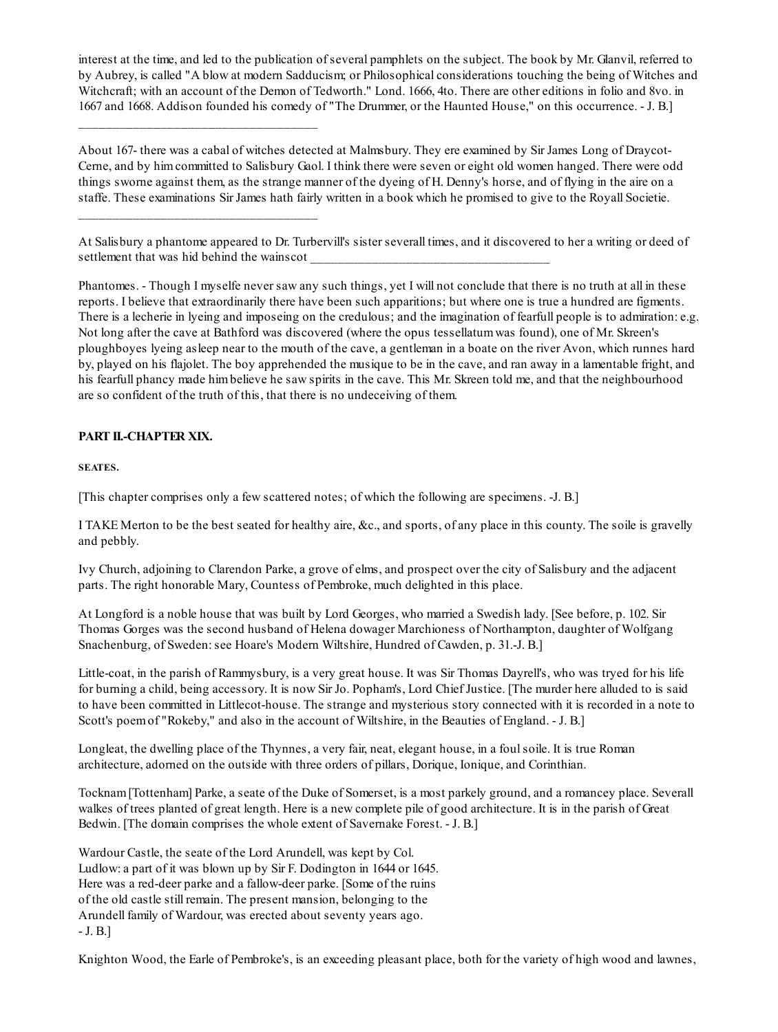interest at the time, and led to the publication of several pamphlets on the subject. The book by Mr. Glanvil, referred to by Aubrey, is called "A blow at modern Sadducism; or Philosophical considerations touching the being of Witches and Witchcraft; with an account of the Demon of Tedworth." Lond. 1666, 4to. There are other editions in folio and 8vo. in 1667 and 1668. Addison founded his comedy of "The Drummer, or the Haunted House," on this occurrence. - J. B.]

---

About 167- there was a cabal of witches detected at Malmsbury. They ere examined by Sir James Long of Draycot-Cerne, and by him committed to Salisbury Gaol. I think there were seven or eight old women hanged. There were odd things sworne against them, as the strange manner of the dyeing of H. Denny's horse, and of flying in the aire on a staffe. These examinations Sir James hath fairly written in a book which he promised to give to the Royall Societie.

---

At Salisbury a phantome appeared to Dr. Turbervill's sister severall times, and it discovered to her a writing or deed of settlement that was hid behind the wainscot

---

Phantomes. - Though I myselfe never saw any such things, yet I will not conclude that there is no truth at all in these reports. I believe that extraordinarily there have been such apparitions; but where one is true a hundred are figments. There is a lecherie in lyeing and imposeing on the credulous; and the imagination of fearfull people is to admiration: e.g. Not long after the cave at Bathford was discovered (where the opus tessellatum was found), one of Mr. Skreen's ploughboyes lyeing asleep near to the mouth of the cave, a gentleman in a boate on the river Avon, which runnes hard by, played on his flajolet. The boy apprehended the musique to be in the cave, and ran away in a lamentable fright, and his fearfull phancy made him believe he saw spirits in the cave. This Mr. Skreen told me, and that the neighbourhood are so confident of the truth of this, that there is no undeceiving of them.

## PART II.-CHAPTER XIX.

### SEATES.

[This chapter comprises only a few scattered notes; of which the following are specimens. -J. B.]

I TAKE Merton to be the best seated for healthy aire, &c., and sports, of any place in this county. The soile is gravelly and pebbly.

Ivy Church, adjoining to Clarendon Parke, a grove of elms, and prospect over the city of Salisbury and the adjacent parts. The right honorable Mary, Countess of Pembroke, much delighted in this place.

At Longford is a noble house that was built by Lord Georges, who married a Swedish lady. [See before, p. 102. Sir Thomas Gorges was the second husband of Helena dowager Marchioness of Northampton, daughter of Wolfgang Snachenburg, of Sweden: see Hoare's Modern Wiltshire, Hundred of Cawden, p. 31.-J. B.]

Little-coat, in the parish of Rammysbury, is a very great house. It was Sir Thomas Dayrell's, who was tryed for his life for burning a child, being accessory. It is now Sir Jo. Popham's, Lord Chief Justice. [The murder here alluded to is said to have been committed in Littlecot-house. The strange and mysterious story connected with it is recorded in a note to Scott's poem of "Rokeby," and also in the account of Wiltshire, in the Beauties of England. - J. B.]

Longleat, the dwelling place of the Thynnes, a very fair, neat, elegant house, in a foul soile. It is true Roman architecture, adorned on the outside with three orders of pillars, Dorique, Ionique, and Corinthian.

Tocknam [Tottenham] Parke, a seate of the Duke of Somerset, is a most parkely ground, and a romancey place. Severall walkes of trees planted of great length. Here is a new complete pile of good architecture. It is in the parish of Great Bedwin. [The domain comprises the whole extent of Savernake Forest. - J. B.]

Wardour Castle, the seate of the Lord Arundell, was kept by Col. Ludlow: a part of it was blown up by Sir F. Dodington in 1644 or 1645. Here was a red-deer parke and a fallow-deer parke. [Some of the ruins of the old castle still remain. The present mansion, belonging to the Arundell family of Wardour, was erected about seventy years ago. - J. B.]

Knighton Wood, the Earle of Pembroke's, is an exceeding pleasant place, both for the variety of high wood and lawnes,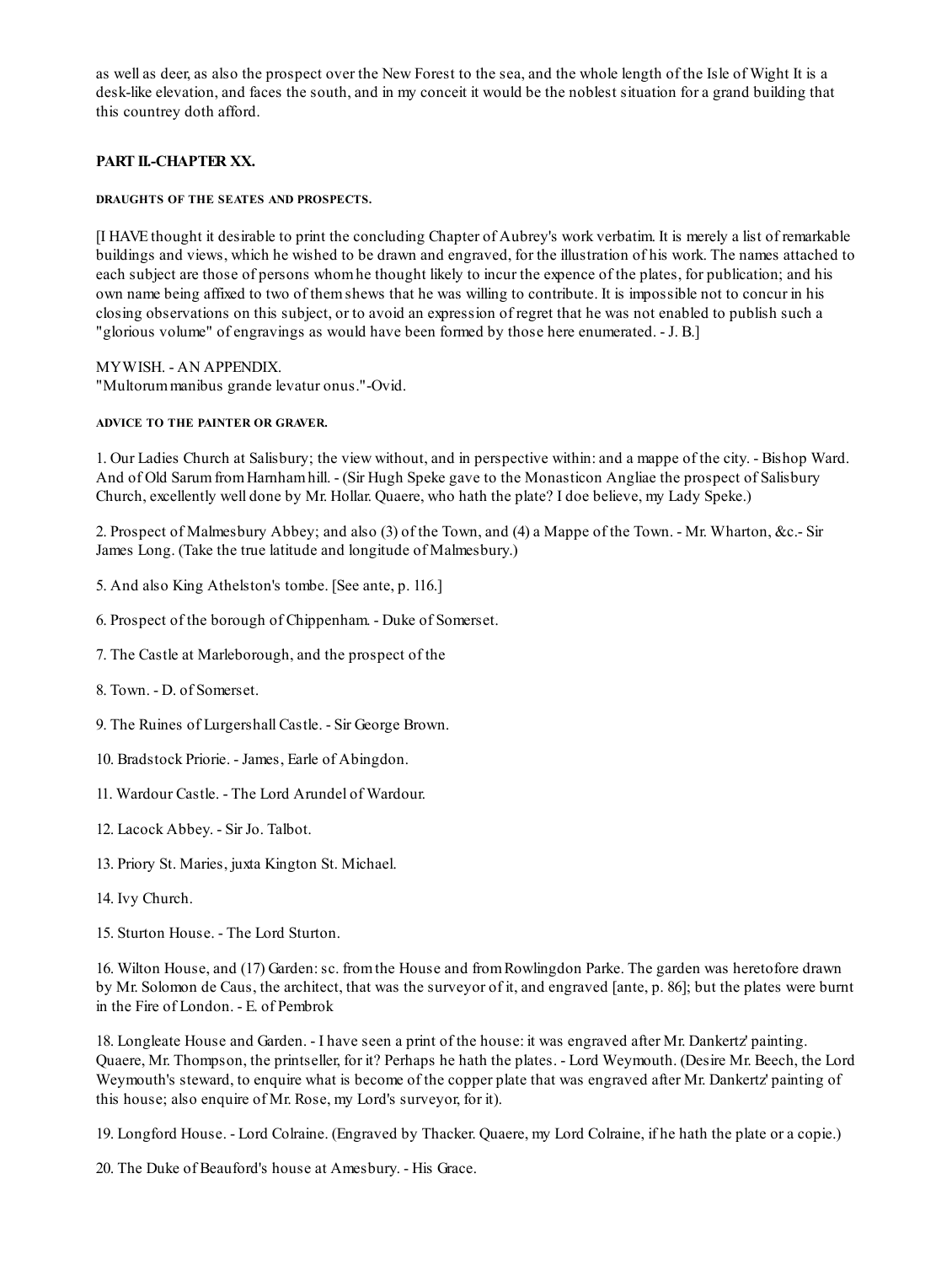as well as deer, as also the prospect over the New Forest to the sea, and the whole length of the Isle of Wight It is a desk-like elevation, and faces the south, and in my conceit it would be the noblest situation for a grand building that this countrey doth afford.

## PART II.-CHAPTER XX.

#### DRAUGHTS OF THE SEATES AND PROSPECTS.

[I HAVE thought it desirable to print the concluding Chapter of Aubrey's work verbatim. It is merely a list of remarkable buildings and views, which he wished to be drawn and engraved, for the illustration of his work. The names attached to each subject are those of persons whom he thought likely to incur the expence of the plates, for publication; and his own name being affixed to two of them shews that he was willing to contribute. It is impossible not to concur in his closing observations on this subject, or to avoid an expression of regret that he was not enabled to publish such a "glorious volume" of engravings as would have been formed by those here enumerated. - J. B.]

MY WISH. - AN APPENDIX.
"Multorum manibus grande levatur onus."-Ovid.

#### ADVICE TO THE PAINTER OR GRAVER.

1. Our Ladies Church at Salisbury; the view without, and in perspective within: and a mappe of the city. - Bishop Ward. And of Old Sarum from Harnham hill. - (Sir Hugh Speke gave to the Monasticon Angliae the prospect of Salisbury Church, excellently well done by Mr. Hollar. Quaere, who hath the plate? I doe believe, my Lady Speke.)

2. Prospect of Malmesbury Abbey; and also (3) of the Town, and (4) a Mappe of the Town. - Mr. Wharton, &c.- Sir James Long. (Take the true latitude and longitude of Malmesbury.)

5. And also King Athelston's tombe. [See ante, p. 116.]

6. Prospect of the borough of Chippenham. - Duke of Somerset.

7. The Castle at Marleborough, and the prospect of the

8. Town. - D. of Somerset.

9. The Ruines of Lurgershall Castle. - Sir George Brown.

10. Bradstock Priorie. - James, Earle of Abingdon.

11. Wardour Castle. - The Lord Arundel of Wardour.

12. Lacock Abbey. - Sir Jo. Talbot.

13. Priory St. Maries, juxta Kington St. Michael.

14. Ivy Church.

15. Sturton House. - The Lord Sturton.

16. Wilton House, and (17) Garden: sc. from the House and from Rowlingdon Parke. The garden was heretofore drawn by Mr. Solomon de Caus, the architect, that was the surveyor of it, and engraved [ante, p. 86]; but the plates were burnt in the Fire of London. - E. of Pembrok

18. Longleate House and Garden. - I have seen a print of the house: it was engraved after Mr. Dankertz' painting. Quaere, Mr. Thompson, the printseller, for it? Perhaps he hath the plates. - Lord Weymouth. (Desire Mr. Beech, the Lord Weymouth's steward, to enquire what is become of the copper plate that was engraved after Mr. Dankertz' painting of this house; also enquire of Mr. Rose, my Lord's surveyor, for it).

19. Longford House. - Lord Colraine. (Engraved by Thacker. Quaere, my Lord Colraine, if he hath the plate or a copie.)

20. The Duke of Beauford's house at Amesbury. - His Grace.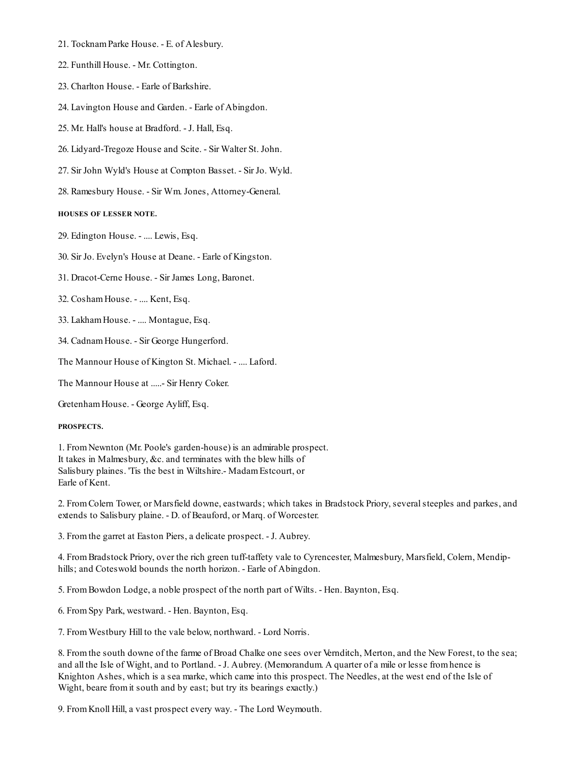21. Tocknam Parke House. - E. of Alesbury.

22. Funthill House. - Mr. Cottington.

23. Charlton House. - Earle of Barkshire.

24. Lavington House and Garden. - Earle of Abingdon.

25. Mr. Hall's house at Bradford. - J. Hall, Esq.

26. Lidyard-Tregoze House and Scite. - Sir Walter St. John.

27. Sir John Wyld's House at Compton Basset. - Sir Jo. Wyld.

28. Ramesbury House. - Sir Wm. Jones, Attorney-General.

#### HOUSES OF LESSER NOTE.

29. Edington House. - .... Lewis, Esq.

30. Sir Jo. Evelyn's House at Deane. - Earle of Kingston.

31. Dracot-Cerne House. - Sir James Long, Baronet.

32. Cosham House. - .... Kent, Esq.

33. Lakham House. - .... Montague, Esq.

34. Cadnam House. - Sir George Hungerford.

The Mannour House of Kington St. Michael. - .... Laford.

The Mannour House at .....- Sir Henry Coker.

Gretenham House. - George Ayliff, Esq.

#### PROSPECTS.

1. From Newnton (Mr. Poole's garden-house) is an admirable prospect. It takes in Malmesbury, &c. and terminates with the blew hills of Salisbury plaines. 'Tis the best in Wiltshire.- Madam Estcourt, or Earle of Kent.

2. From Colern Tower, or Marsfield downe, eastwards; which takes in Bradstock Priory, several steeples and parkes, and extends to Salisbury plaine. - D. of Beauford, or Marq. of Worcester.

3. From the garret at Easton Piers, a delicate prospect. - J. Aubrey.

4. From Bradstock Priory, over the rich green tuff-taffety vale to Cyrencester, Malmesbury, Marsfield, Colern, Mendip-hills; and Coteswold bounds the north horizon. - Earle of Abingdon.

5. From Bowdon Lodge, a noble prospect of the north part of Wilts. - Hen. Baynton, Esq.

6. From Spy Park, westward. - Hen. Baynton, Esq.

7. From Westbury Hill to the vale below, northward. - Lord Norris.

8. From the south downe of the farme of Broad Chalke one sees over Vernditch, Merton, and the New Forest, to the sea; and all the Isle of Wight, and to Portland. - J. Aubrey. (Memorandum. A quarter of a mile or lesse from hence is Knighton Ashes, which is a sea marke, which came into this prospect. The Needles, at the west end of the Isle of Wight, beare from it south and by east; but try its bearings exactly.)

9. From Knoll Hill, a vast prospect every way. - The Lord Weymouth.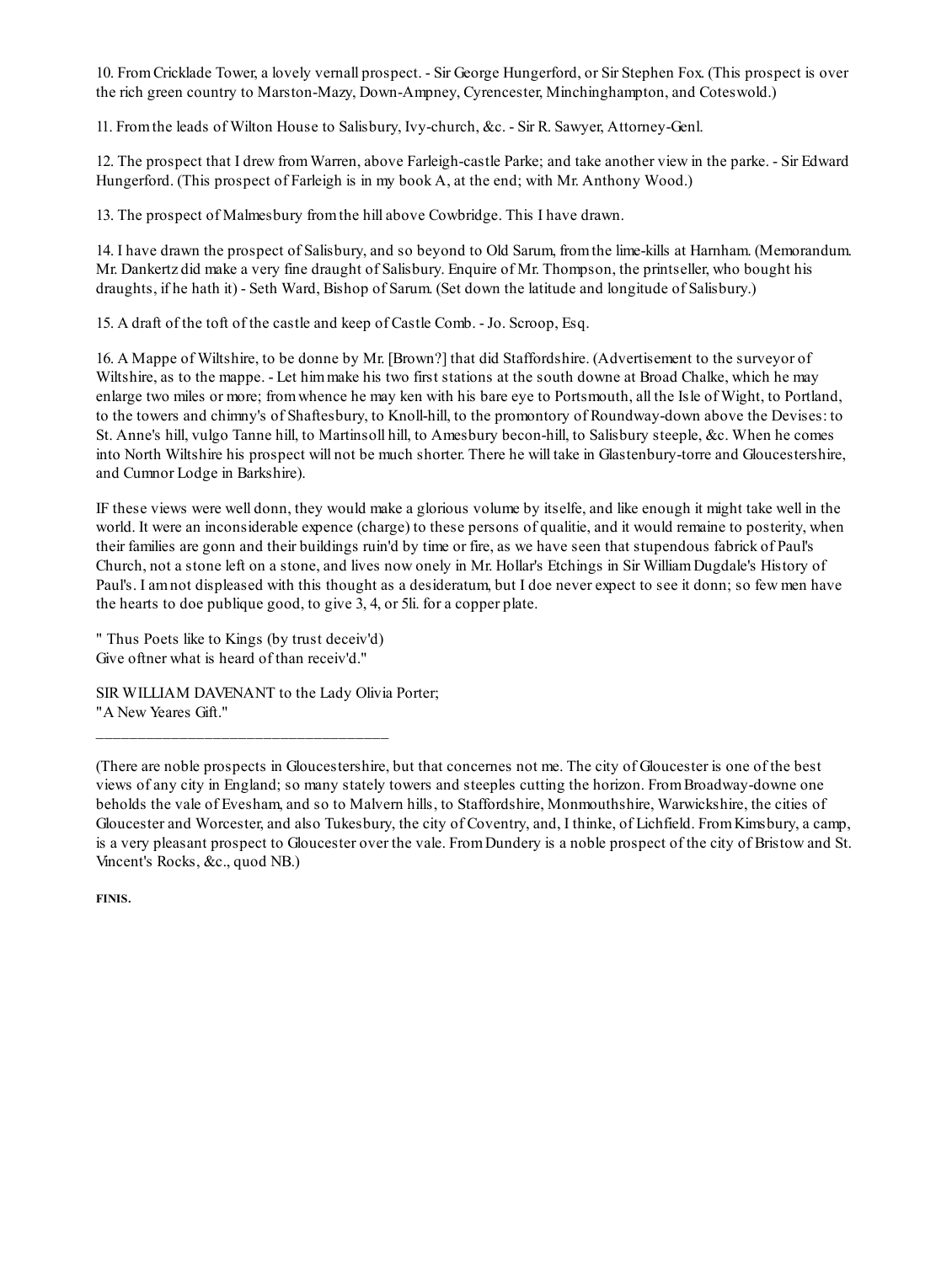10. From Cricklade Tower, a lovely vernall prospect. - Sir George Hungerford, or Sir Stephen Fox. (This prospect is over the rich green country to Marston-Mazy, Down-Ampney, Cyrencester, Minchinghampton, and Coteswold.)

11. From the leads of Wilton House to Salisbury, Ivy-church, &c. - Sir R. Sawyer, Attorney-Genl.

12. The prospect that I drew from Warren, above Farleigh-castle Parke; and take another view in the parke. - Sir Edward Hungerford. (This prospect of Farleigh is in my book A, at the end; with Mr. Anthony Wood.)

13. The prospect of Malmesbury from the hill above Cowbridge. This I have drawn.

14. I have drawn the prospect of Salisbury, and so beyond to Old Sarum, from the lime-kills at Harnham. (Memorandum. Mr. Dankertz did make a very fine draught of Salisbury. Enquire of Mr. Thompson, the printseller, who bought his draughts, if he hath it) - Seth Ward, Bishop of Sarum. (Set down the latitude and longitude of Salisbury.)

15. A draft of the toft of the castle and keep of Castle Comb. - Jo. Scroop, Esq.

16. A Mappe of Wiltshire, to be donne by Mr. [Brown?] that did Staffordshire. (Advertisement to the surveyor of Wiltshire, as to the mappe. - Let him make his two first stations at the south downe at Broad Chalke, which he may enlarge two miles or more; from whence he may ken with his bare eye to Portsmouth, all the Isle of Wight, to Portland, to the towers and chimny's of Shaftesbury, to Knoll-hill, to the promontory of Roundway-down above the Devises: to St. Anne's hill, vulgo Tanne hill, to Martinsoll hill, to Amesbury becon-hill, to Salisbury steeple, &c. When he comes into North Wiltshire his prospect will not be much shorter. There he will take in Glastenbury-torre and Gloucestershire, and Cumnor Lodge in Barkshire).

IF these views were well donn, they would make a glorious volume by itselfe, and like enough it might take well in the world. It were an inconsiderable expence (charge) to these persons of qualitie, and it would remaine to posterity, when their families are gonn and their buildings ruin'd by time or fire, as we have seen that stupendous fabrick of Paul's Church, not a stone left on a stone, and lives now onely in Mr. Hollar's Etchings in Sir William Dugdale's History of Paul's. I am not displeased with this thought as a desideratum, but I doe never expect to see it donn; so few men have the hearts to doe publique good, to give 3, 4, or 5li. for a copper plate.

" Thus Poets like to Kings (by trust deceiv'd)
Give oftner what is heard of than receiv'd."

SIR WILLIAM DAVENANT to the Lady Olivia Porter;
"A New Yeares Gift."

---

(There are noble prospects in Gloucestershire, but that concernes not me. The city of Gloucester is one of the best views of any city in England; so many stately towers and steeples cutting the horizon. From Broadway-downe one beholds the vale of Evesham, and so to Malvern hills, to Staffordshire, Monmouthshire, Warwickshire, the cities of Gloucester and Worcester, and also Tukesbury, the city of Coventry, and, I thinke, of Lichfield. From Kimsbury, a camp, is a very pleasant prospect to Gloucester over the vale. From Dundery is a noble prospect of the city of Bristow and St. Vincent's Rocks, &c., quod NB.)

**FINIS.**